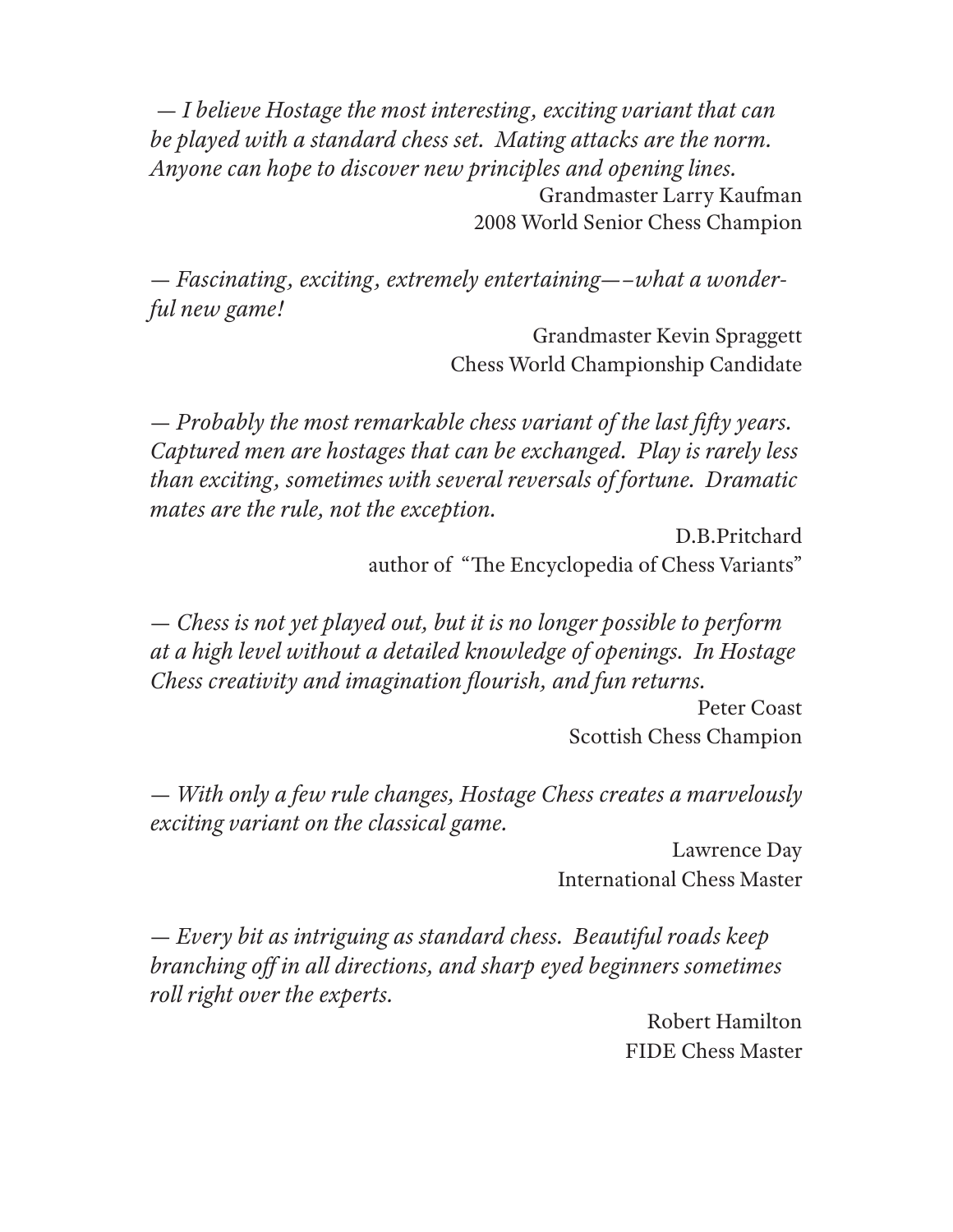*— I believe Hostage the most interesting, exciting variant that can be played with a standard chess set. Mating attacks are the norm. Anyone can hope to discover new principles and opening lines.*

Grandmaster Larry Kaufman
2008 World Senior Chess Champion

*— Fascinating, exciting, extremely entertaining—–what a wonderful new game!*

Grandmaster Kevin Spraggett
Chess World Championship Candidate

*— Probably the most remarkable chess variant of the last fifty years. Captured men are hostages that can be exchanged. Play is rarely less than exciting, sometimes with several reversals of fortune. Dramatic mates are the rule, not the exception.*

D.B.Pritchard
author of "The Encyclopedia of Chess Variants"

*— Chess is not yet played out, but it is no longer possible to perform at a high level without a detailed knowledge of openings. In Hostage Chess creativity and imagination flourish, and fun returns.*

Peter Coast
Scottish Chess Champion

*— With only a few rule changes, Hostage Chess creates a marvelously exciting variant on the classical game.*

Lawrence Day
International Chess Master

*— Every bit as intriguing as standard chess. Beautiful roads keep branching off in all directions, and sharp eyed beginners sometimes roll right over the experts.*

Robert Hamilton
FIDE Chess Master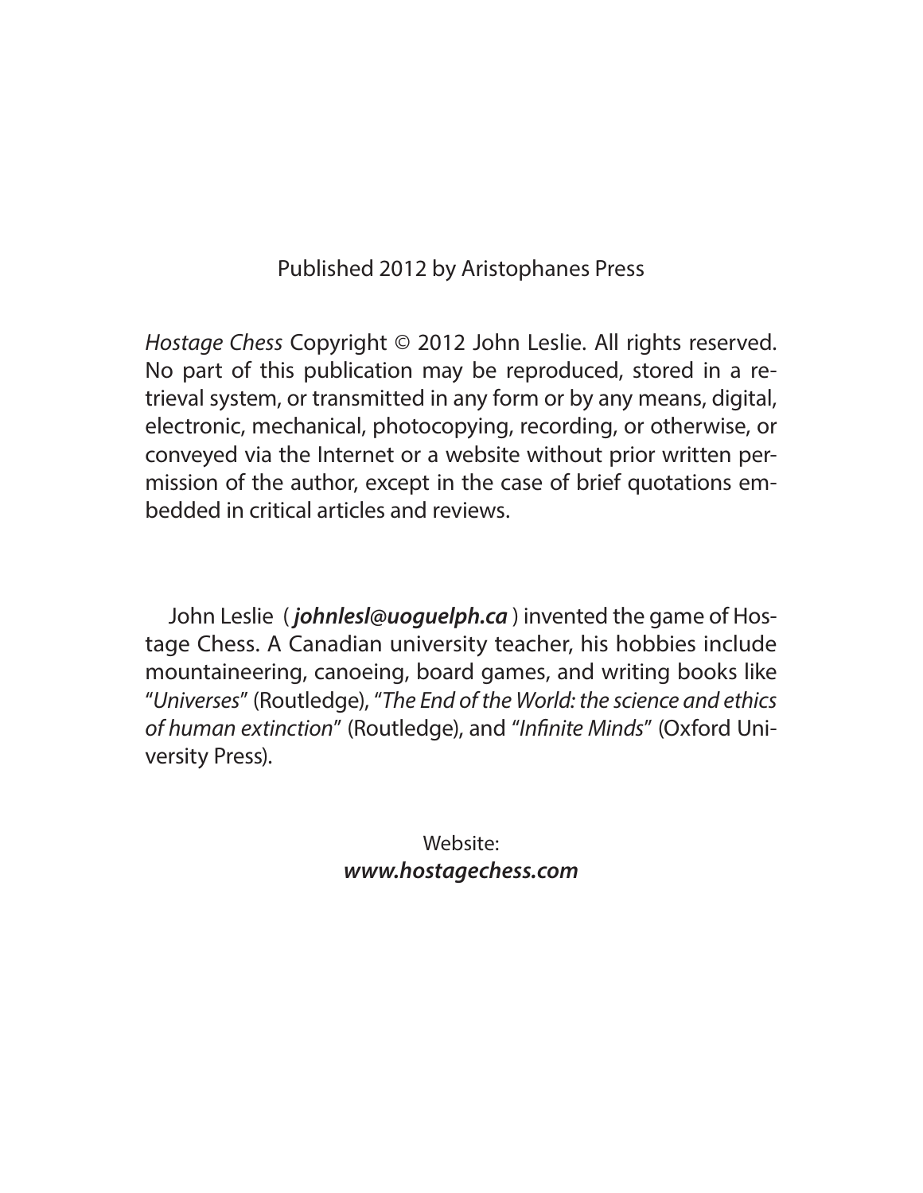Published 2012 by Aristophanes Press

*Hostage Chess* Copyright © 2012 John Leslie. All rights reserved. No part of this publication may be reproduced, stored in a retrieval system, or transmitted in any form or by any means, digital, electronic, mechanical, photocopying, recording, or otherwise, or conveyed via the Internet or a website without prior written permission of the author, except in the case of brief quotations embedded in critical articles and reviews.

John Leslie ( ***johnlesl@uoguelph.ca*** ) invented the game of Hostage Chess. A Canadian university teacher, his hobbies include mountaineering, canoeing, board games, and writing books like "*Universes*" (Routledge), "*The End of the World: the science and ethics of human extinction*" (Routledge), and "*Infinite Minds*" (Oxford University Press).

Website:
***www.hostagechess.com***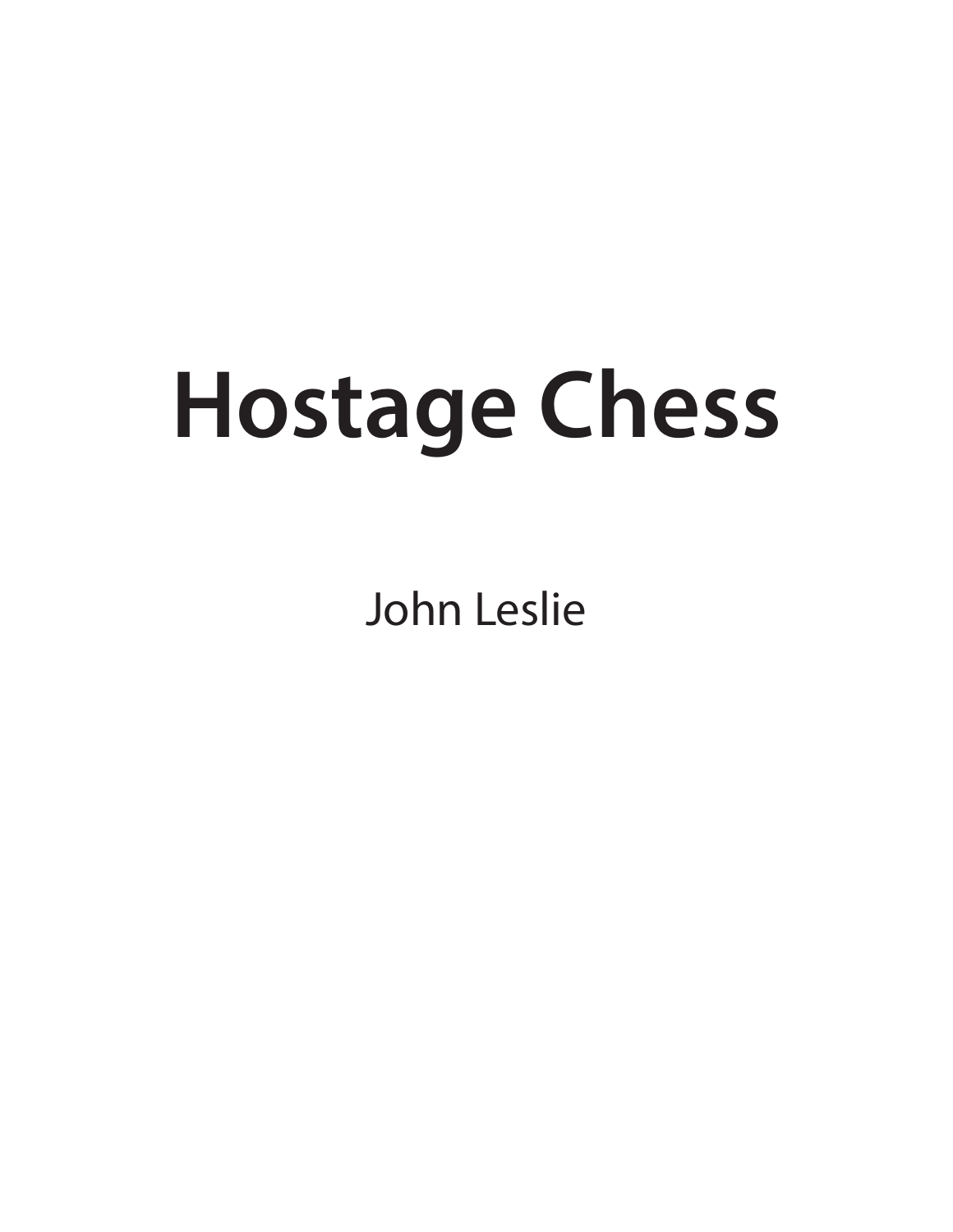# Hostage Chess

John Leslie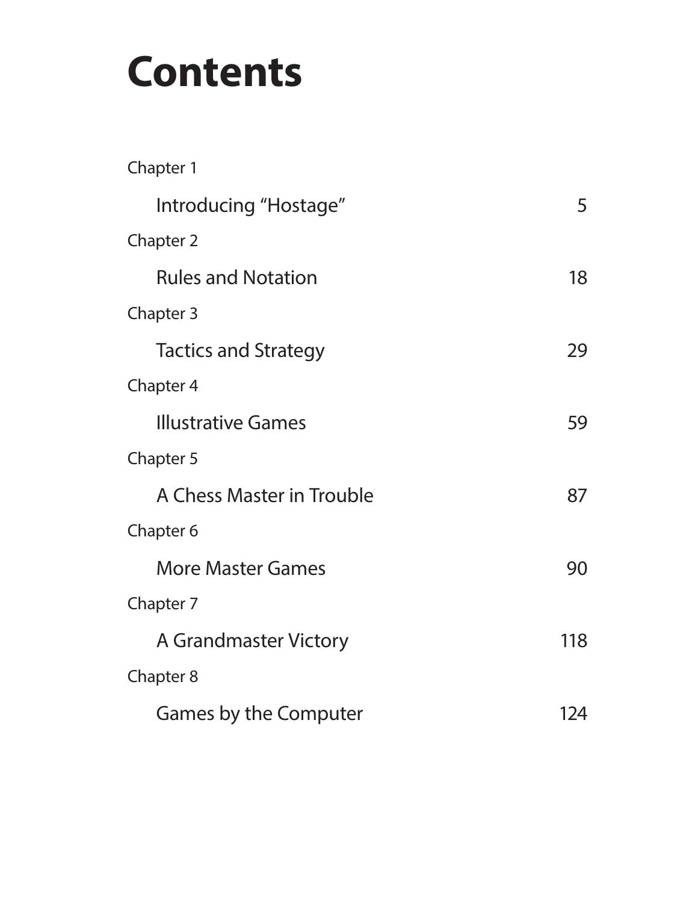# Contents

Chapter 1

Introducing "Hostage" 5

Chapter 2

Rules and Notation 18

Chapter 3

Tactics and Strategy 29

Chapter 4

Illustrative Games 59

Chapter 5

A Chess Master in Trouble 87

Chapter 6

More Master Games 90

Chapter 7

A Grandmaster Victory 118

Chapter 8

Games by the Computer 124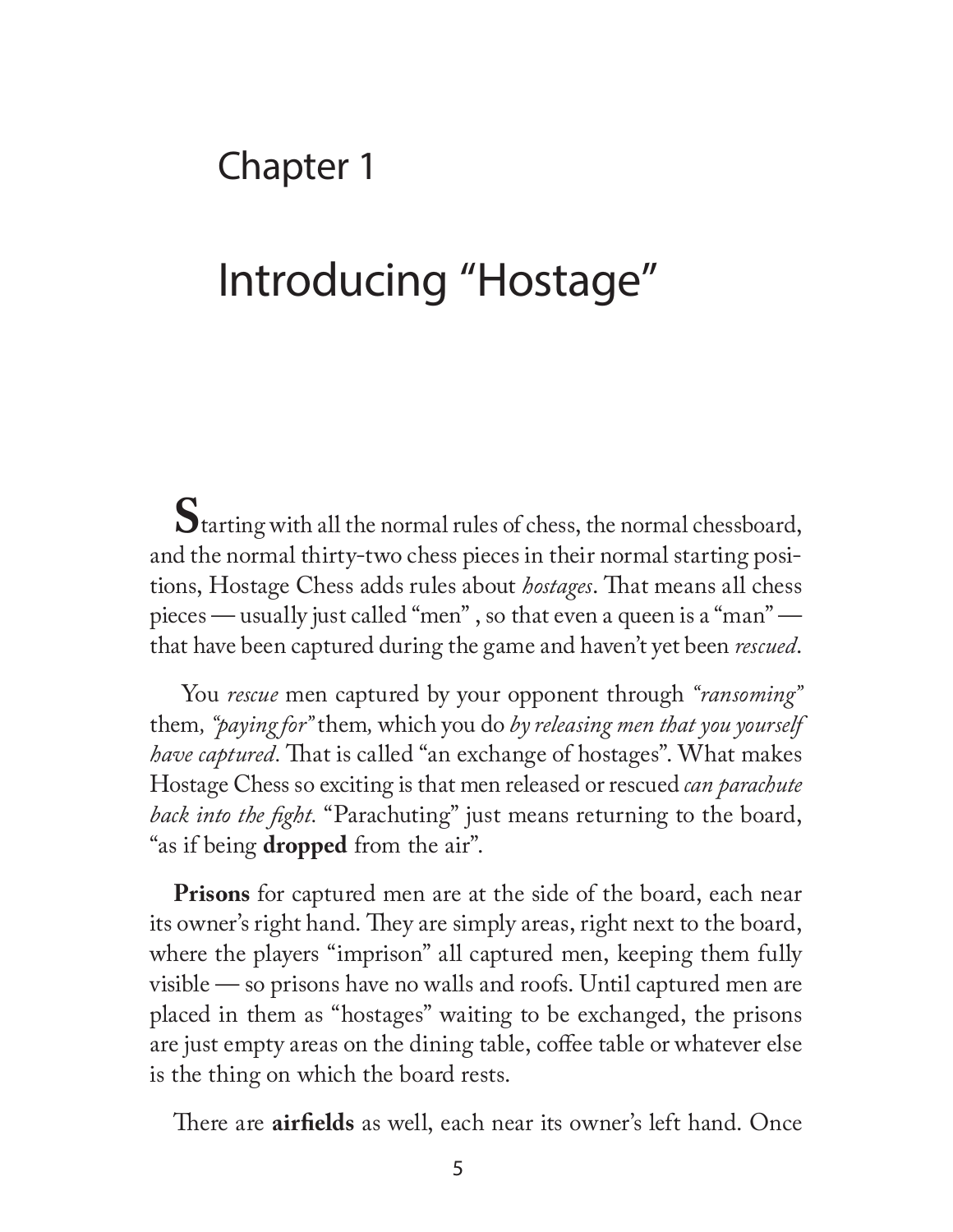# Chapter 1

# Introducing "Hostage"

Starting with all the normal rules of chess, the normal chessboard, and the normal thirty-two chess pieces in their normal starting positions, Hostage Chess adds rules about *hostages*. That means all chess pieces — usually just called "men" , so that even a queen is a "man" — that have been captured during the game and haven't yet been *rescued*.

You *rescue* men captured by your opponent through *"ransoming"* them, *"paying for"* them, which you do *by releasing men that you yourself have captured*. That is called "an exchange of hostages". What makes Hostage Chess so exciting is that men released or rescued *can parachute back into the fight*. "Parachuting" just means returning to the board, "as if being **dropped** from the air".

**Prisons** for captured men are at the side of the board, each near its owner's right hand. They are simply areas, right next to the board, where the players "imprison" all captured men, keeping them fully visible — so prisons have no walls and roofs. Until captured men are placed in them as "hostages" waiting to be exchanged, the prisons are just empty areas on the dining table, coffee table or whatever else is the thing on which the board rests.

There are **airfields** as well, each near its owner's left hand. Once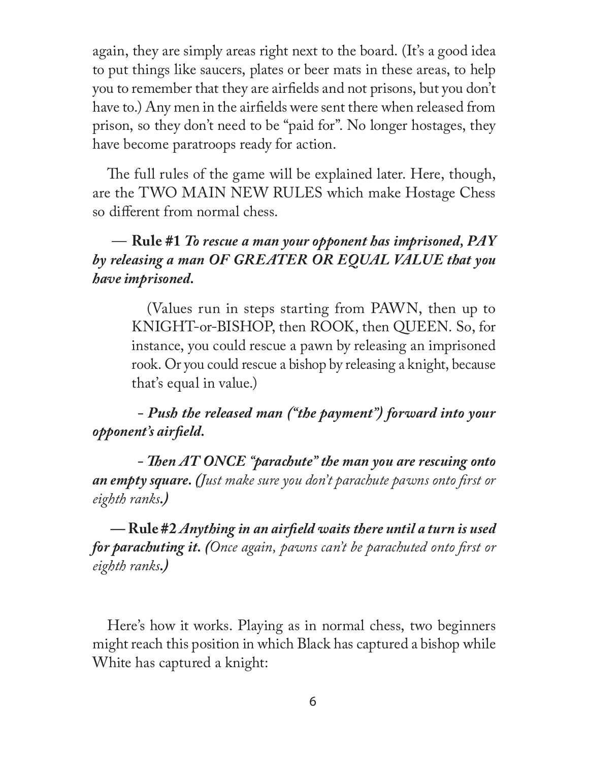again, they are simply areas right next to the board. (It's a good idea to put things like saucers, plates or beer mats in these areas, to help you to remember that they are airfields and not prisons, but you don't have to.) Any men in the airfields were sent there when released from prison, so they don't need to be "paid for". No longer hostages, they have become paratroops ready for action.

The full rules of the game will be explained later. Here, though, are the TWO MAIN NEW RULES which make Hostage Chess so different from normal chess.

— **Rule #1** ***To rescue a man your opponent has imprisoned, PAY by releasing a man OF GREATER OR EQUAL VALUE that you have imprisoned.***

> (Values run in steps starting from PAWN, then up to KNIGHT-or-BISHOP, then ROOK, then QUEEN. So, for instance, you could rescue a pawn by releasing an imprisoned rook. Or you could rescue a bishop by releasing a knight, because that's equal in value.)

- ***Push the released man ("the payment") forward into your opponent's airfield.***

- ***Then AT ONCE "parachute" the man you are rescuing onto an empty square.*** *(Just make sure you don't parachute pawns onto first or eighth ranks.)*

— **Rule #2** ***Anything in an airfield waits there until a turn is used for parachuting it.*** *(Once again, pawns can't be parachuted onto first or eighth ranks.)*

Here's how it works. Playing as in normal chess, two beginners might reach this position in which Black has captured a bishop while White has captured a knight: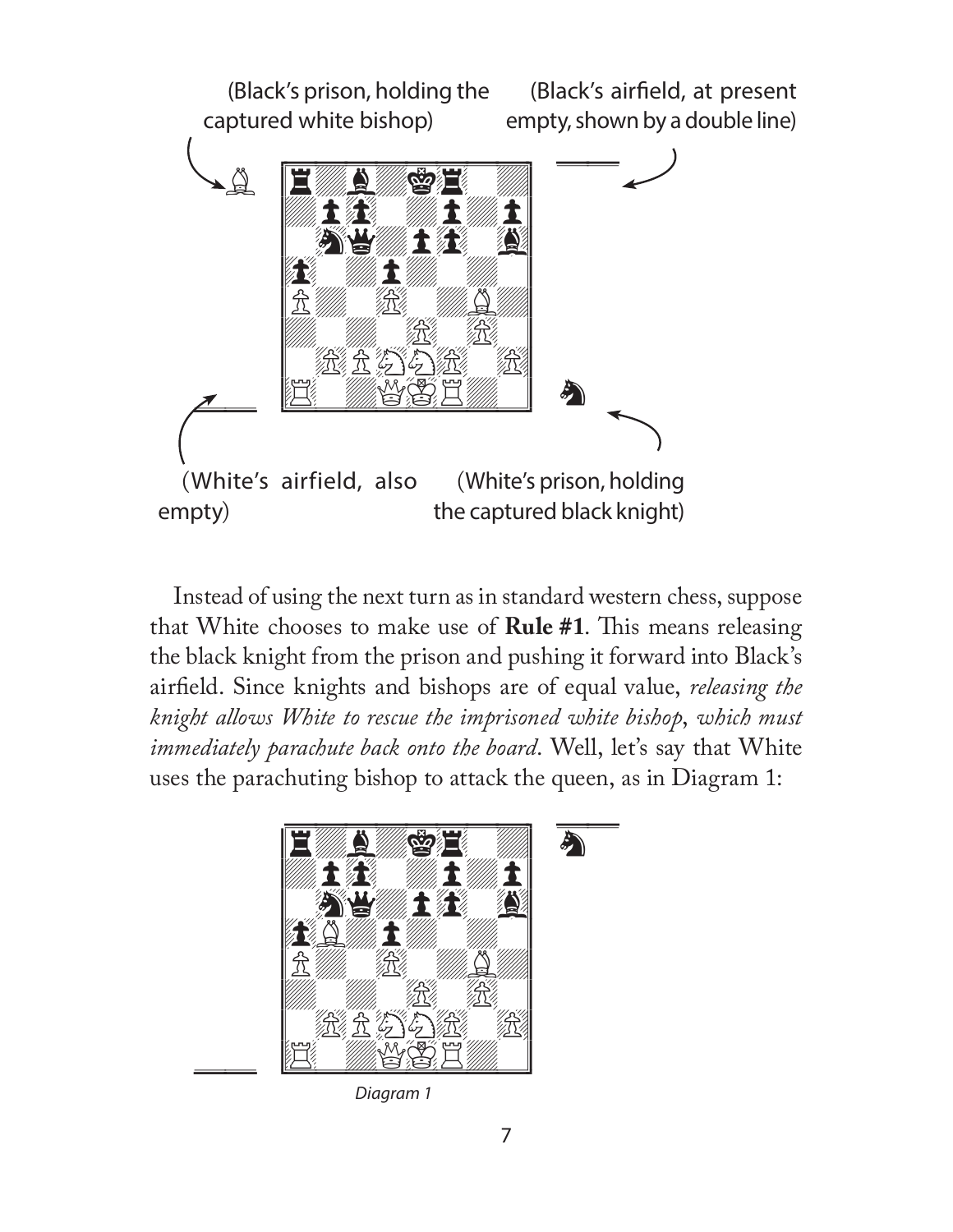(Black's prison, holding the captured white bishop)

(Black's airfield, at present empty, shown by a double line)

(White's airfield, also empty)

(White's prison, holding the captured black knight)

Instead of using the next turn as in standard western chess, suppose that White chooses to make use of **Rule #1**. This means releasing the black knight from the prison and pushing it forward into Black's airfield. Since knights and bishops are of equal value, *releasing the knight allows White to rescue the imprisoned white bishop*, *which must immediately parachute back onto the board*. Well, let's say that White uses the parachuting bishop to attack the queen, as in Diagram 1:

*Diagram 1*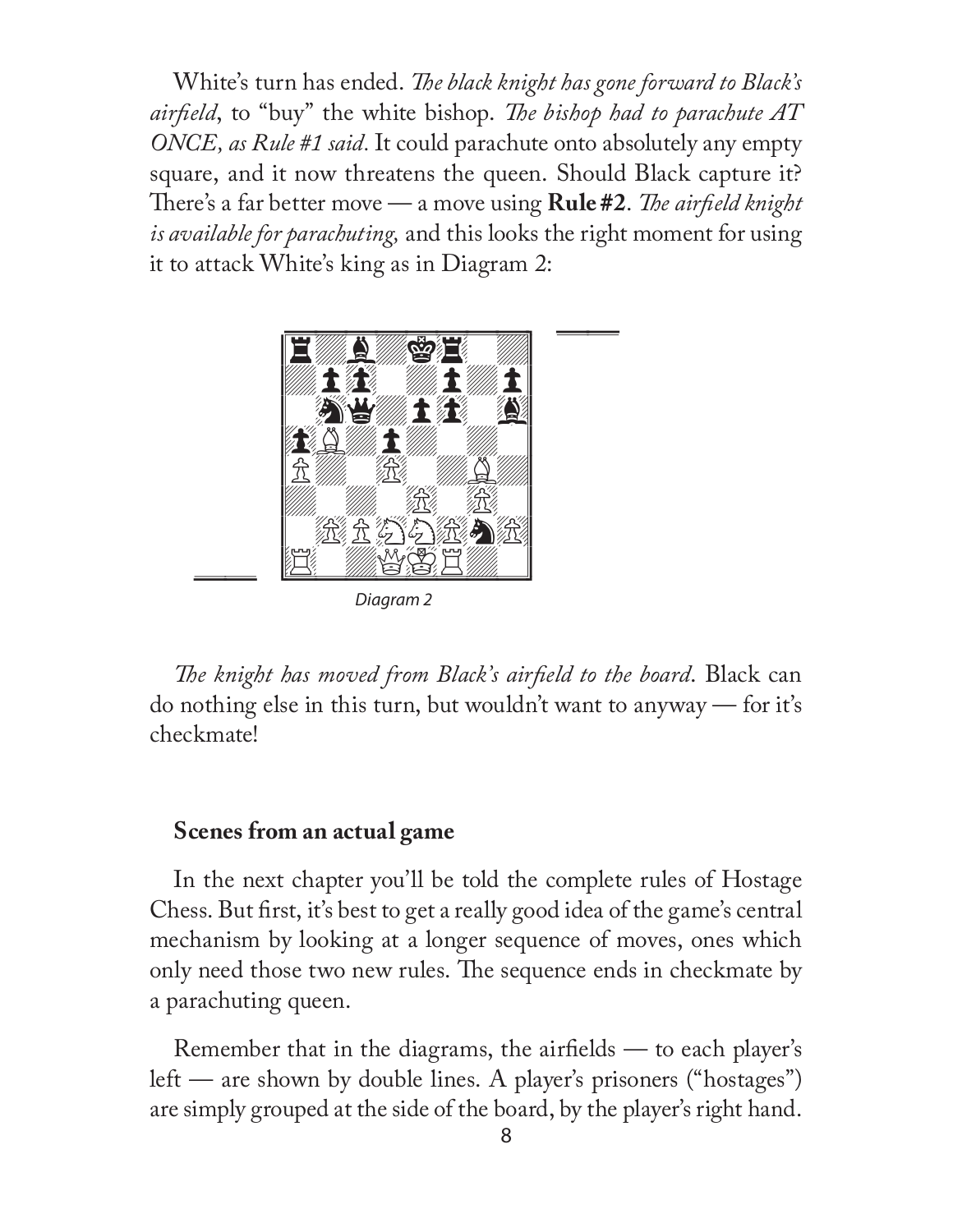White's turn has ended. *The black knight has gone forward to Black's airfield*, to "buy" the white bishop. *The bishop had to parachute AT ONCE, as Rule #1 said.* It could parachute onto absolutely any empty square, and it now threatens the queen. Should Black capture it? There's a far better move — a move using **Rule #2**. *The airfield knight is available for parachuting,* and this looks the right moment for using it to attack White's king as in Diagram 2:

Diagram 2

*The knight has moved from Black's airfield to the board*. Black can do nothing else in this turn, but wouldn't want to anyway — for it's checkmate!

### Scenes from an actual game

In the next chapter you'll be told the complete rules of Hostage Chess. But first, it's best to get a really good idea of the game's central mechanism by looking at a longer sequence of moves, ones which only need those two new rules. The sequence ends in checkmate by a parachuting queen.

Remember that in the diagrams, the airfields — to each player's left — are shown by double lines. A player's prisoners ("hostages") are simply grouped at the side of the board, by the player's right hand.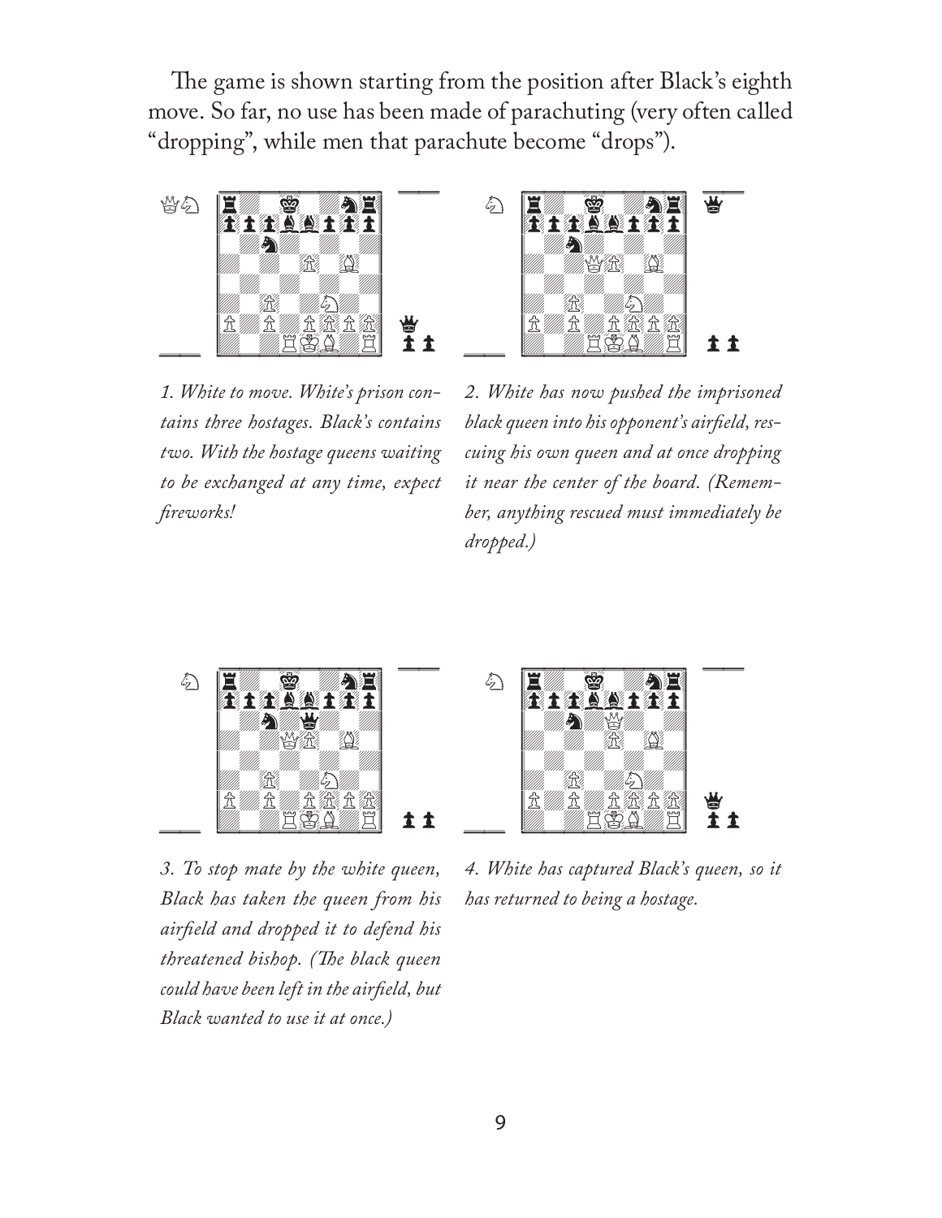The game is shown starting from the position after Black's eighth move. So far, no use has been made of parachuting (very often called "dropping", while men that parachute become "drops").

*1. White to move. White's prison contains three hostages. Black's contains two. With the hostage queens waiting to be exchanged at any time, expect fireworks!*

*2. White has now pushed the imprisoned black queen into his opponent's airfield, rescuing his own queen and at once dropping it near the center of the board. (Remember, anything rescued must immediately be dropped.)*

*3. To stop mate by the white queen, Black has taken the queen from his airfield and dropped it to defend his threatened bishop. (The black queen could have been left in the airfield, but Black wanted to use it at once.)*

*4. White has captured Black's queen, so it has returned to being a hostage.*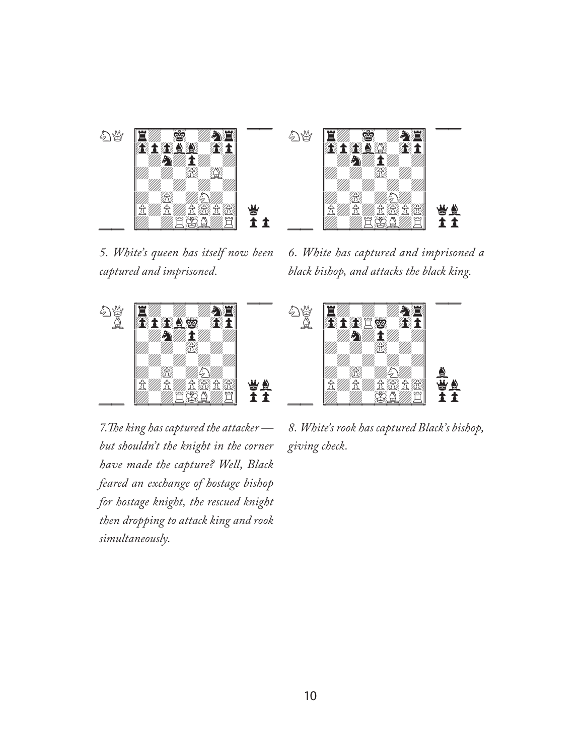*5. White's queen has itself now been captured and imprisoned.*

*6. White has captured and imprisoned a black bishop, and attacks the black king.*

*7. The king has captured the attacker — but shouldn't the knight in the corner have made the capture? Well, Black feared an exchange of hostage bishop for hostage knight, the rescued knight then dropping to attack king and rook simultaneously.*

*8. White's rook has captured Black's bishop, giving check.*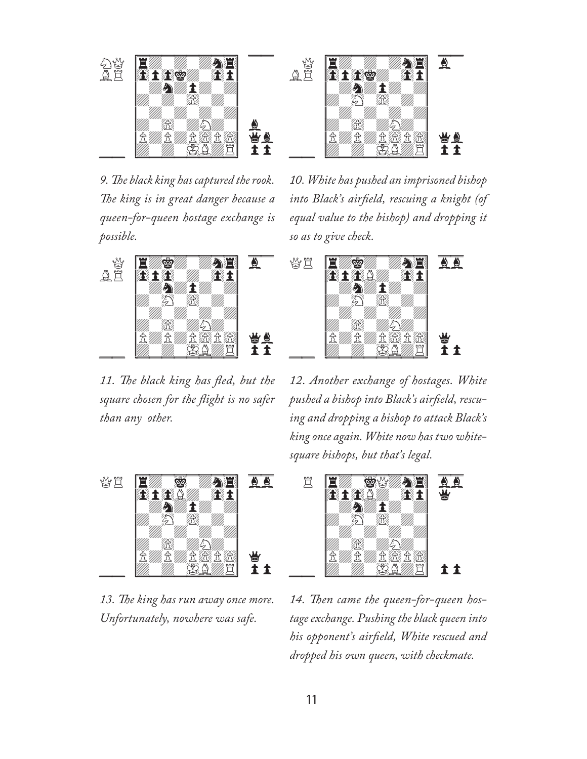*9. The black king has captured the rook. The king is in great danger because a queen-for-queen hostage exchange is possible.*

*10. White has pushed an imprisoned bishop into Black's airfield, rescuing a knight (of equal value to the bishop) and dropping it so as to give check.*

*11. The black king has fled, but the square chosen for the flight is no safer than any other.*

*12. Another exchange of hostages. White pushed a bishop into Black's airfield, rescuing and dropping a bishop to attack Black's king once again. White now has two white-square bishops, but that's legal.*

*13. The king has run away once more. Unfortunately, nowhere was safe.*

*14. Then came the queen-for-queen hostage exchange. Pushing the black queen into his opponent's airfield, White rescued and dropped his own queen, with checkmate.*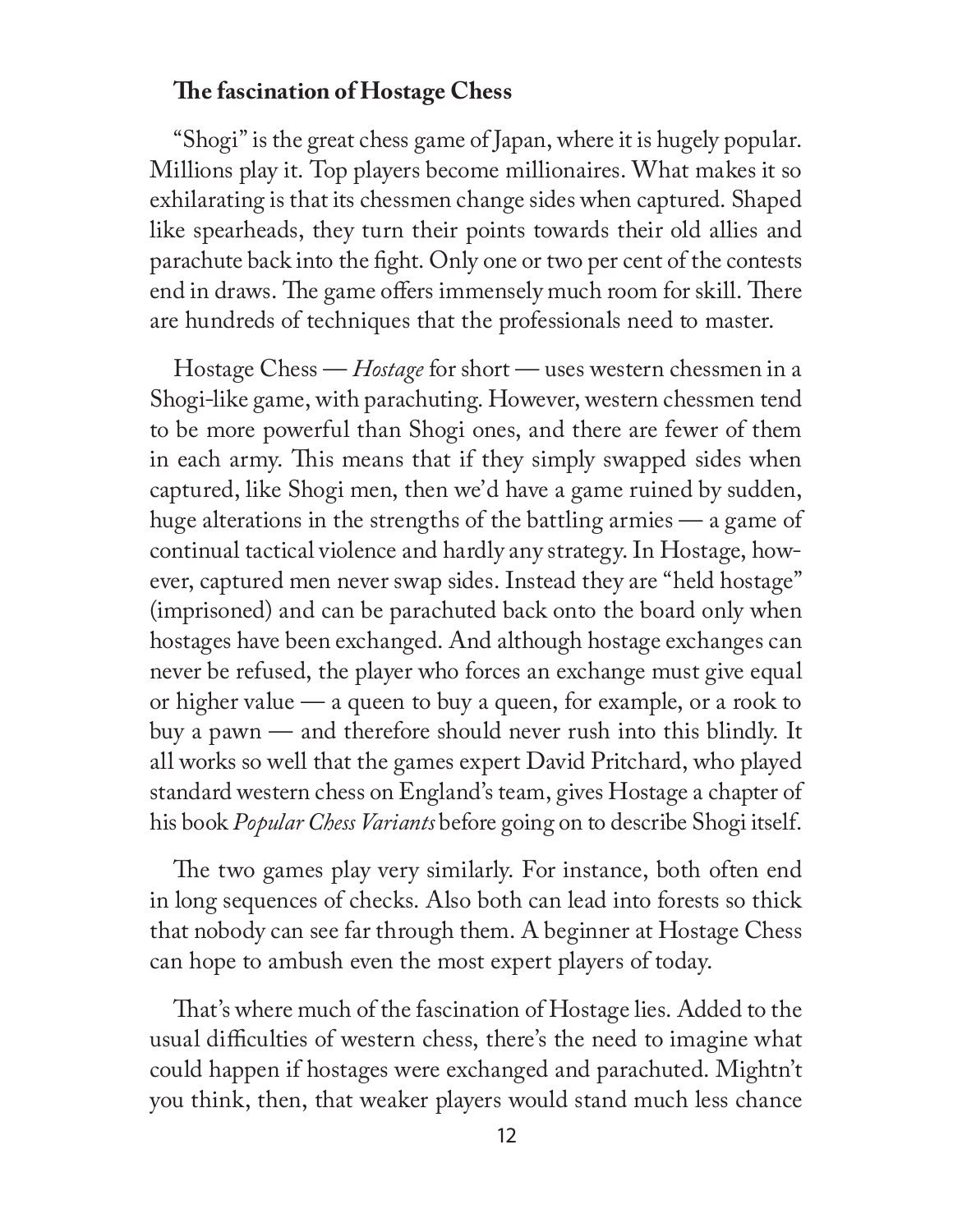**The fascination of Hostage Chess**

"Shogi" is the great chess game of Japan, where it is hugely popular. Millions play it. Top players become millionaires. What makes it so exhilarating is that its chessmen change sides when captured. Shaped like spearheads, they turn their points towards their old allies and parachute back into the fight. Only one or two per cent of the contests end in draws. The game offers immensely much room for skill. There are hundreds of techniques that the professionals need to master.

Hostage Chess — *Hostage* for short — uses western chessmen in a Shogi-like game, with parachuting. However, western chessmen tend to be more powerful than Shogi ones, and there are fewer of them in each army. This means that if they simply swapped sides when captured, like Shogi men, then we'd have a game ruined by sudden, huge alterations in the strengths of the battling armies — a game of continual tactical violence and hardly any strategy. In Hostage, however, captured men never swap sides. Instead they are "held hostage" (imprisoned) and can be parachuted back onto the board only when hostages have been exchanged. And although hostage exchanges can never be refused, the player who forces an exchange must give equal or higher value — a queen to buy a queen, for example, or a rook to buy a pawn — and therefore should never rush into this blindly. It all works so well that the games expert David Pritchard, who played standard western chess on England's team, gives Hostage a chapter of his book *Popular Chess Variants* before going on to describe Shogi itself.

The two games play very similarly. For instance, both often end in long sequences of checks. Also both can lead into forests so thick that nobody can see far through them. A beginner at Hostage Chess can hope to ambush even the most expert players of today.

That's where much of the fascination of Hostage lies. Added to the usual difficulties of western chess, there's the need to imagine what could happen if hostages were exchanged and parachuted. Mightn't you think, then, that weaker players would stand much less chance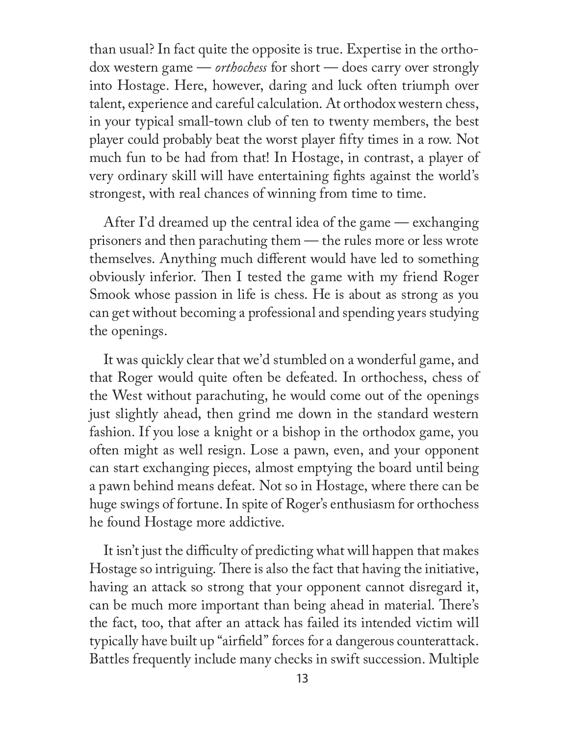than usual? In fact quite the opposite is true. Expertise in the orthodox western game — *orthochess* for short — does carry over strongly into Hostage. Here, however, daring and luck often triumph over talent, experience and careful calculation. At orthodox western chess, in your typical small-town club of ten to twenty members, the best player could probably beat the worst player fifty times in a row. Not much fun to be had from that! In Hostage, in contrast, a player of very ordinary skill will have entertaining fights against the world's strongest, with real chances of winning from time to time.

After I'd dreamed up the central idea of the game — exchanging prisoners and then parachuting them — the rules more or less wrote themselves. Anything much different would have led to something obviously inferior. Then I tested the game with my friend Roger Smook whose passion in life is chess. He is about as strong as you can get without becoming a professional and spending years studying the openings.

It was quickly clear that we'd stumbled on a wonderful game, and that Roger would quite often be defeated. In orthochess, chess of the West without parachuting, he would come out of the openings just slightly ahead, then grind me down in the standard western fashion. If you lose a knight or a bishop in the orthodox game, you often might as well resign. Lose a pawn, even, and your opponent can start exchanging pieces, almost emptying the board until being a pawn behind means defeat. Not so in Hostage, where there can be huge swings of fortune. In spite of Roger's enthusiasm for orthochess he found Hostage more addictive.

It isn't just the difficulty of predicting what will happen that makes Hostage so intriguing. There is also the fact that having the initiative, having an attack so strong that your opponent cannot disregard it, can be much more important than being ahead in material. There's the fact, too, that after an attack has failed its intended victim will typically have built up "airfield" forces for a dangerous counterattack. Battles frequently include many checks in swift succession. Multiple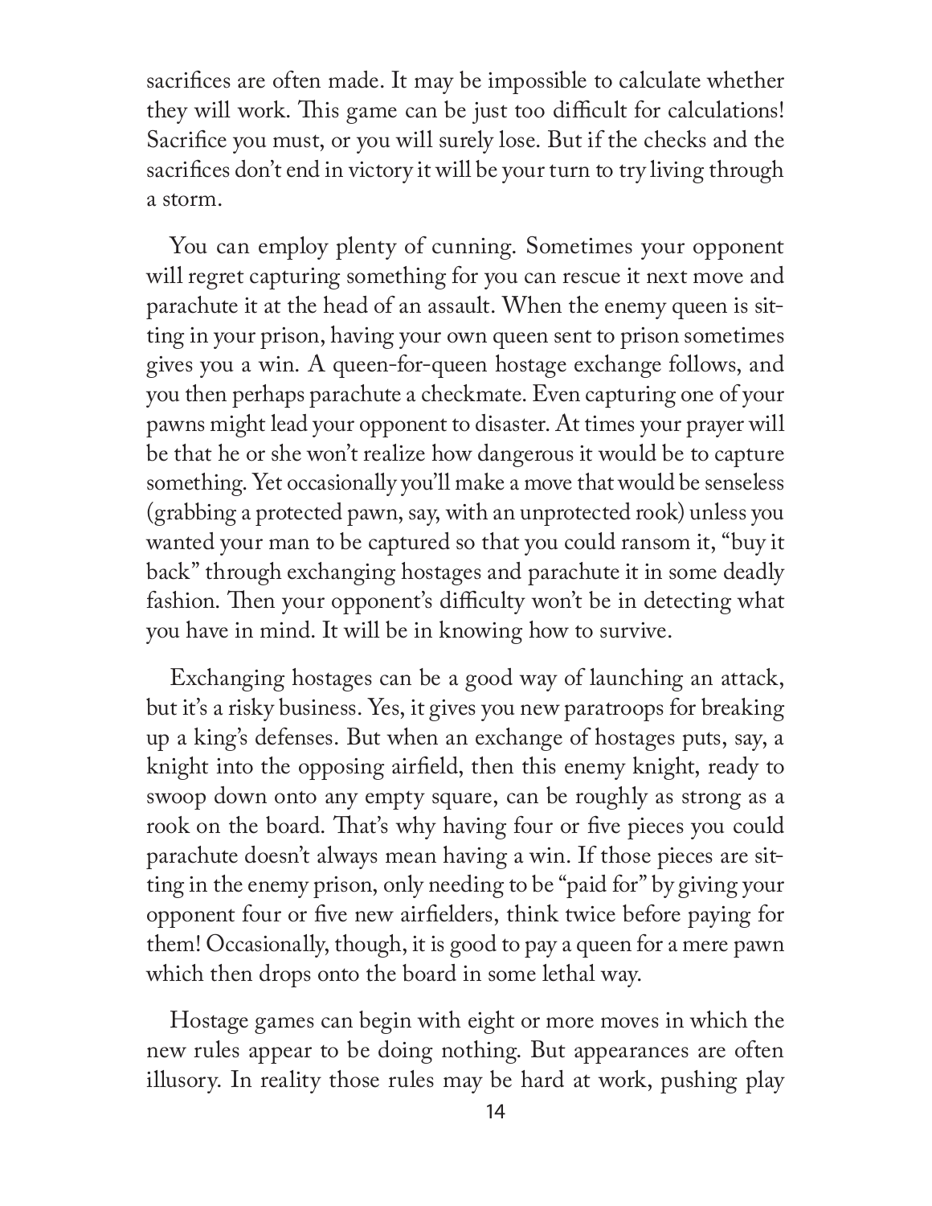sacrifices are often made. It may be impossible to calculate whether they will work. This game can be just too difficult for calculations! Sacrifice you must, or you will surely lose. But if the checks and the sacrifices don't end in victory it will be your turn to try living through a storm.

You can employ plenty of cunning. Sometimes your opponent will regret capturing something for you can rescue it next move and parachute it at the head of an assault. When the enemy queen is sitting in your prison, having your own queen sent to prison sometimes gives you a win. A queen-for-queen hostage exchange follows, and you then perhaps parachute a checkmate. Even capturing one of your pawns might lead your opponent to disaster. At times your prayer will be that he or she won't realize how dangerous it would be to capture something. Yet occasionally you'll make a move that would be senseless (grabbing a protected pawn, say, with an unprotected rook) unless you wanted your man to be captured so that you could ransom it, "buy it back" through exchanging hostages and parachute it in some deadly fashion. Then your opponent's difficulty won't be in detecting what you have in mind. It will be in knowing how to survive.

Exchanging hostages can be a good way of launching an attack, but it's a risky business. Yes, it gives you new paratroops for breaking up a king's defenses. But when an exchange of hostages puts, say, a knight into the opposing airfield, then this enemy knight, ready to swoop down onto any empty square, can be roughly as strong as a rook on the board. That's why having four or five pieces you could parachute doesn't always mean having a win. If those pieces are sitting in the enemy prison, only needing to be "paid for" by giving your opponent four or five new airfielders, think twice before paying for them! Occasionally, though, it is good to pay a queen for a mere pawn which then drops onto the board in some lethal way.

Hostage games can begin with eight or more moves in which the new rules appear to be doing nothing. But appearances are often illusory. In reality those rules may be hard at work, pushing play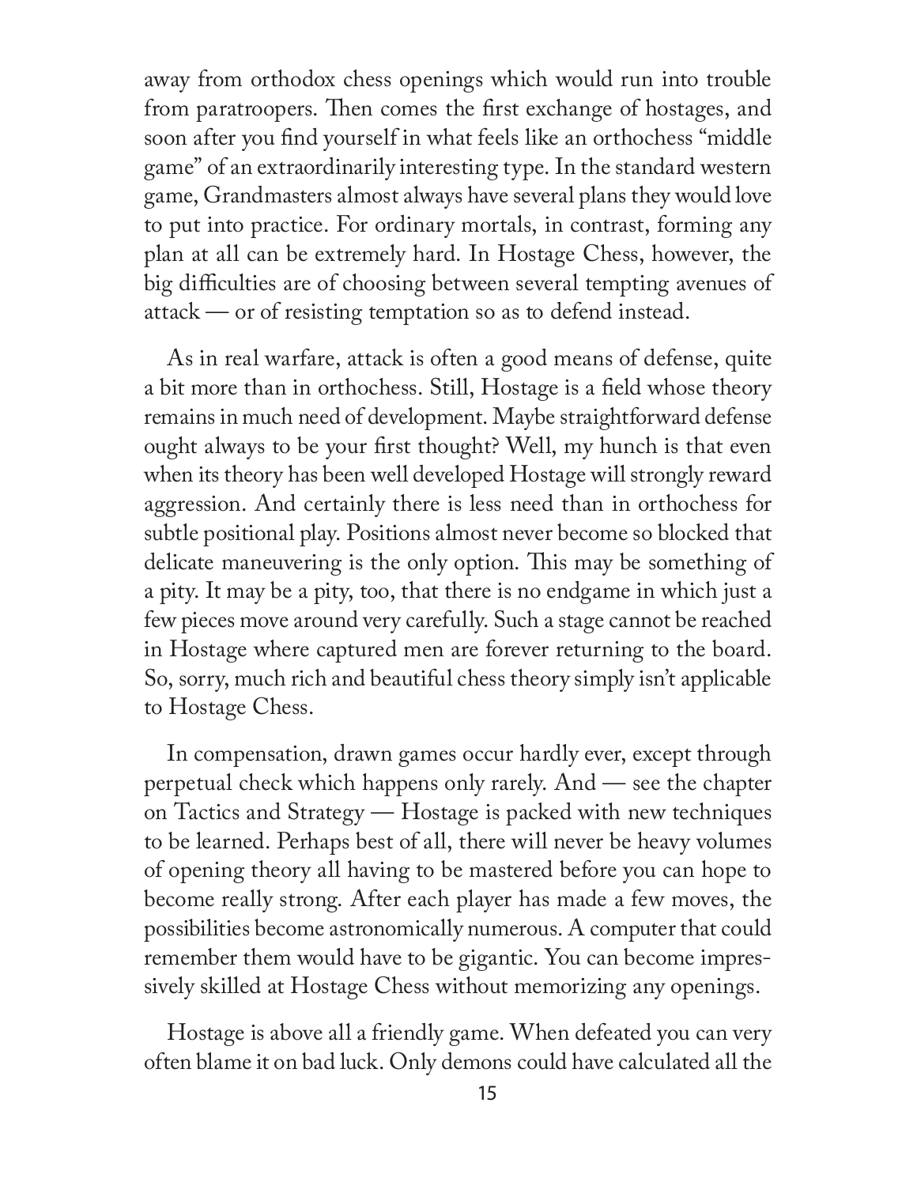away from orthodox chess openings which would run into trouble from paratroopers. Then comes the first exchange of hostages, and soon after you find yourself in what feels like an orthochess "middle game" of an extraordinarily interesting type. In the standard western game, Grandmasters almost always have several plans they would love to put into practice. For ordinary mortals, in contrast, forming any plan at all can be extremely hard. In Hostage Chess, however, the big difficulties are of choosing between several tempting avenues of attack — or of resisting temptation so as to defend instead.

As in real warfare, attack is often a good means of defense, quite a bit more than in orthochess. Still, Hostage is a field whose theory remains in much need of development. Maybe straightforward defense ought always to be your first thought? Well, my hunch is that even when its theory has been well developed Hostage will strongly reward aggression. And certainly there is less need than in orthochess for subtle positional play. Positions almost never become so blocked that delicate maneuvering is the only option. This may be something of a pity. It may be a pity, too, that there is no endgame in which just a few pieces move around very carefully. Such a stage cannot be reached in Hostage where captured men are forever returning to the board. So, sorry, much rich and beautiful chess theory simply isn't applicable to Hostage Chess.

In compensation, drawn games occur hardly ever, except through perpetual check which happens only rarely. And — see the chapter on Tactics and Strategy — Hostage is packed with new techniques to be learned. Perhaps best of all, there will never be heavy volumes of opening theory all having to be mastered before you can hope to become really strong. After each player has made a few moves, the possibilities become astronomically numerous. A computer that could remember them would have to be gigantic. You can become impressively skilled at Hostage Chess without memorizing any openings.

Hostage is above all a friendly game. When defeated you can very often blame it on bad luck. Only demons could have calculated all the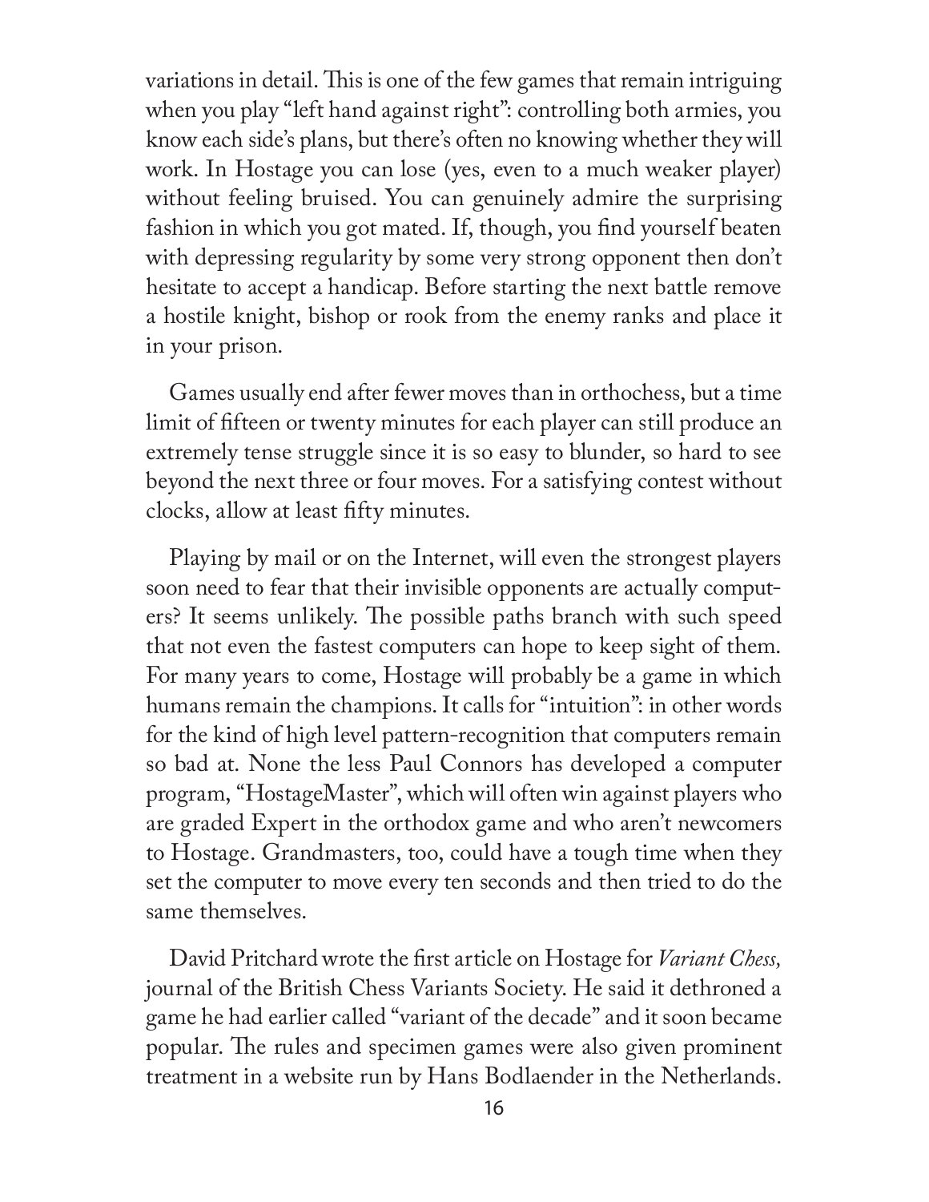variations in detail. This is one of the few games that remain intriguing when you play "left hand against right": controlling both armies, you know each side's plans, but there's often no knowing whether they will work. In Hostage you can lose (yes, even to a much weaker player) without feeling bruised. You can genuinely admire the surprising fashion in which you got mated. If, though, you find yourself beaten with depressing regularity by some very strong opponent then don't hesitate to accept a handicap. Before starting the next battle remove a hostile knight, bishop or rook from the enemy ranks and place it in your prison.

Games usually end after fewer moves than in orthochess, but a time limit of fifteen or twenty minutes for each player can still produce an extremely tense struggle since it is so easy to blunder, so hard to see beyond the next three or four moves. For a satisfying contest without clocks, allow at least fifty minutes.

Playing by mail or on the Internet, will even the strongest players soon need to fear that their invisible opponents are actually computers? It seems unlikely. The possible paths branch with such speed that not even the fastest computers can hope to keep sight of them. For many years to come, Hostage will probably be a game in which humans remain the champions. It calls for "intuition": in other words for the kind of high level pattern-recognition that computers remain so bad at. None the less Paul Connors has developed a computer program, "HostageMaster", which will often win against players who are graded Expert in the orthodox game and who aren't newcomers to Hostage. Grandmasters, too, could have a tough time when they set the computer to move every ten seconds and then tried to do the same themselves.

David Pritchard wrote the first article on Hostage for *Variant Chess,* journal of the British Chess Variants Society. He said it dethroned a game he had earlier called "variant of the decade" and it soon became popular. The rules and specimen games were also given prominent treatment in a website run by Hans Bodlaender in the Netherlands.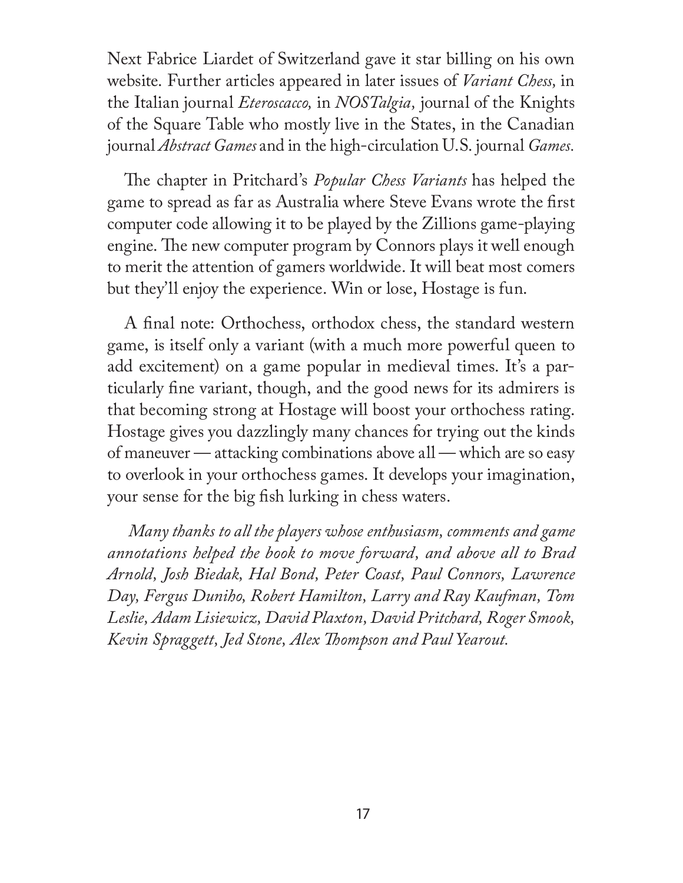Next Fabrice Liardet of Switzerland gave it star billing on his own website. Further articles appeared in later issues of *Variant Chess,* in the Italian journal *Eteroscacco,* in *NOSTalgia*, journal of the Knights of the Square Table who mostly live in the States, in the Canadian journal *Abstract Games* and in the high-circulation U.S. journal *Games.*

The chapter in Pritchard's *Popular Chess Variants* has helped the game to spread as far as Australia where Steve Evans wrote the first computer code allowing it to be played by the Zillions game-playing engine. The new computer program by Connors plays it well enough to merit the attention of gamers worldwide. It will beat most comers but they'll enjoy the experience. Win or lose, Hostage is fun.

A final note: Orthochess, orthodox chess, the standard western game, is itself only a variant (with a much more powerful queen to add excitement) on a game popular in medieval times. It's a particularly fine variant, though, and the good news for its admirers is that becoming strong at Hostage will boost your orthochess rating. Hostage gives you dazzlingly many chances for trying out the kinds of maneuver — attacking combinations above all — which are so easy to overlook in your orthochess games. It develops your imagination, your sense for the big fish lurking in chess waters.

*Many thanks to all the players whose enthusiasm, comments and game annotations helped the book to move forward, and above all to Brad Arnold, Josh Biedak, Hal Bond, Peter Coast, Paul Connors, Lawrence Day, Fergus Duniho, Robert Hamilton, Larry and Ray Kaufman, Tom Leslie, Adam Lisiewicz, David Plaxton, David Pritchard, Roger Smook, Kevin Spraggett, Jed Stone, Alex Thompson and Paul Yearout.*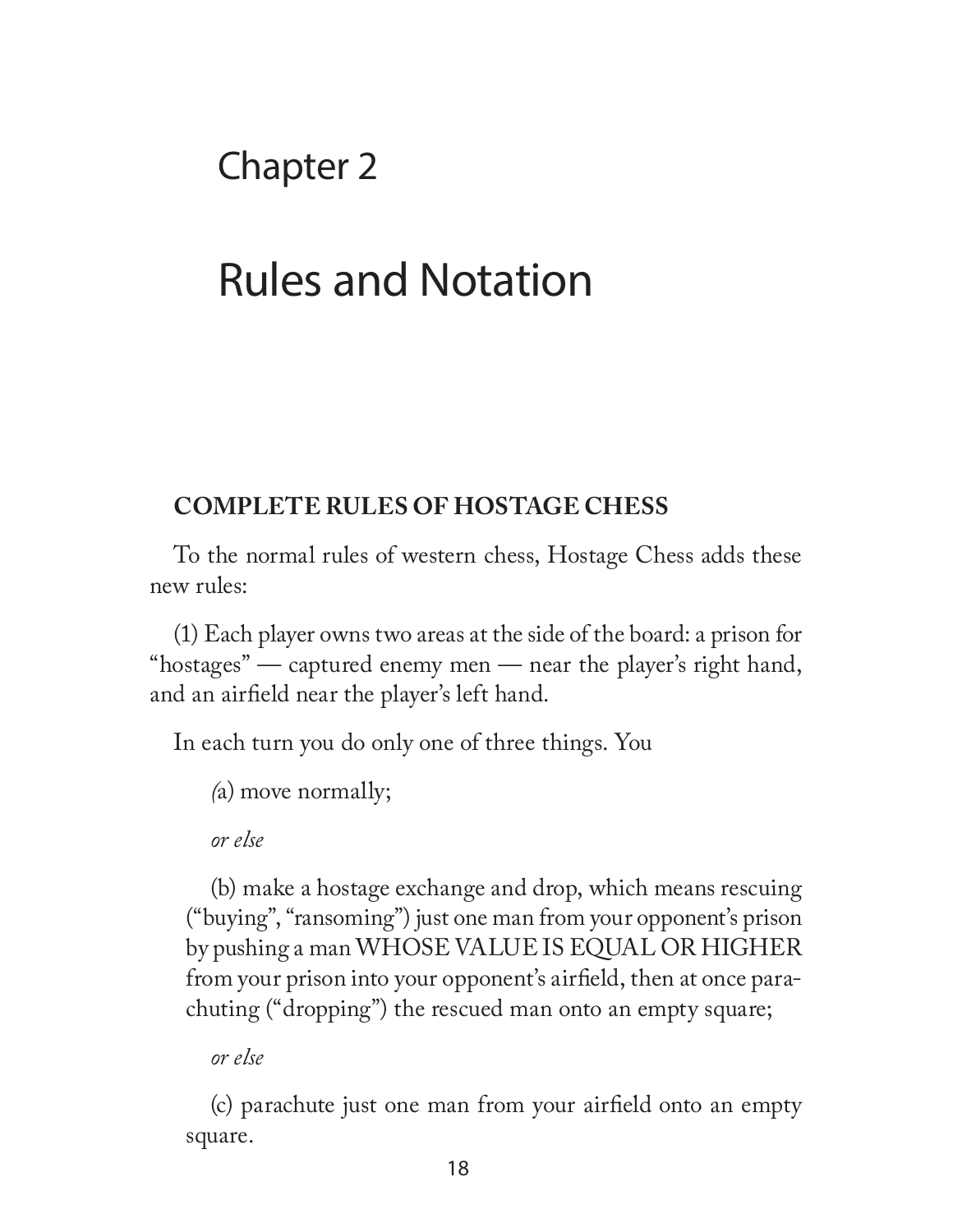# Chapter 2

# Rules and Notation

## COMPLETE RULES OF HOSTAGE CHESS

To the normal rules of western chess, Hostage Chess adds these new rules:

(1) Each player owns two areas at the side of the board: a prison for "hostages" — captured enemy men — near the player's right hand, and an airfield near the player's left hand.

In each turn you do only one of three things. You

(a) move normally;

*or else*

(b) make a hostage exchange and drop, which means rescuing ("buying", "ransoming") just one man from your opponent's prison by pushing a man WHOSE VALUE IS EQUAL OR HIGHER from your prison into your opponent's airfield, then at once parachuting ("dropping") the rescued man onto an empty square;

*or else*

(c) parachute just one man from your airfield onto an empty square.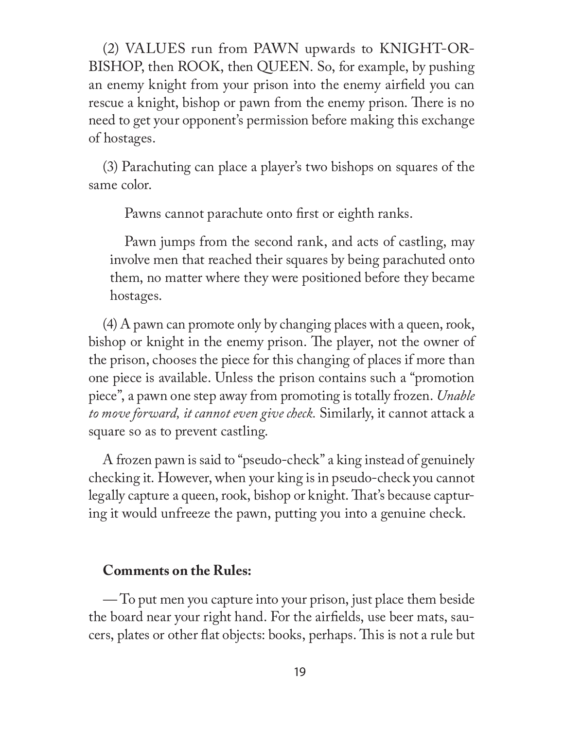(2) VALUES run from PAWN upwards to KNIGHT-OR-BISHOP, then ROOK, then QUEEN. So, for example, by pushing an enemy knight from your prison into the enemy airfield you can rescue a knight, bishop or pawn from the enemy prison. There is no need to get your opponent's permission before making this exchange of hostages.

(3) Parachuting can place a player's two bishops on squares of the same color.

> Pawns cannot parachute onto first or eighth ranks.
>
> Pawn jumps from the second rank, and acts of castling, may involve men that reached their squares by being parachuted onto them, no matter where they were positioned before they became hostages.

(4) A pawn can promote only by changing places with a queen, rook, bishop or knight in the enemy prison. The player, not the owner of the prison, chooses the piece for this changing of places if more than one piece is available. Unless the prison contains such a "promotion piece", a pawn one step away from promoting is totally frozen. *Unable to move forward, it cannot even give check.* Similarly, it cannot attack a square so as to prevent castling.

A frozen pawn is said to "pseudo-check" a king instead of genuinely checking it. However, when your king is in pseudo-check you cannot legally capture a queen, rook, bishop or knight. That's because capturing it would unfreeze the pawn, putting you into a genuine check.

**Comments on the Rules:**

— To put men you capture into your prison, just place them beside the board near your right hand. For the airfields, use beer mats, saucers, plates or other flat objects: books, perhaps. This is not a rule but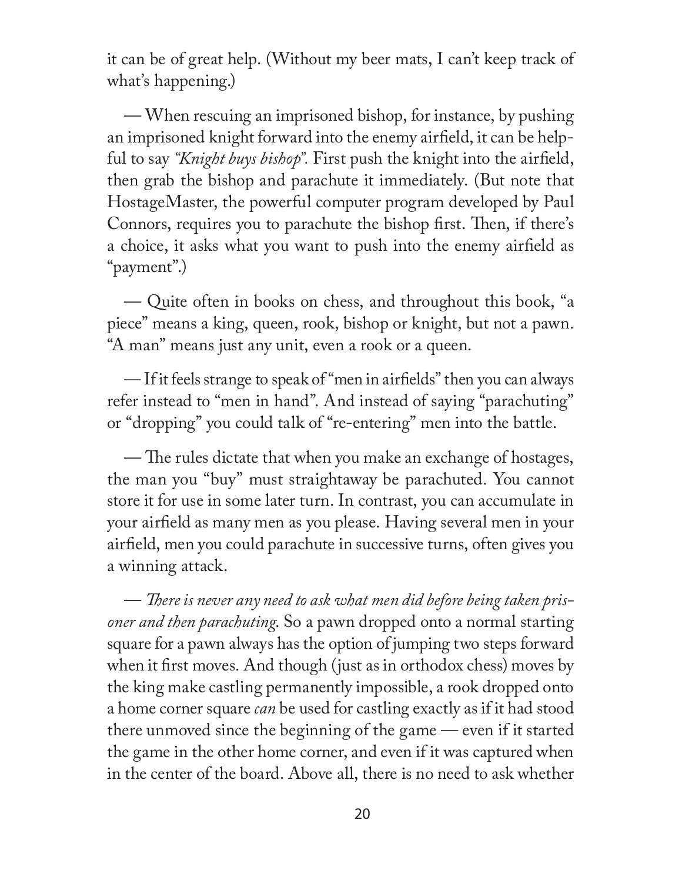it can be of great help. (Without my beer mats, I can't keep track of what's happening.)

— When rescuing an imprisoned bishop, for instance, by pushing an imprisoned knight forward into the enemy airfield, it can be helpful to say *"Knight buys bishop"*. First push the knight into the airfield, then grab the bishop and parachute it immediately. (But note that HostageMaster, the powerful computer program developed by Paul Connors, requires you to parachute the bishop first. Then, if there's a choice, it asks what you want to push into the enemy airfield as "payment".)

— Quite often in books on chess, and throughout this book, "a piece" means a king, queen, rook, bishop or knight, but not a pawn. "A man" means just any unit, even a rook or a queen.

— If it feels strange to speak of "men in airfields" then you can always refer instead to "men in hand". And instead of saying "parachuting" or "dropping" you could talk of "re-entering" men into the battle.

— The rules dictate that when you make an exchange of hostages, the man you "buy" must straightaway be parachuted. You cannot store it for use in some later turn. In contrast, you can accumulate in your airfield as many men as you please. Having several men in your airfield, men you could parachute in successive turns, often gives you a winning attack.

— *There is never any need to ask what men did before being taken prisoner and then parachuting.* So a pawn dropped onto a normal starting square for a pawn always has the option of jumping two steps forward when it first moves. And though (just as in orthodox chess) moves by the king make castling permanently impossible, a rook dropped onto a home corner square *can* be used for castling exactly as if it had stood there unmoved since the beginning of the game — even if it started the game in the other home corner, and even if it was captured when in the center of the board. Above all, there is no need to ask whether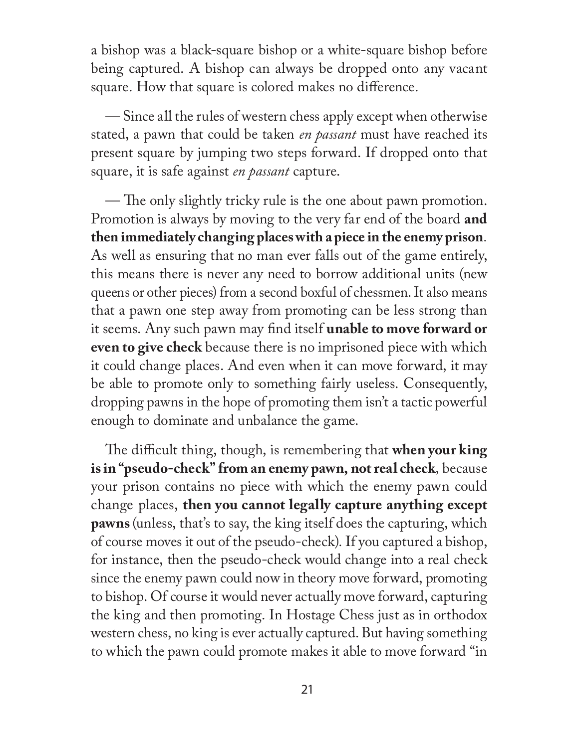a bishop was a black-square bishop or a white-square bishop before being captured. A bishop can always be dropped onto any vacant square. How that square is colored makes no difference.

— Since all the rules of western chess apply except when otherwise stated, a pawn that could be taken *en passant* must have reached its present square by jumping two steps forward. If dropped onto that square, it is safe against *en passant* capture.

— The only slightly tricky rule is the one about pawn promotion. Promotion is always by moving to the very far end of the board **and then immediately changing places with a piece in the enemy prison**. As well as ensuring that no man ever falls out of the game entirely, this means there is never any need to borrow additional units (new queens or other pieces) from a second boxful of chessmen. It also means that a pawn one step away from promoting can be less strong than it seems. Any such pawn may find itself **unable to move forward or even to give check** because there is no imprisoned piece with which it could change places. And even when it can move forward, it may be able to promote only to something fairly useless. Consequently, dropping pawns in the hope of promoting them isn't a tactic powerful enough to dominate and unbalance the game.

The difficult thing, though, is remembering that **when your king is in "pseudo-check" from an enemy pawn, not real check**, because your prison contains no piece with which the enemy pawn could change places, **then you cannot legally capture anything except pawns** (unless, that's to say, the king itself does the capturing, which of course moves it out of the pseudo-check). If you captured a bishop, for instance, then the pseudo-check would change into a real check since the enemy pawn could now in theory move forward, promoting to bishop. Of course it would never actually move forward, capturing the king and then promoting. In Hostage Chess just as in orthodox western chess, no king is ever actually captured. But having something to which the pawn could promote makes it able to move forward "in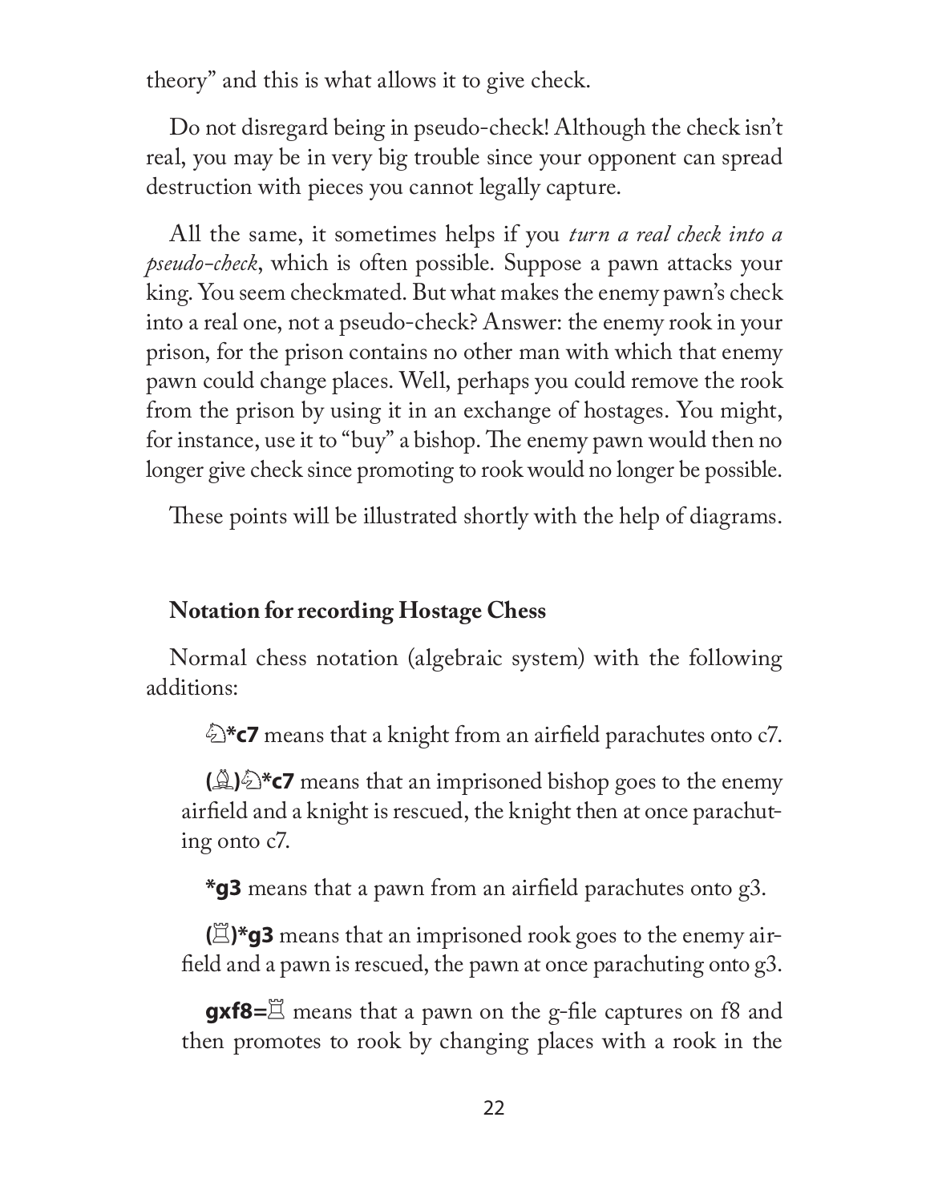theory" and this is what allows it to give check.

Do not disregard being in pseudo-check! Although the check isn't real, you may be in very big trouble since your opponent can spread destruction with pieces you cannot legally capture.

All the same, it sometimes helps if you *turn a real check into a pseudo-check*, which is often possible. Suppose a pawn attacks your king. You seem checkmated. But what makes the enemy pawn's check into a real one, not a pseudo-check? Answer: the enemy rook in your prison, for the prison contains no other man with which that enemy pawn could change places. Well, perhaps you could remove the rook from the prison by using it in an exchange of hostages. You might, for instance, use it to "buy" a bishop. The enemy pawn would then no longer give check since promoting to rook would no longer be possible.

These points will be illustrated shortly with the help of diagrams.

### Notation for recording Hostage Chess

Normal chess notation (algebraic system) with the following additions:

> **♘*c7** means that a knight from an airfield parachutes onto c7.
>
> **(♗)♘*c7** means that an imprisoned bishop goes to the enemy airfield and a knight is rescued, the knight then at once parachuting onto c7.
>
> ***g3** means that a pawn from an airfield parachutes onto g3.
>
> **(♖)*g3** means that an imprisoned rook goes to the enemy airfield and a pawn is rescued, the pawn at once parachuting onto g3.
>
> **gxf8=♖** means that a pawn on the g-file captures on f8 and then promotes to rook by changing places with a rook in the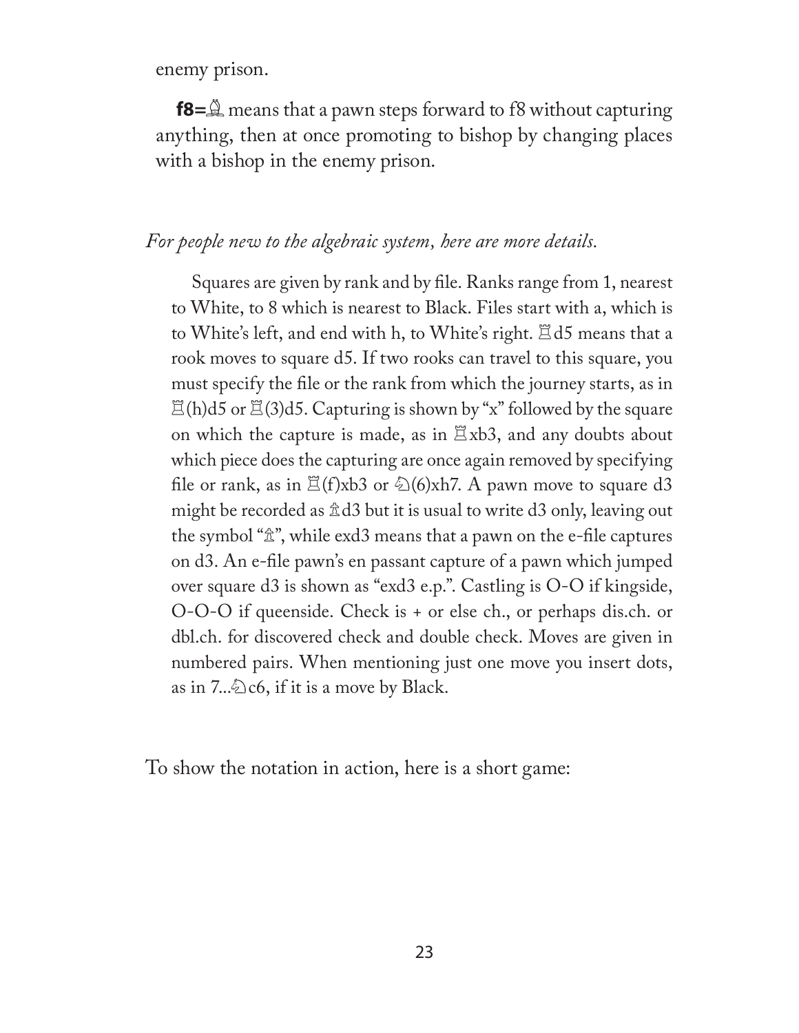enemy prison.

**f8=♗** means that a pawn steps forward to f8 without capturing anything, then at once promoting to bishop by changing places with a bishop in the enemy prison.

*For people new to the algebraic system, here are more details.*

Squares are given by rank and by file. Ranks range from 1, nearest to White, to 8 which is nearest to Black. Files start with a, which is to White's left, and end with h, to White's right. ♖d5 means that a rook moves to square d5. If two rooks can travel to this square, you must specify the file or the rank from which the journey starts, as in ♖(h)d5 or ♖(3)d5. Capturing is shown by "x" followed by the square on which the capture is made, as in ♖xb3, and any doubts about which piece does the capturing are once again removed by specifying file or rank, as in ♖(f)xb3 or ♘(6)xh7. A pawn move to square d3 might be recorded as ♙d3 but it is usual to write d3 only, leaving out the symbol "♙", while exd3 means that a pawn on the e-file captures on d3. An e-file pawn's en passant capture of a pawn which jumped over square d3 is shown as "exd3 e.p.". Castling is O-O if kingside, O-O-O if queenside. Check is + or else ch., or perhaps dis.ch. or dbl.ch. for discovered check and double check. Moves are given in numbered pairs. When mentioning just one move you insert dots, as in 7...♘c6, if it is a move by Black.

To show the notation in action, here is a short game: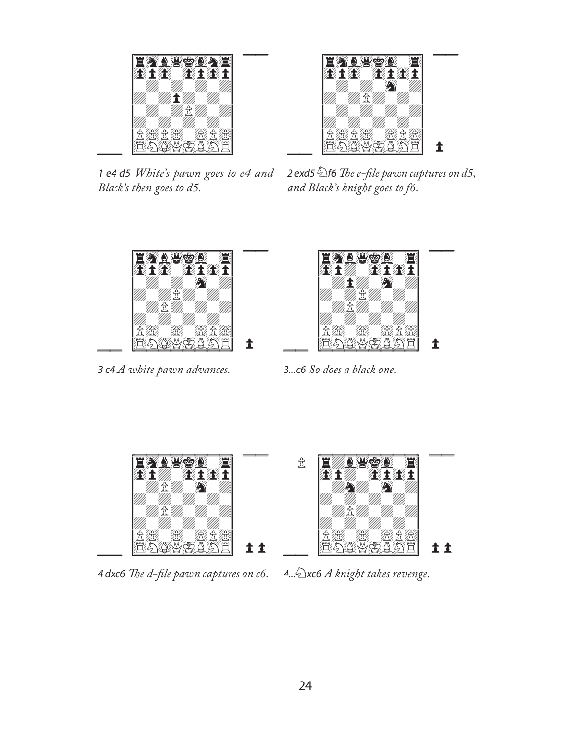1 e4 d5 *White's pawn goes to e4 and Black's then goes to d5.*

2 exd5 ♘f6 *The e-file pawn captures on d5, and Black's knight goes to f6.*

3 c4 *A white pawn advances.*

3...c6 *So does a black one.*

4 dxc6 *The d-file pawn captures on c6.*

4...♘xc6 *A knight takes revenge.*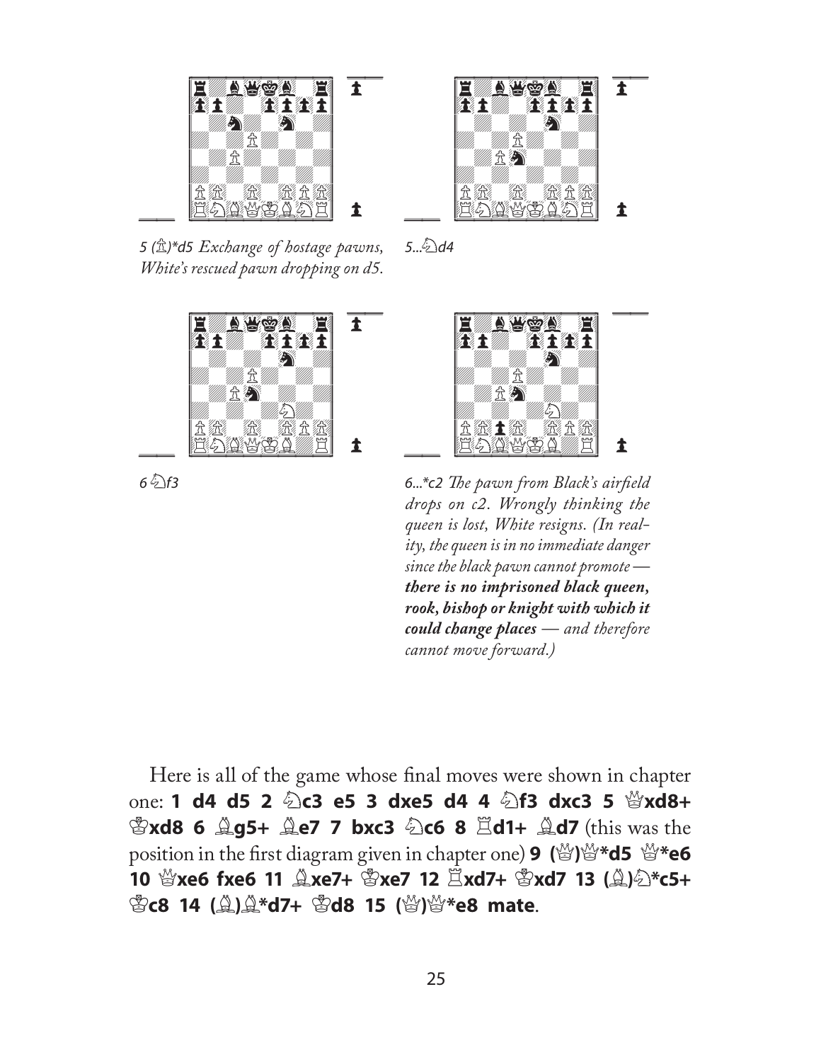*5 (♙)\*d5 Exchange of hostage pawns, White's rescued pawn dropping on d5.*

*5...♘d4*

*6 ♘f3*

*6...\*c2 The pawn from Black's airfield drops on c2. Wrongly thinking the queen is lost, White resigns. (In reality, the queen is in no immediate danger since the black pawn cannot promote — **there is no imprisoned black queen, rook, bishop or knight with which it could change places** — and therefore cannot move forward.)*

Here is all of the game whose final moves were shown in chapter one: **1 d4 d5 2 ♘c3 e5 3 dxe5 d4 4 ♘f3 dxc3 5 ♕xd8+ ♔xd8 6 ♗g5+ ♗e7 7 bxc3 ♘c6 8 ♖d1+ ♗d7** (this was the position in the first diagram given in chapter one) **9 (♕)♕\*d5 ♕\*e6 10 ♕xe6 fxe6 11 ♗xe7+ ♔xe7 12 ♖xd7+ ♔xd7 13 (♗)♘\*c5+ ♔c8 14 (♗)♗\*d7+ ♔d8 15 (♕)♕\*e8 mate**.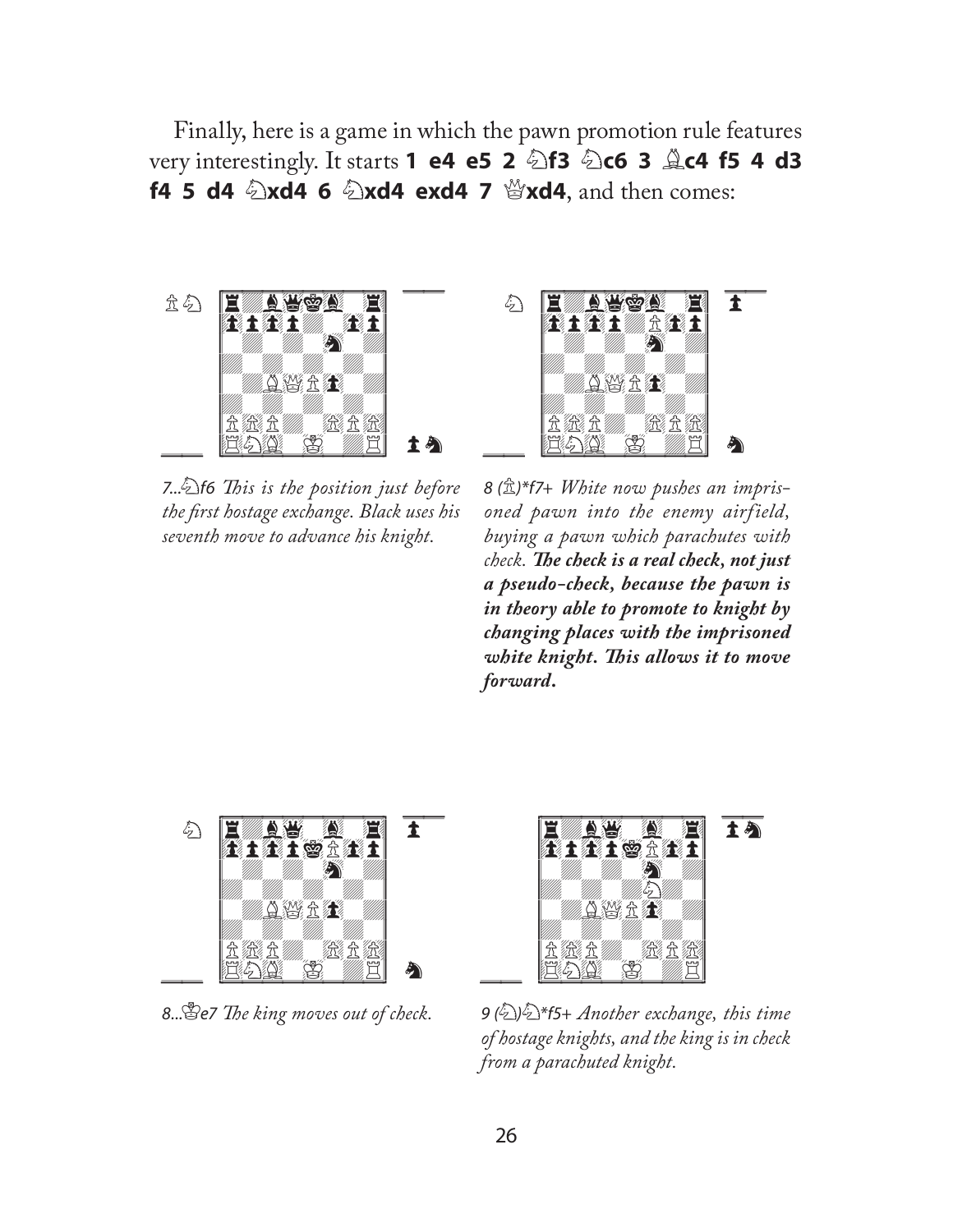Finally, here is a game in which the pawn promotion rule features very interestingly. It starts **1 e4 e5 2 ♘f3 ♘c6 3 ♗c4 f5 4 d3 f4 5 d4 ♘xd4 6 ♘xd4 exd4 7 ♕xd4**, and then comes:

*7...♘f6 This is the position just before the first hostage exchange. Black uses his seventh move to advance his knight.*

*8 (♙)\*f7+ White now pushes an imprisoned pawn into the enemy airfield, buying a pawn which parachutes with check.* ***The check is a real check, not just a pseudo-check, because the pawn is in theory able to promote to knight by changing places with the imprisoned white knight. This allows it to move forward.***

*8...♔e7 The king moves out of check.*

*9 (♘)♘\*f5+ Another exchange, this time of hostage knights, and the king is in check from a parachuted knight.*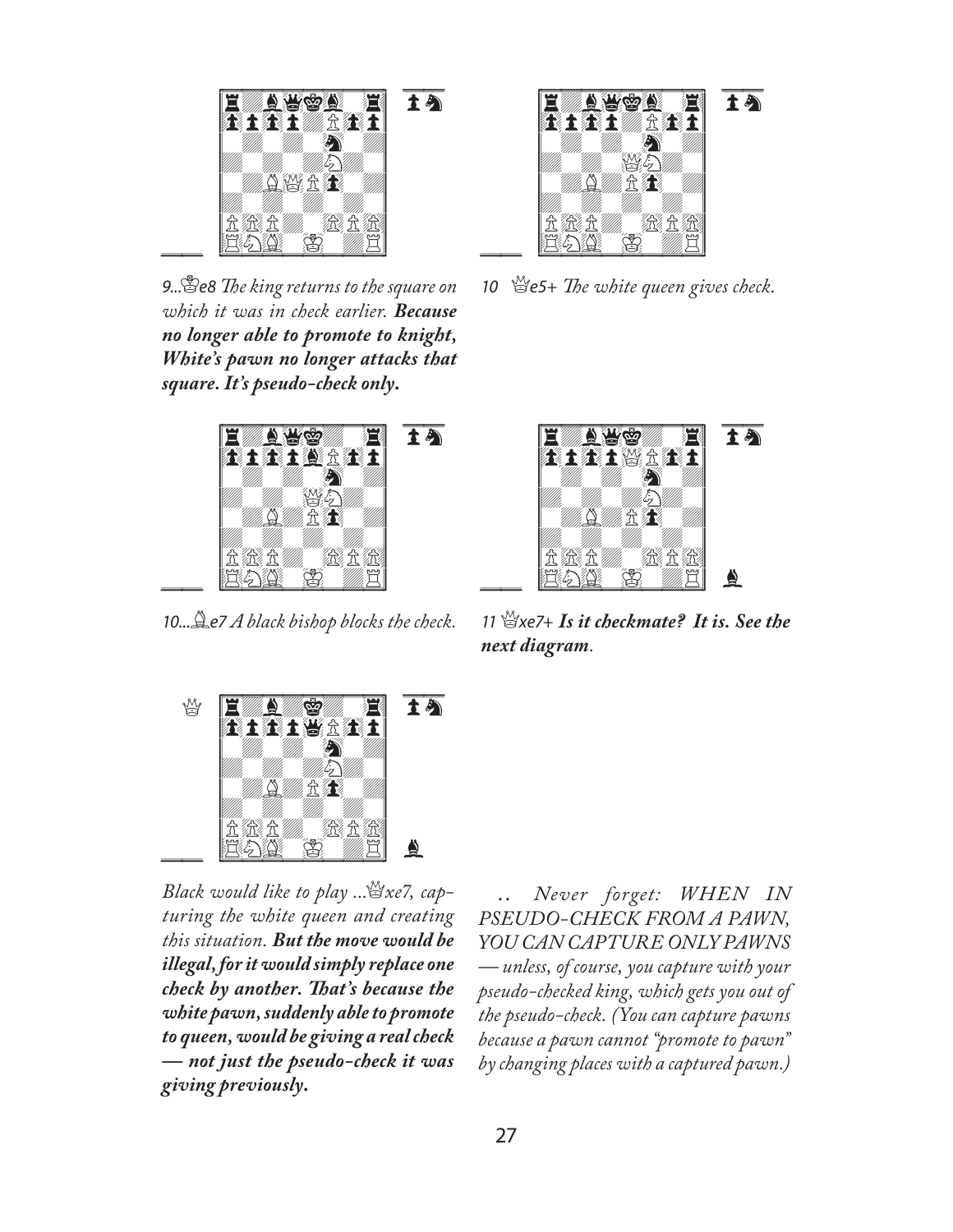*9...♔e8 The king returns to the square on which it was in check earlier.* ***Because no longer able to promote to knight, White's pawn no longer attacks that square. It's pseudo-check only.***

*10 ♕e5+ The white queen gives check.*

*10...♗e7 A black bishop blocks the check.*

*11 ♕xe7+* ***Is it checkmate? It is. See the next diagram.***

*Black would like to play ...♕xe7, capturing the white queen and creating this situation.* ***But the move would be illegal, for it would simply replace one check by another. That's because the white pawn, suddenly able to promote to queen, would be giving a real check — not just the pseudo-check it was giving previously.***

*.. Never forget: WHEN IN PSEUDO-CHECK FROM A PAWN, YOU CAN CAPTURE ONLY PAWNS — unless, of course, you capture with your pseudo-checked king, which gets you out of the pseudo-check. (You can capture pawns because a pawn cannot "promote to pawn" by changing places with a captured pawn.)*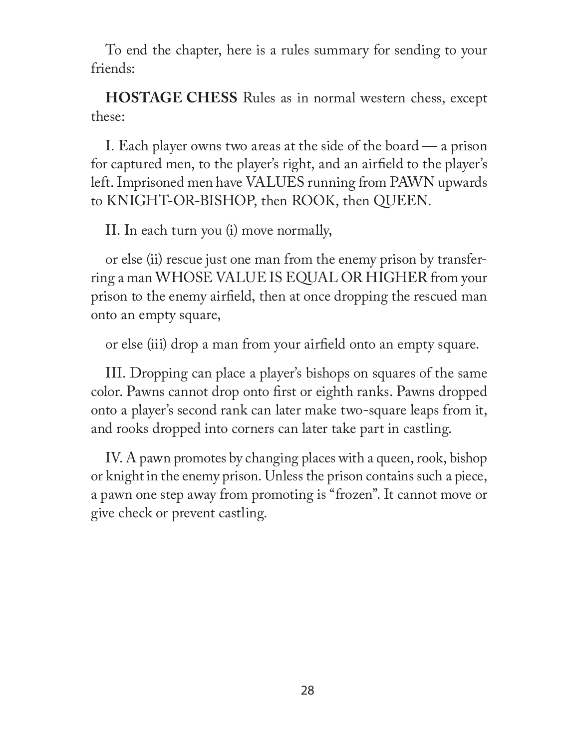To end the chapter, here is a rules summary for sending to your friends:

**HOSTAGE CHESS** Rules as in normal western chess, except these:

I. Each player owns two areas at the side of the board — a prison for captured men, to the player's right, and an airfield to the player's left. Imprisoned men have VALUES running from PAWN upwards to KNIGHT-OR-BISHOP, then ROOK, then QUEEN.

II. In each turn you (i) move normally,

or else (ii) rescue just one man from the enemy prison by transferring a man WHOSE VALUE IS EQUAL OR HIGHER from your prison to the enemy airfield, then at once dropping the rescued man onto an empty square,

or else (iii) drop a man from your airfield onto an empty square.

III. Dropping can place a player's bishops on squares of the same color. Pawns cannot drop onto first or eighth ranks. Pawns dropped onto a player's second rank can later make two-square leaps from it, and rooks dropped into corners can later take part in castling.

IV. A pawn promotes by changing places with a queen, rook, bishop or knight in the enemy prison. Unless the prison contains such a piece, a pawn one step away from promoting is "frozen". It cannot move or give check or prevent castling.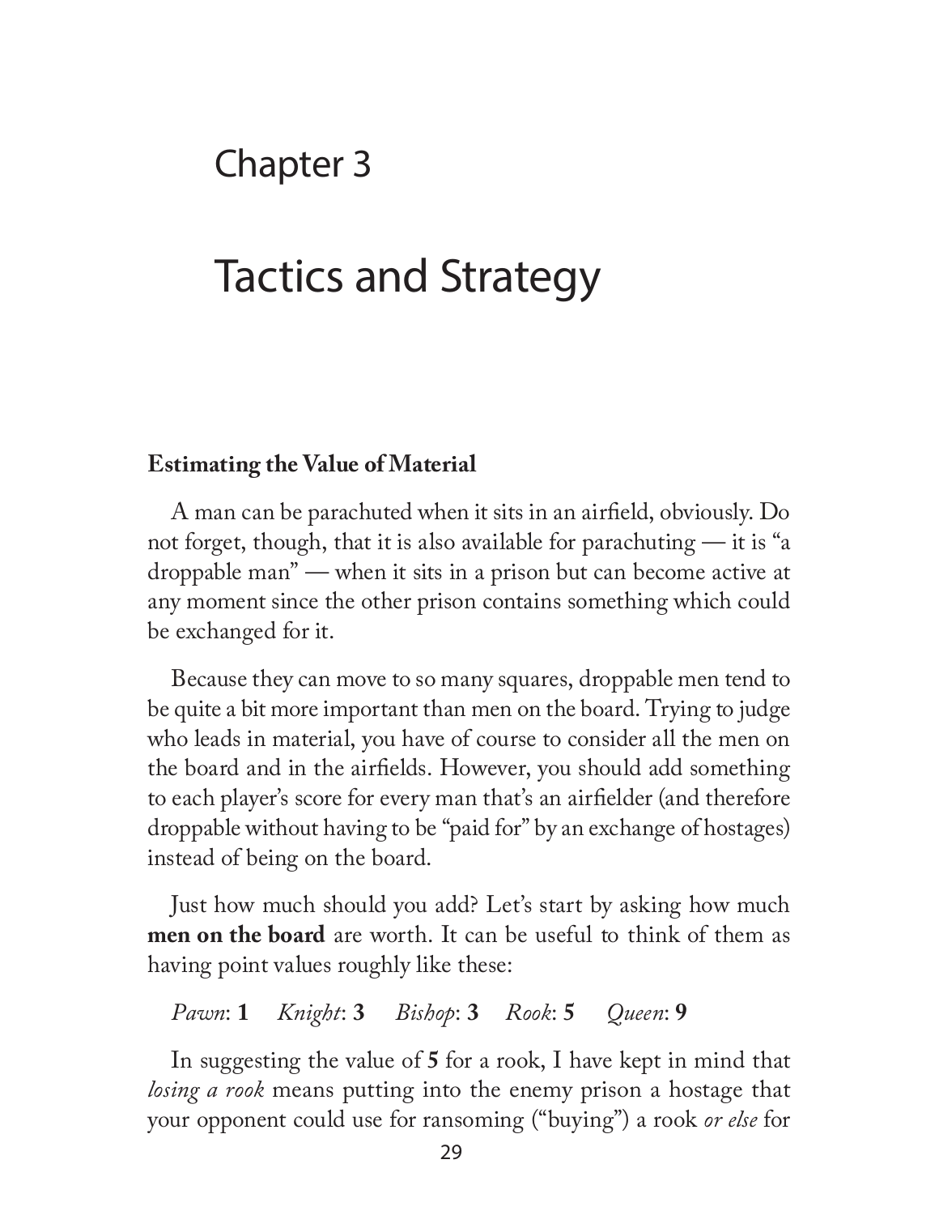# Chapter 3

# Tactics and Strategy

### Estimating the Value of Material

A man can be parachuted when it sits in an airfield, obviously. Do not forget, though, that it is also available for parachuting — it is "a droppable man" — when it sits in a prison but can become active at any moment since the other prison contains something which could be exchanged for it.

Because they can move to so many squares, droppable men tend to be quite a bit more important than men on the board. Trying to judge who leads in material, you have of course to consider all the men on the board and in the airfields. However, you should add something to each player's score for every man that's an airfielder (and therefore droppable without having to be "paid for" by an exchange of hostages) instead of being on the board.

Just how much should you add? Let's start by asking how much **men on the board** are worth. It can be useful to think of them as having point values roughly like these:

*Pawn*: **1** *Knight*: **3** *Bishop*: **3** *Rook*: **5** *Queen*: **9**

In suggesting the value of **5** for a rook, I have kept in mind that *losing a rook* means putting into the enemy prison a hostage that your opponent could use for ransoming ("buying") a rook *or else* for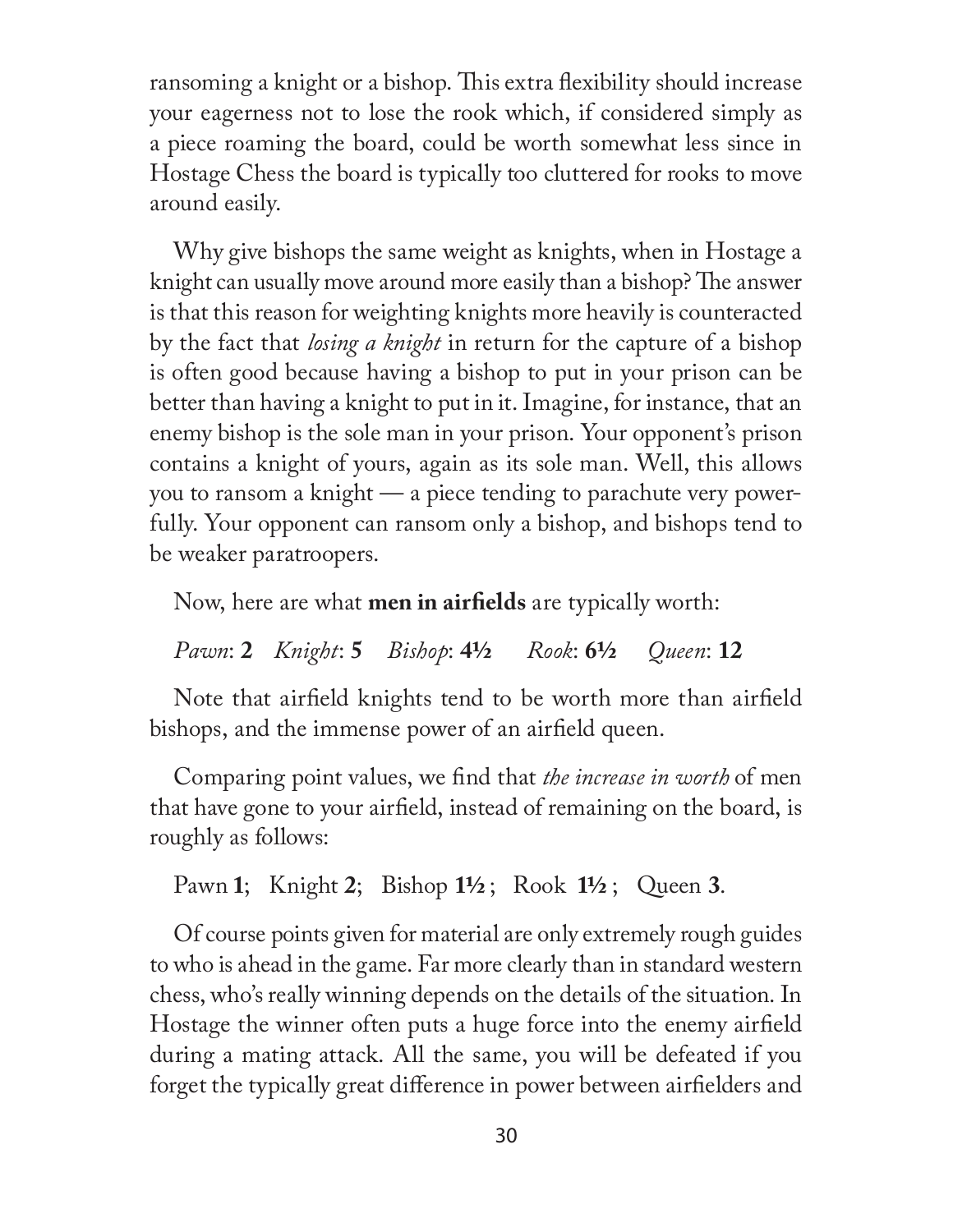ransoming a knight or a bishop. This extra flexibility should increase your eagerness not to lose the rook which, if considered simply as a piece roaming the board, could be worth somewhat less since in Hostage Chess the board is typically too cluttered for rooks to move around easily.

Why give bishops the same weight as knights, when in Hostage a knight can usually move around more easily than a bishop? The answer is that this reason for weighting knights more heavily is counteracted by the fact that *losing a knight* in return for the capture of a bishop is often good because having a bishop to put in your prison can be better than having a knight to put in it. Imagine, for instance, that an enemy bishop is the sole man in your prison. Your opponent's prison contains a knight of yours, again as its sole man. Well, this allows you to ransom a knight — a piece tending to parachute very powerfully. Your opponent can ransom only a bishop, and bishops tend to be weaker paratroopers.

Now, here are what **men in airfields** are typically worth:

*Pawn*: **2** *Knight*: **5** *Bishop*: **4½** *Rook*: **6½** *Queen*: **12**

Note that airfield knights tend to be worth more than airfield bishops, and the immense power of an airfield queen.

Comparing point values, we find that *the increase in worth* of men that have gone to your airfield, instead of remaining on the board, is roughly as follows:

Pawn **1**; Knight **2**; Bishop **1½**; Rook **1½**; Queen **3**.

Of course points given for material are only extremely rough guides to who is ahead in the game. Far more clearly than in standard western chess, who's really winning depends on the details of the situation. In Hostage the winner often puts a huge force into the enemy airfield during a mating attack. All the same, you will be defeated if you forget the typically great difference in power between airfielders and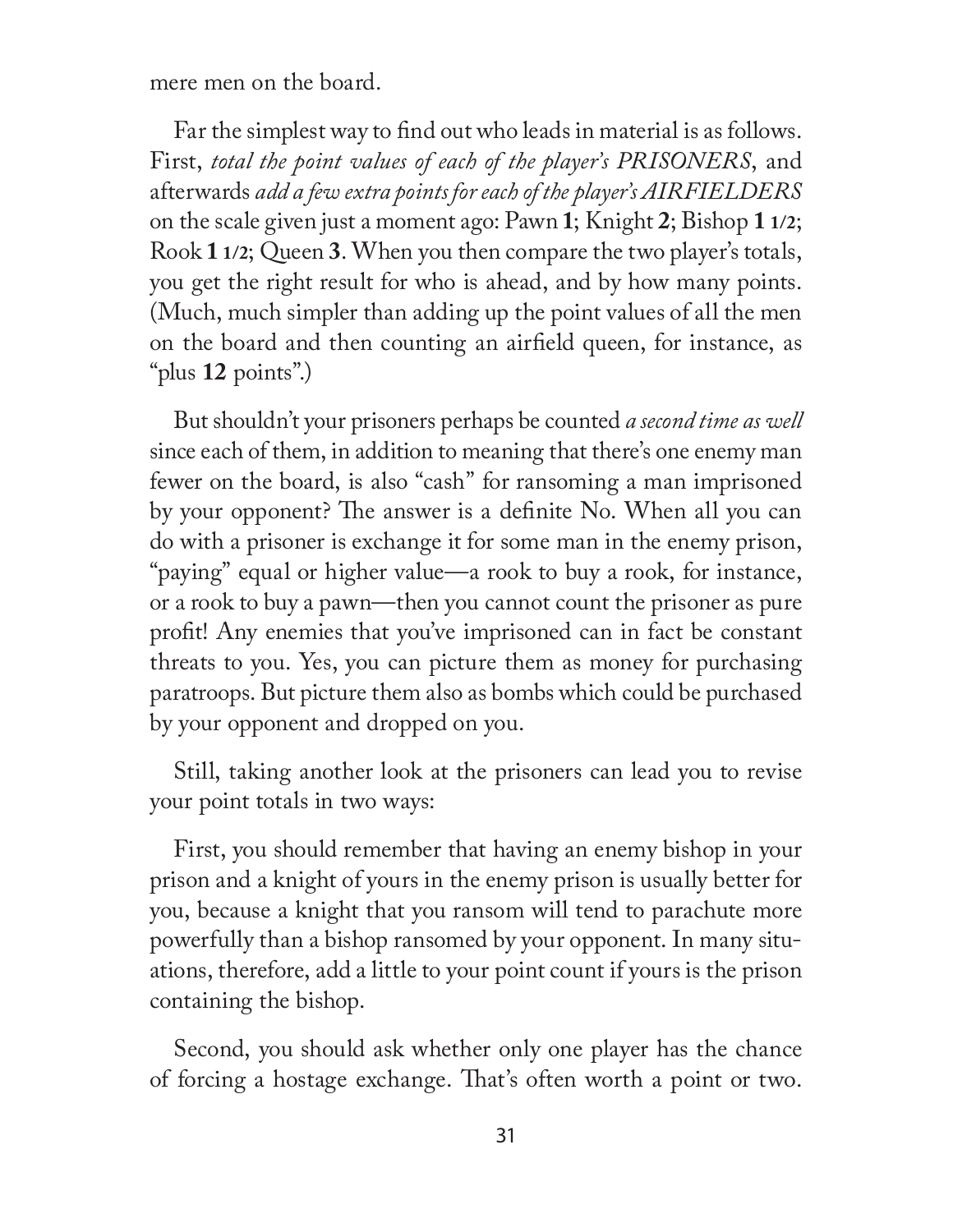mere men on the board.

Far the simplest way to find out who leads in material is as follows. First, *total the point values of each of the player's PRISONERS*, and afterwards *add a few extra points for each of the player's AIRFIELDERS* on the scale given just a moment ago: Pawn **1**; Knight **2**; Bishop **1 1/2**; Rook **1 1/2**; Queen **3**. When you then compare the two player's totals, you get the right result for who is ahead, and by how many points. (Much, much simpler than adding up the point values of all the men on the board and then counting an airfield queen, for instance, as "plus **12** points".)

But shouldn't your prisoners perhaps be counted *a second time as well* since each of them, in addition to meaning that there's one enemy man fewer on the board, is also "cash" for ransoming a man imprisoned by your opponent? The answer is a definite No. When all you can do with a prisoner is exchange it for some man in the enemy prison, "paying" equal or higher value—a rook to buy a rook, for instance, or a rook to buy a pawn—then you cannot count the prisoner as pure profit! Any enemies that you've imprisoned can in fact be constant threats to you. Yes, you can picture them as money for purchasing paratroops. But picture them also as bombs which could be purchased by your opponent and dropped on you.

Still, taking another look at the prisoners can lead you to revise your point totals in two ways:

First, you should remember that having an enemy bishop in your prison and a knight of yours in the enemy prison is usually better for you, because a knight that you ransom will tend to parachute more powerfully than a bishop ransomed by your opponent. In many situations, therefore, add a little to your point count if yours is the prison containing the bishop.

Second, you should ask whether only one player has the chance of forcing a hostage exchange. That's often worth a point or two.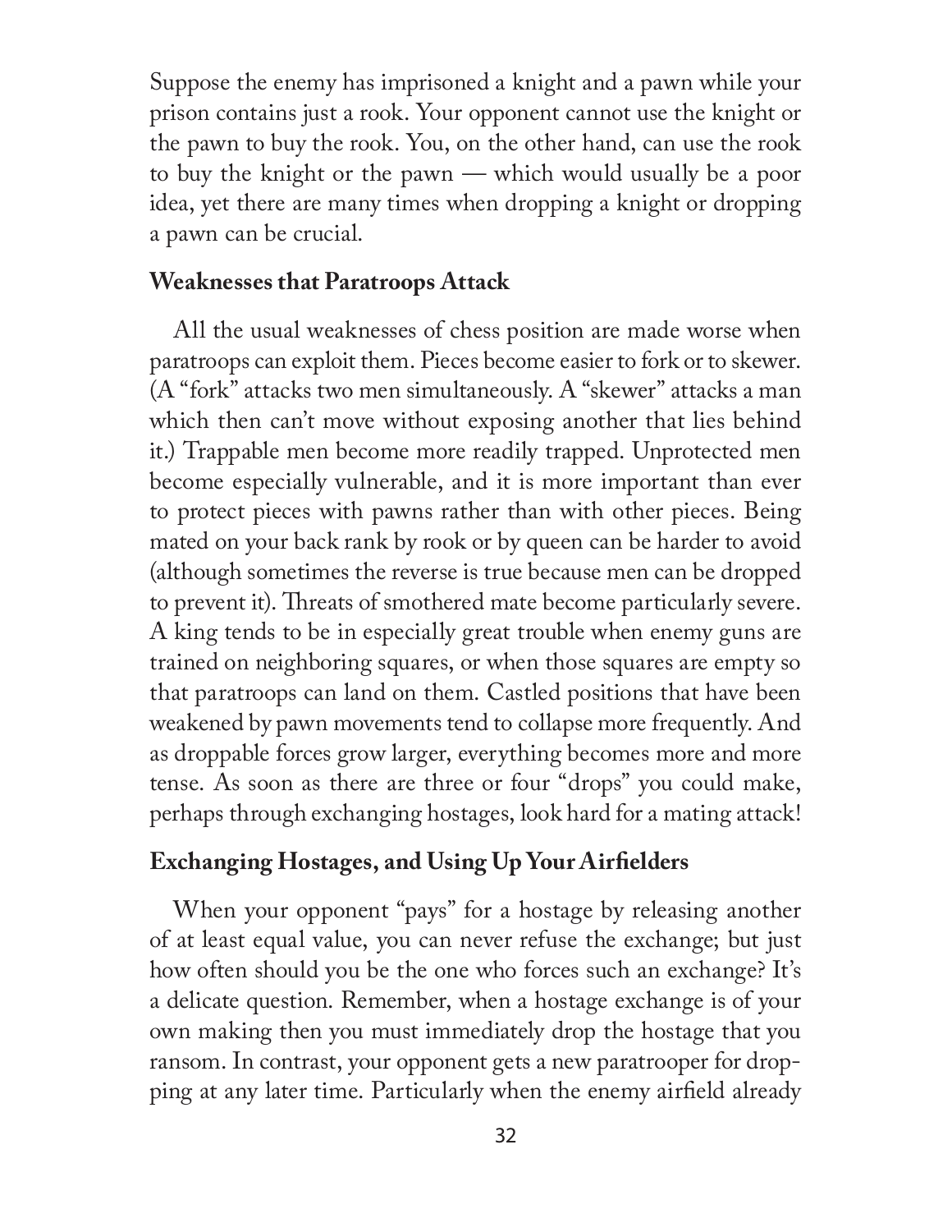Suppose the enemy has imprisoned a knight and a pawn while your prison contains just a rook. Your opponent cannot use the knight or the pawn to buy the rook. You, on the other hand, can use the rook to buy the knight or the pawn — which would usually be a poor idea, yet there are many times when dropping a knight or dropping a pawn can be crucial.

### Weaknesses that Paratroops Attack

All the usual weaknesses of chess position are made worse when paratroops can exploit them. Pieces become easier to fork or to skewer. (A "fork" attacks two men simultaneously. A "skewer" attacks a man which then can't move without exposing another that lies behind it.) Trappable men become more readily trapped. Unprotected men become especially vulnerable, and it is more important than ever to protect pieces with pawns rather than with other pieces. Being mated on your back rank by rook or by queen can be harder to avoid (although sometimes the reverse is true because men can be dropped to prevent it). Threats of smothered mate become particularly severe. A king tends to be in especially great trouble when enemy guns are trained on neighboring squares, or when those squares are empty so that paratroops can land on them. Castled positions that have been weakened by pawn movements tend to collapse more frequently. And as droppable forces grow larger, everything becomes more and more tense. As soon as there are three or four "drops" you could make, perhaps through exchanging hostages, look hard for a mating attack!

### Exchanging Hostages, and Using Up Your Airfielders

When your opponent "pays" for a hostage by releasing another of at least equal value, you can never refuse the exchange; but just how often should you be the one who forces such an exchange? It's a delicate question. Remember, when a hostage exchange is of your own making then you must immediately drop the hostage that you ransom. In contrast, your opponent gets a new paratrooper for dropping at any later time. Particularly when the enemy airfield already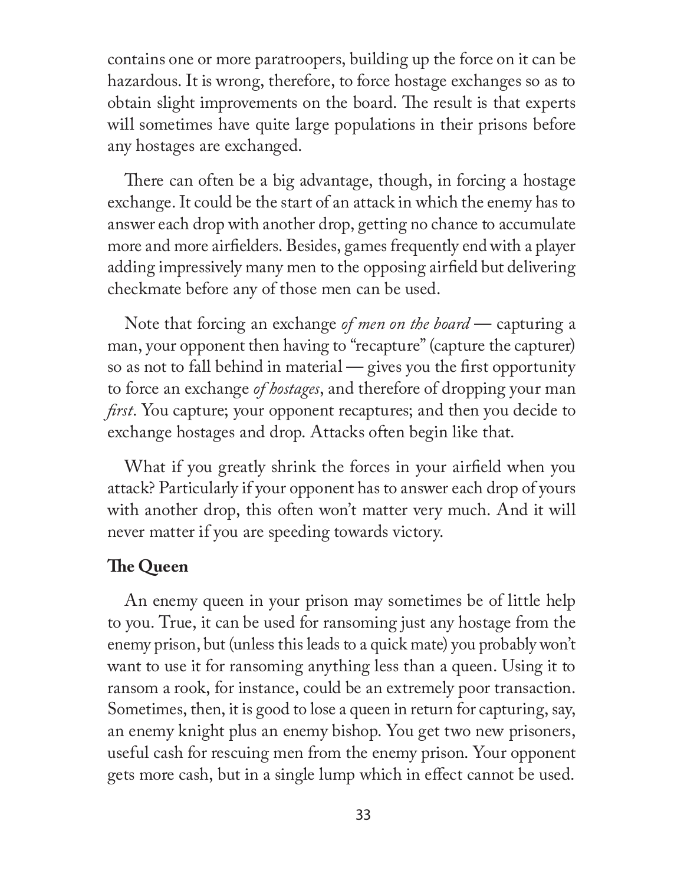contains one or more paratroopers, building up the force on it can be hazardous. It is wrong, therefore, to force hostage exchanges so as to obtain slight improvements on the board. The result is that experts will sometimes have quite large populations in their prisons before any hostages are exchanged.

There can often be a big advantage, though, in forcing a hostage exchange. It could be the start of an attack in which the enemy has to answer each drop with another drop, getting no chance to accumulate more and more airfielders. Besides, games frequently end with a player adding impressively many men to the opposing airfield but delivering checkmate before any of those men can be used.

Note that forcing an exchange *of men on the board* — capturing a man, your opponent then having to "recapture" (capture the capturer) so as not to fall behind in material — gives you the first opportunity to force an exchange *of hostages*, and therefore of dropping your man *first*. You capture; your opponent recaptures; and then you decide to exchange hostages and drop. Attacks often begin like that.

What if you greatly shrink the forces in your airfield when you attack? Particularly if your opponent has to answer each drop of yours with another drop, this often won't matter very much. And it will never matter if you are speeding towards victory.

### The Queen

An enemy queen in your prison may sometimes be of little help to you. True, it can be used for ransoming just any hostage from the enemy prison, but (unless this leads to a quick mate) you probably won't want to use it for ransoming anything less than a queen. Using it to ransom a rook, for instance, could be an extremely poor transaction. Sometimes, then, it is good to lose a queen in return for capturing, say, an enemy knight plus an enemy bishop. You get two new prisoners, useful cash for rescuing men from the enemy prison. Your opponent gets more cash, but in a single lump which in effect cannot be used.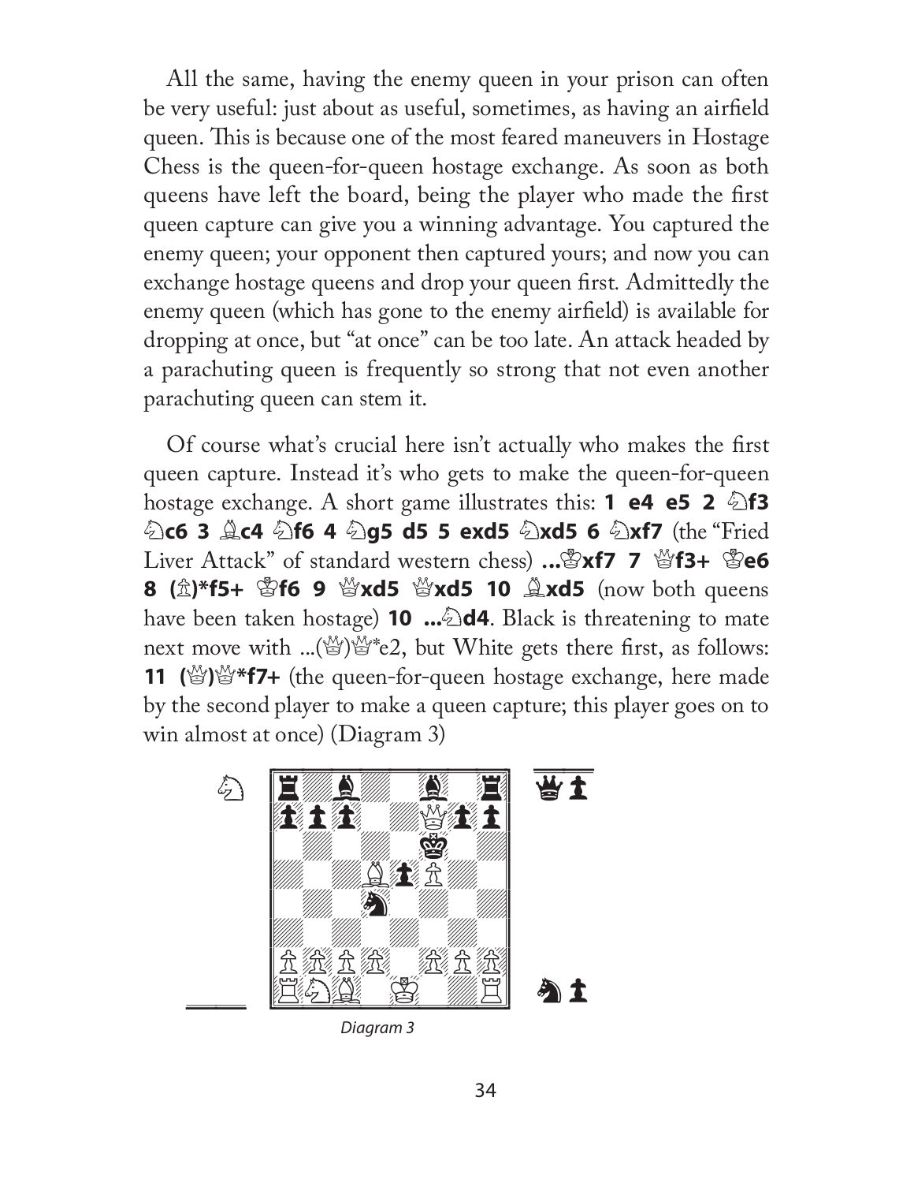All the same, having the enemy queen in your prison can often be very useful: just about as useful, sometimes, as having an airfield queen. This is because one of the most feared maneuvers in Hostage Chess is the queen-for-queen hostage exchange. As soon as both queens have left the board, being the player who made the first queen capture can give you a winning advantage. You captured the enemy queen; your opponent then captured yours; and now you can exchange hostage queens and drop your queen first. Admittedly the enemy queen (which has gone to the enemy airfield) is available for dropping at once, but "at once" can be too late. An attack headed by a parachuting queen is frequently so strong that not even another parachuting queen can stem it.

Of course what's crucial here isn't actually who makes the first queen capture. Instead it's who gets to make the queen-for-queen hostage exchange. A short game illustrates this: **1 e4 e5 2 ♘f3 ♘c6 3 ♗c4 ♘f6 4 ♘g5 d5 5 exd5 ♘xd5 6 ♘xf7** (the "Fried Liver Attack" of standard western chess) **...♔xf7 7 ♕f3+ ♔e6 8 (♙)*f5+ ♔f6 9 ♕xd5 ♕xd5 10 ♗xd5** (now both queens have been taken hostage) **10 ...♘d4**. Black is threatening to mate next move with ...(♕)♕*e2, but White gets there first, as follows: **11 (♕)♕*f7+** (the queen-for-queen hostage exchange, here made by the second player to make a queen capture; this player goes on to win almost at once) (Diagram 3)

*Diagram 3*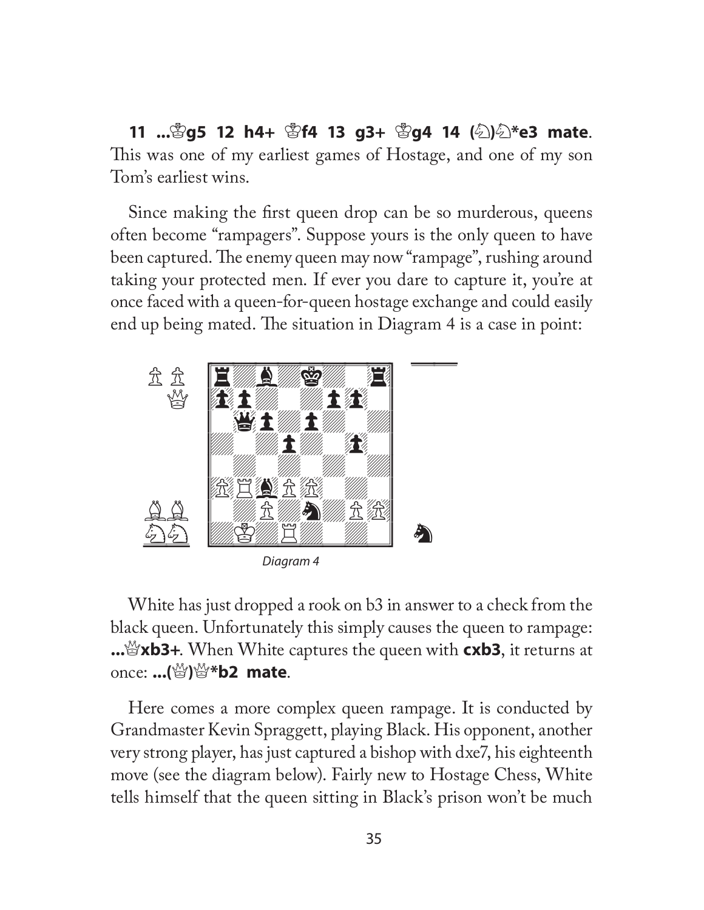**11 ...♔g5 12 h4+ ♔f4 13 g3+ ♔g4 14 (♘)♘*e3 mate**. This was one of my earliest games of Hostage, and one of my son Tom's earliest wins.

Since making the first queen drop can be so murderous, queens often become "rampagers". Suppose yours is the only queen to have been captured. The enemy queen may now "rampage", rushing around taking your protected men. If ever you dare to capture it, you're at once faced with a queen-for-queen hostage exchange and could easily end up being mated. The situation in Diagram 4 is a case in point:

*Diagram 4*

White has just dropped a rook on b3 in answer to a check from the black queen. Unfortunately this simply causes the queen to rampage: **...♕xb3+**. When White captures the queen with **cxb3**, it returns at once: **...(♕)♕*b2 mate**.

Here comes a more complex queen rampage. It is conducted by Grandmaster Kevin Spraggett, playing Black. His opponent, another very strong player, has just captured a bishop with dxe7, his eighteenth move (see the diagram below). Fairly new to Hostage Chess, White tells himself that the queen sitting in Black's prison won't be much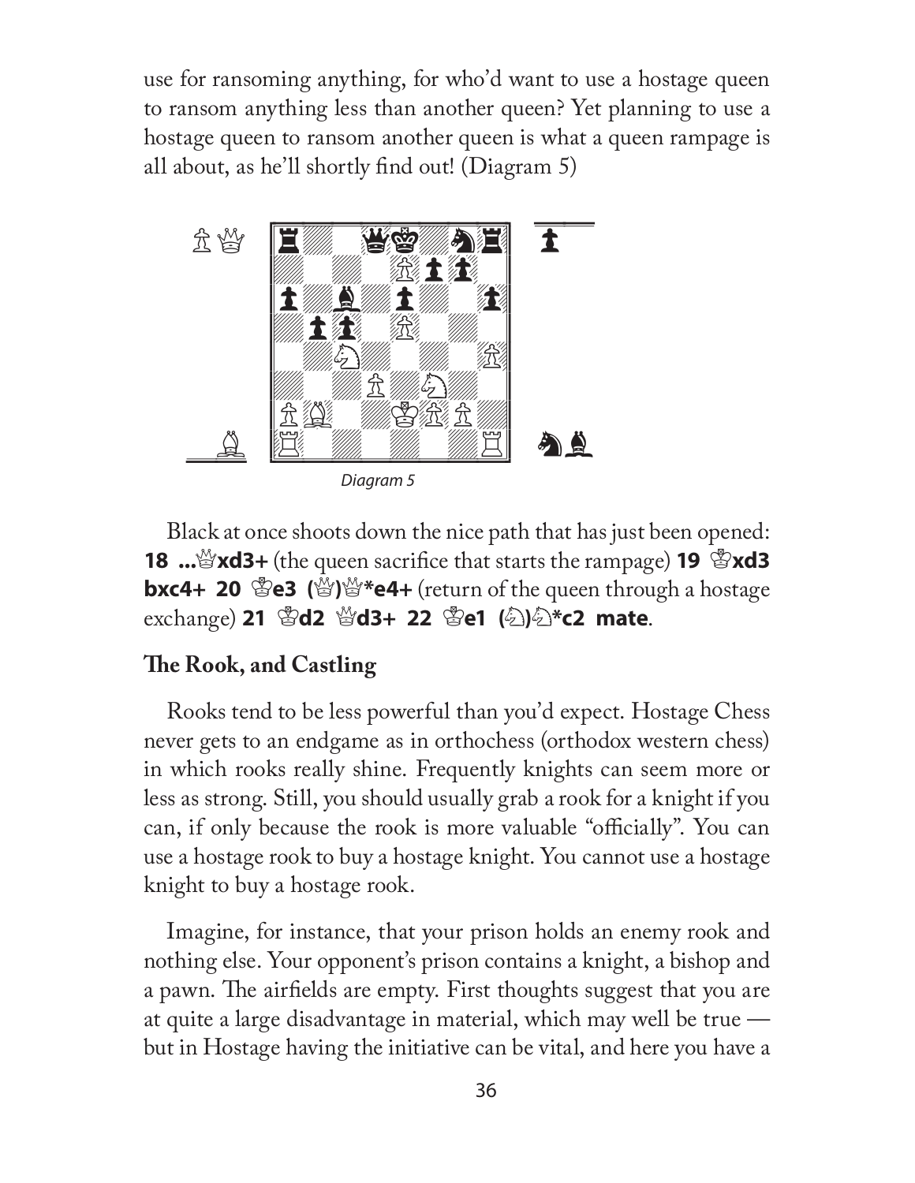use for ransoming anything, for who'd want to use a hostage queen to ransom anything less than another queen? Yet planning to use a hostage queen to ransom another queen is what a queen rampage is all about, as he'll shortly find out! (Diagram 5)

*Diagram 5*

Black at once shoots down the nice path that has just been opened: **18 ...♕xd3+** (the queen sacrifice that starts the rampage) **19 ♔xd3 bxc4+ 20 ♔e3 (♕)♕*e4+** (return of the queen through a hostage exchange) **21 ♔d2 ♕d3+ 22 ♔e1 (♘)♘*c2 mate**.

## The Rook, and Castling

Rooks tend to be less powerful than you'd expect. Hostage Chess never gets to an endgame as in orthochess (orthodox western chess) in which rooks really shine. Frequently knights can seem more or less as strong. Still, you should usually grab a rook for a knight if you can, if only because the rook is more valuable "officially". You can use a hostage rook to buy a hostage knight. You cannot use a hostage knight to buy a hostage rook.

Imagine, for instance, that your prison holds an enemy rook and nothing else. Your opponent's prison contains a knight, a bishop and a pawn. The airfields are empty. First thoughts suggest that you are at quite a large disadvantage in material, which may well be true — but in Hostage having the initiative can be vital, and here you have a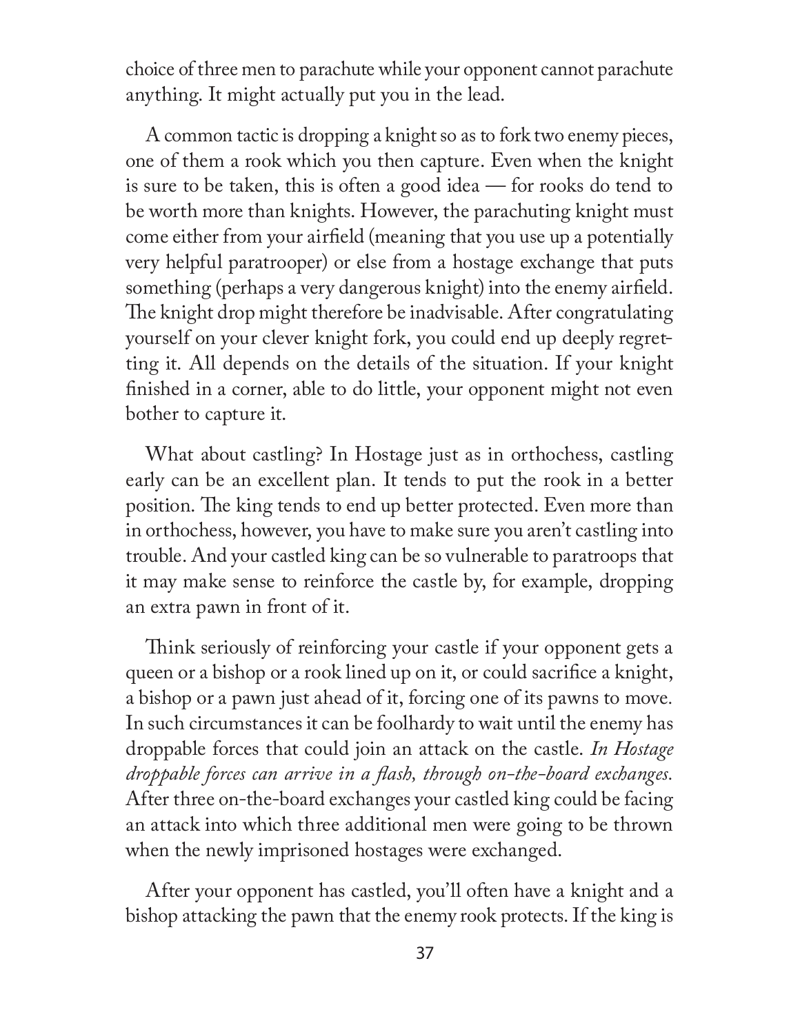choice of three men to parachute while your opponent cannot parachute anything. It might actually put you in the lead.

A common tactic is dropping a knight so as to fork two enemy pieces, one of them a rook which you then capture. Even when the knight is sure to be taken, this is often a good idea — for rooks do tend to be worth more than knights. However, the parachuting knight must come either from your airfield (meaning that you use up a potentially very helpful paratrooper) or else from a hostage exchange that puts something (perhaps a very dangerous knight) into the enemy airfield. The knight drop might therefore be inadvisable. After congratulating yourself on your clever knight fork, you could end up deeply regretting it. All depends on the details of the situation. If your knight finished in a corner, able to do little, your opponent might not even bother to capture it.

What about castling? In Hostage just as in orthochess, castling early can be an excellent plan. It tends to put the rook in a better position. The king tends to end up better protected. Even more than in orthochess, however, you have to make sure you aren't castling into trouble. And your castled king can be so vulnerable to paratroops that it may make sense to reinforce the castle by, for example, dropping an extra pawn in front of it.

Think seriously of reinforcing your castle if your opponent gets a queen or a bishop or a rook lined up on it, or could sacrifice a knight, a bishop or a pawn just ahead of it, forcing one of its pawns to move. In such circumstances it can be foolhardy to wait until the enemy has droppable forces that could join an attack on the castle. *In Hostage droppable forces can arrive in a flash, through on-the-board exchanges.* After three on-the-board exchanges your castled king could be facing an attack into which three additional men were going to be thrown when the newly imprisoned hostages were exchanged.

After your opponent has castled, you'll often have a knight and a bishop attacking the pawn that the enemy rook protects. If the king is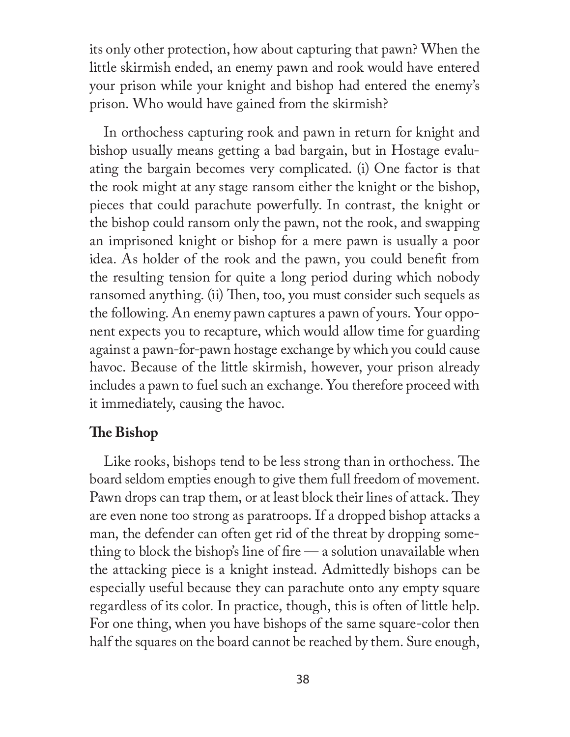its only other protection, how about capturing that pawn? When the little skirmish ended, an enemy pawn and rook would have entered your prison while your knight and bishop had entered the enemy's prison. Who would have gained from the skirmish?

In orthochess capturing rook and pawn in return for knight and bishop usually means getting a bad bargain, but in Hostage evaluating the bargain becomes very complicated. (i) One factor is that the rook might at any stage ransom either the knight or the bishop, pieces that could parachute powerfully. In contrast, the knight or the bishop could ransom only the pawn, not the rook, and swapping an imprisoned knight or bishop for a mere pawn is usually a poor idea. As holder of the rook and the pawn, you could benefit from the resulting tension for quite a long period during which nobody ransomed anything. (ii) Then, too, you must consider such sequels as the following. An enemy pawn captures a pawn of yours. Your opponent expects you to recapture, which would allow time for guarding against a pawn-for-pawn hostage exchange by which you could cause havoc. Because of the little skirmish, however, your prison already includes a pawn to fuel such an exchange. You therefore proceed with it immediately, causing the havoc.

### The Bishop

Like rooks, bishops tend to be less strong than in orthochess. The board seldom empties enough to give them full freedom of movement. Pawn drops can trap them, or at least block their lines of attack. They are even none too strong as paratroops. If a dropped bishop attacks a man, the defender can often get rid of the threat by dropping something to block the bishop's line of fire — a solution unavailable when the attacking piece is a knight instead. Admittedly bishops can be especially useful because they can parachute onto any empty square regardless of its color. In practice, though, this is often of little help. For one thing, when you have bishops of the same square-color then half the squares on the board cannot be reached by them. Sure enough,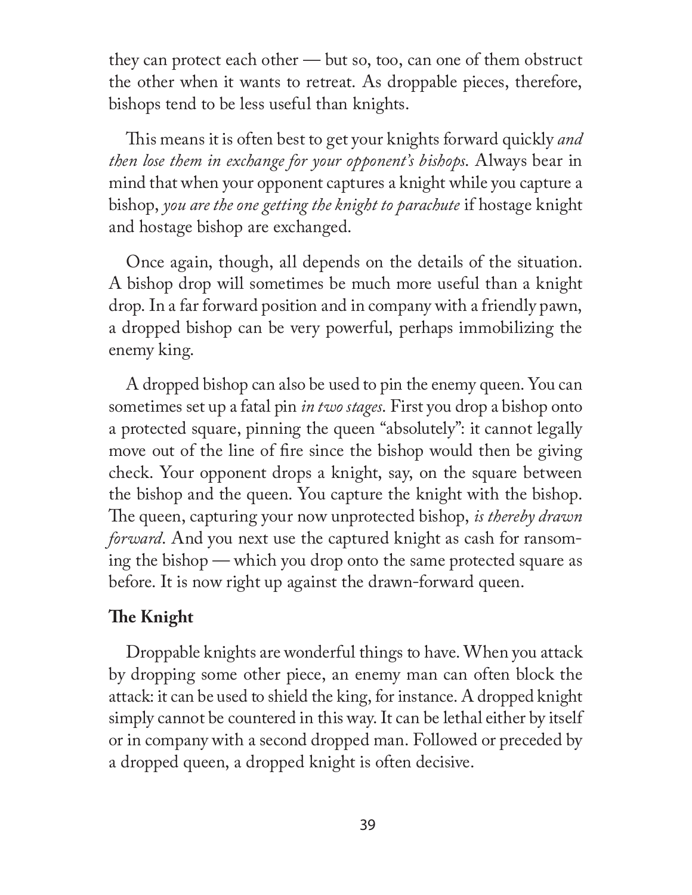they can protect each other — but so, too, can one of them obstruct the other when it wants to retreat. As droppable pieces, therefore, bishops tend to be less useful than knights.

This means it is often best to get your knights forward quickly *and then lose them in exchange for your opponent's bishops*. Always bear in mind that when your opponent captures a knight while you capture a bishop, *you are the one getting the knight to parachute* if hostage knight and hostage bishop are exchanged.

Once again, though, all depends on the details of the situation. A bishop drop will sometimes be much more useful than a knight drop. In a far forward position and in company with a friendly pawn, a dropped bishop can be very powerful, perhaps immobilizing the enemy king.

A dropped bishop can also be used to pin the enemy queen. You can sometimes set up a fatal pin *in two stages*. First you drop a bishop onto a protected square, pinning the queen "absolutely": it cannot legally move out of the line of fire since the bishop would then be giving check. Your opponent drops a knight, say, on the square between the bishop and the queen. You capture the knight with the bishop. The queen, capturing your now unprotected bishop, *is thereby drawn forward*. And you next use the captured knight as cash for ransoming the bishop — which you drop onto the same protected square as before. It is now right up against the drawn-forward queen.

### The Knight

Droppable knights are wonderful things to have. When you attack by dropping some other piece, an enemy man can often block the attack: it can be used to shield the king, for instance. A dropped knight simply cannot be countered in this way. It can be lethal either by itself or in company with a second dropped man. Followed or preceded by a dropped queen, a dropped knight is often decisive.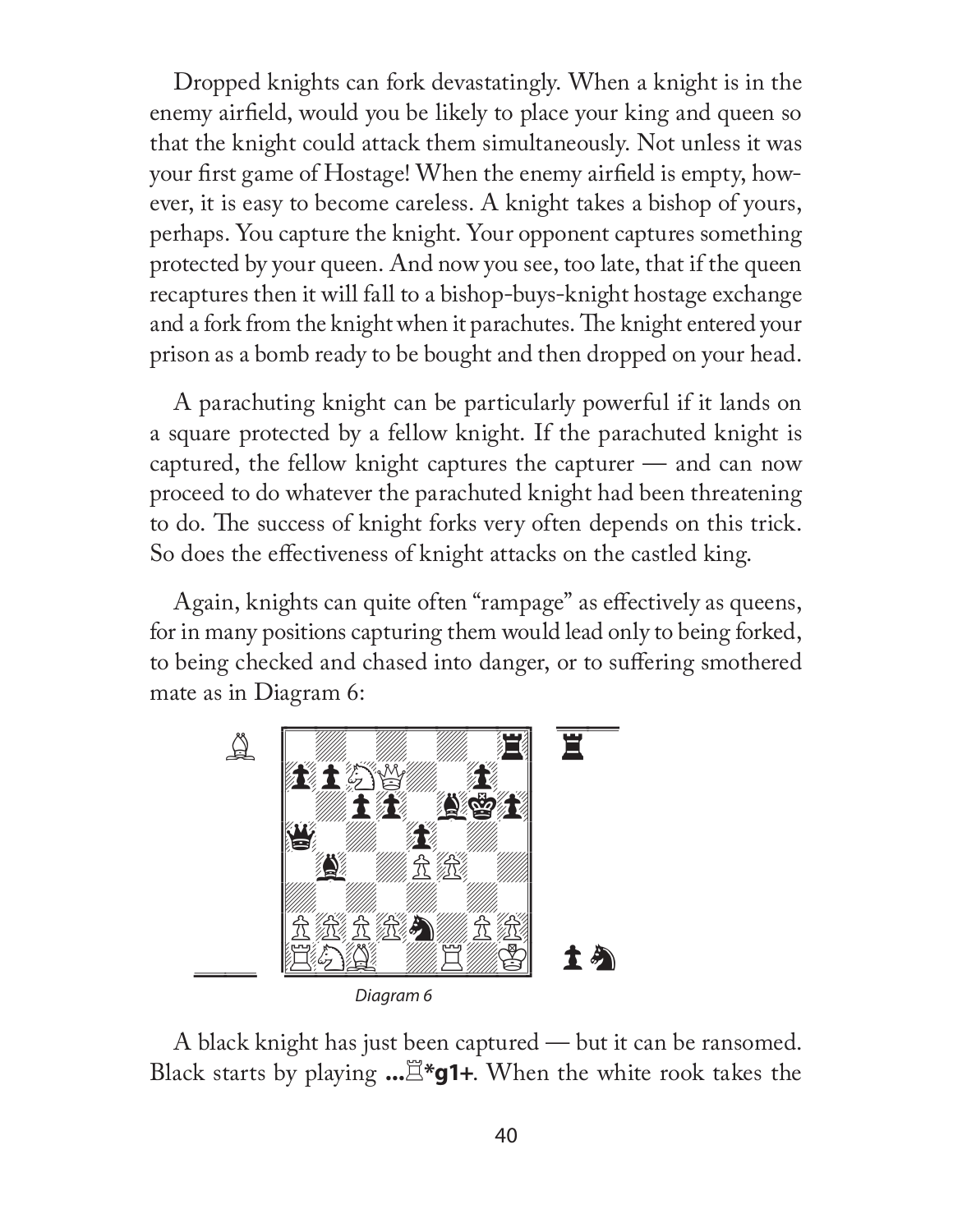Dropped knights can fork devastatingly. When a knight is in the enemy airfield, would you be likely to place your king and queen so that the knight could attack them simultaneously. Not unless it was your first game of Hostage! When the enemy airfield is empty, however, it is easy to become careless. A knight takes a bishop of yours, perhaps. You capture the knight. Your opponent captures something protected by your queen. And now you see, too late, that if the queen recaptures then it will fall to a bishop-buys-knight hostage exchange and a fork from the knight when it parachutes. The knight entered your prison as a bomb ready to be bought and then dropped on your head.

A parachuting knight can be particularly powerful if it lands on a square protected by a fellow knight. If the parachuted knight is captured, the fellow knight captures the capturer — and can now proceed to do whatever the parachuted knight had been threatening to do. The success of knight forks very often depends on this trick. So does the effectiveness of knight attacks on the castled king.

Again, knights can quite often "rampage" as effectively as queens, for in many positions capturing them would lead only to being forked, to being checked and chased into danger, or to suffering smothered mate as in Diagram 6:

*Diagram 6*

A black knight has just been captured — but it can be ransomed. Black starts by playing **...♖*g1+**. When the white rook takes the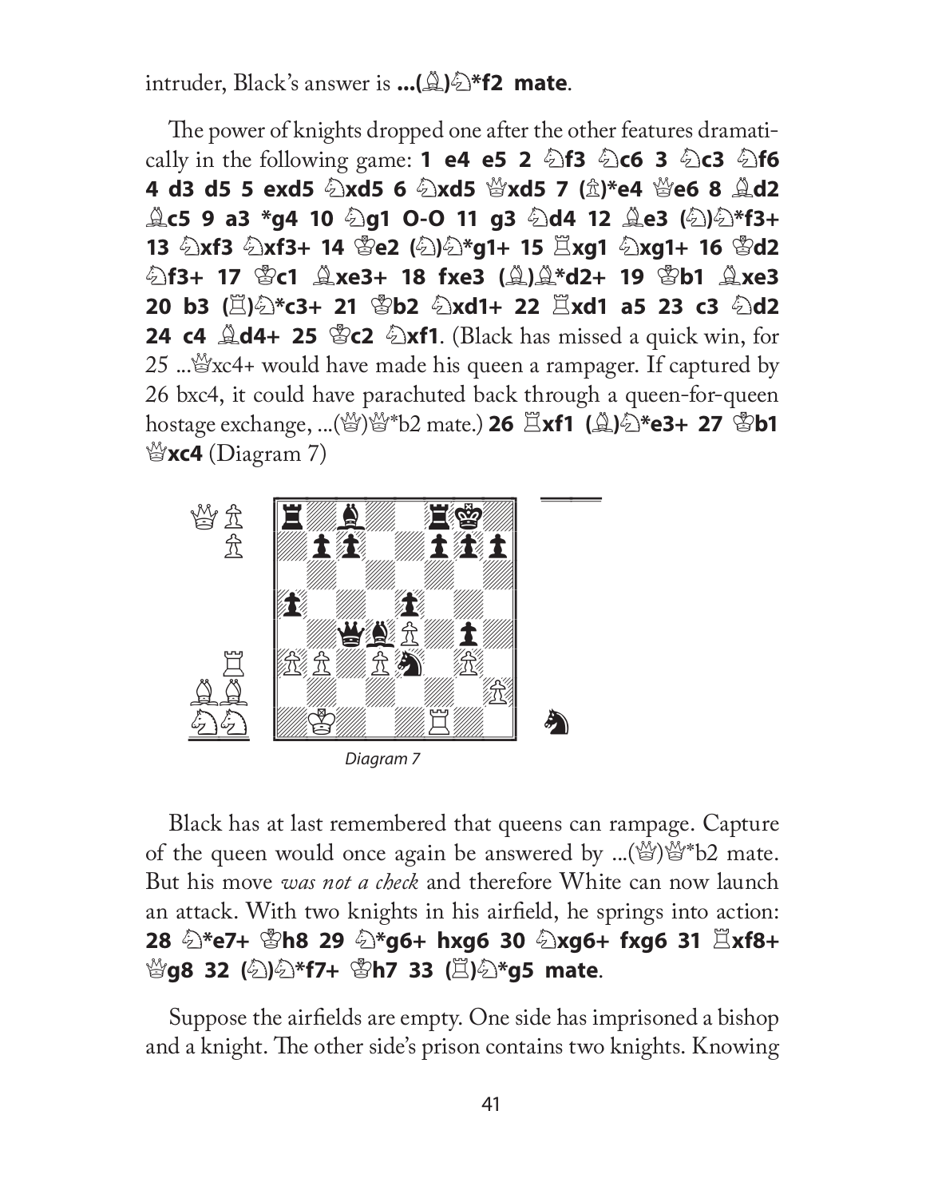intruder, Black's answer is **...(♗)♘*f2 mate**.

The power of knights dropped one after the other features dramatically in the following game: **1 e4 e5 2 ♘f3 ♘c6 3 ♘c3 ♘f6 4 d3 d5 5 exd5 ♘xd5 6 ♘xd5 ♕xd5 7 (♙)*e4 ♕e6 8 ♗d2 ♗c5 9 a3 *g4 10 ♘g1 O-O 11 g3 ♘d4 12 ♗e3 (♘)♘*f3+ 13 ♘xf3 ♘xf3+ 14 ♔e2 (♘)♘*g1+ 15 ♖xg1 ♘xg1+ 16 ♔d2 ♘f3+ 17 ♔c1 ♗xe3+ 18 fxe3 (♗)♗*d2+ 19 ♔b1 ♗xe3 20 b3 (♖)♘*c3+ 21 ♔b2 ♘xd1+ 22 ♖xd1 a5 23 c3 ♘d2 24 c4 ♗d4+ 25 ♔c2 ♘xf1**. (Black has missed a quick win, for 25 ...♕xc4+ would have made his queen a rampager. If captured by 26 bxc4, it could have parachuted back through a queen-for-queen hostage exchange, ...(♕)♕*b2 mate.) **26 ♖xf1 (♗)♘*e3+ 27 ♔b1 ♕xc4** (Diagram 7)

*Diagram 7*

Black has at last remembered that queens can rampage. Capture of the queen would once again be answered by ...(♕)♕*b2 mate. But his move *was not a check* and therefore White can now launch an attack. With two knights in his airfield, he springs into action: **28 ♘*e7+ ♔h8 29 ♘*g6+ hxg6 30 ♘xg6+ fxg6 31 ♖xf8+ ♕g8 32 (♘)♘*f7+ ♔h7 33 (♖)♘*g5 mate**.

Suppose the airfields are empty. One side has imprisoned a bishop and a knight. The other side's prison contains two knights. Knowing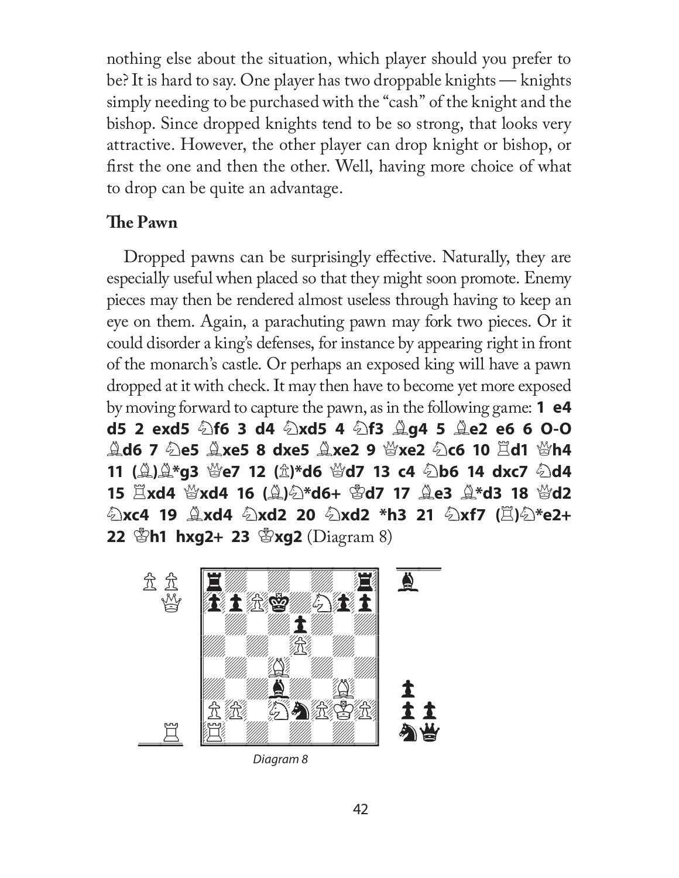nothing else about the situation, which player should you prefer to be? It is hard to say. One player has two droppable knights — knights simply needing to be purchased with the "cash" of the knight and the bishop. Since dropped knights tend to be so strong, that looks very attractive. However, the other player can drop knight or bishop, or first the one and then the other. Well, having more choice of what to drop can be quite an advantage.

### The Pawn

Dropped pawns can be surprisingly effective. Naturally, they are especially useful when placed so that they might soon promote. Enemy pieces may then be rendered almost useless through having to keep an eye on them. Again, a parachuting pawn may fork two pieces. Or it could disorder a king's defenses, for instance by appearing right in front of the monarch's castle. Or perhaps an exposed king will have a pawn dropped at it with check. It may then have to become yet more exposed by moving forward to capture the pawn, as in the following game: **1 e4 d5 2 exd5 ♘f6 3 d4 ♘xd5 4 ♘f3 ♗g4 5 ♗e2 e6 6 O-O ♗d6 7 ♘e5 ♗xe5 8 dxe5 ♗xe2 9 ♕xe2 ♘c6 10 ♖d1 ♕h4 11 (♗)♗*g3 ♕e7 12 (♙)*d6 ♕d7 13 c4 ♘b6 14 dxc7 ♘d4 15 ♖xd4 ♕xd4 16 (♗)♘*d6+ ♔d7 17 ♗e3 ♗*d3 18 ♕d2 ♘xc4 19 ♗xd4 ♘xd2 20 ♘xd2 *h3 21 ♘xf7 (♖)♘*e2+ 22 ♔h1 hxg2+ 23 ♔xg2** (Diagram 8)

*Diagram 8*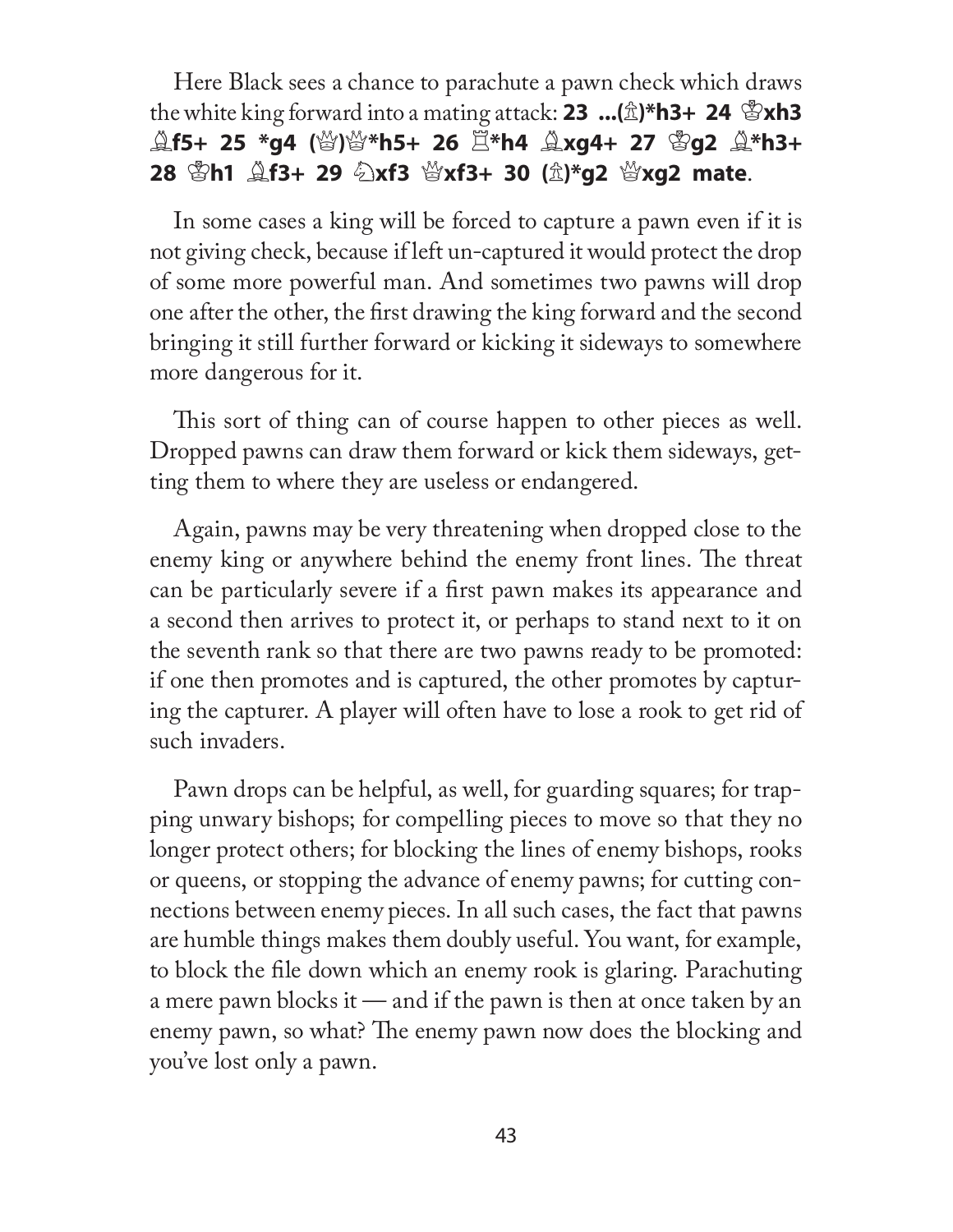Here Black sees a chance to parachute a pawn check which draws the white king forward into a mating attack: **23 ...(♙)*h3+ 24 ♔xh3 ♗f5+ 25 *g4 (♕)♕*h5+ 26 ♖*h4 ♗xg4+ 27 ♔g2 ♗*h3+ 28 ♔h1 ♗f3+ 29 ♘xf3 ♕xf3+ 30 (♙)*g2 ♕xg2 mate**.

In some cases a king will be forced to capture a pawn even if it is not giving check, because if left un-captured it would protect the drop of some more powerful man. And sometimes two pawns will drop one after the other, the first drawing the king forward and the second bringing it still further forward or kicking it sideways to somewhere more dangerous for it.

This sort of thing can of course happen to other pieces as well. Dropped pawns can draw them forward or kick them sideways, getting them to where they are useless or endangered.

Again, pawns may be very threatening when dropped close to the enemy king or anywhere behind the enemy front lines. The threat can be particularly severe if a first pawn makes its appearance and a second then arrives to protect it, or perhaps to stand next to it on the seventh rank so that there are two pawns ready to be promoted: if one then promotes and is captured, the other promotes by capturing the capturer. A player will often have to lose a rook to get rid of such invaders.

Pawn drops can be helpful, as well, for guarding squares; for trapping unwary bishops; for compelling pieces to move so that they no longer protect others; for blocking the lines of enemy bishops, rooks or queens, or stopping the advance of enemy pawns; for cutting connections between enemy pieces. In all such cases, the fact that pawns are humble things makes them doubly useful. You want, for example, to block the file down which an enemy rook is glaring. Parachuting a mere pawn blocks it — and if the pawn is then at once taken by an enemy pawn, so what? The enemy pawn now does the blocking and you've lost only a pawn.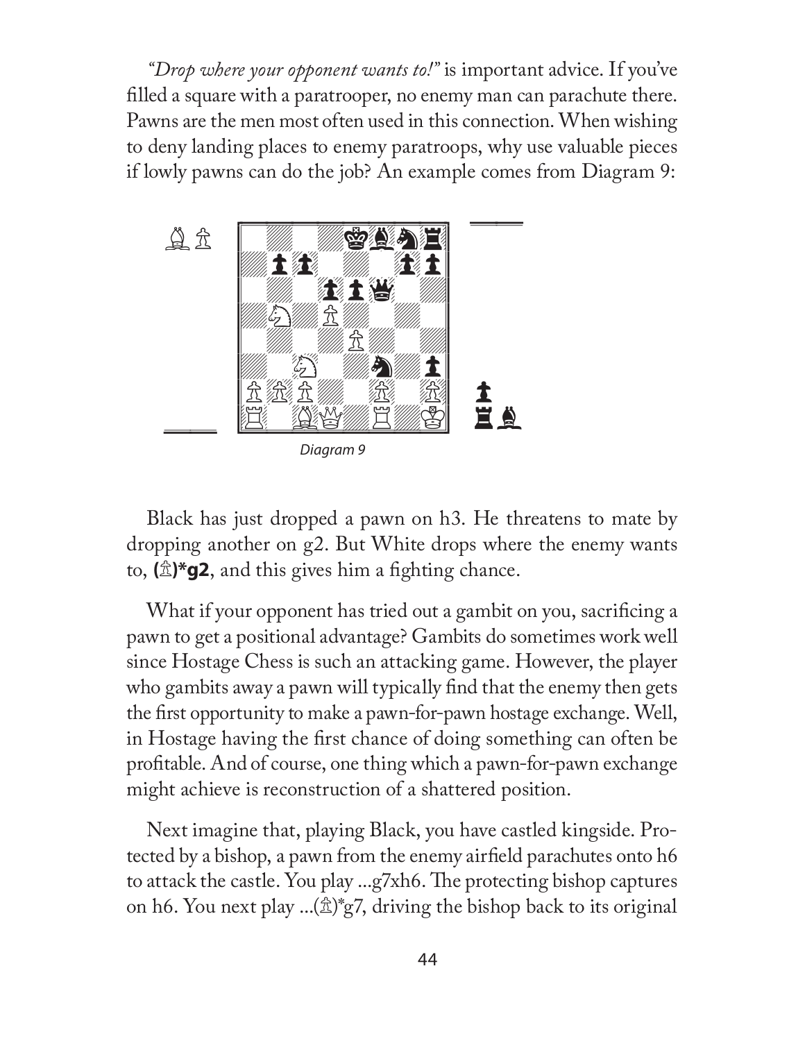*"Drop where your opponent wants to!"* is important advice. If you've filled a square with a paratrooper, no enemy man can parachute there. Pawns are the men most often used in this connection. When wishing to deny landing places to enemy paratroops, why use valuable pieces if lowly pawns can do the job? An example comes from Diagram 9:

Diagram 9

Black has just dropped a pawn on h3. He threatens to mate by dropping another on g2. But White drops where the enemy wants to, **(♙)*g2**, and this gives him a fighting chance.

What if your opponent has tried out a gambit on you, sacrificing a pawn to get a positional advantage? Gambits do sometimes work well since Hostage Chess is such an attacking game. However, the player who gambits away a pawn will typically find that the enemy then gets the first opportunity to make a pawn-for-pawn hostage exchange. Well, in Hostage having the first chance of doing something can often be profitable. And of course, one thing which a pawn-for-pawn exchange might achieve is reconstruction of a shattered position.

Next imagine that, playing Black, you have castled kingside. Protected by a bishop, a pawn from the enemy airfield parachutes onto h6 to attack the castle. You play ...g7xh6. The protecting bishop captures on h6. You next play ...(♙)*g7, driving the bishop back to its original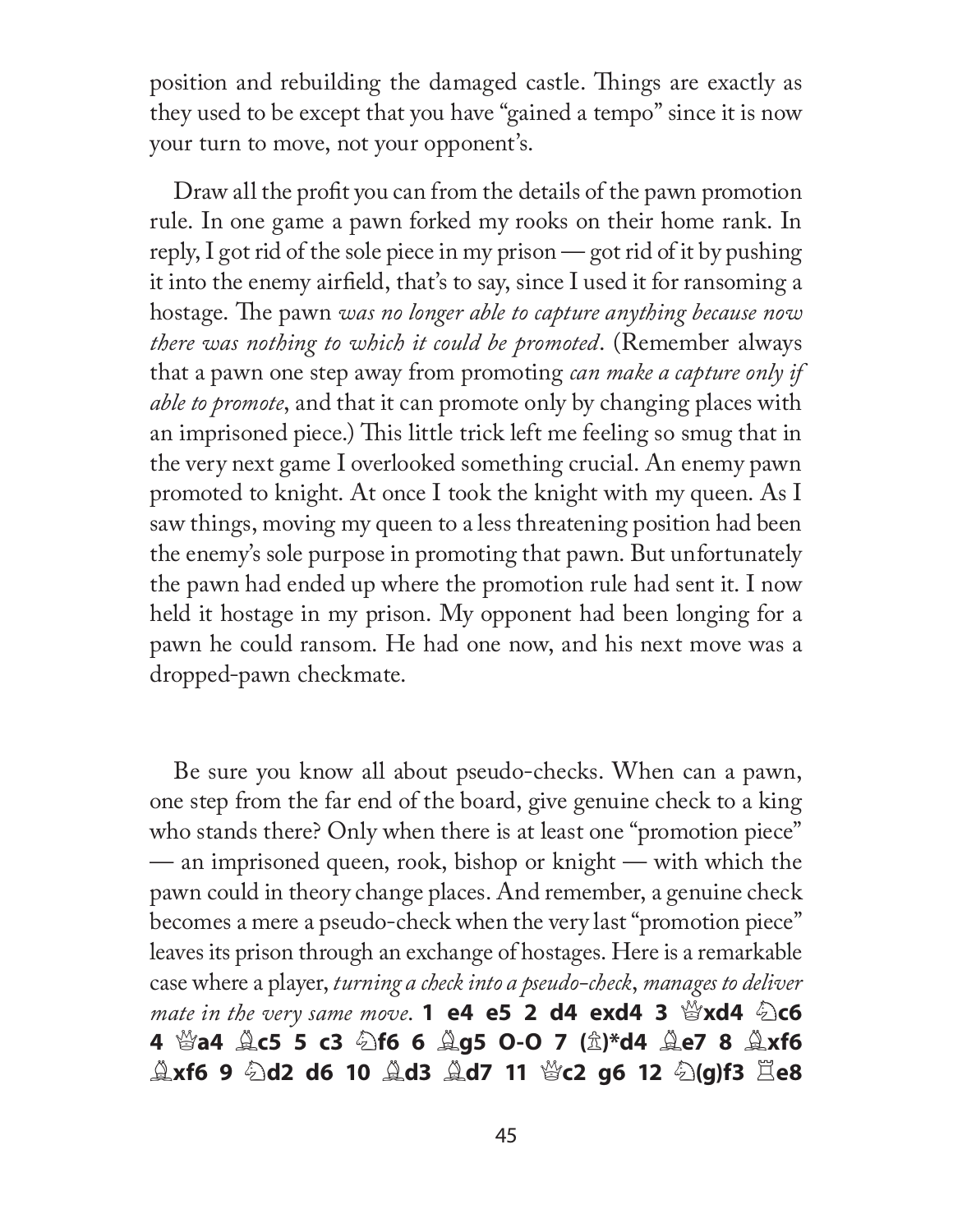position and rebuilding the damaged castle. Things are exactly as they used to be except that you have "gained a tempo" since it is now your turn to move, not your opponent's.

Draw all the profit you can from the details of the pawn promotion rule. In one game a pawn forked my rooks on their home rank. In reply, I got rid of the sole piece in my prison — got rid of it by pushing it into the enemy airfield, that's to say, since I used it for ransoming a hostage. The pawn *was no longer able to capture anything because now there was nothing to which it could be promoted*. (Remember always that a pawn one step away from promoting *can make a capture only if able to promote*, and that it can promote only by changing places with an imprisoned piece.) This little trick left me feeling so smug that in the very next game I overlooked something crucial. An enemy pawn promoted to knight. At once I took the knight with my queen. As I saw things, moving my queen to a less threatening position had been the enemy's sole purpose in promoting that pawn. But unfortunately the pawn had ended up where the promotion rule had sent it. I now held it hostage in my prison. My opponent had been longing for a pawn he could ransom. He had one now, and his next move was a dropped-pawn checkmate.

Be sure you know all about pseudo-checks. When can a pawn, one step from the far end of the board, give genuine check to a king who stands there? Only when there is at least one "promotion piece" — an imprisoned queen, rook, bishop or knight — with which the pawn could in theory change places. And remember, a genuine check becomes a mere a pseudo-check when the very last "promotion piece" leaves its prison through an exchange of hostages. Here is a remarkable case where a player, *turning a check into a pseudo-check*, *manages to deliver mate in the very same move*. **1 e4 e5 2 d4 exd4 3 ♕xd4 ♘c6 4 ♕a4 ♗c5 5 c3 ♘f6 6 ♗g5 O-O 7 (♙)*d4 ♗e7 8 ♗xf6 ♗xf6 9 ♘d2 d6 10 ♗d3 ♗d7 11 ♕c2 g6 12 ♘(g)f3 ♖e8**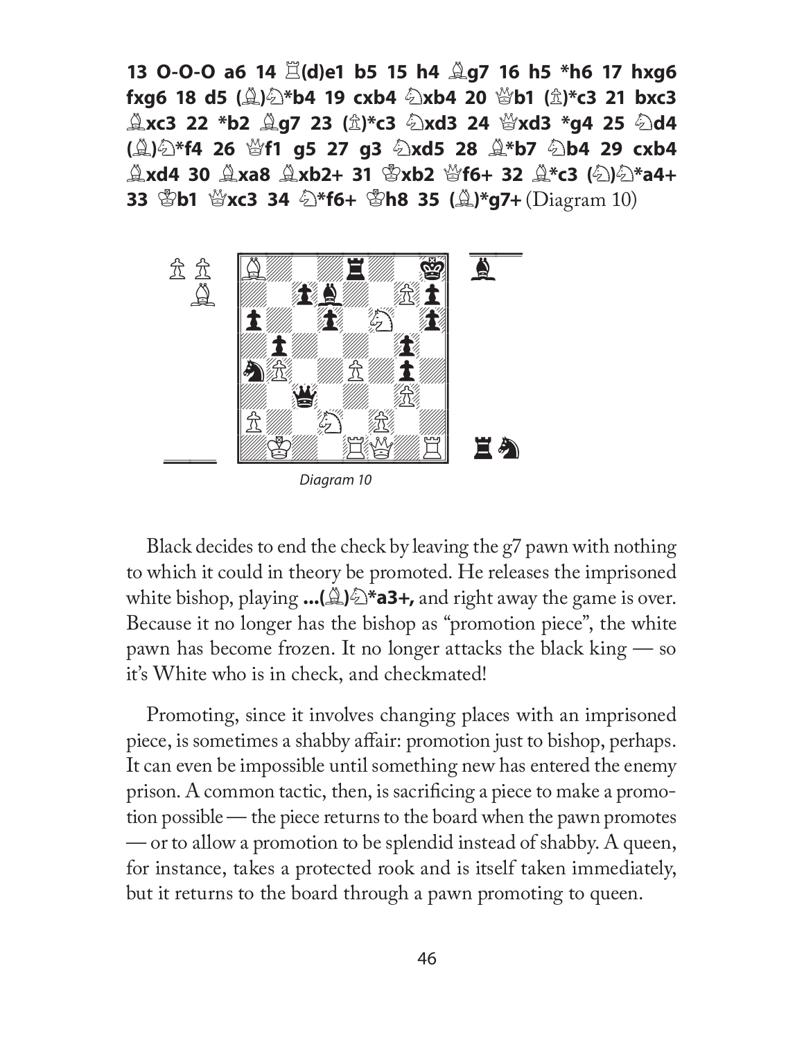**13 O-O-O a6 14 ♖(d)e1 b5 15 h4 ♗g7 16 h5 *h6 17 hxg6 fxg6 18 d5 (♗)♘*b4 19 cxb4 ♘xb4 20 ♕b1 (♙)*c3 21 bxc3 ♗xc3 22 *b2 ♗g7 23 (♙)*c3 ♘xd3 24 ♕xd3 *g4 25 ♘d4 (♗)♘*f4 26 ♕f1 g5 27 g3 ♘xd5 28 ♗*b7 ♘b4 29 cxb4 ♗xd4 30 ♗xa8 ♗xb2+ 31 ♔xb2 ♕f6+ 32 ♗*c3 (♘)♘*a4+ 33 ♔b1 ♕xc3 34 ♘*f6+ ♔h8 35 (♗)*g7+** (Diagram 10)

*Diagram 10*

Black decides to end the check by leaving the g7 pawn with nothing to which it could in theory be promoted. He releases the imprisoned white bishop, playing **...(♗)♘*a3+,** and right away the game is over. Because it no longer has the bishop as "promotion piece", the white pawn has become frozen. It no longer attacks the black king — so it's White who is in check, and checkmated!

Promoting, since it involves changing places with an imprisoned piece, is sometimes a shabby affair: promotion just to bishop, perhaps. It can even be impossible until something new has entered the enemy prison. A common tactic, then, is sacrificing a piece to make a promotion possible — the piece returns to the board when the pawn promotes — or to allow a promotion to be splendid instead of shabby. A queen, for instance, takes a protected rook and is itself taken immediately, but it returns to the board through a pawn promoting to queen.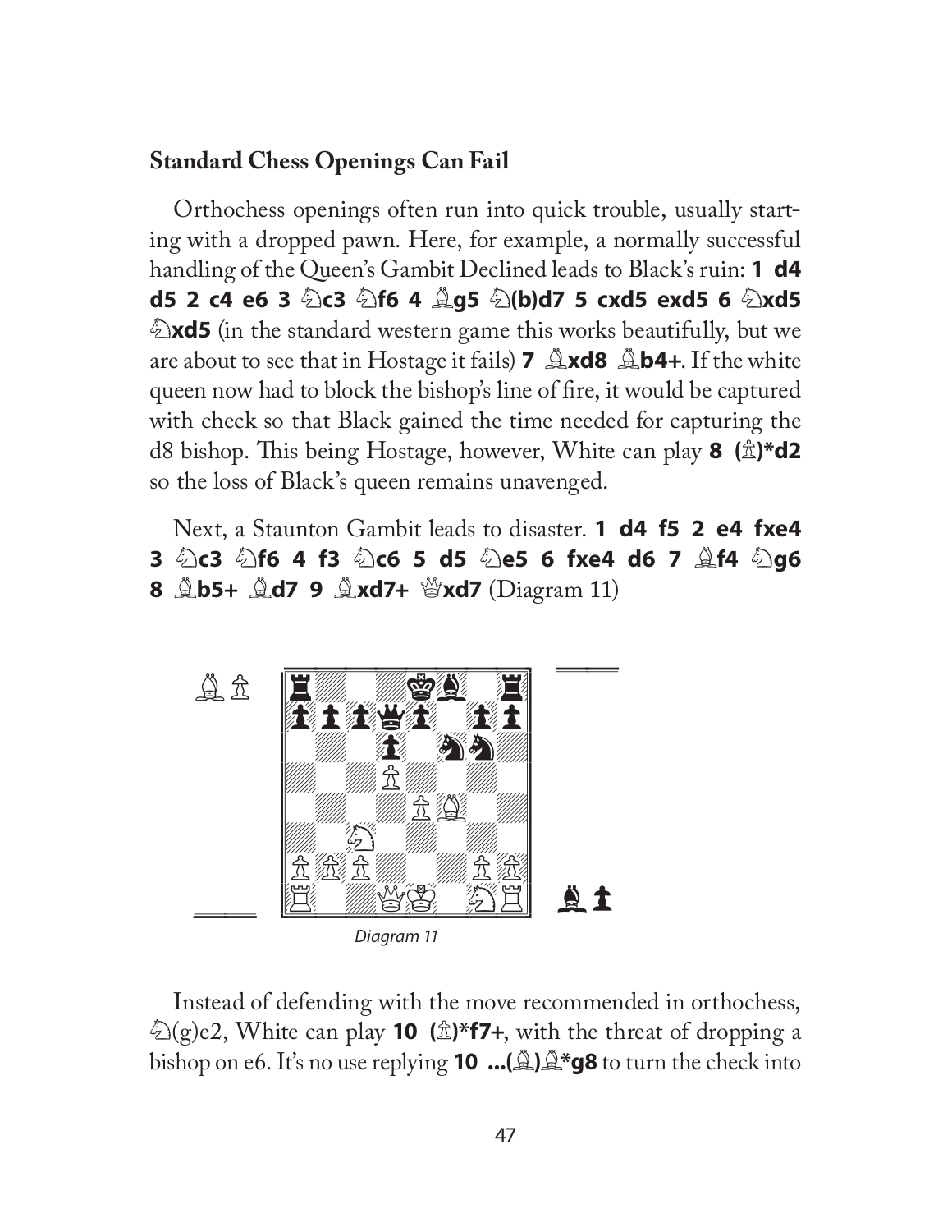## Standard Chess Openings Can Fail

Orthochess openings often run into quick trouble, usually starting with a dropped pawn. Here, for example, a normally successful handling of the Queen's Gambit Declined leads to Black's ruin: **1 d4 d5 2 c4 e6 3 ♘c3 ♘f6 4 ♗g5 ♘(b)d7 5 cxd5 exd5 6 ♘xd5 ♘xd5** (in the standard western game this works beautifully, but we are about to see that in Hostage it fails) **7 ♗xd8 ♗b4+**. If the white queen now had to block the bishop's line of fire, it would be captured with check so that Black gained the time needed for capturing the d8 bishop. This being Hostage, however, White can play **8 (♙)*d2** so the loss of Black's queen remains unavenged.

Next, a Staunton Gambit leads to disaster. **1 d4 f5 2 e4 fxe4 3 ♘c3 ♘f6 4 f3 ♘c6 5 d5 ♘e5 6 fxe4 d6 7 ♗f4 ♘g6 8 ♗b5+ ♗d7 9 ♗xd7+ ♕xd7** (Diagram 11)

*Diagram 11*

Instead of defending with the move recommended in orthochess, ♘(g)e2, White can play **10 (♙)*f7+**, with the threat of dropping a bishop on e6. It's no use replying **10 ...(♗)♗*g8** to turn the check into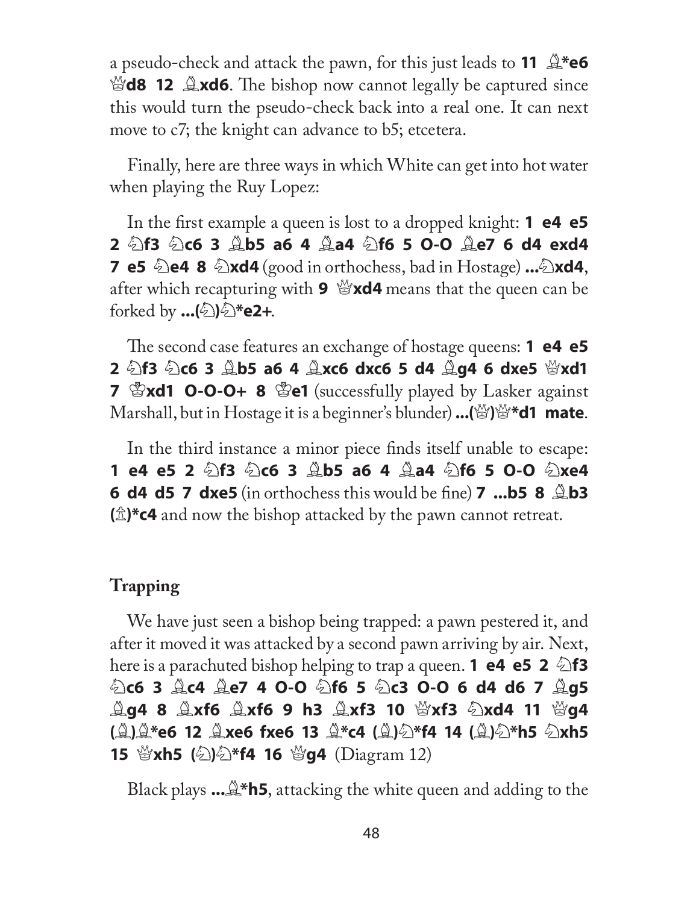a pseudo-check and attack the pawn, for this just leads to **11 ♗*e6 ♕d8 12 ♗xd6**. The bishop now cannot legally be captured since this would turn the pseudo-check back into a real one. It can next move to c7; the knight can advance to b5; etcetera.

Finally, here are three ways in which White can get into hot water when playing the Ruy Lopez:

In the first example a queen is lost to a dropped knight: **1 e4 e5 2 ♘f3 ♘c6 3 ♗b5 a6 4 ♗a4 ♘f6 5 O-O ♗e7 6 d4 exd4 7 e5 ♘e4 8 ♘xd4** (good in orthochess, bad in Hostage) **...♘xd4**, after which recapturing with **9 ♕xd4** means that the queen can be forked by **...(♘)♘*e2+**.

The second case features an exchange of hostage queens: **1 e4 e5 2 ♘f3 ♘c6 3 ♗b5 a6 4 ♗xc6 dxc6 5 d4 ♗g4 6 dxe5 ♕xd1 7 ♔xd1 O-O-O+ 8 ♔e1** (successfully played by Lasker against Marshall, but in Hostage it is a beginner's blunder) **...(♕)♕*d1 mate**.

In the third instance a minor piece finds itself unable to escape: **1 e4 e5 2 ♘f3 ♘c6 3 ♗b5 a6 4 ♗a4 ♘f6 5 O-O ♘xe4 6 d4 d5 7 dxe5** (in orthochess this would be fine) **7 ...b5 8 ♗b3 (♙)*c4** and now the bishop attacked by the pawn cannot retreat.

## Trapping

We have just seen a bishop being trapped: a pawn pestered it, and after it moved it was attacked by a second pawn arriving by air. Next, here is a parachuted bishop helping to trap a queen. **1 e4 e5 2 ♘f3 ♘c6 3 ♗c4 ♗e7 4 O-O ♘f6 5 ♘c3 O-O 6 d4 d6 7 ♗g5 ♗g4 8 ♗xf6 ♗xf6 9 h3 ♗xf3 10 ♕xf3 ♘xd4 11 ♕g4 (♗)♗*e6 12 ♗xe6 fxe6 13 ♗*c4 (♗)♘*f4 14 (♗)♘*h5 ♘xh5 15 ♕xh5 (♘)♘*f4 16 ♕g4** (Diagram 12)

Black plays **...♗*h5**, attacking the white queen and adding to the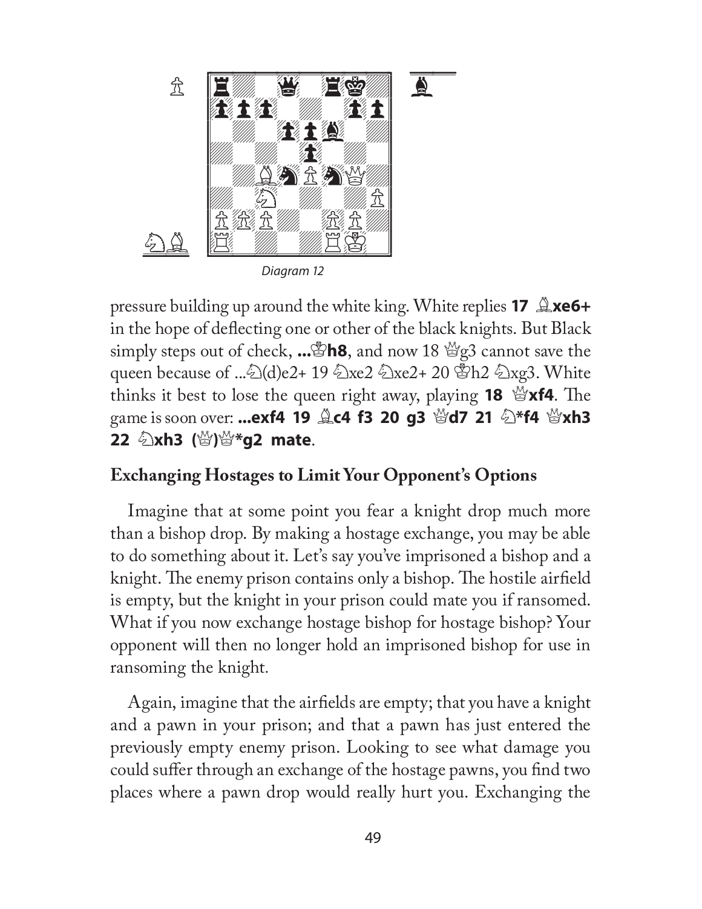Diagram 12

pressure building up around the white king. White replies **17 ♗xe6+** in the hope of deflecting one or other of the black knights. But Black simply steps out of check, **...♔h8**, and now 18 ♕g3 cannot save the queen because of ...♘(d)e2+ 19 ♘xe2 ♘xe2+ 20 ♔h2 ♘xg3. White thinks it best to lose the queen right away, playing **18 ♕xf4**. The game is soon over: **...exf4 19 ♗c4 f3 20 g3 ♕d7 21 ♘*f4 ♕xh3 22 ♘xh3 (♕)♕*g2 mate**.

## Exchanging Hostages to Limit Your Opponent's Options

Imagine that at some point you fear a knight drop much more than a bishop drop. By making a hostage exchange, you may be able to do something about it. Let's say you've imprisoned a bishop and a knight. The enemy prison contains only a bishop. The hostile airfield is empty, but the knight in your prison could mate you if ransomed. What if you now exchange hostage bishop for hostage bishop? Your opponent will then no longer hold an imprisoned bishop for use in ransoming the knight.

Again, imagine that the airfields are empty; that you have a knight and a pawn in your prison; and that a pawn has just entered the previously empty enemy prison. Looking to see what damage you could suffer through an exchange of the hostage pawns, you find two places where a pawn drop would really hurt you. Exchanging the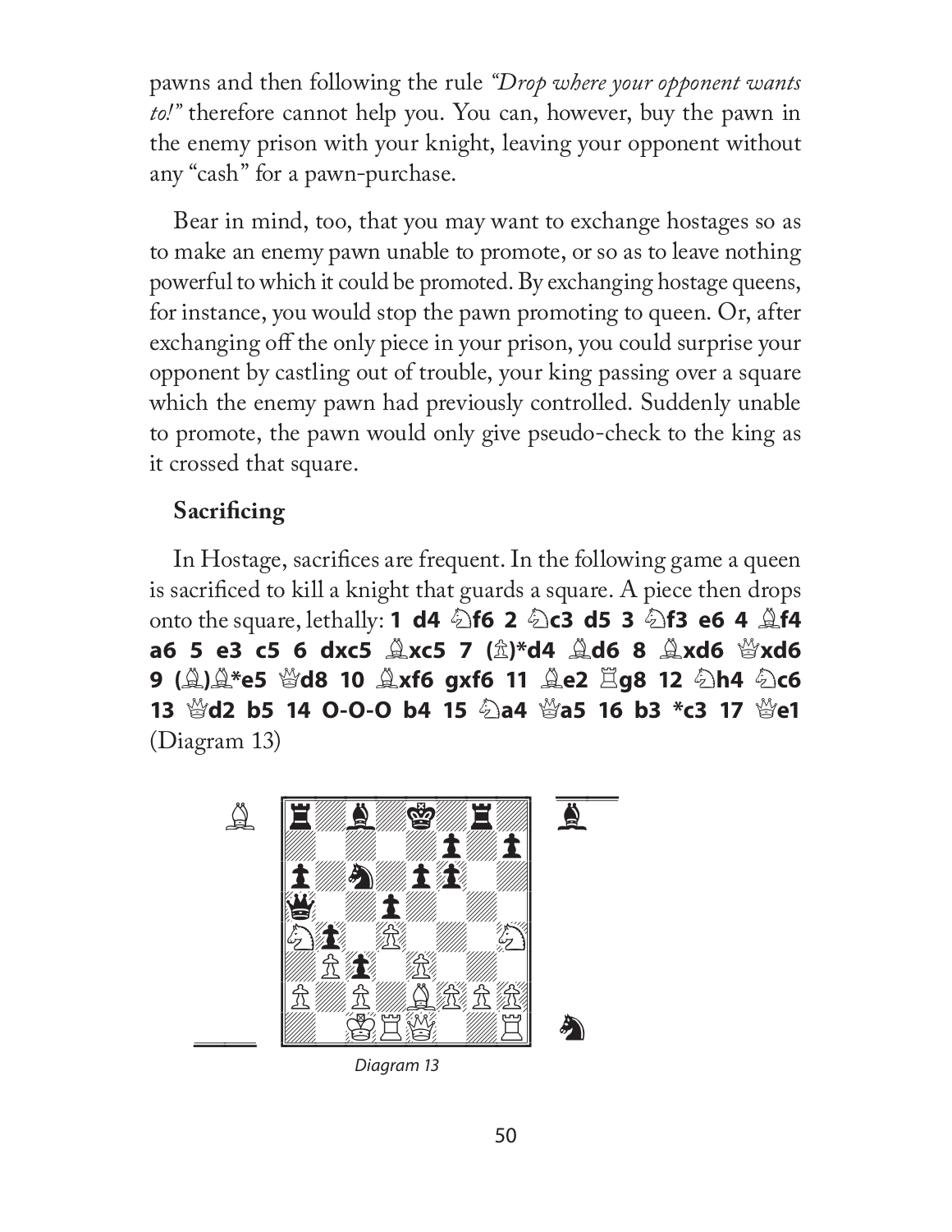pawns and then following the rule *"Drop where your opponent wants to!"* therefore cannot help you. You can, however, buy the pawn in the enemy prison with your knight, leaving your opponent without any "cash" for a pawn-purchase.

Bear in mind, too, that you may want to exchange hostages so as to make an enemy pawn unable to promote, or so as to leave nothing powerful to which it could be promoted. By exchanging hostage queens, for instance, you would stop the pawn promoting to queen. Or, after exchanging off the only piece in your prison, you could surprise your opponent by castling out of trouble, your king passing over a square which the enemy pawn had previously controlled. Suddenly unable to promote, the pawn would only give pseudo-check to the king as it crossed that square.

## Sacrificing

In Hostage, sacrifices are frequent. In the following game a queen is sacrificed to kill a knight that guards a square. A piece then drops onto the square, lethally: **1 d4 ♘f6 2 ♘c3 d5 3 ♘f3 e6 4 ♗f4 a6 5 e3 c5 6 dxc5 ♗xc5 7 (♙)*d4 ♗d6 8 ♗xd6 ♕xd6 9 (♗)♗*e5 ♕d8 10 ♗xf6 gxf6 11 ♗e2 ♖g8 12 ♘h4 ♘c6 13 ♕d2 b5 14 O-O-O b4 15 ♘a4 ♕a5 16 b3 *c3 17 ♕e1** (Diagram 13)

Diagram 13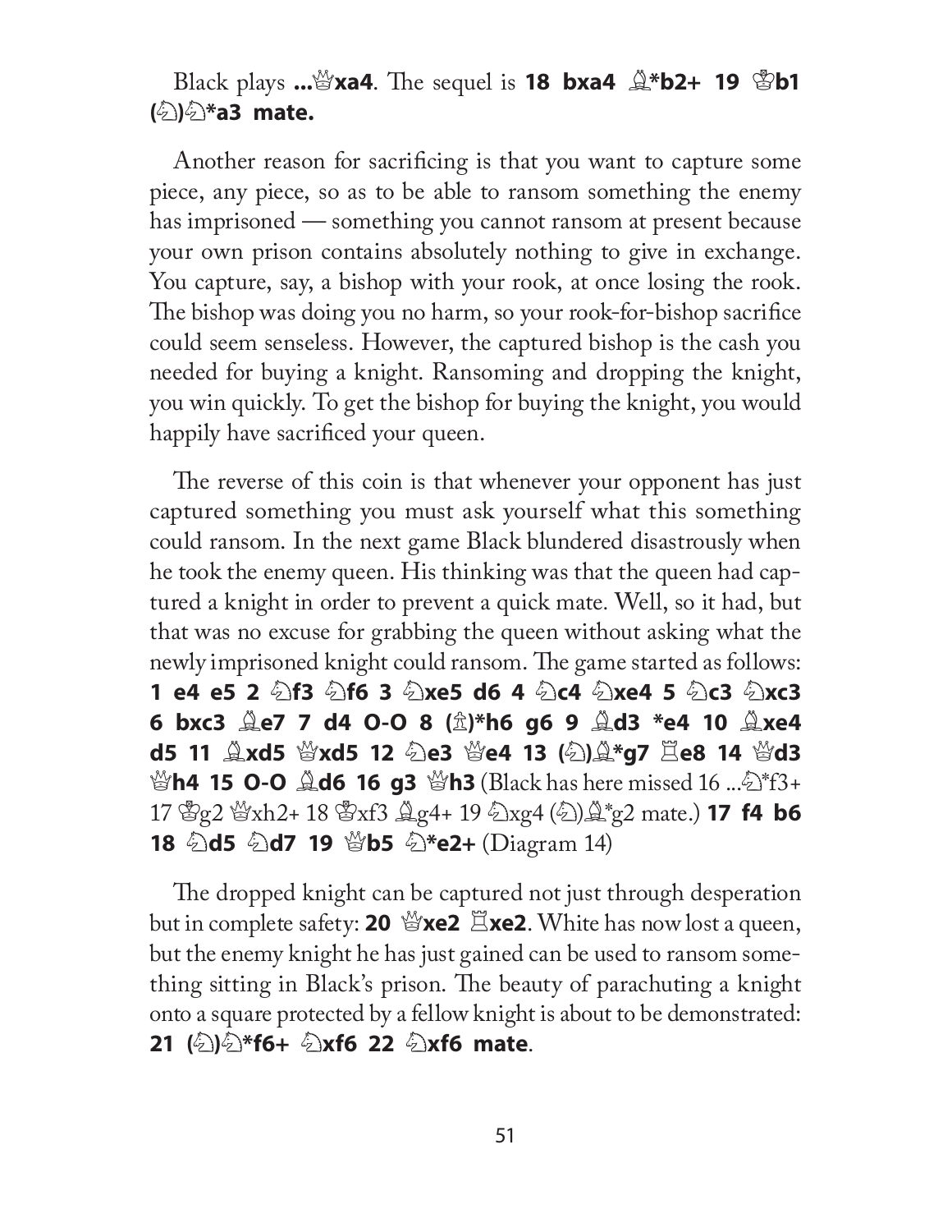Black plays **...♕xa4**. The sequel is **18 bxa4 ♗*b2+ 19 ♔b1 (♘)♘*a3 mate.**

Another reason for sacrificing is that you want to capture some piece, any piece, so as to be able to ransom something the enemy has imprisoned — something you cannot ransom at present because your own prison contains absolutely nothing to give in exchange. You capture, say, a bishop with your rook, at once losing the rook. The bishop was doing you no harm, so your rook-for-bishop sacrifice could seem senseless. However, the captured bishop is the cash you needed for buying a knight. Ransoming and dropping the knight, you win quickly. To get the bishop for buying the knight, you would happily have sacrificed your queen.

The reverse of this coin is that whenever your opponent has just captured something you must ask yourself what this something could ransom. In the next game Black blundered disastrously when he took the enemy queen. His thinking was that the queen had captured a knight in order to prevent a quick mate. Well, so it had, but that was no excuse for grabbing the queen without asking what the newly imprisoned knight could ransom. The game started as follows: **1 e4 e5 2 ♘f3 ♘f6 3 ♘xe5 d6 4 ♘c4 ♘xe4 5 ♘c3 ♘xc3 6 bxc3 ♗e7 7 d4 O-O 8 (♙)*h6 g6 9 ♗d3 *e4 10 ♗xe4 d5 11 ♗xd5 ♕xd5 12 ♘e3 ♕e4 13 (♘)♗*g7 ♖e8 14 ♕d3 ♕h4 15 O-O ♗d6 16 g3 ♕h3** (Black has here missed 16 ...♘*f3+ 17 ♔g2 ♕xh2+ 18 ♔xf3 ♗g4+ 19 ♘xg4 (♘)♗*g2 mate.) **17 f4 b6 18 ♘d5 ♘d7 19 ♕b5 ♘*e2+** (Diagram 14)

The dropped knight can be captured not just through desperation but in complete safety: **20 ♕xe2 ♖xe2**. White has now lost a queen, but the enemy knight he has just gained can be used to ransom something sitting in Black's prison. The beauty of parachuting a knight onto a square protected by a fellow knight is about to be demonstrated: **21 (♘)♘*f6+ ♘xf6 22 ♘xf6 mate**.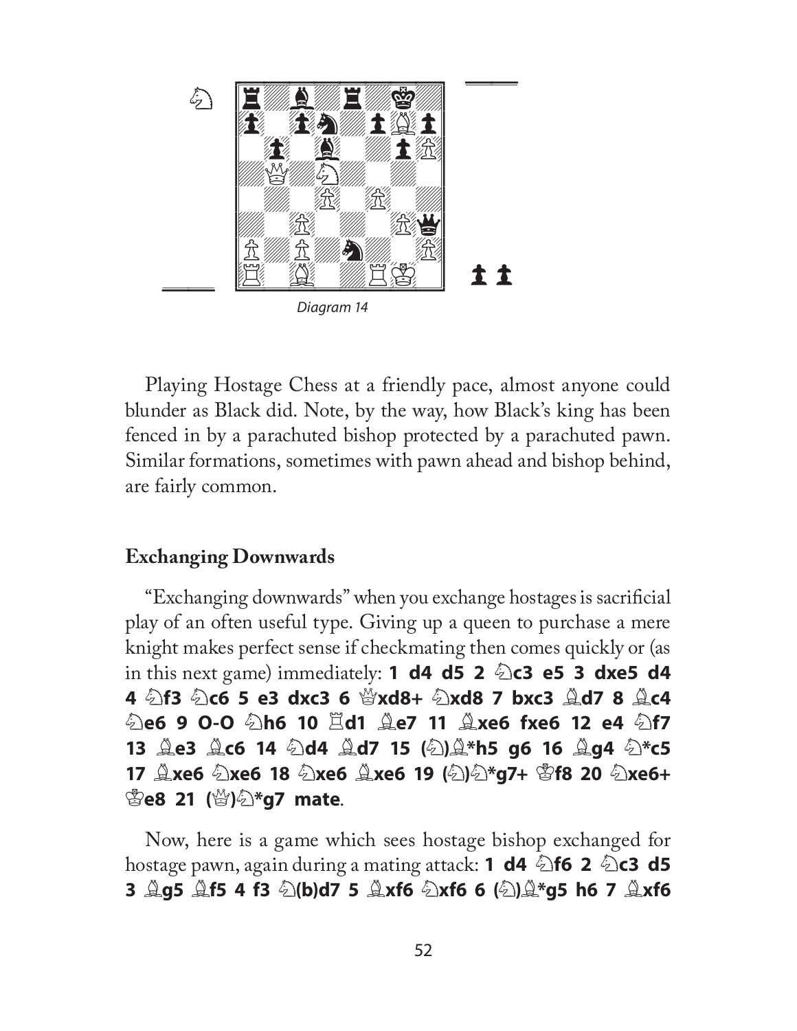Diagram 14

Playing Hostage Chess at a friendly pace, almost anyone could blunder as Black did. Note, by the way, how Black's king has been fenced in by a parachuted bishop protected by a parachuted pawn. Similar formations, sometimes with pawn ahead and bishop behind, are fairly common.

## Exchanging Downwards

"Exchanging downwards" when you exchange hostages is sacrificial play of an often useful type. Giving up a queen to purchase a mere knight makes perfect sense if checkmating then comes quickly or (as in this next game) immediately: **1 d4 d5 2 ♘c3 e5 3 dxe5 d4 4 ♘f3 ♘c6 5 e3 dxc3 6 ♕xd8+ ♘xd8 7 bxc3 ♗d7 8 ♗c4 ♘e6 9 O-O ♘h6 10 ♖d1 ♗e7 11 ♗xe6 fxe6 12 e4 ♘f7 13 ♗e3 ♗c6 14 ♘d4 ♗d7 15 (♘)♗*h5 g6 16 ♗g4 ♘*c5 17 ♗xe6 ♘xe6 18 ♘xe6 ♗xe6 19 (♘)♘*g7+ ♔f8 20 ♘xe6+ ♔e8 21 (♕)♘*g7 mate**.

Now, here is a game which sees hostage bishop exchanged for hostage pawn, again during a mating attack: **1 d4 ♘f6 2 ♘c3 d5 3 ♗g5 ♗f5 4 f3 ♘(b)d7 5 ♗xf6 ♘xf6 6 (♘)♗*g5 h6 7 ♗xf6**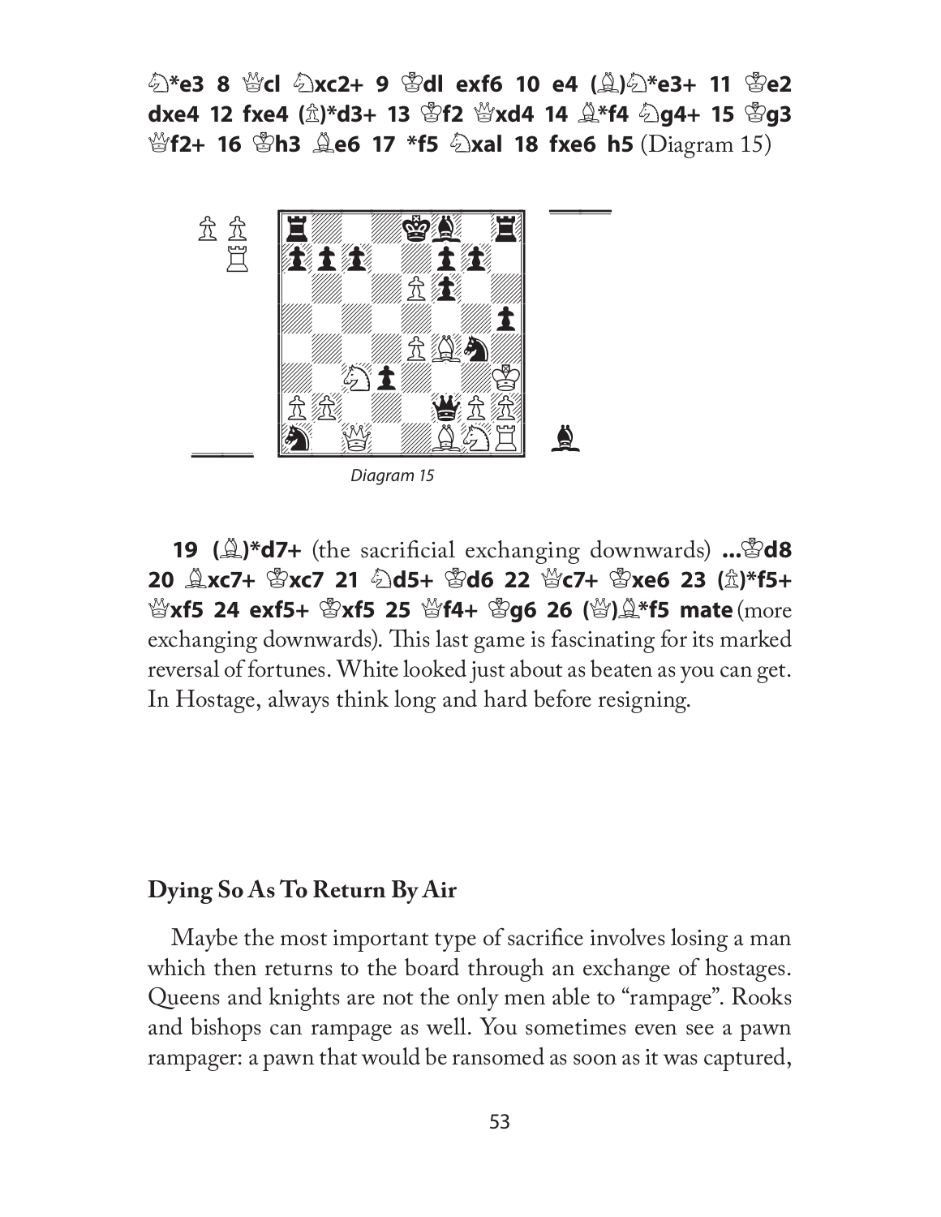♘*e3 8 ♕c1 ♘xc2+ 9 ♔d1 exf6 10 e4 (♗)♘*e3+ 11 ♔e2 dxe4 12 fxe4 (♙)*d3+ 13 ♔f2 ♕xd4 14 ♗*f4 ♘g4+ 15 ♔g3 ♕f2+ 16 ♔h3 ♗e6 17 *f5 ♘xa1 18 fxe6 h5 (Diagram 15)

*Diagram 15*

**19 (♗)*d7+** (the sacrificial exchanging downwards) **...♔d8 20 ♗xc7+ ♔xc7 21 ♘d5+ ♔d6 22 ♕c7+ ♔xe6 23 (♙)*f5+ ♕xf5 24 exf5+ ♔xf5 25 ♕f4+ ♔g6 26 (♕)♗*f5 mate** (more exchanging downwards). This last game is fascinating for its marked reversal of fortunes. White looked just about as beaten as you can get. In Hostage, always think long and hard before resigning.

## Dying So As To Return By Air

Maybe the most important type of sacrifice involves losing a man which then returns to the board through an exchange of hostages. Queens and knights are not the only men able to "rampage". Rooks and bishops can rampage as well. You sometimes even see a pawn rampager: a pawn that would be ransomed as soon as it was captured,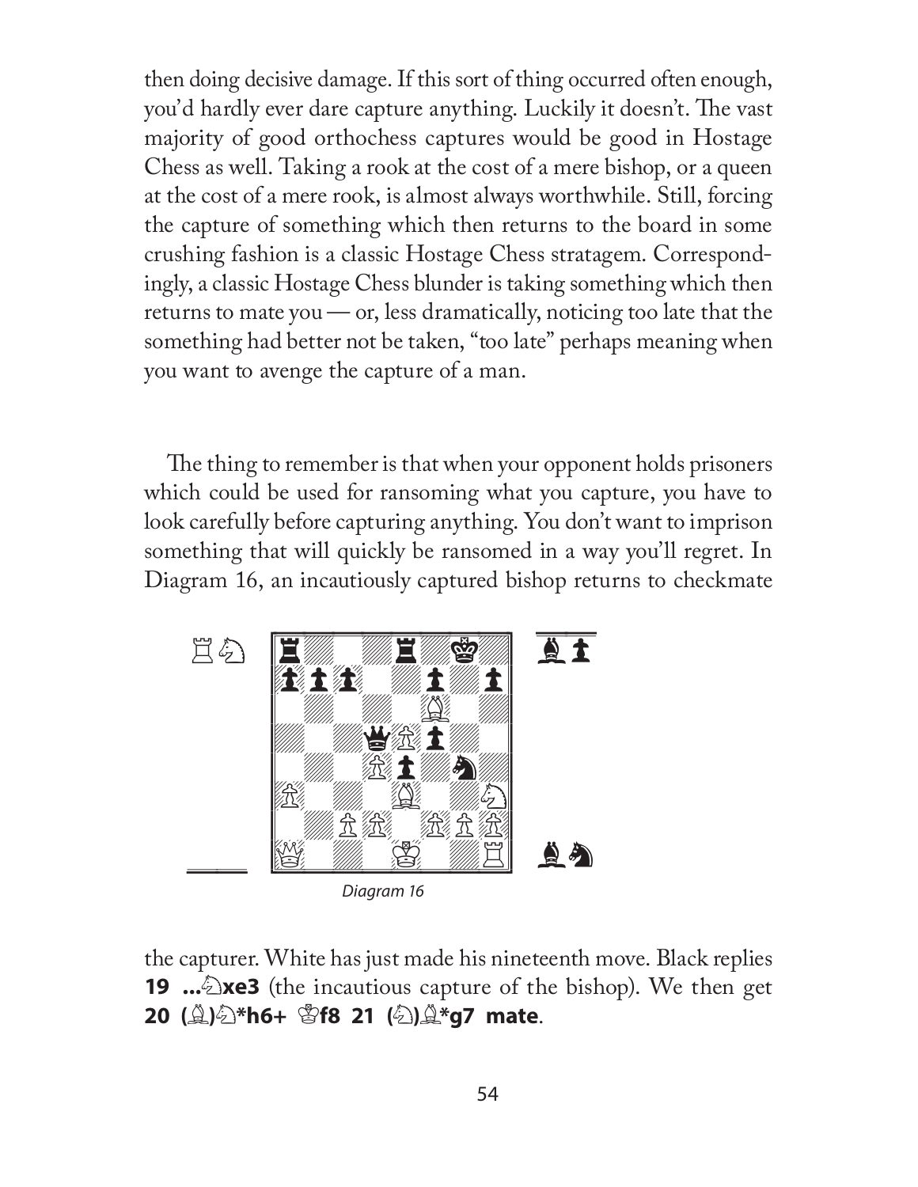then doing decisive damage. If this sort of thing occurred often enough, you'd hardly ever dare capture anything. Luckily it doesn't. The vast majority of good orthochess captures would be good in Hostage Chess as well. Taking a rook at the cost of a mere bishop, or a queen at the cost of a mere rook, is almost always worthwhile. Still, forcing the capture of something which then returns to the board in some crushing fashion is a classic Hostage Chess stratagem. Correspondingly, a classic Hostage Chess blunder is taking something which then returns to mate you — or, less dramatically, noticing too late that the something had better not be taken, "too late" perhaps meaning when you want to avenge the capture of a man.

The thing to remember is that when your opponent holds prisoners which could be used for ransoming what you capture, you have to look carefully before capturing anything. You don't want to imprison something that will quickly be ransomed in a way you'll regret. In Diagram 16, an incautiously captured bishop returns to checkmate

*Diagram 16*

the capturer. White has just made his nineteenth move. Black replies **19 ...♘xe3** (the incautious capture of the bishop). We then get **20 (♗)♘*h6+ ♔f8 21 (♘)♗*g7 mate**.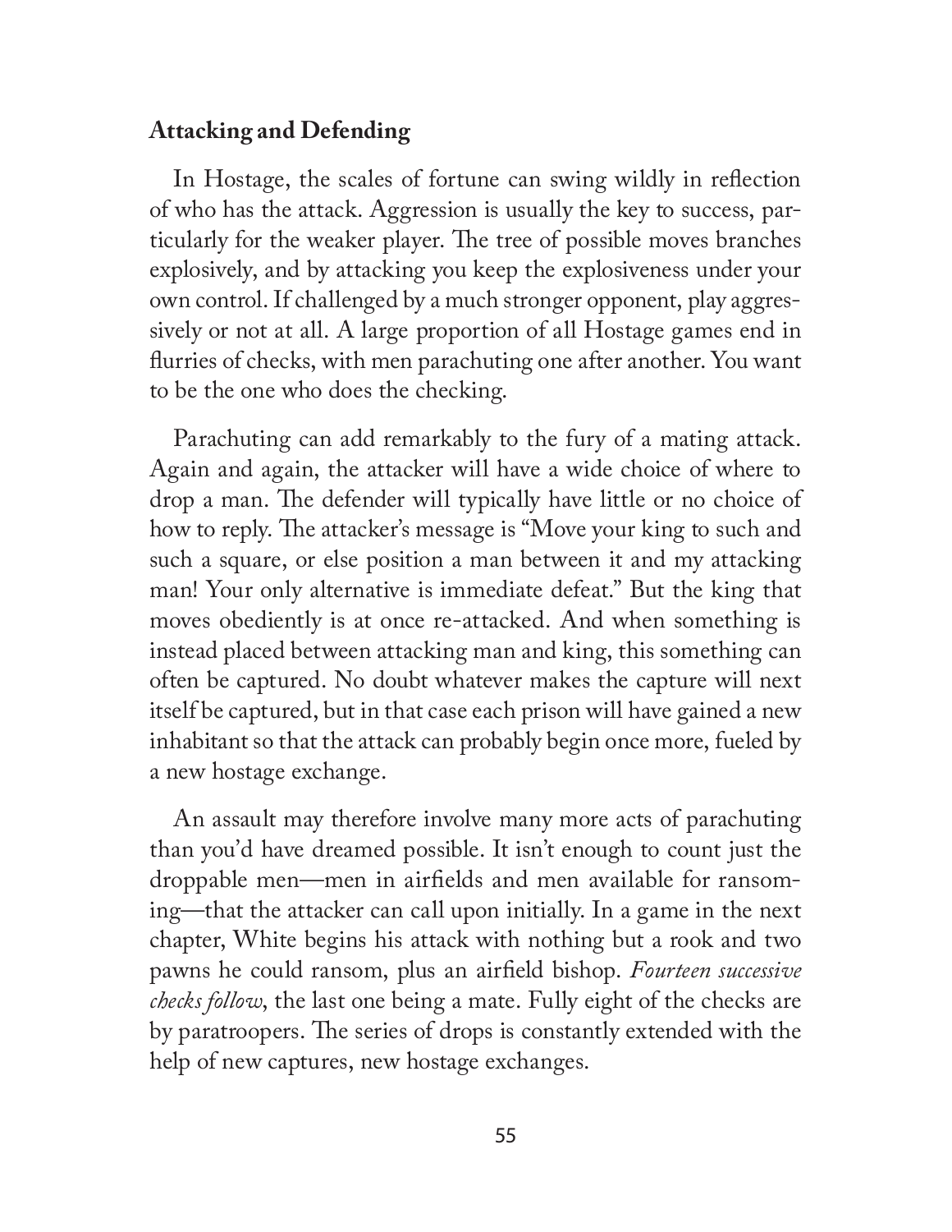### Attacking and Defending

In Hostage, the scales of fortune can swing wildly in reflection of who has the attack. Aggression is usually the key to success, particularly for the weaker player. The tree of possible moves branches explosively, and by attacking you keep the explosiveness under your own control. If challenged by a much stronger opponent, play aggressively or not at all. A large proportion of all Hostage games end in flurries of checks, with men parachuting one after another. You want to be the one who does the checking.

Parachuting can add remarkably to the fury of a mating attack. Again and again, the attacker will have a wide choice of where to drop a man. The defender will typically have little or no choice of how to reply. The attacker's message is "Move your king to such and such a square, or else position a man between it and my attacking man! Your only alternative is immediate defeat." But the king that moves obediently is at once re-attacked. And when something is instead placed between attacking man and king, this something can often be captured. No doubt whatever makes the capture will next itself be captured, but in that case each prison will have gained a new inhabitant so that the attack can probably begin once more, fueled by a new hostage exchange.

An assault may therefore involve many more acts of parachuting than you'd have dreamed possible. It isn't enough to count just the droppable men—men in airfields and men available for ransoming—that the attacker can call upon initially. In a game in the next chapter, White begins his attack with nothing but a rook and two pawns he could ransom, plus an airfield bishop. *Fourteen successive checks follow*, the last one being a mate. Fully eight of the checks are by paratroopers. The series of drops is constantly extended with the help of new captures, new hostage exchanges.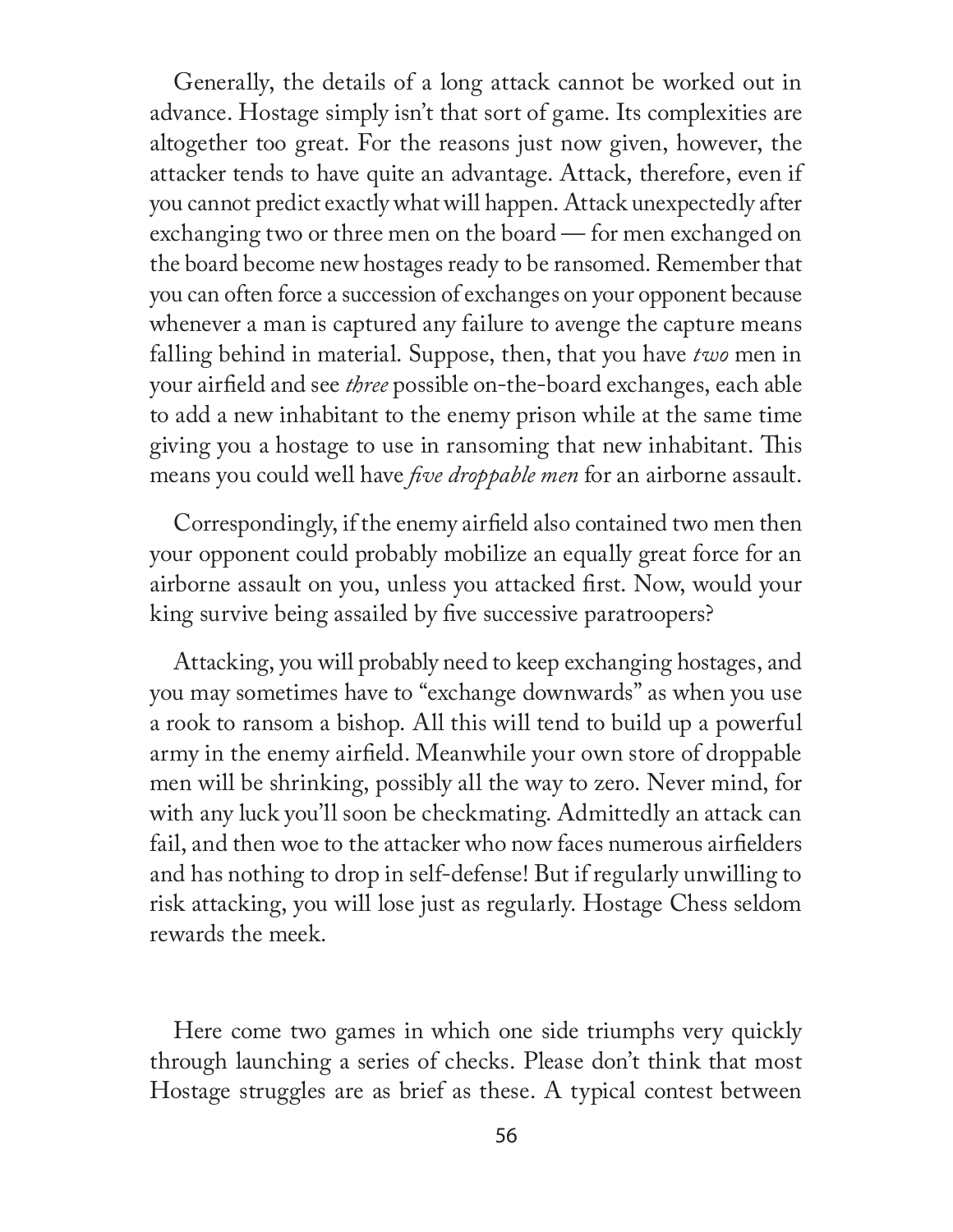Generally, the details of a long attack cannot be worked out in advance. Hostage simply isn't that sort of game. Its complexities are altogether too great. For the reasons just now given, however, the attacker tends to have quite an advantage. Attack, therefore, even if you cannot predict exactly what will happen. Attack unexpectedly after exchanging two or three men on the board — for men exchanged on the board become new hostages ready to be ransomed. Remember that you can often force a succession of exchanges on your opponent because whenever a man is captured any failure to avenge the capture means falling behind in material. Suppose, then, that you have *two* men in your airfield and see *three* possible on-the-board exchanges, each able to add a new inhabitant to the enemy prison while at the same time giving you a hostage to use in ransoming that new inhabitant. This means you could well have *five droppable men* for an airborne assault.

Correspondingly, if the enemy airfield also contained two men then your opponent could probably mobilize an equally great force for an airborne assault on you, unless you attacked first. Now, would your king survive being assailed by five successive paratroopers?

Attacking, you will probably need to keep exchanging hostages, and you may sometimes have to "exchange downwards" as when you use a rook to ransom a bishop. All this will tend to build up a powerful army in the enemy airfield. Meanwhile your own store of droppable men will be shrinking, possibly all the way to zero. Never mind, for with any luck you'll soon be checkmating. Admittedly an attack can fail, and then woe to the attacker who now faces numerous airfielders and has nothing to drop in self-defense! But if regularly unwilling to risk attacking, you will lose just as regularly. Hostage Chess seldom rewards the meek.

Here come two games in which one side triumphs very quickly through launching a series of checks. Please don't think that most Hostage struggles are as brief as these. A typical contest between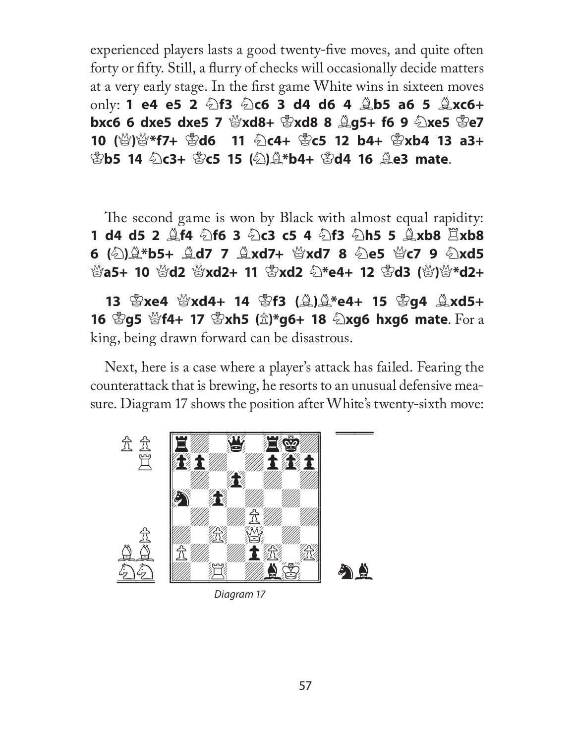experienced players lasts a good twenty-five moves, and quite often forty or fifty. Still, a flurry of checks will occasionally decide matters at a very early stage. In the first game White wins in sixteen moves only: **1 e4 e5 2 ♘f3 ♘c6 3 d4 d6 4 ♗b5 a6 5 ♗xc6+ bxc6 6 dxe5 dxe5 7 ♕xd8+ ♔xd8 8 ♗g5+ f6 9 ♘xe5 ♔e7 10 (♕)♕*f7+ ♔d6 11 ♘c4+ ♔c5 12 b4+ ♔xb4 13 a3+ ♔b5 14 ♘c3+ ♔c5 15 (♘)♗*b4+ ♔d4 16 ♗e3 mate**.

The second game is won by Black with almost equal rapidity: **1 d4 d5 2 ♗f4 ♘f6 3 ♘c3 c5 4 ♘f3 ♘h5 5 ♗xb8 ♖xb8 6 (♘)♗*b5+ ♗d7 7 ♗xd7+ ♕xd7 8 ♘e5 ♕c7 9 ♘xd5 ♕a5+ 10 ♕d2 ♕xd2+ 11 ♔xd2 ♘*e4+ 12 ♔d3 (♕)♕*d2+ 13 ♔xe4 ♕xd4+ 14 ♔f3 (♗)♗*e4+ 15 ♔g4 ♗xd5+ 16 ♔g5 ♕f4+ 17 ♔xh5 (♙)*g6+ 18 ♘xg6 hxg6 mate**. For a king, being drawn forward can be disastrous.

Next, here is a case where a player's attack has failed. Fearing the counterattack that is brewing, he resorts to an unusual defensive measure. Diagram 17 shows the position after White's twenty-sixth move:

*Diagram 17*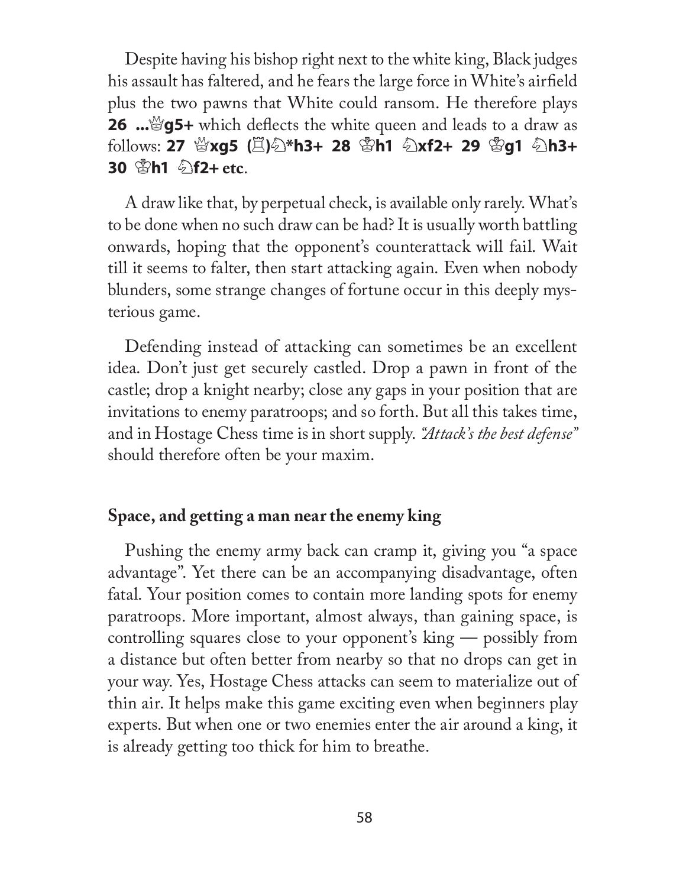Despite having his bishop right next to the white king, Black judges his assault has faltered, and he fears the large force in White's airfield plus the two pawns that White could ransom. He therefore plays **26 ...♕g5+** which deflects the white queen and leads to a draw as follows: **27 ♕xg5 (♖)♘*h3+ 28 ♔h1 ♘xf2+ 29 ♔g1 ♘h3+ 30 ♔h1 ♘f2+ etc**.

A draw like that, by perpetual check, is available only rarely. What's to be done when no such draw can be had? It is usually worth battling onwards, hoping that the opponent's counterattack will fail. Wait till it seems to falter, then start attacking again. Even when nobody blunders, some strange changes of fortune occur in this deeply mysterious game.

Defending instead of attacking can sometimes be an excellent idea. Don't just get securely castled. Drop a pawn in front of the castle; drop a knight nearby; close any gaps in your position that are invitations to enemy paratroops; and so forth. But all this takes time, and in Hostage Chess time is in short supply. *"Attack's the best defense"* should therefore often be your maxim.

## Space, and getting a man near the enemy king

Pushing the enemy army back can cramp it, giving you "a space advantage". Yet there can be an accompanying disadvantage, often fatal. Your position comes to contain more landing spots for enemy paratroops. More important, almost always, than gaining space, is controlling squares close to your opponent's king — possibly from a distance but often better from nearby so that no drops can get in your way. Yes, Hostage Chess attacks can seem to materialize out of thin air. It helps make this game exciting even when beginners play experts. But when one or two enemies enter the air around a king, it is already getting too thick for him to breathe.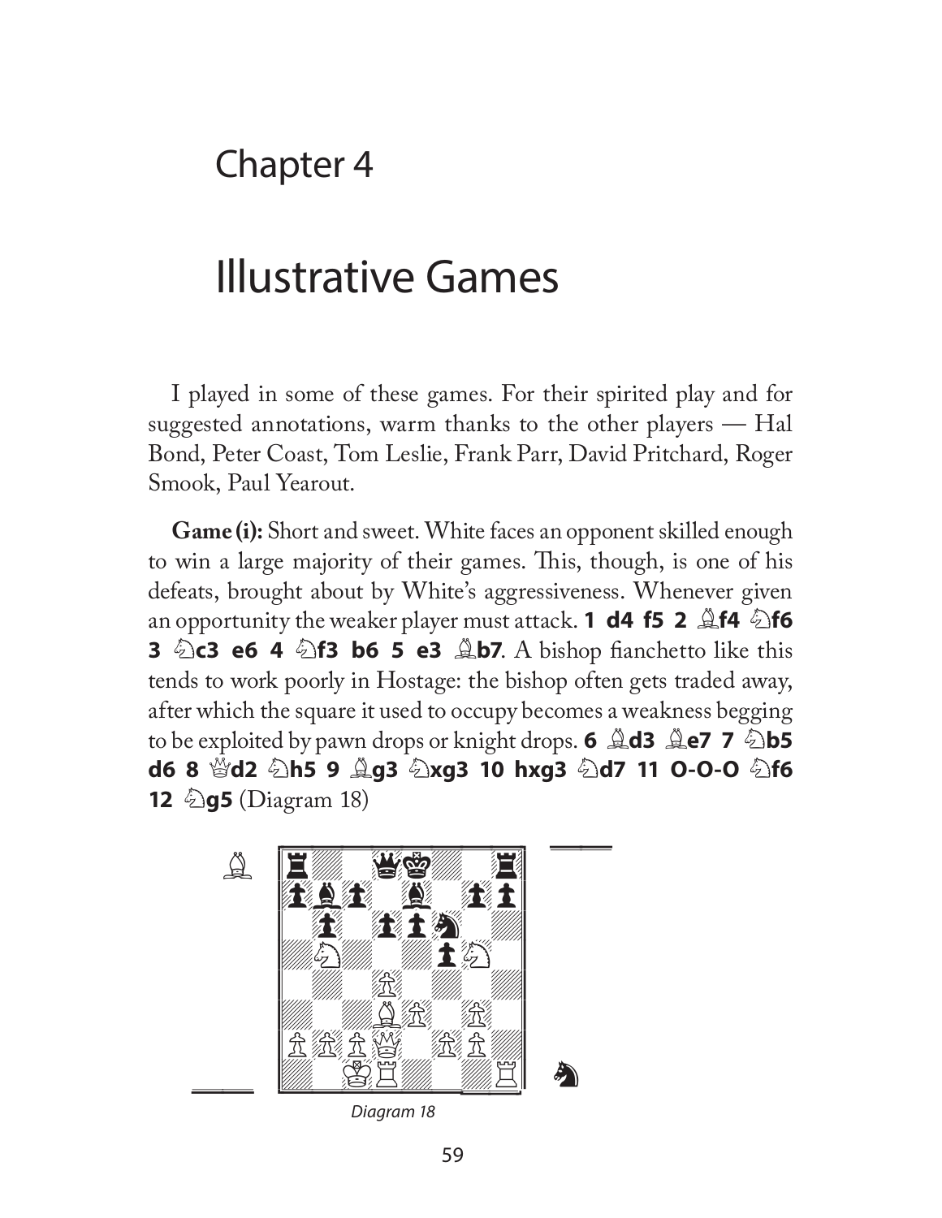# Chapter 4

# Illustrative Games

I played in some of these games. For their spirited play and for suggested annotations, warm thanks to the other players — Hal Bond, Peter Coast, Tom Leslie, Frank Parr, David Pritchard, Roger Smook, Paul Yearout.

**Game (i):** Short and sweet. White faces an opponent skilled enough to win a large majority of their games. This, though, is one of his defeats, brought about by White's aggressiveness. Whenever given an opportunity the weaker player must attack. **1 d4 f5 2 ♗f4 ♘f6 3 ♘c3 e6 4 ♘f3 b6 5 e3 ♗b7**. A bishop fianchetto like this tends to work poorly in Hostage: the bishop often gets traded away, after which the square it used to occupy becomes a weakness begging to be exploited by pawn drops or knight drops. **6 ♗d3 ♗e7 7 ♘b5 d6 8 ♕d2 ♘h5 9 ♗g3 ♘xg3 10 hxg3 ♘d7 11 O-O-O ♘f6 12 ♘g5** (Diagram 18)

*Diagram 18*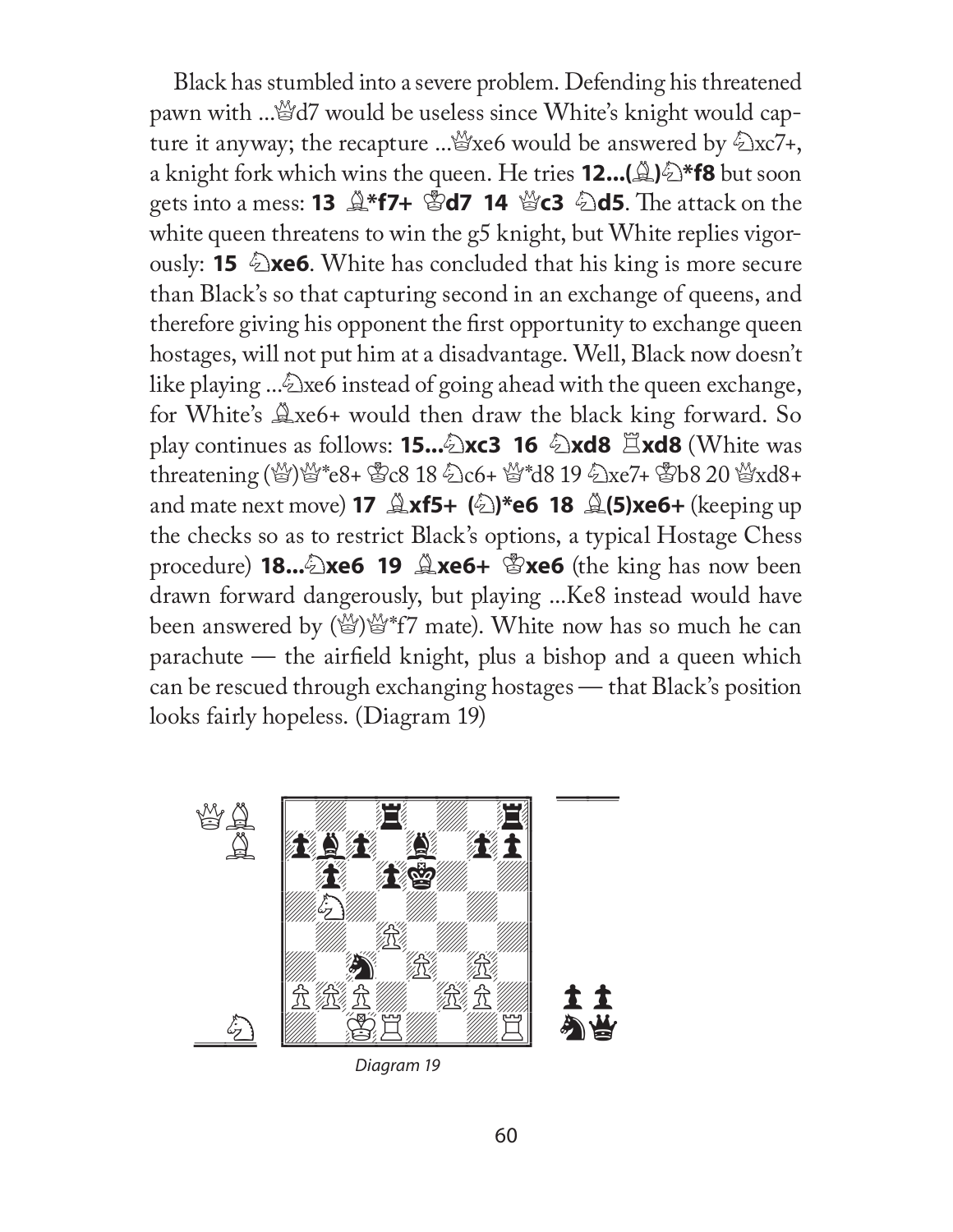Black has stumbled into a severe problem. Defending his threatened pawn with ...♕d7 would be useless since White's knight would capture it anyway; the recapture ...♕xe6 would be answered by ♘xc7+, a knight fork which wins the queen. He tries **12...(♗)♘*f8** but soon gets into a mess: **13 ♗*f7+ ♔d7 14 ♕c3 ♘d5**. The attack on the white queen threatens to win the g5 knight, but White replies vigorously: **15 ♘xe6**. White has concluded that his king is more secure than Black's so that capturing second in an exchange of queens, and therefore giving his opponent the first opportunity to exchange queen hostages, will not put him at a disadvantage. Well, Black now doesn't like playing ...♘xe6 instead of going ahead with the queen exchange, for White's ♗xe6+ would then draw the black king forward. So play continues as follows: **15...♘xc3 16 ♘xd8 ♖xd8** (White was threatening (♕)♕*e8+ ♔c8 18 ♘c6+ ♕*d8 19 ♘xe7+ ♔b8 20 ♕xd8+ and mate next move) **17 ♗xf5+ (♘)*e6 18 ♗(5)xe6+** (keeping up the checks so as to restrict Black's options, a typical Hostage Chess procedure) **18...♘xe6 19 ♗xe6+ ♔xe6** (the king has now been drawn forward dangerously, but playing ...Ke8 instead would have been answered by (♕)♕*f7 mate). White now has so much he can parachute — the airfield knight, plus a bishop and a queen which can be rescued through exchanging hostages — that Black's position looks fairly hopeless. (Diagram 19)

*Diagram 19*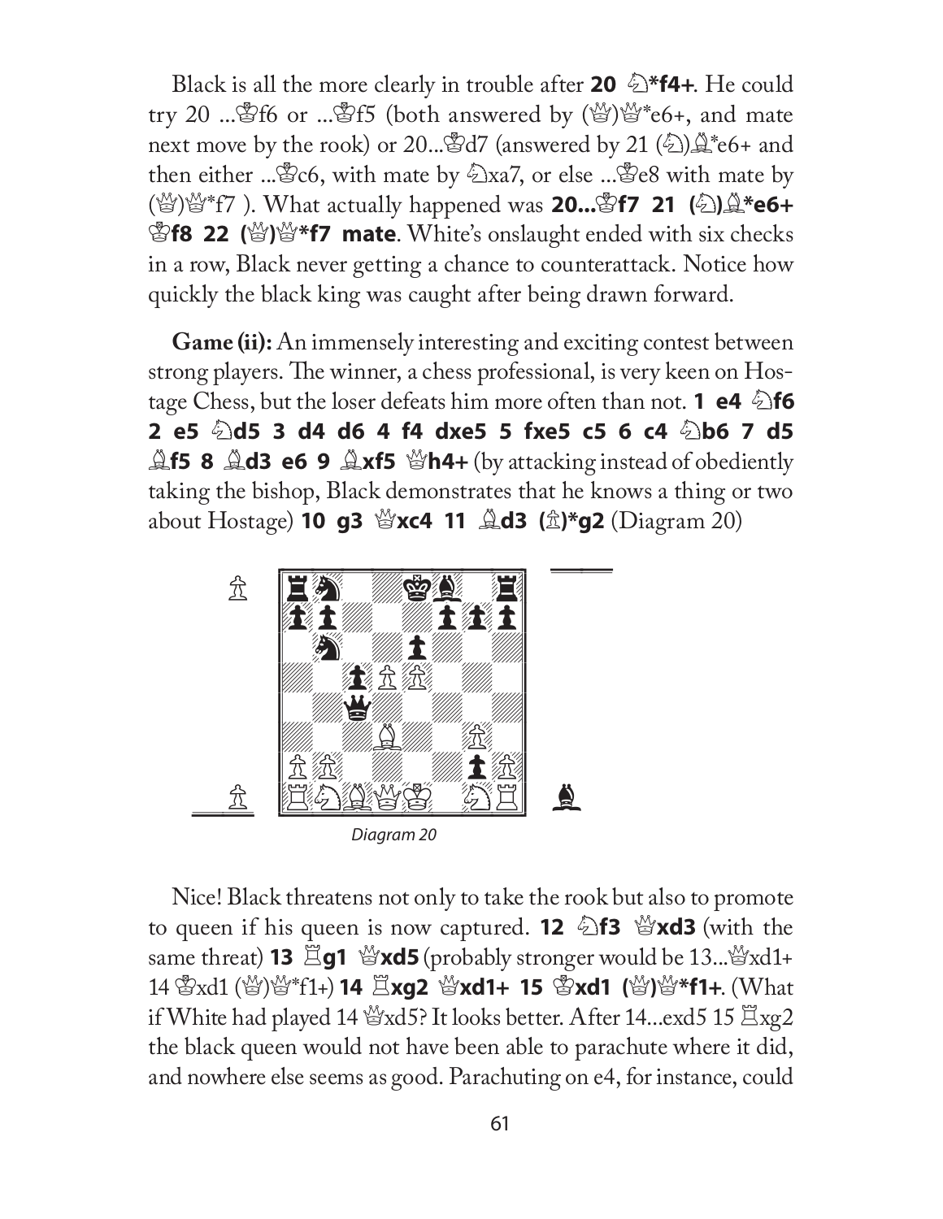Black is all the more clearly in trouble after **20 ♘*f4+**. He could try 20 ...♔f6 or ...♔f5 (both answered by (♕)♕*e6+, and mate next move by the rook) or 20...♔d7 (answered by 21 (♘)♗*e6+ and then either ...♔c6, with mate by ♘xa7, or else ...♔e8 with mate by (♕)♕*f7 ). What actually happened was **20...♔f7 21 (♘)♗*e6+ ♔f8 22 (♕)♕*f7 mate**. White's onslaught ended with six checks in a row, Black never getting a chance to counterattack. Notice how quickly the black king was caught after being drawn forward.

**Game (ii):** An immensely interesting and exciting contest between strong players. The winner, a chess professional, is very keen on Hostage Chess, but the loser defeats him more often than not. **1 e4 ♘f6 2 e5 ♘d5 3 d4 d6 4 f4 dxe5 5 fxe5 c5 6 c4 ♘b6 7 d5 ♗f5 8 ♗d3 e6 9 ♗xf5 ♕h4+** (by attacking instead of obediently taking the bishop, Black demonstrates that he knows a thing or two about Hostage) **10 g3 ♕xc4 11 ♗d3 (♙)*g2** (Diagram 20)

*Diagram 20*

Nice! Black threatens not only to take the rook but also to promote to queen if his queen is now captured. **12 ♘f3 ♕xd3** (with the same threat) **13 ♖g1 ♕xd5** (probably stronger would be 13...♕xd1+ 14 ♔xd1 (♕)♕*f1+) **14 ♖xg2 ♕xd1+ 15 ♔xd1 (♕)♕*f1+**. (What if White had played 14 ♕xd5? It looks better. After 14...exd5 15 ♖xg2 the black queen would not have been able to parachute where it did, and nowhere else seems as good. Parachuting on e4, for instance, could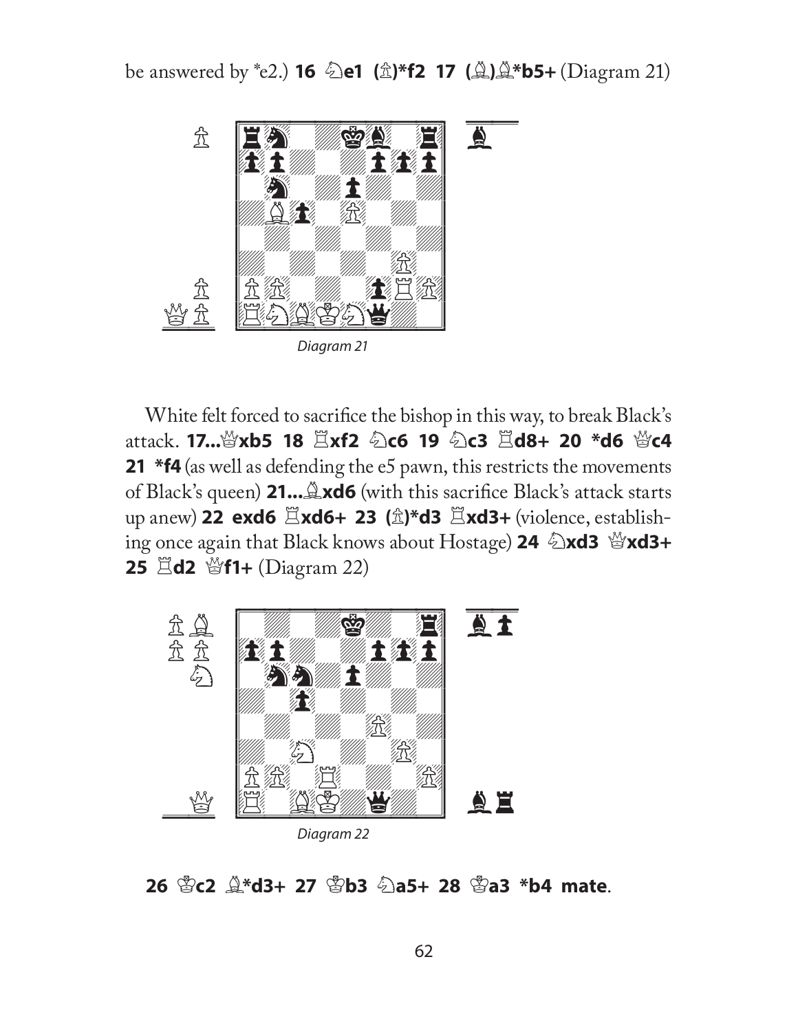be answered by *e2.) **16 ♘e1 (♙)*f2 17 (♗)♗*b5+** (Diagram 21)

*Diagram 21*

White felt forced to sacrifice the bishop in this way, to break Black's attack. **17...♕xb5 18 ♖xf2 ♘c6 19 ♘c3 ♖d8+ 20 *d6 ♕c4 21 *f4** (as well as defending the e5 pawn, this restricts the movements of Black's queen) **21...♗xd6** (with this sacrifice Black's attack starts up anew) **22 exd6 ♖xd6+ 23 (♙)*d3 ♖xd3+** (violence, establishing once again that Black knows about Hostage) **24 ♘xd3 ♕xd3+ 25 ♖d2 ♕f1+** (Diagram 22)

*Diagram 22*

**26 ♔c2 ♗*d3+ 27 ♔b3 ♘a5+ 28 ♔a3 *b4 mate**.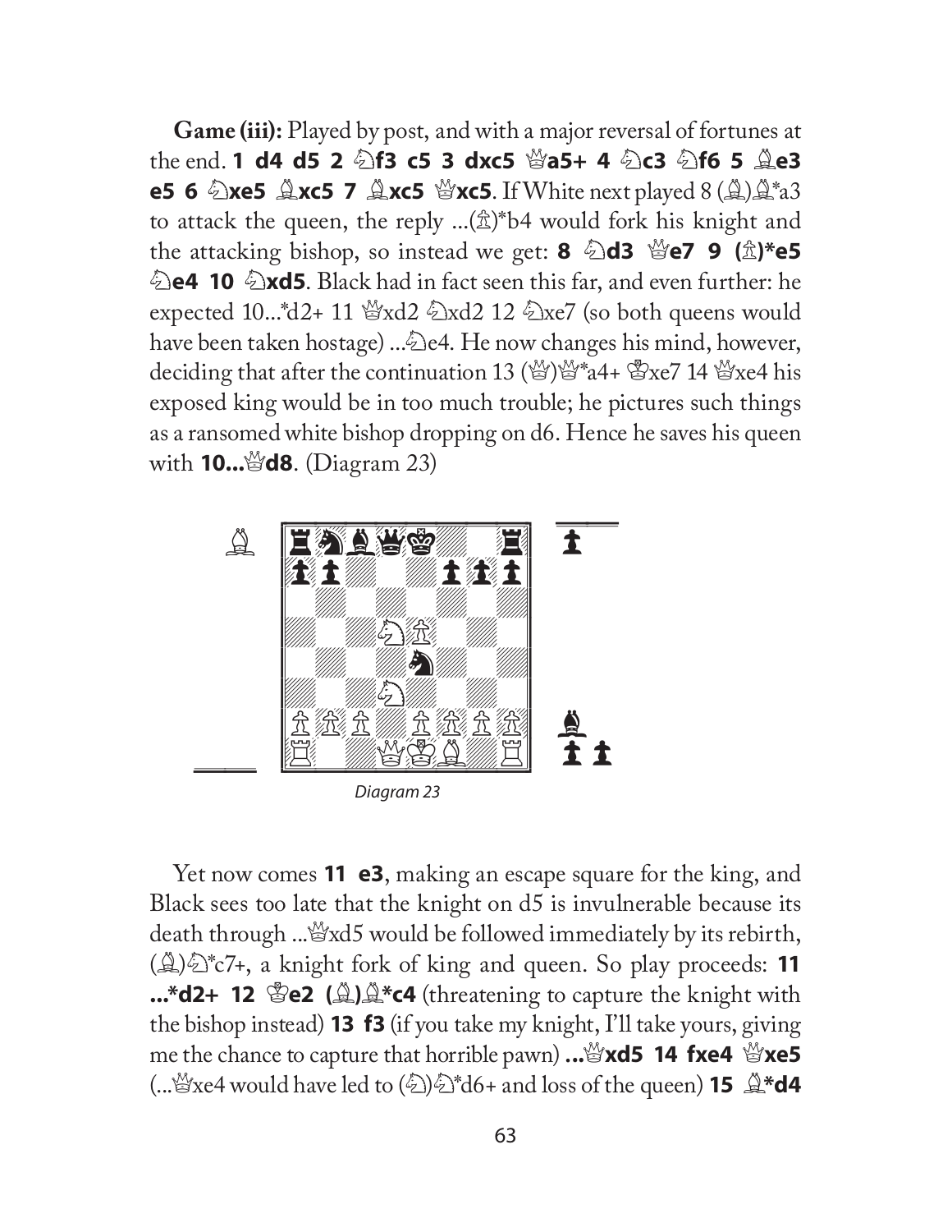**Game (iii):** Played by post, and with a major reversal of fortunes at the end. **1 d4 d5 2 ♘f3 c5 3 dxc5 ♕a5+ 4 ♘c3 ♘f6 5 ♗e3 e5 6 ♘xe5 ♗xc5 7 ♗xc5 ♕xc5**. If White next played 8 (♗)♗*a3 to attack the queen, the reply ...(♙)*b4 would fork his knight and the attacking bishop, so instead we get: **8 ♘d3 ♕e7 9 (♙)*e5 ♘e4 10 ♘xd5**. Black had in fact seen this far, and even further: he expected 10...*d2+ 11 ♕xd2 ♘xd2 12 ♘xe7 (so both queens would have been taken hostage) ...♘e4. He now changes his mind, however, deciding that after the continuation 13 (♕)♕*a4+ ♔xe7 14 ♕xe4 his exposed king would be in too much trouble; he pictures such things as a ransomed white bishop dropping on d6. Hence he saves his queen with **10...♕d8**. (Diagram 23)

Diagram 23

Yet now comes **11 e3**, making an escape square for the king, and Black sees too late that the knight on d5 is invulnerable because its death through ...♕xd5 would be followed immediately by its rebirth, (♗)♘*c7+, a knight fork of king and queen. So play proceeds: **11 ...*d2+ 12 ♔e2 (♗)♗*c4** (threatening to capture the knight with the bishop instead) **13 f3** (if you take my knight, I'll take yours, giving me the chance to capture that horrible pawn) **...♕xd5 14 fxe4 ♕xe5** (...♕xe4 would have led to (♘)♘*d6+ and loss of the queen) **15 ♗*d4**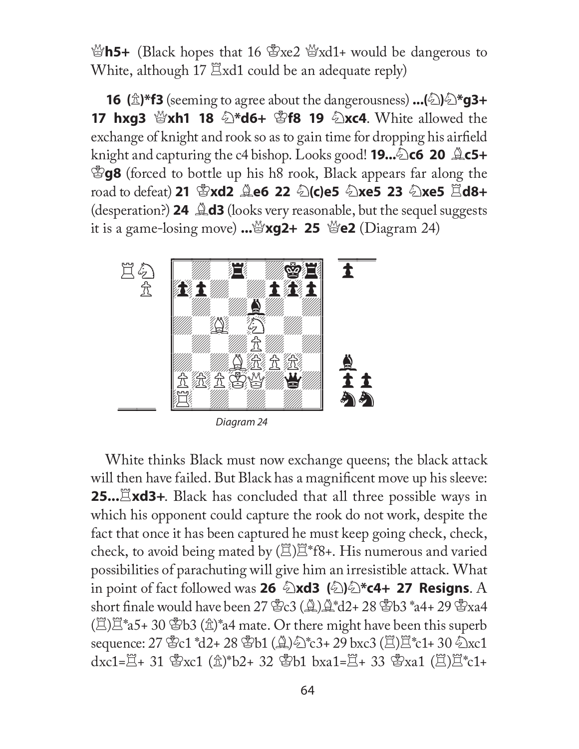♕**h5+** (Black hopes that 16 ♔xe2 ♕xd1+ would be dangerous to White, although 17 ♖xd1 could be an adequate reply)

**16 (♙)*f3** (seeming to agree about the dangerousness) **...(♘)♘*g3+ 17 hxg3 ♕xh1 18 ♘*d6+ ♔f8 19 ♘xc4**. White allowed the exchange of knight and rook so as to gain time for dropping his airfield knight and capturing the c4 bishop. Looks good! **19...♘c6 20 ♗c5+ ♔g8** (forced to bottle up his h8 rook, Black appears far along the road to defeat) **21 ♔xd2 ♗e6 22 ♘(c)e5 ♘xe5 23 ♘xe5 ♖d8+** (desperation?) **24 ♗d3** (looks very reasonable, but the sequel suggests it is a game-losing move) **...♕xg2+ 25 ♕e2** (Diagram 24)

*Diagram 24*

White thinks Black must now exchange queens; the black attack will then have failed. But Black has a magnificent move up his sleeve: **25...♖xd3+**. Black has concluded that all three possible ways in which his opponent could capture the rook do not work, despite the fact that once it has been captured he must keep going check, check, check, to avoid being mated by (♖)♖*f8+. His numerous and varied possibilities of parachuting will give him an irresistible attack. What in point of fact followed was **26 ♘xd3 (♘)♘*c4+ 27 Resigns**. A short finale would have been 27 ♔c3 (♗)♗*d2+ 28 ♔b3 *a4+ 29 ♔xa4 (♖)♖*a5+ 30 ♔b3 (♙)*a4 mate. Or there might have been this superb sequence: 27 ♔c1 *d2+ 28 ♔b1 (♗)♘*c3+ 29 bxc3 (♖)♖*c1+ 30 ♘xc1 dxc1=♖+ 31 ♔xc1 (♙)*b2+ 32 ♔b1 bxa1=♖+ 33 ♔xa1 (♖)♖*c1+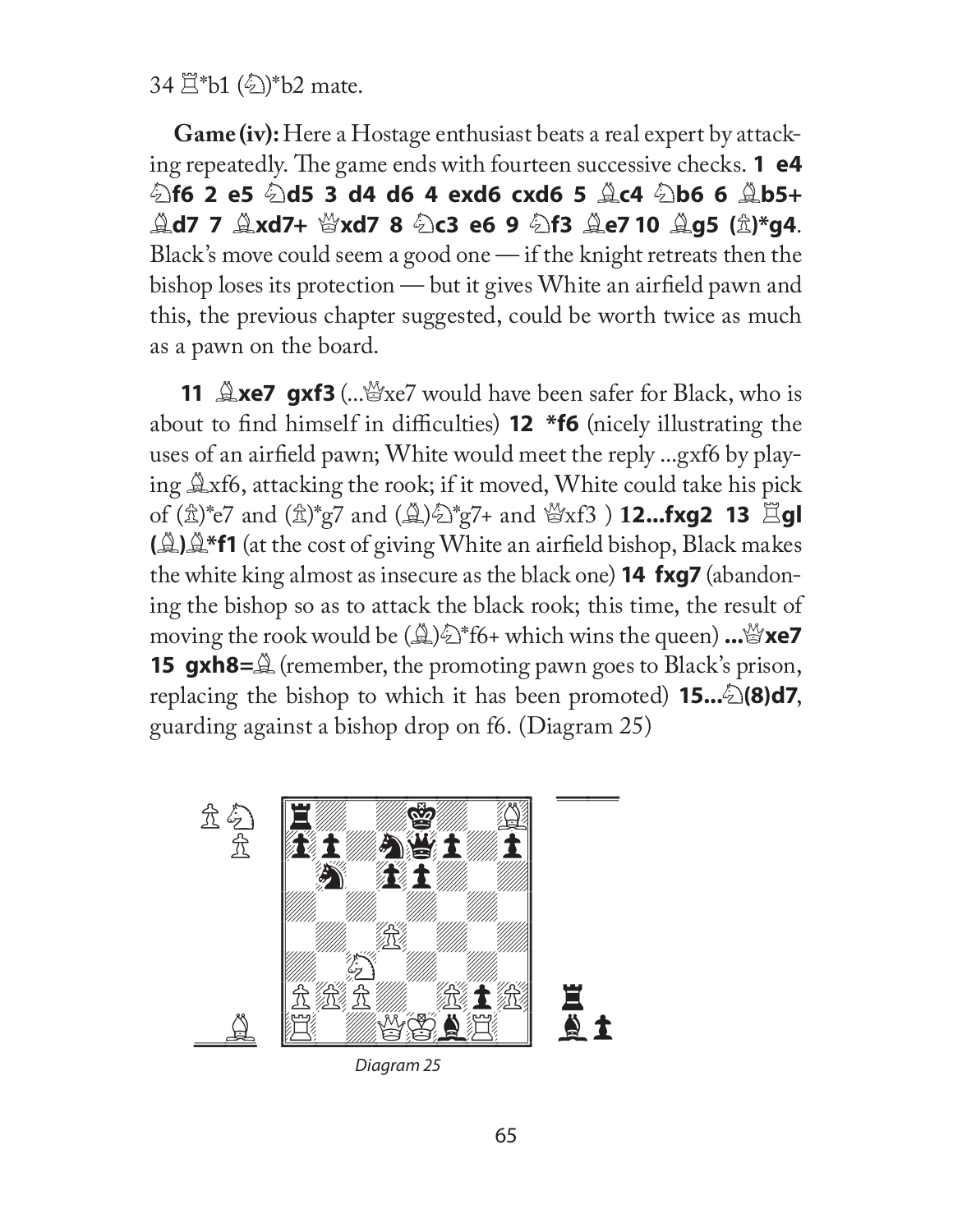34 ♖*b1 (♘)*b2 mate.

**Game (iv):** Here a Hostage enthusiast beats a real expert by attacking repeatedly. The game ends with fourteen successive checks. **1 e4 ♘f6 2 e5 ♘d5 3 d4 d6 4 exd6 cxd6 5 ♗c4 ♘b6 6 ♗b5+ ♗d7 7 ♗xd7+ ♕xd7 8 ♘c3 e6 9 ♘f3 ♗e7 10 ♗g5 (♙)*g4**. Black's move could seem a good one — if the knight retreats then the bishop loses its protection — but it gives White an airfield pawn and this, the previous chapter suggested, could be worth twice as much as a pawn on the board.

**11 ♗xe7 gxf3** (...♕xe7 would have been safer for Black, who is about to find himself in difficulties) **12 *f6** (nicely illustrating the uses of an airfield pawn; White would meet the reply ...gxf6 by playing ♗xf6, attacking the rook; if it moved, White could take his pick of (♙)*e7 and (♙)*g7 and (♗)♘*g7+ and ♕xf3 ) **12...fxg2 13 ♖gl (♗)♗*f1** (at the cost of giving White an airfield bishop, Black makes the white king almost as insecure as the black one) **14 fxg7** (abandoning the bishop so as to attack the black rook; this time, the result of moving the rook would be (♗)♘*f6+ which wins the queen) **...♕xe7 15 gxh8=♗** (remember, the promoting pawn goes to Black's prison, replacing the bishop to which it has been promoted) **15...♘(8)d7**, guarding against a bishop drop on f6. (Diagram 25)

Diagram 25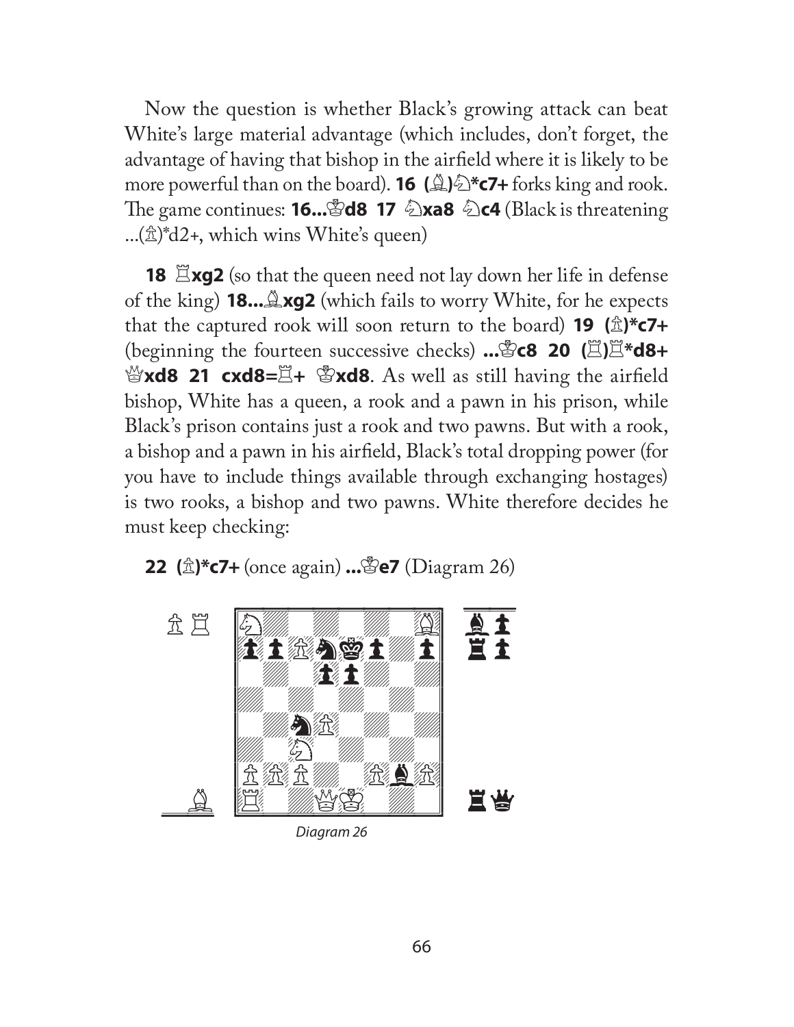Now the question is whether Black's growing attack can beat White's large material advantage (which includes, don't forget, the advantage of having that bishop in the airfield where it is likely to be more powerful than on the board). **16 (♗)♘*c7+** forks king and rook. The game continues: **16...♔d8 17 ♘xa8 ♘c4** (Black is threatening ...(♙)*d2+, which wins White's queen)

**18 ♖xg2** (so that the queen need not lay down her life in defense of the king) **18...♗xg2** (which fails to worry White, for he expects that the captured rook will soon return to the board) **19 (♙)*c7+** (beginning the fourteen successive checks) **...♔c8 20 (♖)♖*d8+ ♕xd8 21 cxd8=♖+ ♔xd8**. As well as still having the airfield bishop, White has a queen, a rook and a pawn in his prison, while Black's prison contains just a rook and two pawns. But with a rook, a bishop and a pawn in his airfield, Black's total dropping power (for you have to include things available through exchanging hostages) is two rooks, a bishop and two pawns. White therefore decides he must keep checking:

**22 (♙)*c7+** (once again) **...♔e7** (Diagram 26)

*Diagram 26*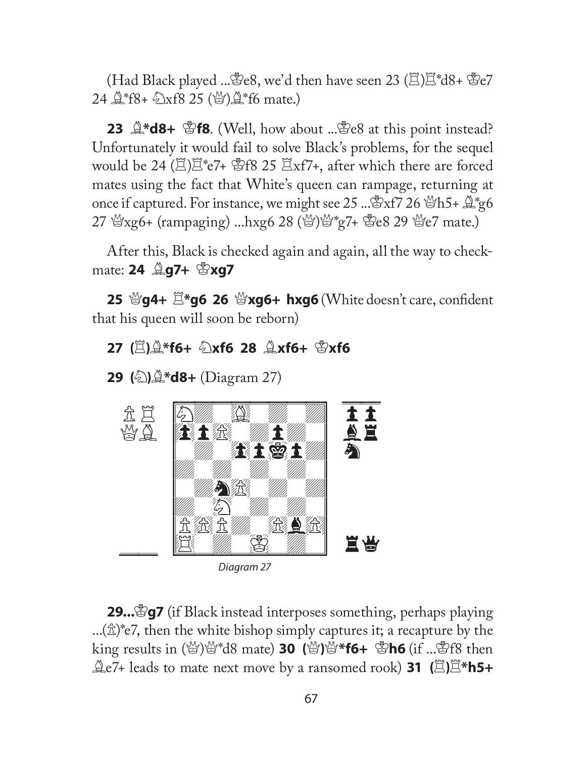(Had Black played ...♔e8, we'd then have seen 23 (♖)♖*d8+ ♔e7 24 ♗*f8+ ♘xf8 25 (♕)♗*f6 mate.)

**23 ♗*d8+ ♔f8**. (Well, how about ...♔e8 at this point instead? Unfortunately it would fail to solve Black's problems, for the sequel would be 24 (♖)♖*e7+ ♔f8 25 ♖xf7+, after which there are forced mates using the fact that White's queen can rampage, returning at once if captured. For instance, we might see 25 ...♔xf7 26 ♕h5+ ♗*g6 27 ♕xg6+ (rampaging) ...hxg6 28 (♕)♕*g7+ ♔e8 29 ♕e7 mate.)

After this, Black is checked again and again, all the way to checkmate: **24 ♗g7+ ♔xg7**

**25 ♕g4+ ♖*g6 26 ♕xg6+ hxg6** (White doesn't care, confident that his queen will soon be reborn)

**27 (♖)♗*f6+ ♘xf6 28 ♗xf6+ ♔xf6**

**29 (♘)♗*d8+** (Diagram 27)

*Diagram 27*

**29...♔g7** (if Black instead interposes something, perhaps playing ...(♙)*e7, then the white bishop simply captures it; a recapture by the king results in (♕)♕*d8 mate) **30 (♕)♕*f6+ ♔h6** (if ...♔f8 then ♗e7+ leads to mate next move by a ransomed rook) **31 (♖)♖*h5+**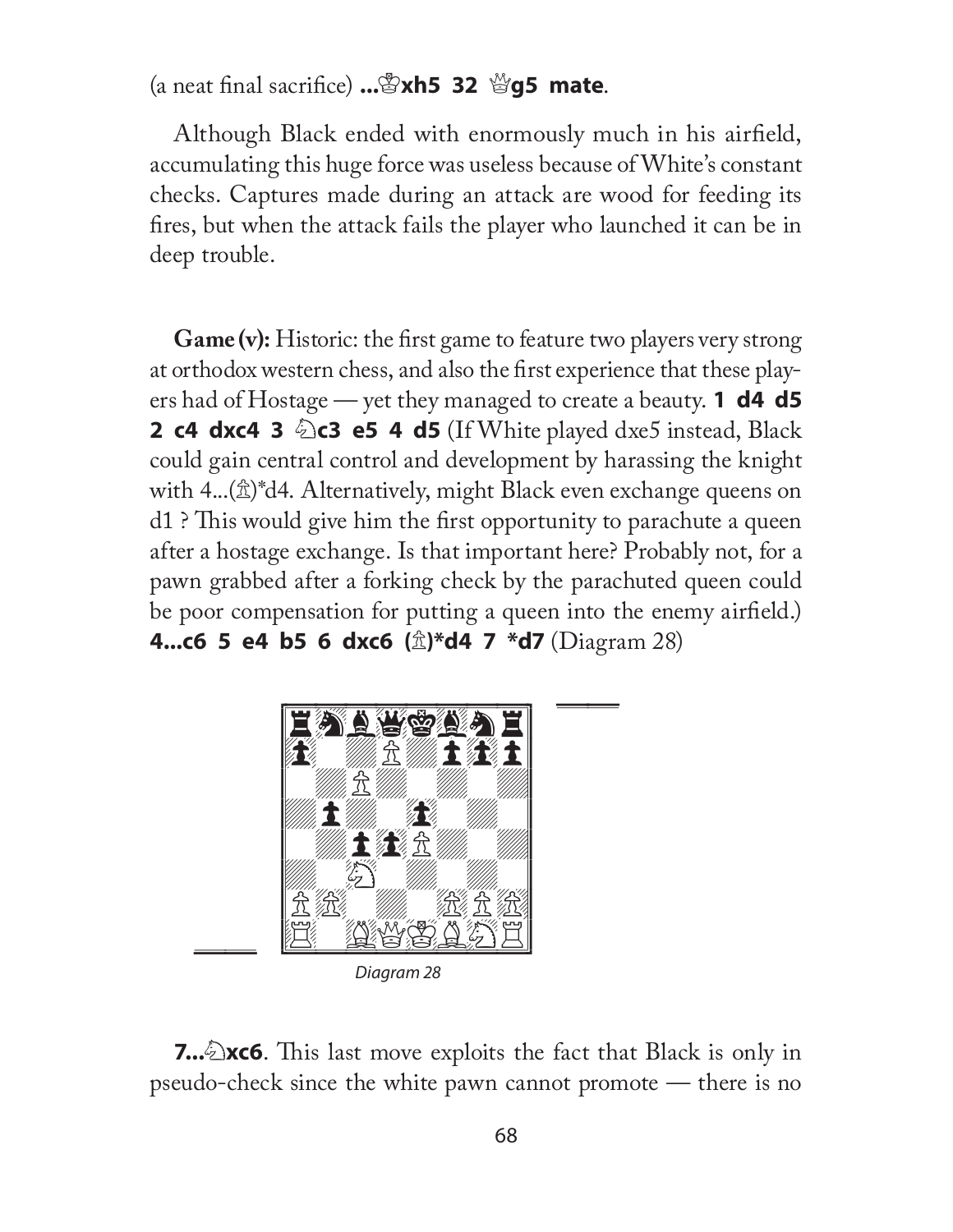(a neat final sacrifice) **...♔xh5 32 ♕g5 mate**.

Although Black ended with enormously much in his airfield, accumulating this huge force was useless because of White's constant checks. Captures made during an attack are wood for feeding its fires, but when the attack fails the player who launched it can be in deep trouble.

**Game (v):** Historic: the first game to feature two players very strong at orthodox western chess, and also the first experience that these players had of Hostage — yet they managed to create a beauty. **1 d4 d5 2 c4 dxc4 3 ♘c3 e5 4 d5** (If White played dxe5 instead, Black could gain central control and development by harassing the knight with 4...(♙)*d4. Alternatively, might Black even exchange queens on d1 ? This would give him the first opportunity to parachute a queen after a hostage exchange. Is that important here? Probably not, for a pawn grabbed after a forking check by the parachuted queen could be poor compensation for putting a queen into the enemy airfield.) **4...c6 5 e4 b5 6 dxc6 (♙)*d4 7 *d7** (Diagram 28)

*Diagram 28*

**7...♘xc6**. This last move exploits the fact that Black is only in pseudo-check since the white pawn cannot promote — there is no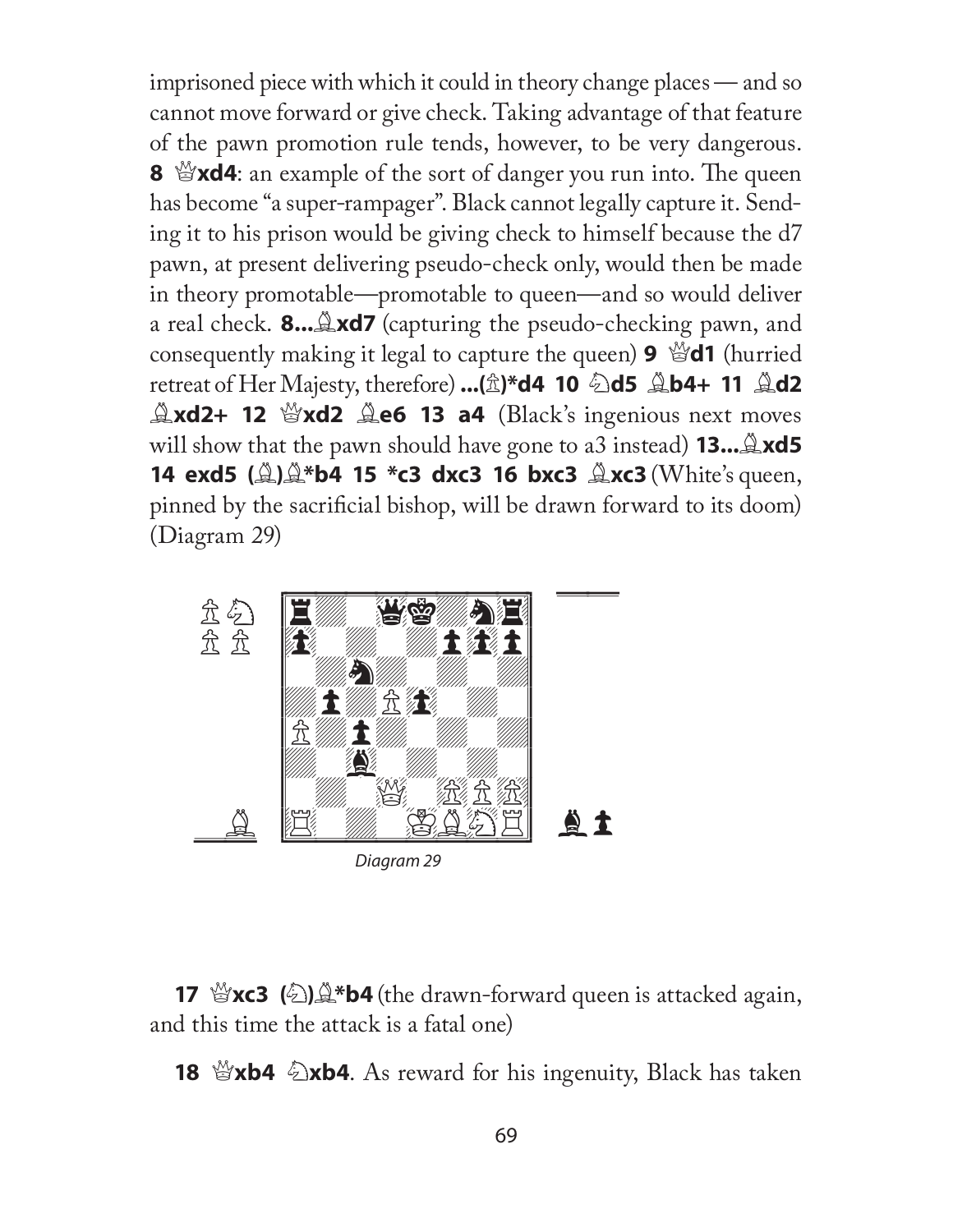imprisoned piece with which it could in theory change places — and so cannot move forward or give check. Taking advantage of that feature of the pawn promotion rule tends, however, to be very dangerous. **8 ♕xd4**: an example of the sort of danger you run into. The queen has become "a super-rampager". Black cannot legally capture it. Sending it to his prison would be giving check to himself because the d7 pawn, at present delivering pseudo-check only, would then be made in theory promotable—promotable to queen—and so would deliver a real check. **8...♗xd7** (capturing the pseudo-checking pawn, and consequently making it legal to capture the queen) **9 ♕d1** (hurried retreat of Her Majesty, therefore) **...(♙)*d4 10 ♘d5 ♗b4+ 11 ♗d2 ♗xd2+ 12 ♕xd2 ♗e6 13 a4** (Black's ingenious next moves will show that the pawn should have gone to a3 instead) **13...♗xd5 14 exd5 (♗)♗*b4 15 *c3 dxc3 16 bxc3 ♗xc3** (White's queen, pinned by the sacrificial bishop, will be drawn forward to its doom) (Diagram 29)

Diagram 29

**17 ♕xc3 (♘)♗*b4** (the drawn-forward queen is attacked again, and this time the attack is a fatal one)

**18 ♕xb4 ♘xb4**. As reward for his ingenuity, Black has taken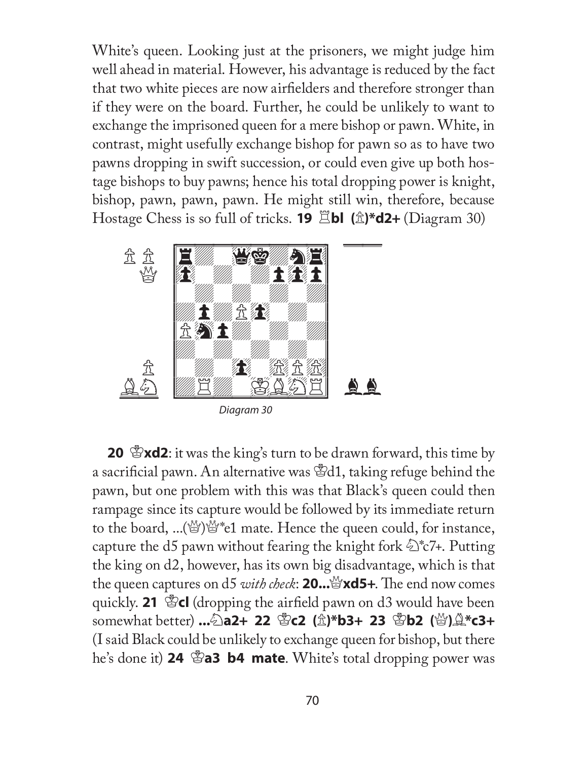White's queen. Looking just at the prisoners, we might judge him well ahead in material. However, his advantage is reduced by the fact that two white pieces are now airfielders and therefore stronger than if they were on the board. Further, he could be unlikely to want to exchange the imprisoned queen for a mere bishop or pawn. White, in contrast, might usefully exchange bishop for pawn so as to have two pawns dropping in swift succession, or could even give up both hostage bishops to buy pawns; hence his total dropping power is knight, bishop, pawn, pawn, pawn. He might still win, therefore, because Hostage Chess is so full of tricks. **19 ♖b1 (♙)*d2+** (Diagram 30)

*Diagram 30*

**20 ♔xd2**: it was the king's turn to be drawn forward, this time by a sacrificial pawn. An alternative was ♔d1, taking refuge behind the pawn, but one problem with this was that Black's queen could then rampage since its capture would be followed by its immediate return to the board, ...(♕)♕*e1 mate. Hence the queen could, for instance, capture the d5 pawn without fearing the knight fork ♘*c7+. Putting the king on d2, however, has its own big disadvantage, which is that the queen captures on d5 *with check*: **20...♕xd5+**. The end now comes quickly. **21 ♔c1** (dropping the airfield pawn on d3 would have been somewhat better) **...♘a2+ 22 ♔c2 (♙)*b3+ 23 ♔b2 (♕)♗*c3+** (I said Black could be unlikely to exchange queen for bishop, but there he's done it) **24 ♔a3 b4 mate**. White's total dropping power was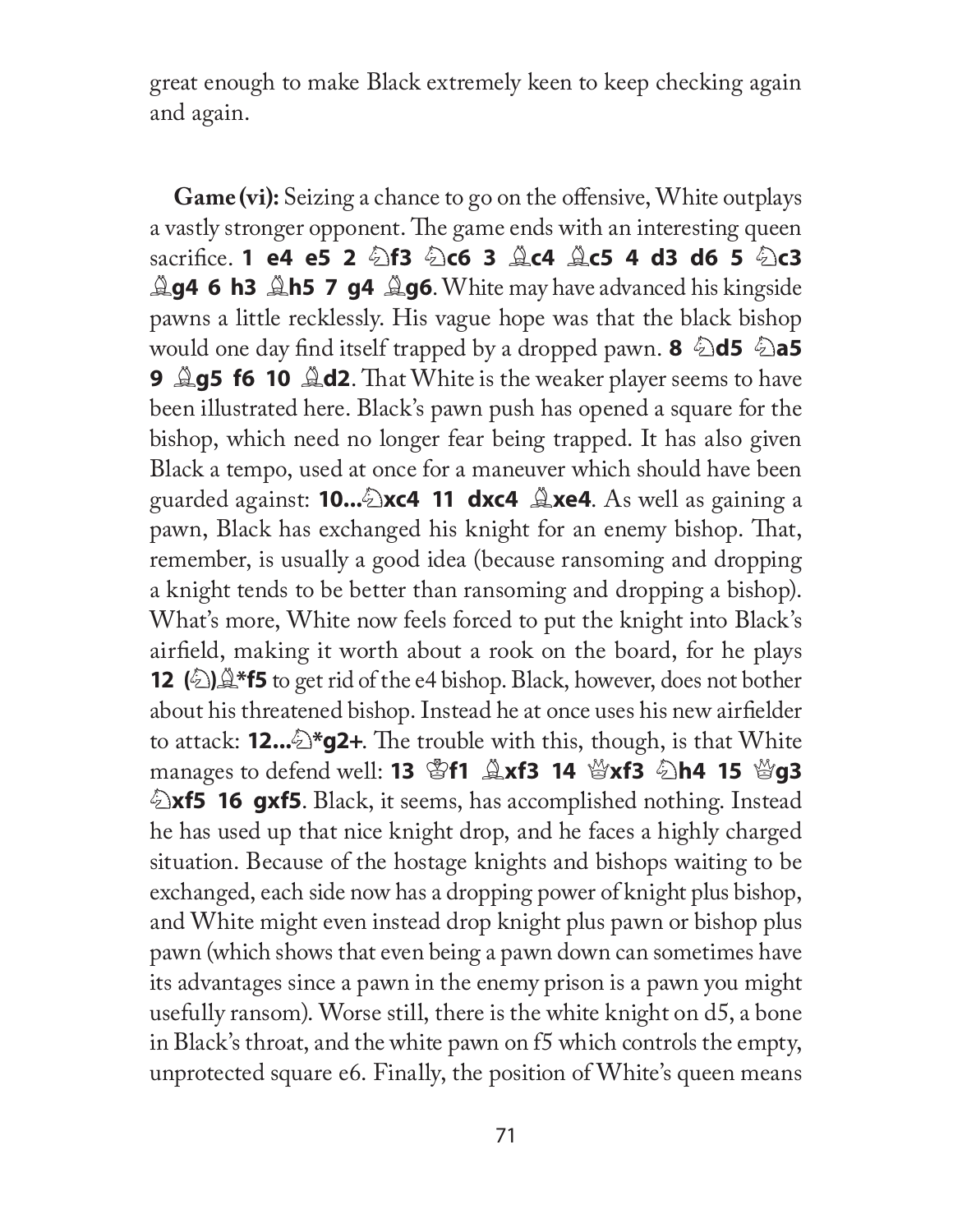great enough to make Black extremely keen to keep checking again and again.

**Game (vi):** Seizing a chance to go on the offensive, White outplays a vastly stronger opponent. The game ends with an interesting queen sacrifice. **1 e4 e5 2 ♘f3 ♘c6 3 ♗c4 ♗c5 4 d3 d6 5 ♘c3 ♗g4 6 h3 ♗h5 7 g4 ♗g6**. White may have advanced his kingside pawns a little recklessly. His vague hope was that the black bishop would one day find itself trapped by a dropped pawn. **8 ♘d5 ♘a5 9 ♗g5 f6 10 ♗d2**. That White is the weaker player seems to have been illustrated here. Black's pawn push has opened a square for the bishop, which need no longer fear being trapped. It has also given Black a tempo, used at once for a maneuver which should have been guarded against: **10...♘xc4 11 dxc4 ♗xe4**. As well as gaining a pawn, Black has exchanged his knight for an enemy bishop. That, remember, is usually a good idea (because ransoming and dropping a knight tends to be better than ransoming and dropping a bishop). What's more, White now feels forced to put the knight into Black's airfield, making it worth about a rook on the board, for he plays **12 (♘)♗*f5** to get rid of the e4 bishop. Black, however, does not bother about his threatened bishop. Instead he at once uses his new airfielder to attack: **12...♘*g2+**. The trouble with this, though, is that White manages to defend well: **13 ♔f1 ♗xf3 14 ♕xf3 ♘h4 15 ♕g3 ♘xf5 16 gxf5**. Black, it seems, has accomplished nothing. Instead he has used up that nice knight drop, and he faces a highly charged situation. Because of the hostage knights and bishops waiting to be exchanged, each side now has a dropping power of knight plus bishop, and White might even instead drop knight plus pawn or bishop plus pawn (which shows that even being a pawn down can sometimes have its advantages since a pawn in the enemy prison is a pawn you might usefully ransom). Worse still, there is the white knight on d5, a bone in Black's throat, and the white pawn on f5 which controls the empty, unprotected square e6. Finally, the position of White's queen means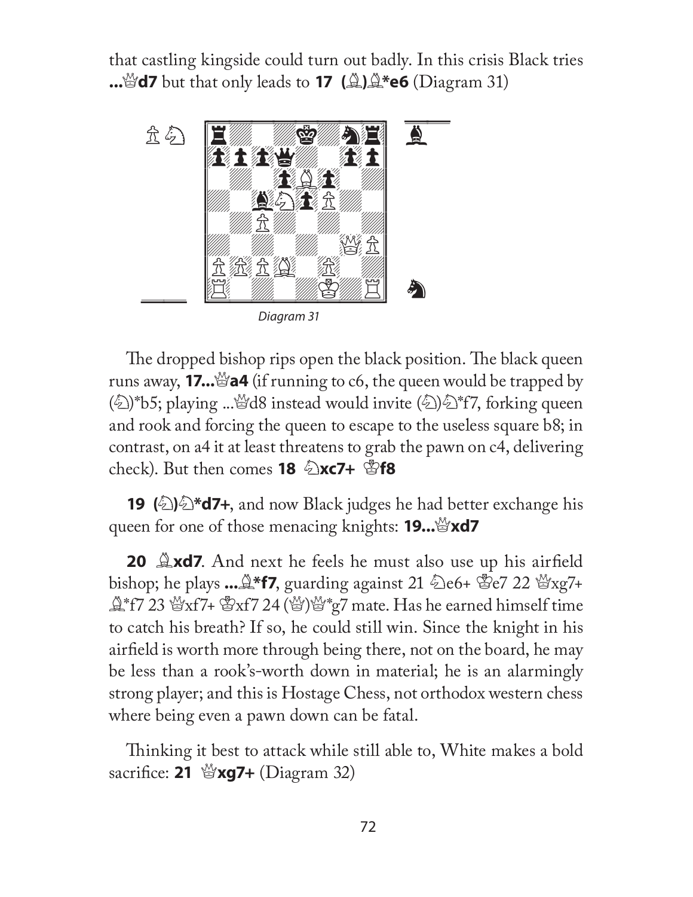that castling kingside could turn out badly. In this crisis Black tries **...♕d7** but that only leads to **17 (♗)♗*e6** (Diagram 31)

*Diagram 31*

The dropped bishop rips open the black position. The black queen runs away, **17...♕a4** (if running to c6, the queen would be trapped by (♘)*b5; playing ...♕d8 instead would invite (♘)♘*f7, forking queen and rook and forcing the queen to escape to the useless square b8; in contrast, on a4 it at least threatens to grab the pawn on c4, delivering check). But then comes **18 ♘xc7+ ♔f8**

**19 (♘)♘*d7+**, and now Black judges he had better exchange his queen for one of those menacing knights: **19...♕xd7**

**20 ♗xd7**. And next he feels he must also use up his airfield bishop; he plays **...♗*f7**, guarding against 21 ♘e6+ ♔e7 22 ♕xg7+ ♗*f7 23 ♕xf7+ ♔xf7 24 (♕)♕*g7 mate. Has he earned himself time to catch his breath? If so, he could still win. Since the knight in his airfield is worth more through being there, not on the board, he may be less than a rook's-worth down in material; he is an alarmingly strong player; and this is Hostage Chess, not orthodox western chess where being even a pawn down can be fatal.

Thinking it best to attack while still able to, White makes a bold sacrifice: **21 ♕xg7+** (Diagram 32)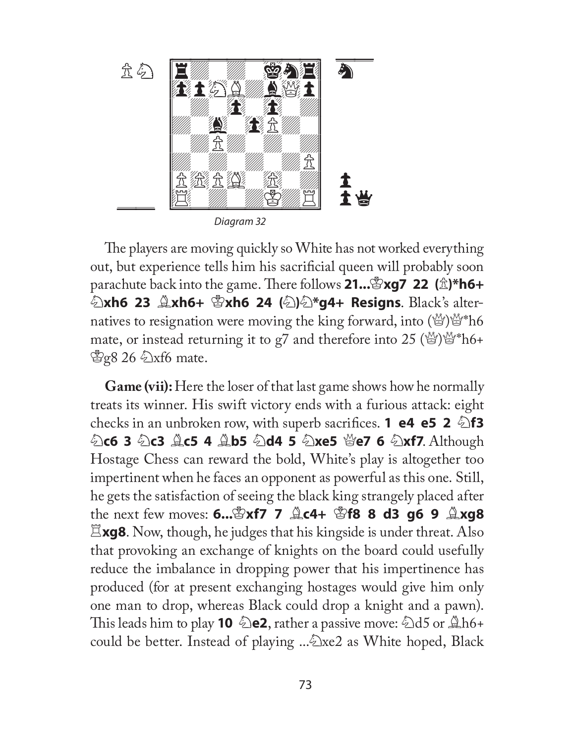*Diagram 32*

The players are moving quickly so White has not worked everything out, but experience tells him his sacrificial queen will probably soon parachute back into the game. There follows **21...♔xg7 22 (♙)*h6+ ♘xh6 23 ♗xh6+ ♔xh6 24 (♘)♘*g4+ Resigns**. Black's alternatives to resignation were moving the king forward, into (♕)♕*h6 mate, or instead returning it to g7 and therefore into 25 (♕)♕*h6+ ♔g8 26 ♘xf6 mate.

**Game (vii):** Here the loser of that last game shows how he normally treats its winner. His swift victory ends with a furious attack: eight checks in an unbroken row, with superb sacrifices. **1 e4 e5 2 ♘f3 ♘c6 3 ♘c3 ♗c5 4 ♗b5 ♘d4 5 ♘xe5 ♕e7 6 ♘xf7**. Although Hostage Chess can reward the bold, White's play is altogether too impertinent when he faces an opponent as powerful as this one. Still, he gets the satisfaction of seeing the black king strangely placed after the next few moves: **6...♔xf7 7 ♗c4+ ♔f8 8 d3 g6 9 ♗xg8 ♖xg8**. Now, though, he judges that his kingside is under threat. Also that provoking an exchange of knights on the board could usefully reduce the imbalance in dropping power that his impertinence has produced (for at present exchanging hostages would give him only one man to drop, whereas Black could drop a knight and a pawn). This leads him to play **10 ♘e2**, rather a passive move: ♘d5 or ♗h6+ could be better. Instead of playing ...♘xe2 as White hoped, Black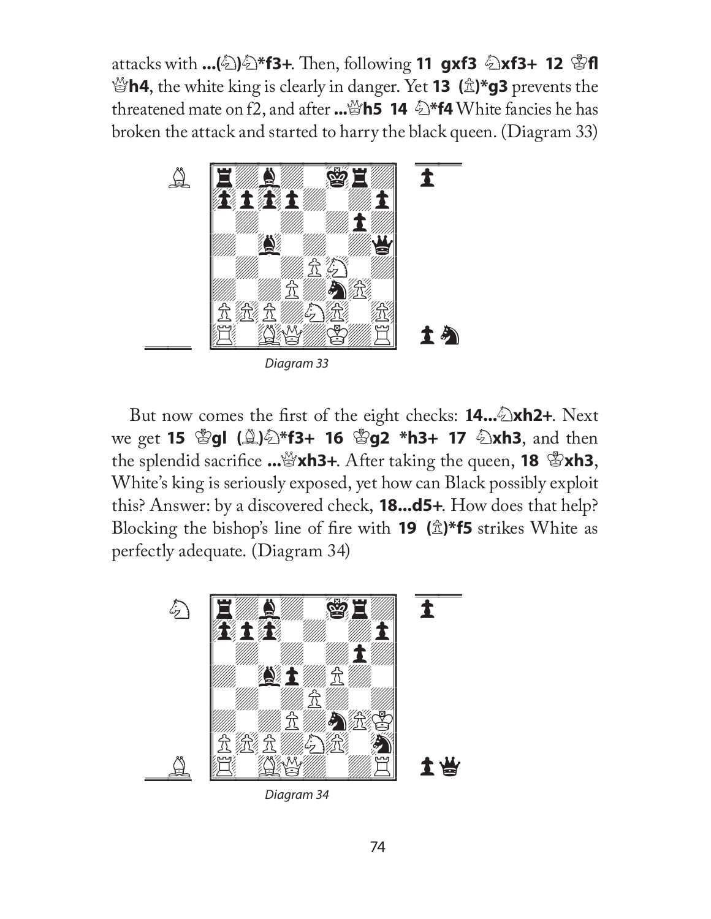attacks with **...(♘)♘\*f3+**. Then, following **11 gxf3 ♘xf3+ 12 ♔f1 ♕h4**, the white king is clearly in danger. Yet **13 (♙)\*g3** prevents the threatened mate on f2, and after **...♕h5 14 ♘\*f4** White fancies he has broken the attack and started to harry the black queen. (Diagram 33)

*Diagram 33*

But now comes the first of the eight checks: **14...♘xh2+**. Next we get **15 ♔g1 (♗)♘\*f3+ 16 ♔g2 \*h3+ 17 ♘xh3**, and then the splendid sacrifice **...♕xh3+**. After taking the queen, **18 ♔xh3**, White's king is seriously exposed, yet how can Black possibly exploit this? Answer: by a discovered check, **18...d5+**. How does that help? Blocking the bishop's line of fire with **19 (♙)\*f5** strikes White as perfectly adequate. (Diagram 34)

*Diagram 34*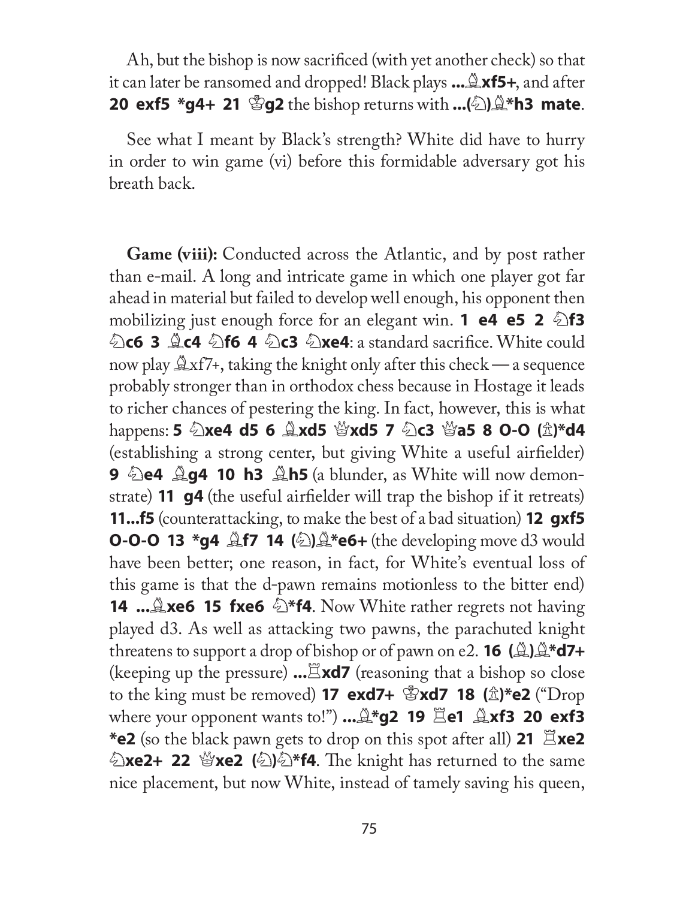Ah, but the bishop is now sacrificed (with yet another check) so that it can later be ransomed and dropped! Black plays **...♗xf5+**, and after **20 exf5 *g4+ 21 ♔g2** the bishop returns with **...(♘)♗*h3 mate**.

See what I meant by Black's strength? White did have to hurry in order to win game (vi) before this formidable adversary got his breath back.

**Game (viii):** Conducted across the Atlantic, and by post rather than e-mail. A long and intricate game in which one player got far ahead in material but failed to develop well enough, his opponent then mobilizing just enough force for an elegant win. **1 e4 e5 2 ♘f3 ♘c6 3 ♗c4 ♘f6 4 ♘c3 ♘xe4**: a standard sacrifice. White could now play ♗xf7+, taking the knight only after this check — a sequence probably stronger than in orthodox chess because in Hostage it leads to richer chances of pestering the king. In fact, however, this is what happens: **5 ♘xe4 d5 6 ♗xd5 ♕xd5 7 ♘c3 ♕a5 8 O-O (♙)*d4** (establishing a strong center, but giving White a useful airfielder) **9 ♘e4 ♗g4 10 h3 ♗h5** (a blunder, as White will now demonstrate) **11 g4** (the useful airfielder will trap the bishop if it retreats) **11...f5** (counterattacking, to make the best of a bad situation) **12 gxf5 O-O-O 13 *g4 ♗f7 14 (♘)♗*e6+** (the developing move d3 would have been better; one reason, in fact, for White's eventual loss of this game is that the d-pawn remains motionless to the bitter end) **14 ...♗xe6 15 fxe6 ♘*f4**. Now White rather regrets not having played d3. As well as attacking two pawns, the parachuted knight threatens to support a drop of bishop or of pawn on e2. **16 (♗)♗*d7+** (keeping up the pressure) **...♖xd7** (reasoning that a bishop so close to the king must be removed) **17 exd7+ ♔xd7 18 (♙)*e2** ("Drop where your opponent wants to!") **...♗*g2 19 ♖e1 ♗xf3 20 exf3 *e2** (so the black pawn gets to drop on this spot after all) **21 ♖xe2 ♘xe2+ 22 ♕xe2 (♘)♘*f4**. The knight has returned to the same nice placement, but now White, instead of tamely saving his queen,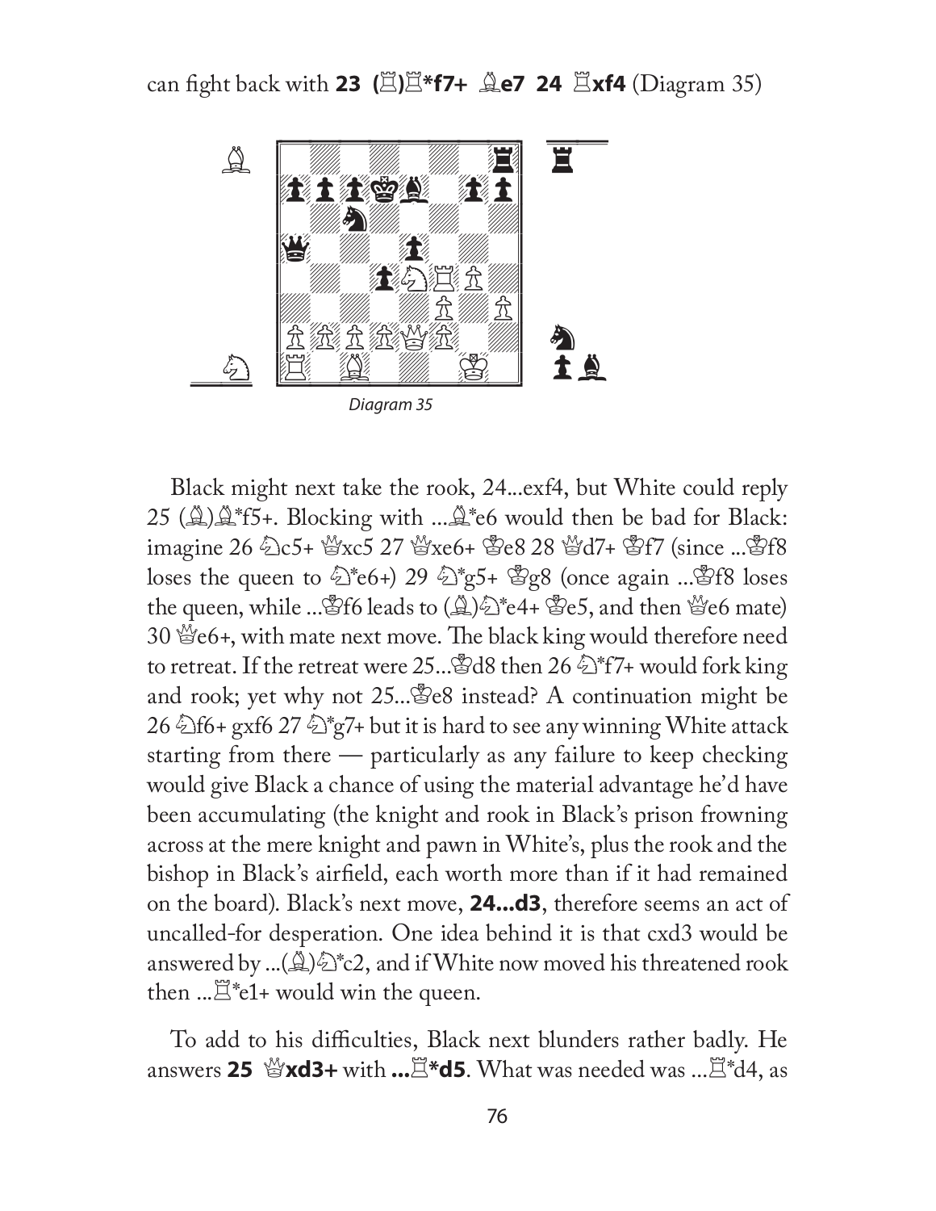can fight back with **23 (♖)♖*f7+ ♗e7 24 ♖xf4** (Diagram 35)

*Diagram 35*

Black might next take the rook, 24...exf4, but White could reply 25 (♗)♗*f5+. Blocking with ...♗*e6 would then be bad for Black: imagine 26 ♘c5+ ♛xc5 27 ♕xe6+ ♚e8 28 ♕d7+ ♚f7 (since ...♚f8 loses the queen to ♘*e6+) 29 ♘*g5+ ♚g8 (once again ...♚f8 loses the queen, while ...♚f6 leads to (♗)♘*e4+ ♚e5, and then ♕e6 mate) 30 ♕e6+, with mate next move. The black king would therefore need to retreat. If the retreat were 25...♚d8 then 26 ♘*f7+ would fork king and rook; yet why not 25...♚e8 instead? A continuation might be 26 ♘f6+ gxf6 27 ♘*g7+ but it is hard to see any winning White attack starting from there — particularly as any failure to keep checking would give Black a chance of using the material advantage he'd have been accumulating (the knight and rook in Black's prison frowning across at the mere knight and pawn in White's, plus the rook and the bishop in Black's airfield, each worth more than if it had remained on the board). Black's next move, **24...d3**, therefore seems an act of uncalled-for desperation. One idea behind it is that cxd3 would be answered by ...(♗)♘*c2, and if White now moved his threatened rook then ...♜*e1+ would win the queen.

To add to his difficulties, Black next blunders rather badly. He answers **25 ♕xd3+** with **...♜*d5**. What was needed was ...♜*d4, as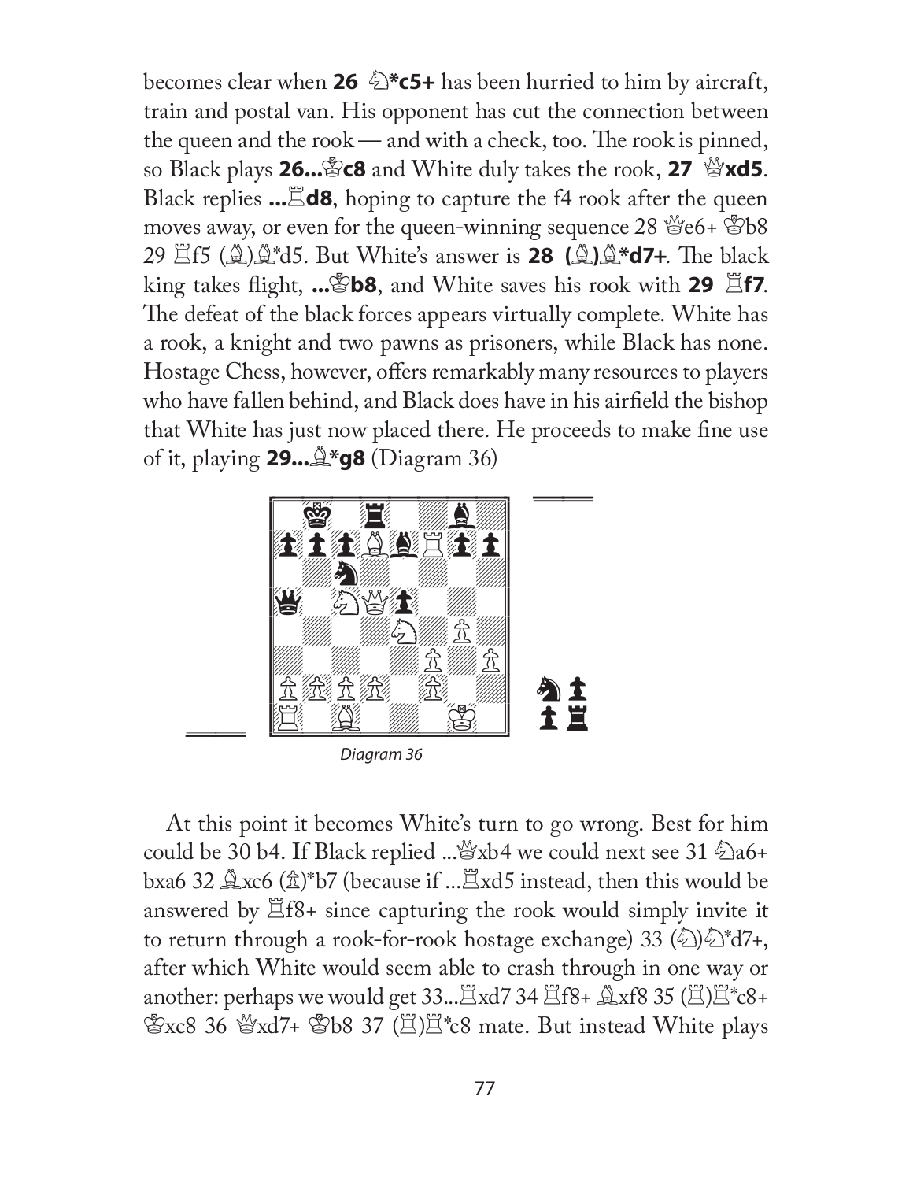becomes clear when **26 ♘*c5+** has been hurried to him by aircraft, train and postal van. His opponent has cut the connection between the queen and the rook — and with a check, too. The rook is pinned, so Black plays **26...♔c8** and White duly takes the rook, **27 ♕xd5**. Black replies **...♖d8**, hoping to capture the f4 rook after the queen moves away, or even for the queen-winning sequence 28 ♕e6+ ♔b8 29 ♖f5 (♗)♗*d5. But White's answer is **28 (♗)♗*d7+**. The black king takes flight, **...♔b8**, and White saves his rook with **29 ♖f7**. The defeat of the black forces appears virtually complete. White has a rook, a knight and two pawns as prisoners, while Black has none. Hostage Chess, however, offers remarkably many resources to players who have fallen behind, and Black does have in his airfield the bishop that White has just now placed there. He proceeds to make fine use of it, playing **29...♗*g8** (Diagram 36)

*Diagram 36*

At this point it becomes White's turn to go wrong. Best for him could be 30 b4. If Black replied ...♕xb4 we could next see 31 ♘a6+ bxa6 32 ♗xc6 (♙)*b7 (because if ...♖xd5 instead, then this would be answered by ♖f8+ since capturing the rook would simply invite it to return through a rook-for-rook hostage exchange) 33 (♘)♘*d7+, after which White would seem able to crash through in one way or another: perhaps we would get 33...♖xd7 34 ♖f8+ ♗xf8 35 (♖)♖*c8+ ♔xc8 36 ♕xd7+ ♔b8 37 (♖)♖*c8 mate. But instead White plays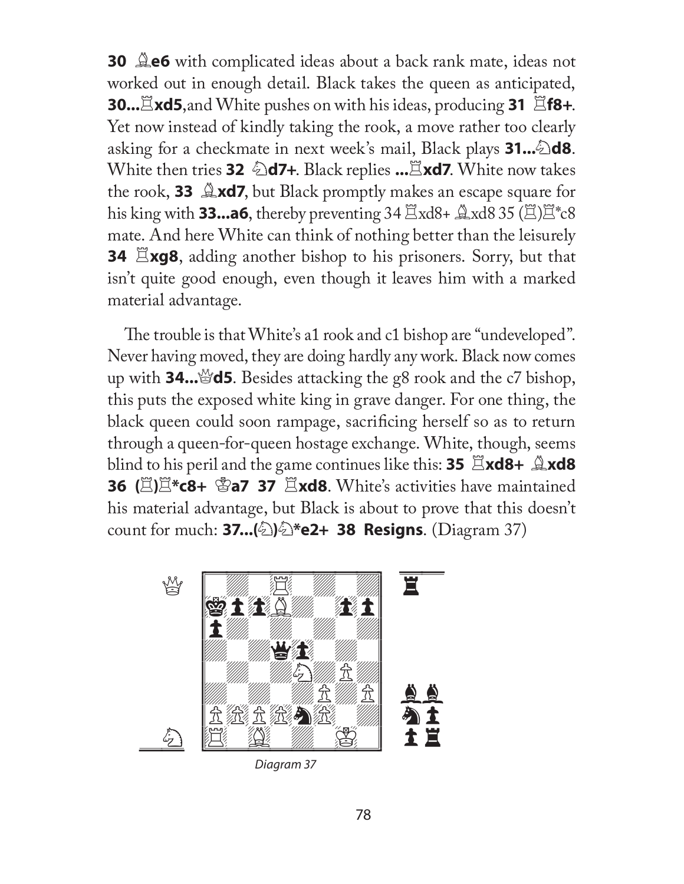**30 ♗e6** with complicated ideas about a back rank mate, ideas not worked out in enough detail. Black takes the queen as anticipated, **30...♖xd5**,and White pushes on with his ideas, producing **31 ♖f8+**. Yet now instead of kindly taking the rook, a move rather too clearly asking for a checkmate in next week's mail, Black plays **31...♘d8**. White then tries **32 ♘d7+**. Black replies **...♖xd7**. White now takes the rook, **33 ♗xd7**, but Black promptly makes an escape square for his king with **33...a6**, thereby preventing 34 ♖xd8+ ♗xd8 35 (♖)♖*c8 mate. And here White can think of nothing better than the leisurely **34 ♖xg8**, adding another bishop to his prisoners. Sorry, but that isn't quite good enough, even though it leaves him with a marked material advantage.

The trouble is that White's a1 rook and c1 bishop are "undeveloped". Never having moved, they are doing hardly any work. Black now comes up with **34...♕d5**. Besides attacking the g8 rook and the c7 bishop, this puts the exposed white king in grave danger. For one thing, the black queen could soon rampage, sacrificing herself so as to return through a queen-for-queen hostage exchange. White, though, seems blind to his peril and the game continues like this: **35 ♖xd8+ ♗xd8 36 (♖)♖*c8+ ♔a7 37 ♖xd8**. White's activities have maintained his material advantage, but Black is about to prove that this doesn't count for much: **37...(♘)♘*e2+ 38 Resigns**. (Diagram 37)

Diagram 37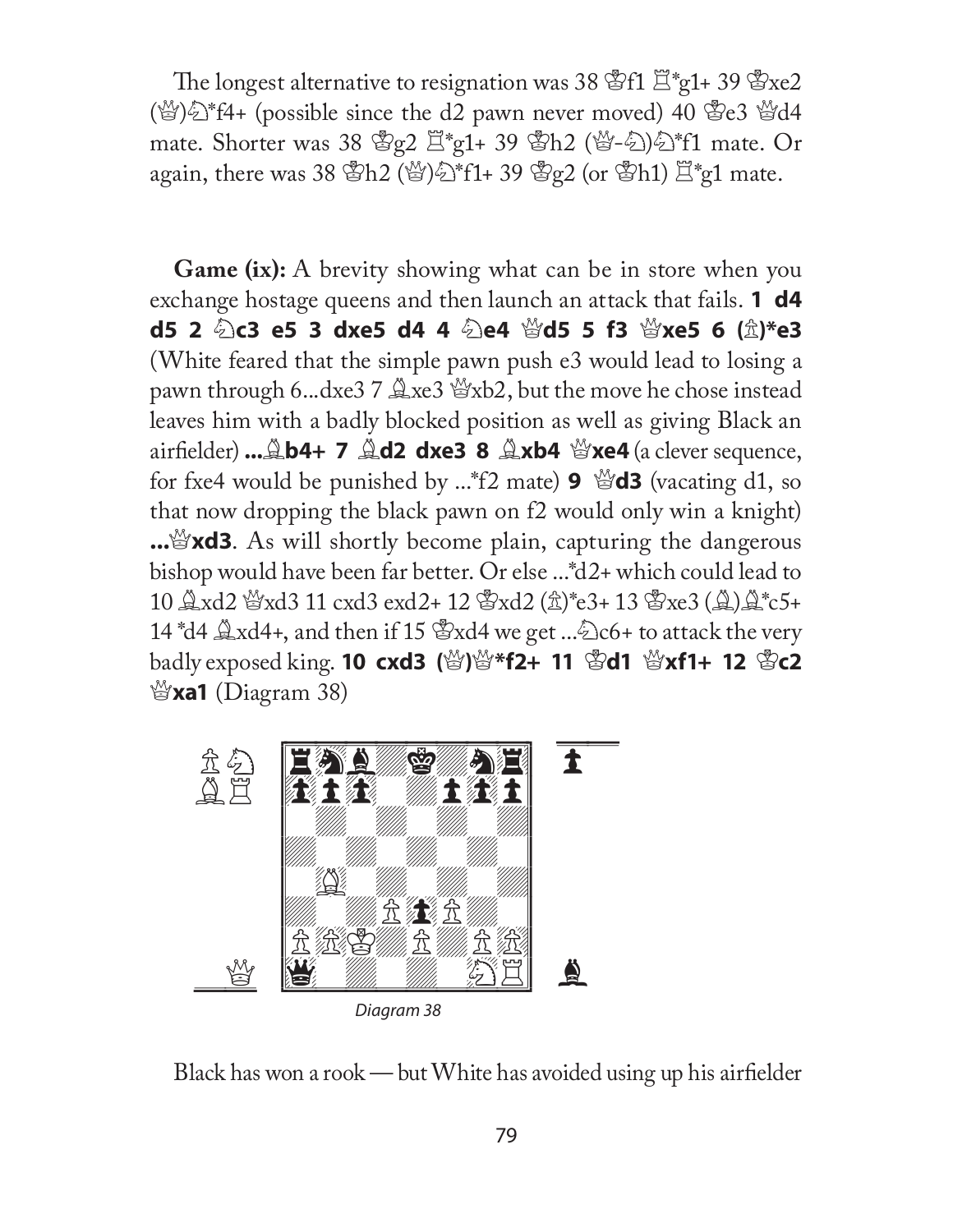The longest alternative to resignation was 38 ♔f1 ♖*g1+ 39 ♔xe2 (♕)♘*f4+ (possible since the d2 pawn never moved) 40 ♔e3 ♕d4 mate. Shorter was 38 ♔g2 ♖*g1+ 39 ♔h2 (♕-♘)♘*f1 mate. Or again, there was 38 ♔h2 (♕)♘*f1+ 39 ♔g2 (or ♔h1) ♖*g1 mate.

**Game (ix):** A brevity showing what can be in store when you exchange hostage queens and then launch an attack that fails. **1 d4 d5 2 ♘c3 e5 3 dxe5 d4 4 ♘e4 ♕d5 5 f3 ♕xe5 6 (♙)*e3** (White feared that the simple pawn push e3 would lead to losing a pawn through 6...dxe3 7 ♗xe3 ♕xb2, but the move he chose instead leaves him with a badly blocked position as well as giving Black an airfielder) **...♗b4+ 7 ♗d2 dxe3 8 ♗xb4 ♕xe4** (a clever sequence, for fxe4 would be punished by ...*f2 mate) **9 ♕d3** (vacating d1, so that now dropping the black pawn on f2 would only win a knight) **...♕xd3**. As will shortly become plain, capturing the dangerous bishop would have been far better. Or else ...*d2+ which could lead to 10 ♗xd2 ♕xd3 11 cxd3 exd2+ 12 ♔xd2 (♙)*e3+ 13 ♔xe3 (♗)♗*c5+ 14 *d4 ♗xd4+, and then if 15 ♔xd4 we get ...♘c6+ to attack the very badly exposed king. **10 cxd3 (♕)♕*f2+ 11 ♔d1 ♕xf1+ 12 ♔c2 ♕xa1** (Diagram 38)

*Diagram 38*

Black has won a rook — but White has avoided using up his airfielder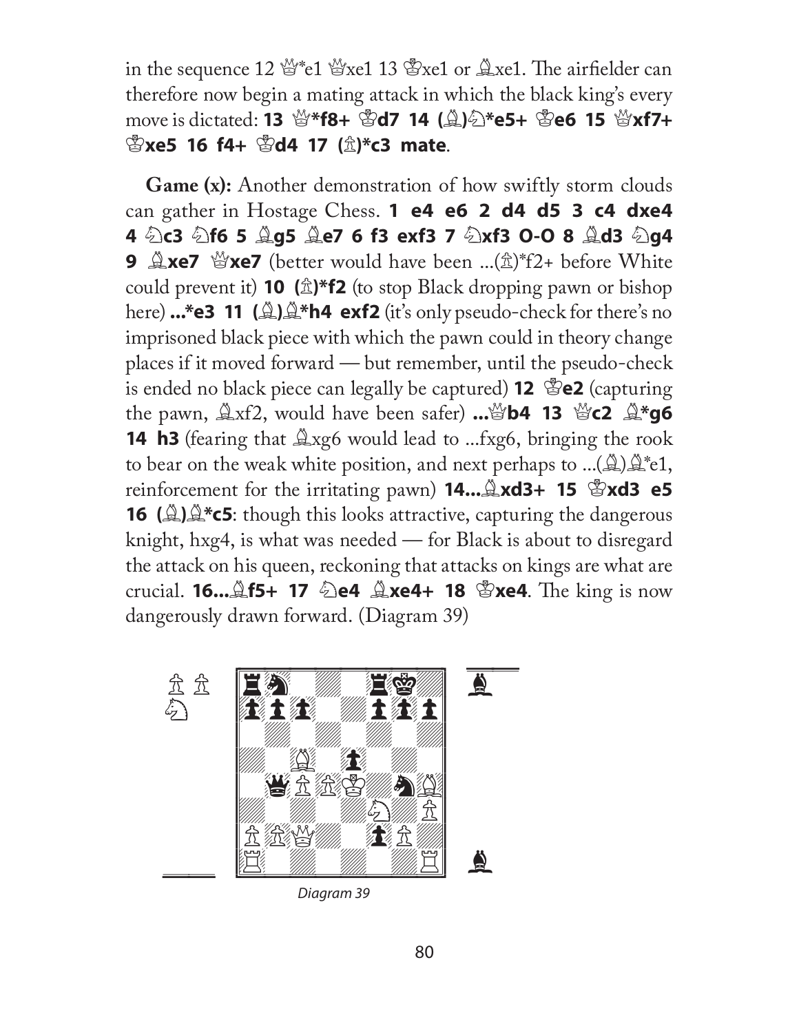in the sequence 12 ♕*e1 ♕xe1 13 ♔xe1 or ♗xe1. The airfielder can therefore now begin a mating attack in which the black king's every move is dictated: **13 ♕*f8+ ♔d7 14 (♗)♘*e5+ ♔e6 15 ♕xf7+ ♔xe5 16 f4+ ♔d4 17 (♙)*c3 mate**.

**Game (x):** Another demonstration of how swiftly storm clouds can gather in Hostage Chess. **1 e4 e6 2 d4 d5 3 c4 dxe4 4 ♘c3 ♘f6 5 ♗g5 ♗e7 6 f3 exf3 7 ♘xf3 O-O 8 ♗d3 ♘g4 9 ♗xe7 ♕xe7** (better would have been ...(♙)*f2+ before White could prevent it) **10 (♙)*f2** (to stop Black dropping pawn or bishop here) **...*e3 11 (♗)♗*h4 exf2** (it's only pseudo-check for there's no imprisoned black piece with which the pawn could in theory change places if it moved forward — but remember, until the pseudo-check is ended no black piece can legally be captured) **12 ♔e2** (capturing the pawn, ♗xf2, would have been safer) **...♕b4 13 ♕c2 ♗*g6 14 h3** (fearing that ♗xg6 would lead to ...fxg6, bringing the rook to bear on the weak white position, and next perhaps to ...(♗)♗*e1, reinforcement for the irritating pawn) **14...♗xd3+ 15 ♔xd3 e5 16 (♗)♗*c5**: though this looks attractive, capturing the dangerous knight, hxg4, is what was needed — for Black is about to disregard the attack on his queen, reckoning that attacks on kings are what are crucial. **16...♗f5+ 17 ♘e4 ♗xe4+ 18 ♔xe4**. The king is now dangerously drawn forward. (Diagram 39)

Diagram 39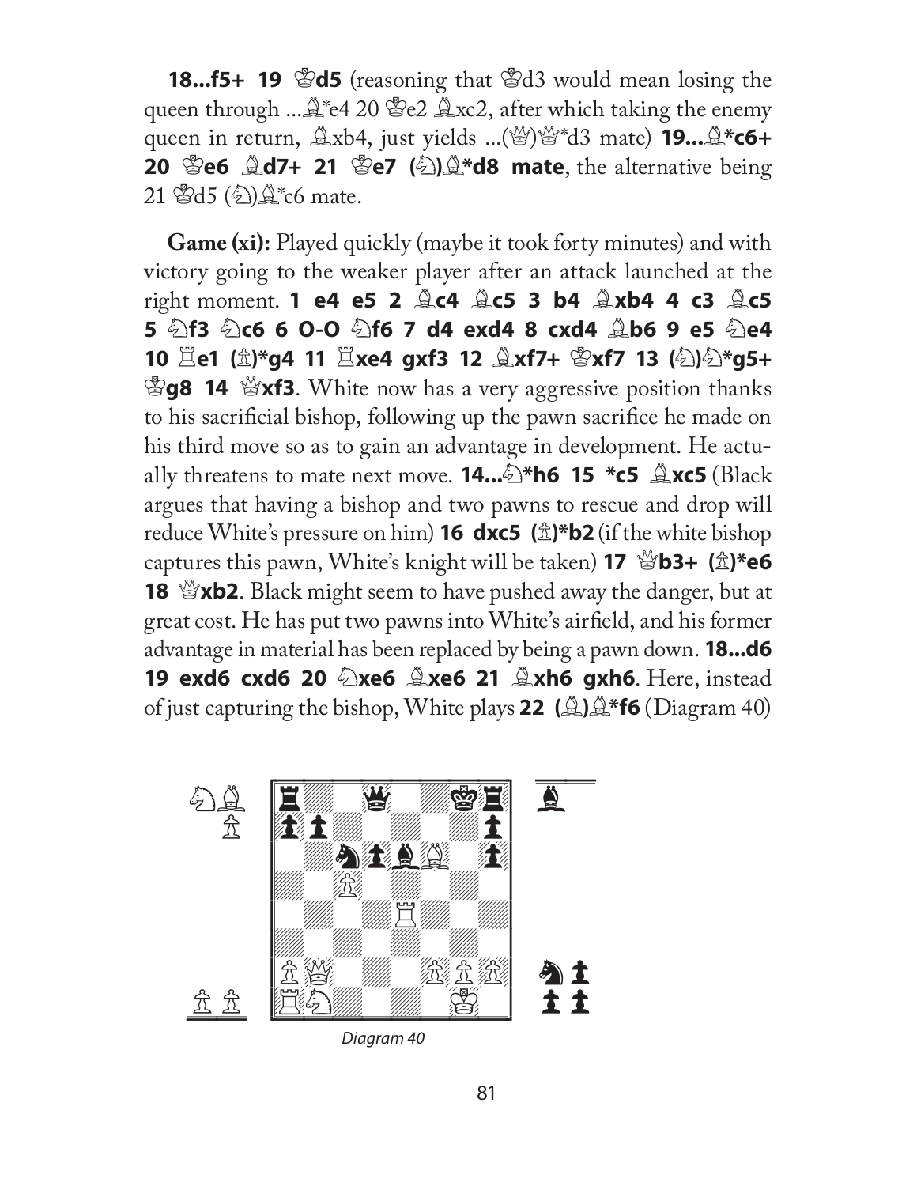**18...f5+ 19 ♔d5** (reasoning that ♔d3 would mean losing the queen through ...♗*e4 20 ♔e2 ♗xc2, after which taking the enemy queen in return, ♗xb4, just yields ...(♕)♕*d3 mate) **19...♗*c6+ 20 ♔e6 ♗d7+ 21 ♔e7 (♘)♗*d8 mate**, the alternative being 21 ♔d5 (♘)♗*c6 mate.

**Game (xi):** Played quickly (maybe it took forty minutes) and with victory going to the weaker player after an attack launched at the right moment. **1 e4 e5 2 ♗c4 ♗c5 3 b4 ♗xb4 4 c3 ♗c5 5 ♘f3 ♘c6 6 O-O ♘f6 7 d4 exd4 8 cxd4 ♗b6 9 e5 ♘e4 10 ♖e1 (♙)*g4 11 ♖xe4 gxf3 12 ♗xf7+ ♔xf7 13 (♘)♘*g5+ ♔g8 14 ♕xf3**. White now has a very aggressive position thanks to his sacrificial bishop, following up the pawn sacrifice he made on his third move so as to gain an advantage in development. He actually threatens to mate next move. **14...♘*h6 15 *c5 ♗xc5** (Black argues that having a bishop and two pawns to rescue and drop will reduce White's pressure on him) **16 dxc5 (♙)*b2** (if the white bishop captures this pawn, White's knight will be taken) **17 ♕b3+ (♙)*e6 18 ♕xb2**. Black might seem to have pushed away the danger, but at great cost. He has put two pawns into White's airfield, and his former advantage in material has been replaced by being a pawn down. **18...d6 19 exd6 cxd6 20 ♘xe6 ♗xe6 21 ♗xh6 gxh6**. Here, instead of just capturing the bishop, White plays **22 (♗)♗*f6** (Diagram 40)

*Diagram 40*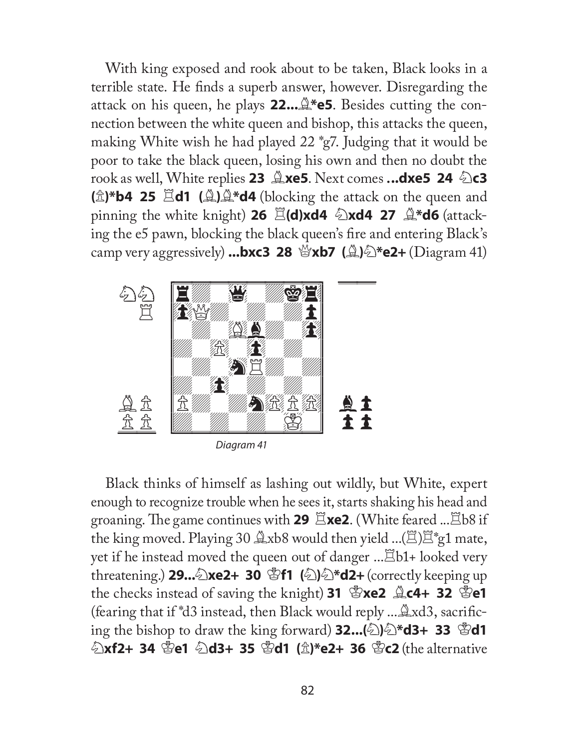With king exposed and rook about to be taken, Black looks in a terrible state. He finds a superb answer, however. Disregarding the attack on his queen, he plays **22...♗*e5**. Besides cutting the connection between the white queen and bishop, this attacks the queen, making White wish he had played 22 *g7. Judging that it would be poor to take the black queen, losing his own and then no doubt the rook as well, White replies **23 ♗xe5**. Next comes **...dxe5 24 ♘c3 (♙)*b4 25 ♖d1 (♗)♗*d4** (blocking the attack on the queen and pinning the white knight) **26 ♖(d)xd4 ♘xd4 27 ♗*d6** (attacking the e5 pawn, blocking the black queen's fire and entering Black's camp very aggressively) **...bxc3 28 ♕xb7 (♗)♘*e2+** (Diagram 41)

*Diagram 41*

Black thinks of himself as lashing out wildly, but White, expert enough to recognize trouble when he sees it, starts shaking his head and groaning. The game continues with **29 ♖xe2**. (White feared ...♖b8 if the king moved. Playing 30 ♗xb8 would then yield ...(♖)♖*g1 mate, yet if he instead moved the queen out of danger ...♖b1+ looked very threatening.) **29...♘xe2+ 30 ♔f1 (♘)♘*d2+** (correctly keeping up the checks instead of saving the knight) **31 ♔xe2 ♗c4+ 32 ♔e1** (fearing that if *d3 instead, then Black would reply ...♗xd3, sacrificing the bishop to draw the king forward) **32...(♘)♘*d3+ 33 ♔d1 ♘xf2+ 34 ♔e1 ♘d3+ 35 ♔d1 (♙)*e2+ 36 ♔c2** (the alternative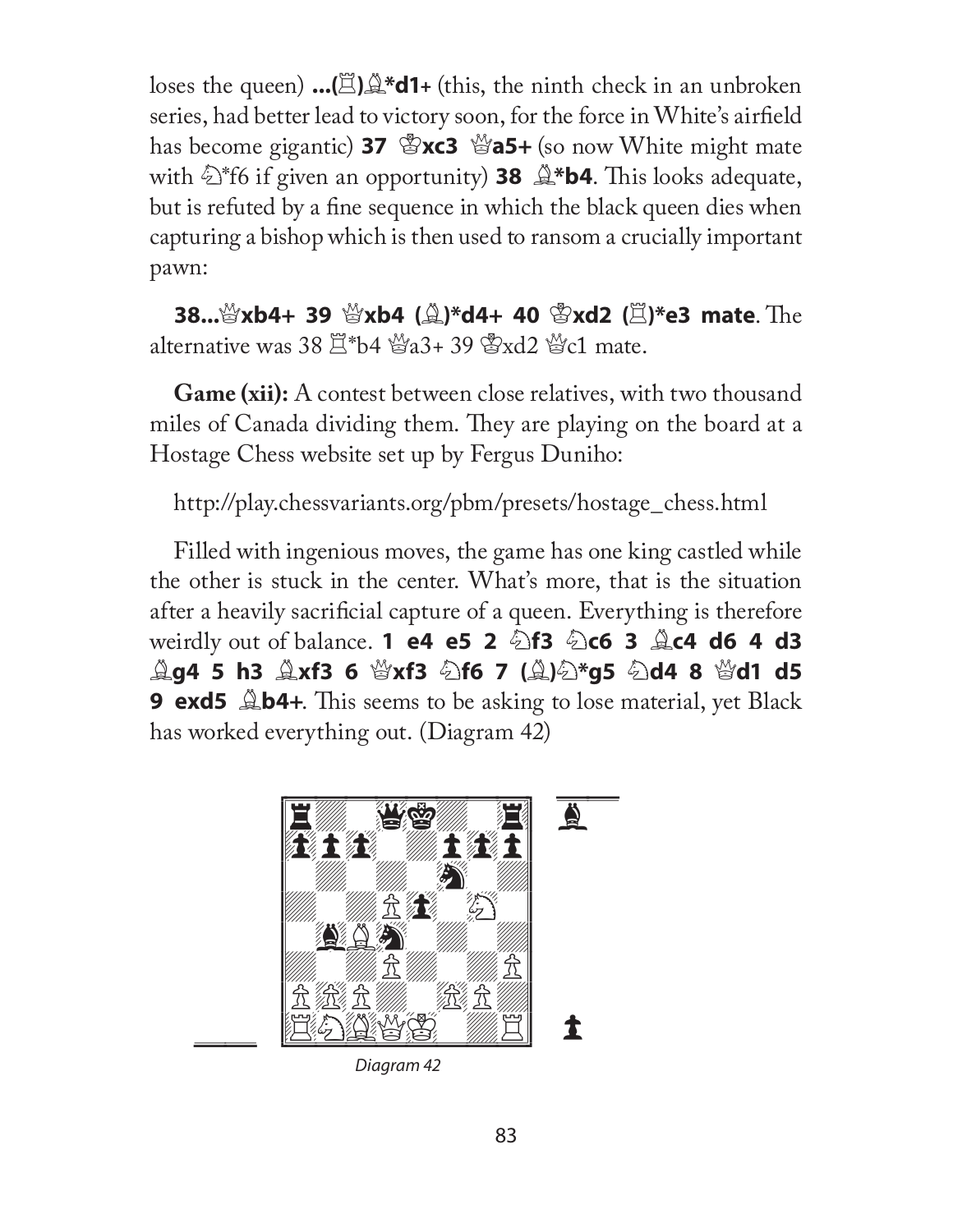loses the queen) **...(♖)♗*d1+** (this, the ninth check in an unbroken series, had better lead to victory soon, for the force in White's airfield has become gigantic) **37 ♔xc3 ♕a5+** (so now White might mate with ♘*f6 if given an opportunity) **38 ♗*b4**. This looks adequate, but is refuted by a fine sequence in which the black queen dies when capturing a bishop which is then used to ransom a crucially important pawn:

**38...♕xb4+ 39 ♕xb4 (♗)*d4+ 40 ♔xd2 (♖)*e3 mate**. The alternative was 38 ♖*b4 ♕a3+ 39 ♔xd2 ♕c1 mate.

**Game (xii):** A contest between close relatives, with two thousand miles of Canada dividing them. They are playing on the board at a Hostage Chess website set up by Fergus Duniho:

http://play.chessvariants.org/pbm/presets/hostage_chess.html

Filled with ingenious moves, the game has one king castled while the other is stuck in the center. What's more, that is the situation after a heavily sacrificial capture of a queen. Everything is therefore weirdly out of balance. **1 e4 e5 2 ♘f3 ♘c6 3 ♗c4 d6 4 d3 ♗g4 5 h3 ♗xf3 6 ♕xf3 ♘f6 7 (♗)♘*g5 ♘d4 8 ♕d1 d5 9 exd5 ♗b4+**. This seems to be asking to lose material, yet Black has worked everything out. (Diagram 42)

*Diagram 42*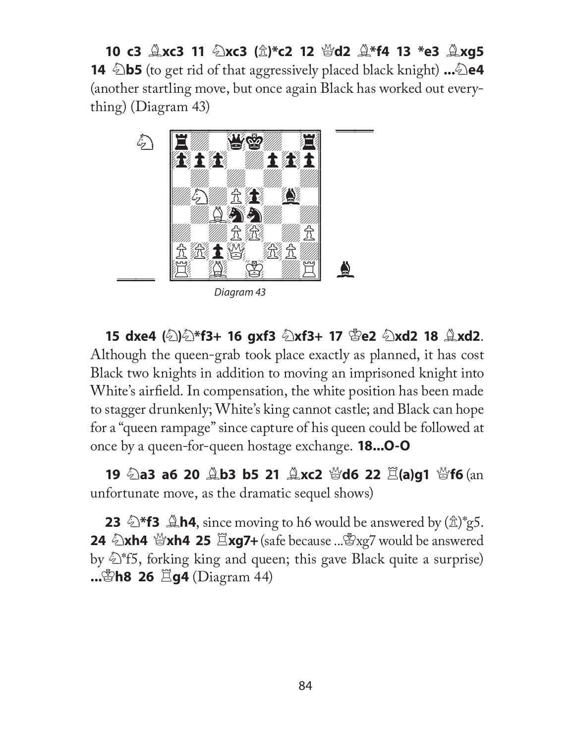**10 c3 ♗xc3 11 ♘xc3 (♙)*c2 12 ♕d2 ♗*f4 13 *e3 ♗xg5 14 ♘b5** (to get rid of that aggressively placed black knight) **...♘e4** (another startling move, but once again Black has worked out everything) (Diagram 43)

*Diagram 43*

**15 dxe4 (♘)♘*f3+ 16 gxf3 ♘xf3+ 17 ♔e2 ♘xd2 18 ♗xd2**. Although the queen-grab took place exactly as planned, it has cost Black two knights in addition to moving an imprisoned knight into White's airfield. In compensation, the white position has been made to stagger drunkenly; White's king cannot castle; and Black can hope for a "queen rampage" since capture of his queen could be followed at once by a queen-for-queen hostage exchange. **18...O-O**

**19 ♘a3 a6 20 ♗b3 b5 21 ♗xc2 ♕d6 22 ♖(a)g1 ♕f6** (an unfortunate move, as the dramatic sequel shows)

**23 ♘*f3 ♗h4**, since moving to h6 would be answered by (♙)*g5. **24 ♘xh4 ♕xh4 25 ♖xg7+** (safe because ...♔xg7 would be answered by ♘*f5, forking king and queen; this gave Black quite a surprise) **...♔h8 26 ♖g4** (Diagram 44)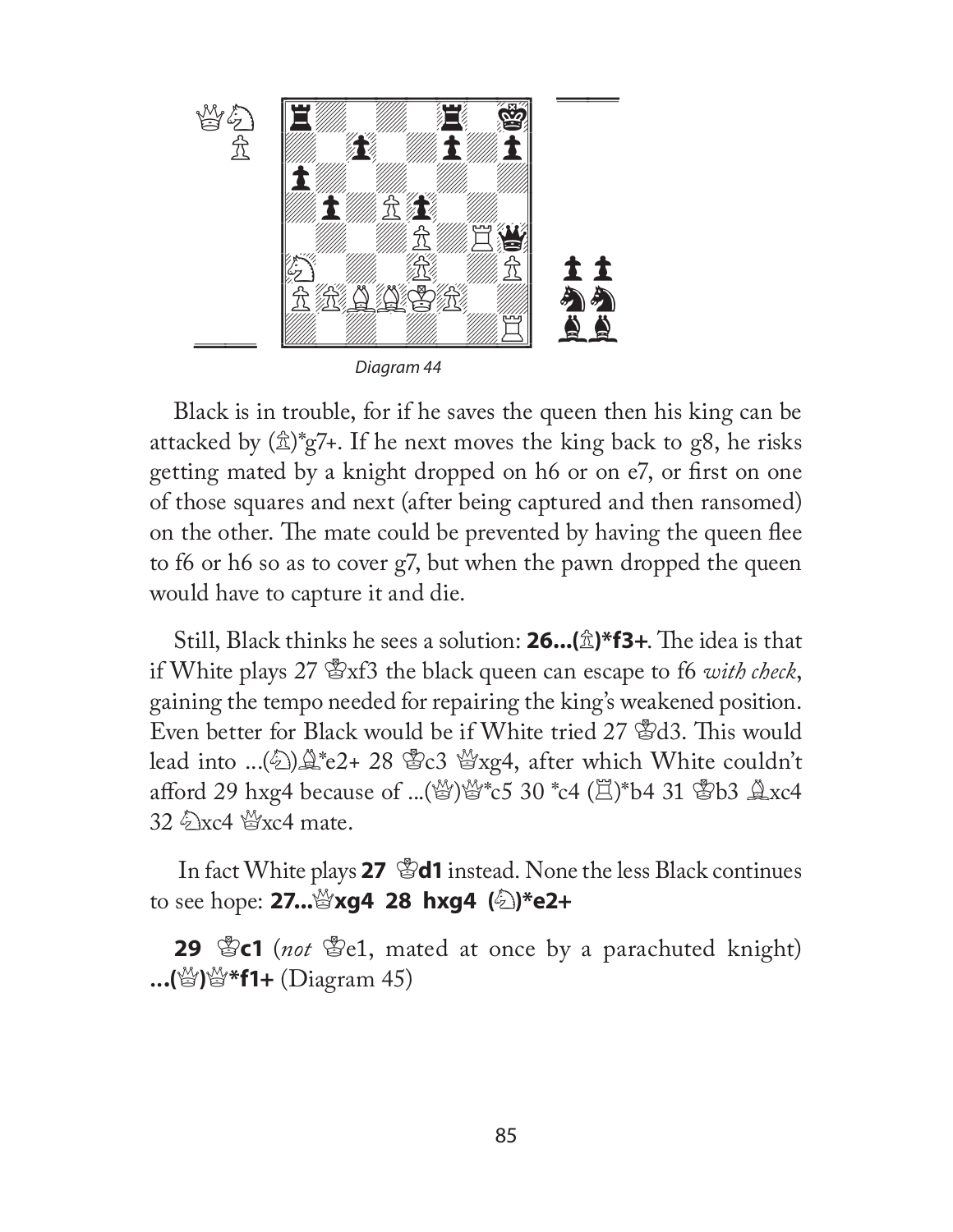Diagram 44

Black is in trouble, for if he saves the queen then his king can be attacked by (♙)*g7+. If he next moves the king back to g8, he risks getting mated by a knight dropped on h6 or on e7, or first on one of those squares and next (after being captured and then ransomed) on the other. The mate could be prevented by having the queen flee to f6 or h6 so as to cover g7, but when the pawn dropped the queen would have to capture it and die.

Still, Black thinks he sees a solution: **26...(♙)*f3+**. The idea is that if White plays 27 ♔xf3 the black queen can escape to f6 *with check*, gaining the tempo needed for repairing the king's weakened position. Even better for Black would be if White tried 27 ♔d3. This would lead into ...(♘)♗*e2+ 28 ♔c3 ♕xg4, after which White couldn't afford 29 hxg4 because of ...(♕)♕*c5 30 *c4 (♖)*b4 31 ♔b3 ♗xc4 32 ♘xc4 ♕xc4 mate.

In fact White plays **27 ♔d1** instead. None the less Black continues to see hope: **27...♕xg4 28 hxg4 (♘)*e2+**

**29 ♔c1** (*not* ♔e1, mated at once by a parachuted knight) **...(♕)♕*f1+** (Diagram 45)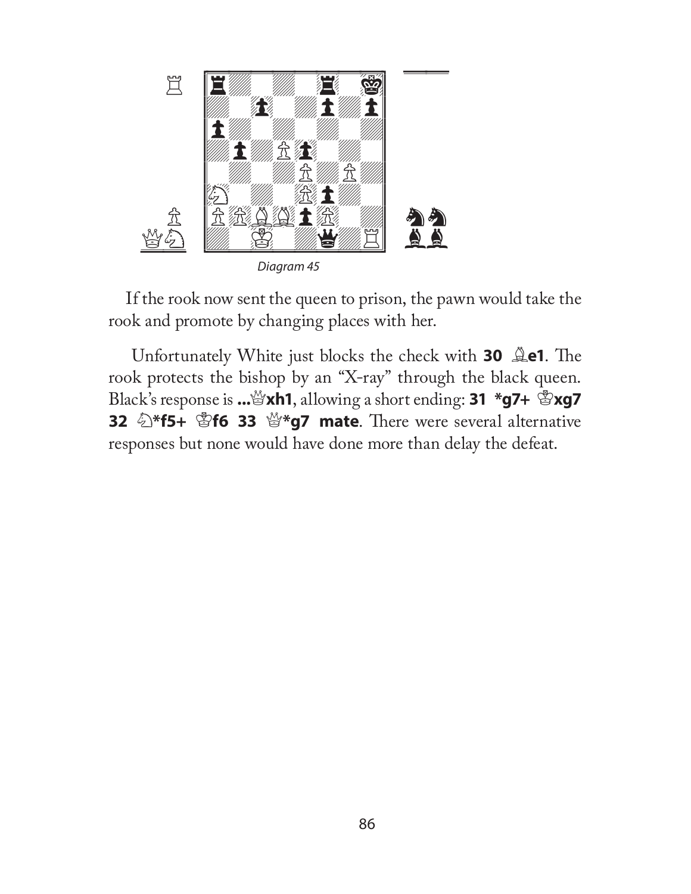*Diagram 45*

If the rook now sent the queen to prison, the pawn would take the rook and promote by changing places with her.

Unfortunately White just blocks the check with **30 ♗e1**. The rook protects the bishop by an "X-ray" through the black queen. Black's response is **...♕xh1**, allowing a short ending: **31 *g7+ ♔xg7 32 ♘*f5+ ♔f6 33 ♕*g7 mate**. There were several alternative responses but none would have done more than delay the defeat.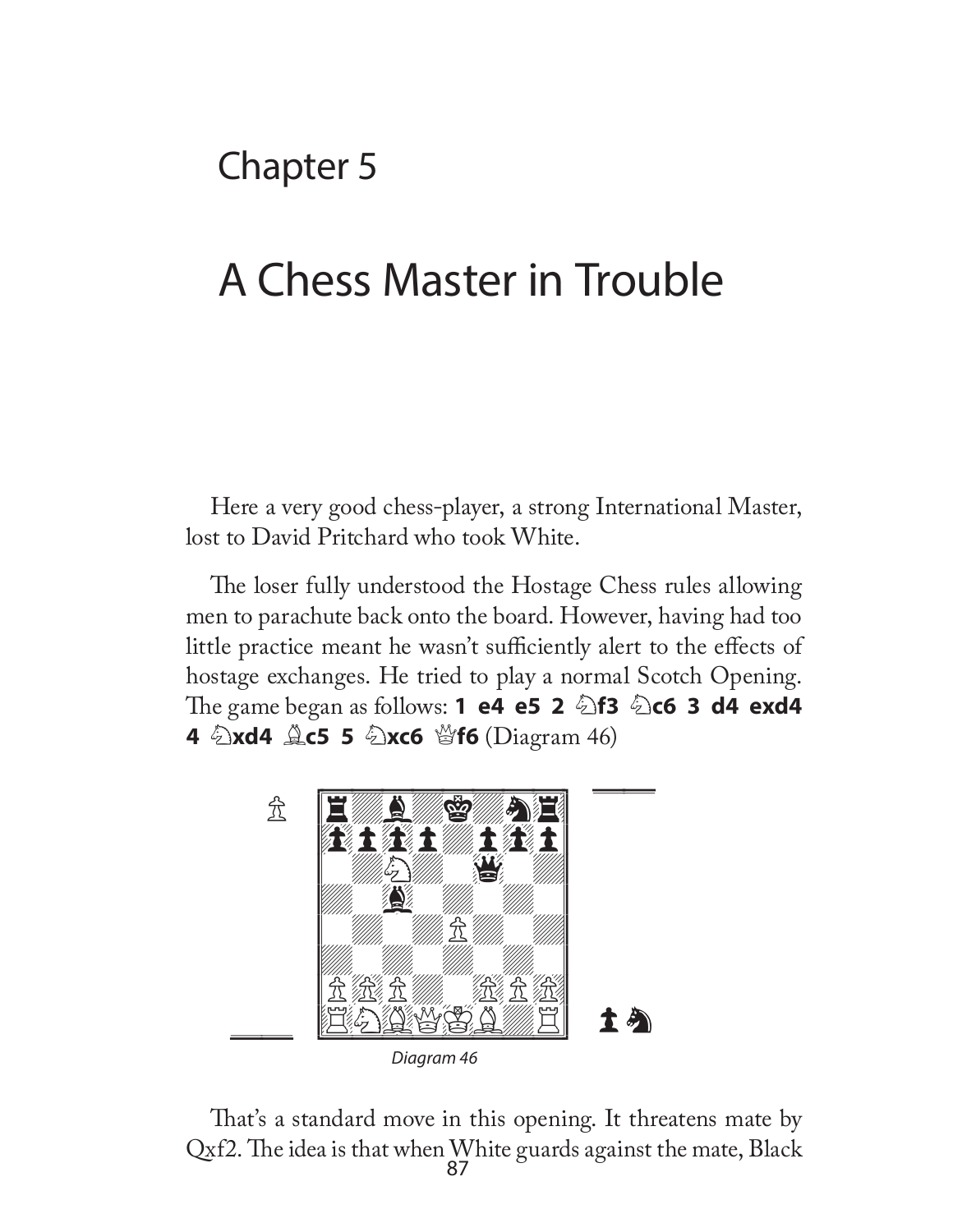# Chapter 5

# A Chess Master in Trouble

Here a very good chess-player, a strong International Master, lost to David Pritchard who took White.

The loser fully understood the Hostage Chess rules allowing men to parachute back onto the board. However, having had too little practice meant he wasn't sufficiently alert to the effects of hostage exchanges. He tried to play a normal Scotch Opening. The game began as follows: **1 e4 e5 2 ♘f3 ♘c6 3 d4 exd4 4 ♘xd4 ♗c5 5 ♘xc6 ♕f6** (Diagram 46)

*Diagram 46*

That's a standard move in this opening. It threatens mate by Qxf2. The idea is that when White guards against the mate, Black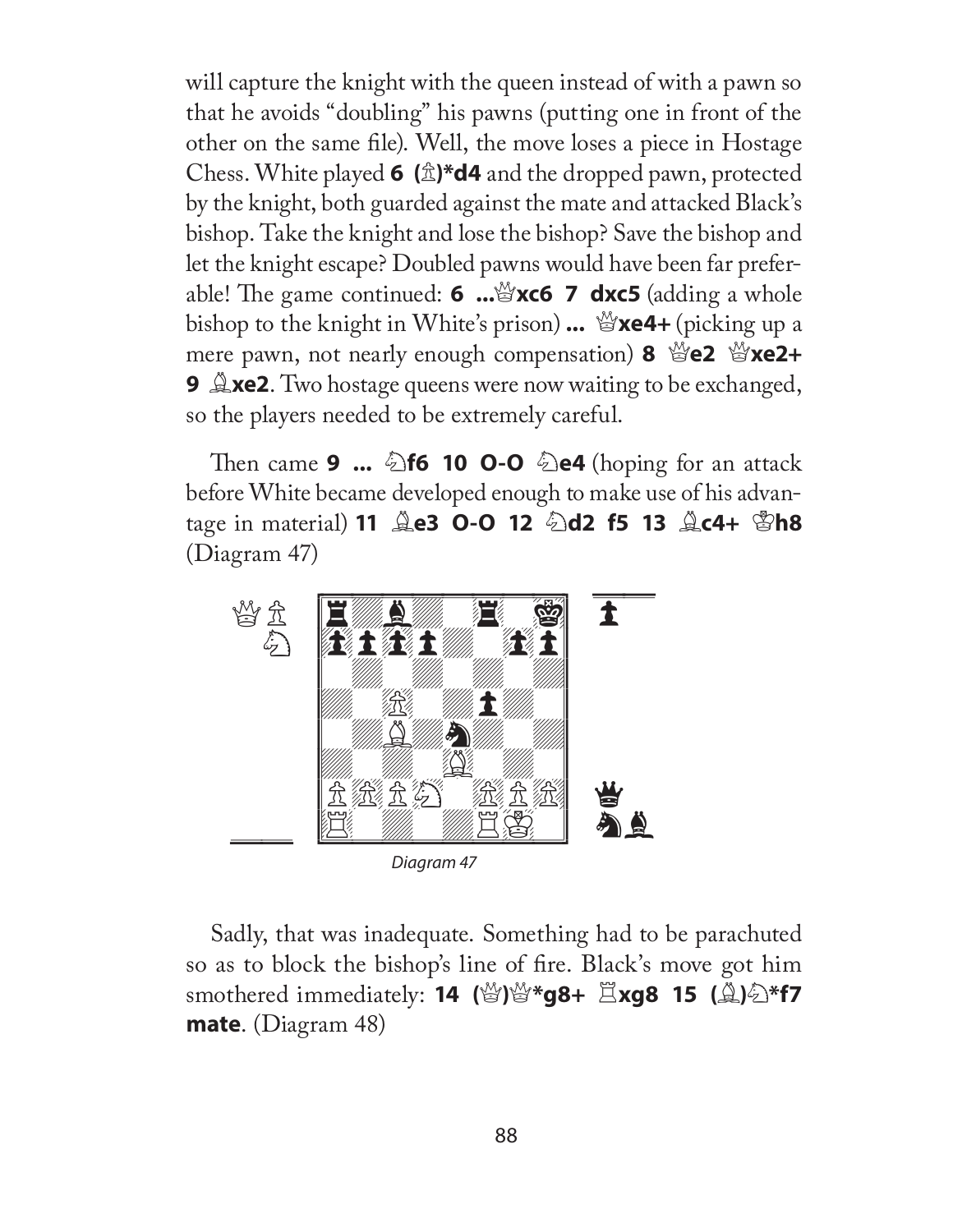will capture the knight with the queen instead of with a pawn so that he avoids "doubling" his pawns (putting one in front of the other on the same file). Well, the move loses a piece in Hostage Chess. White played **6 (♙)*d4** and the dropped pawn, protected by the knight, both guarded against the mate and attacked Black's bishop. Take the knight and lose the bishop? Save the bishop and let the knight escape? Doubled pawns would have been far preferable! The game continued: **6 ...♕xc6 7 dxc5** (adding a whole bishop to the knight in White's prison) **... ♕xe4+** (picking up a mere pawn, not nearly enough compensation) **8 ♕e2 ♕xe2+ 9 ♗xe2**. Two hostage queens were now waiting to be exchanged, so the players needed to be extremely careful.

Then came **9 ... ♘f6 10 O-O ♘e4** (hoping for an attack before White became developed enough to make use of his advantage in material) **11 ♗e3 O-O 12 ♘d2 f5 13 ♗c4+ ♔h8** (Diagram 47)

*Diagram 47*

Sadly, that was inadequate. Something had to be parachuted so as to block the bishop's line of fire. Black's move got him smothered immediately: **14 (♕)♕*g8+ ♖xg8 15 (♗)♘*f7 mate**. (Diagram 48)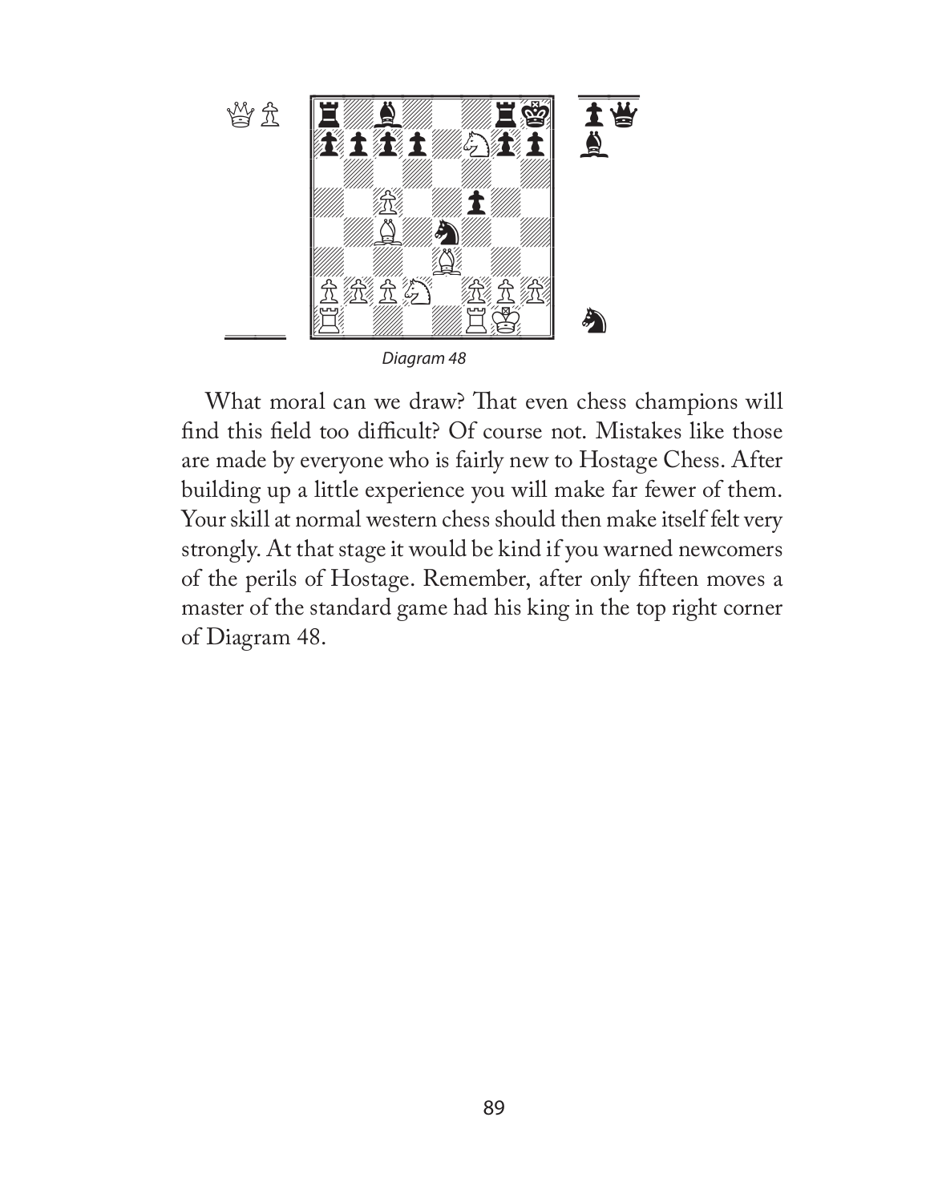Diagram 48

What moral can we draw? That even chess champions will find this field too difficult? Of course not. Mistakes like those are made by everyone who is fairly new to Hostage Chess. After building up a little experience you will make far fewer of them. Your skill at normal western chess should then make itself felt very strongly. At that stage it would be kind if you warned newcomers of the perils of Hostage. Remember, after only fifteen moves a master of the standard game had his king in the top right corner of Diagram 48.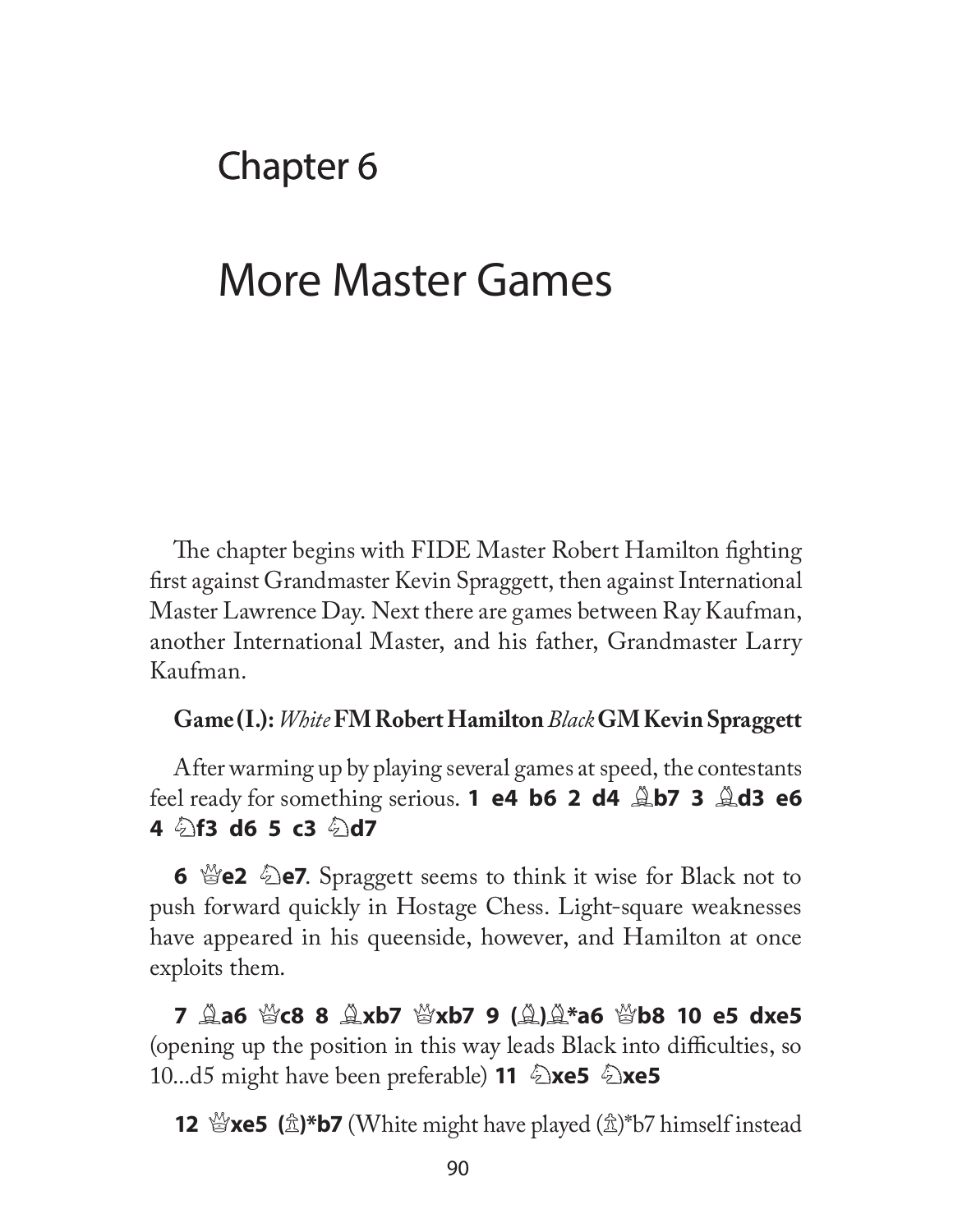# Chapter 6

# More Master Games

The chapter begins with FIDE Master Robert Hamilton fighting first against Grandmaster Kevin Spraggett, then against International Master Lawrence Day. Next there are games between Ray Kaufman, another International Master, and his father, Grandmaster Larry Kaufman.

**Game (I.):** *White* **FM Robert Hamilton** *Black* **GM Kevin Spraggett**

After warming up by playing several games at speed, the contestants feel ready for something serious. **1 e4 b6 2 d4 ♗b7 3 ♗d3 e6 4 ♘f3 d6 5 c3 ♘d7**

**6 ♕e2 ♘e7**. Spraggett seems to think it wise for Black not to push forward quickly in Hostage Chess. Light-square weaknesses have appeared in his queenside, however, and Hamilton at once exploits them.

**7 ♗a6 ♕c8 8 ♗xb7 ♕xb7 9 (♗)♗*a6 ♕b8 10 e5 dxe5** (opening up the position in this way leads Black into difficulties, so 10...d5 might have been preferable) **11 ♘xe5 ♘xe5**

**12 ♕xe5 (♙)*b7** (White might have played (♙)*b7 himself instead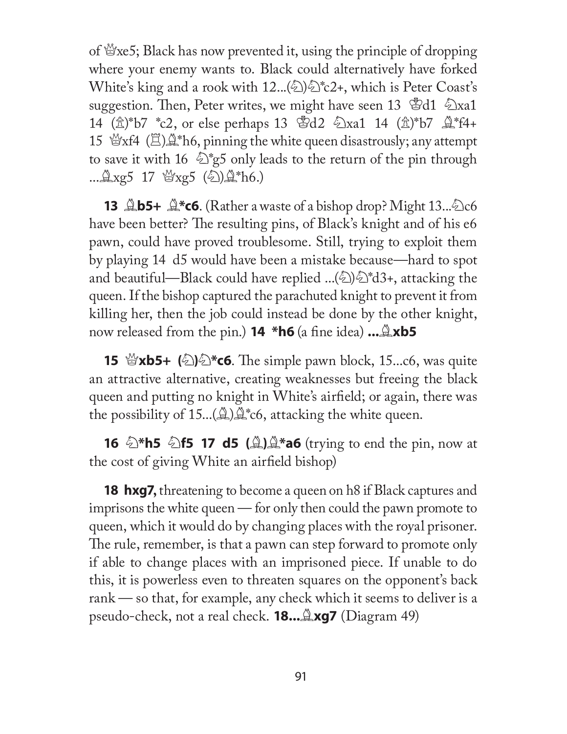of ♕xe5; Black has now prevented it, using the principle of dropping where your enemy wants to. Black could alternatively have forked White's king and a rook with 12...(♘)♘*c2+, which is Peter Coast's suggestion. Then, Peter writes, we might have seen 13 ♔d1 ♘xa1 14 (♙)*b7 *c2, or else perhaps 13 ♔d2 ♘xa1 14 (♙)*b7 ♗*f4+ 15 ♕xf4 (♖)♗*h6, pinning the white queen disastrously; any attempt to save it with 16 ♘*g5 only leads to the return of the pin through ...♗xg5 17 ♕xg5 (♘)♗*h6.)

**13 ♗b5+ ♗*c6**. (Rather a waste of a bishop drop? Might 13...♘c6 have been better? The resulting pins, of Black's knight and of his e6 pawn, could have proved troublesome. Still, trying to exploit them by playing 14 d5 would have been a mistake because—hard to spot and beautiful—Black could have replied ...(♘)♘*d3+, attacking the queen. If the bishop captured the parachuted knight to prevent it from killing her, then the job could instead be done by the other knight, now released from the pin.) **14 *h6** (a fine idea) **...♗xb5**

**15 ♕xb5+ (♘)♘*c6**. The simple pawn block, 15...c6, was quite an attractive alternative, creating weaknesses but freeing the black queen and putting no knight in White's airfield; or again, there was the possibility of 15...(♗)♗*c6, attacking the white queen.

**16 ♘*h5 ♘f5 17 d5 (♗)♗*a6** (trying to end the pin, now at the cost of giving White an airfield bishop)

**18 hxg7,** threatening to become a queen on h8 if Black captures and imprisons the white queen — for only then could the pawn promote to queen, which it would do by changing places with the royal prisoner. The rule, remember, is that a pawn can step forward to promote only if able to change places with an imprisoned piece. If unable to do this, it is powerless even to threaten squares on the opponent's back rank — so that, for example, any check which it seems to deliver is a pseudo-check, not a real check. **18...♗xg7** (Diagram 49)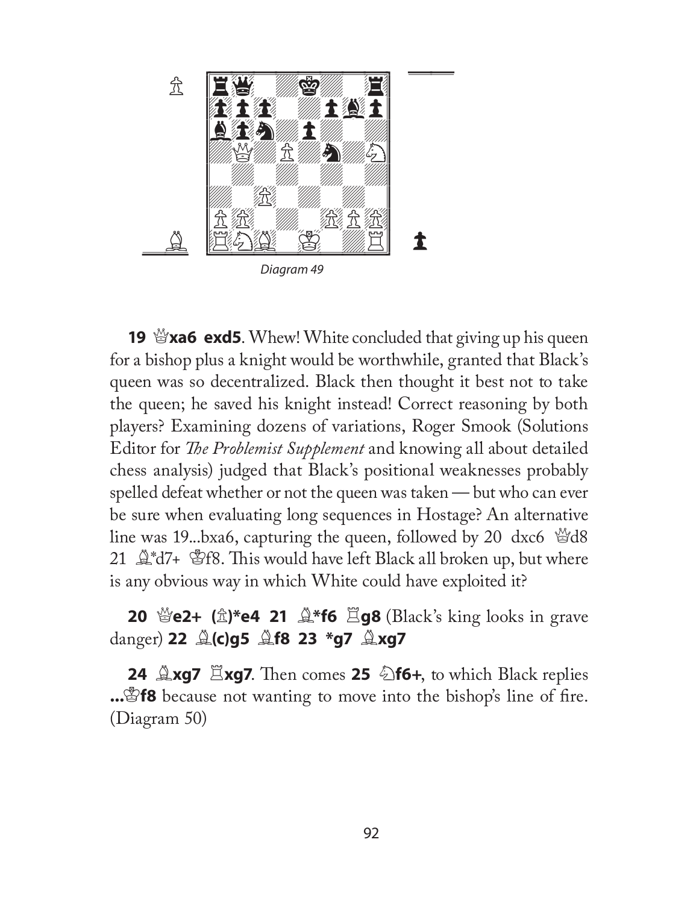*Diagram 49*

**19 ♕xa6 exd5**. Whew! White concluded that giving up his queen for a bishop plus a knight would be worthwhile, granted that Black's queen was so decentralized. Black then thought it best not to take the queen; he saved his knight instead! Correct reasoning by both players? Examining dozens of variations, Roger Smook (Solutions Editor for *The Problemist Supplement* and knowing all about detailed chess analysis) judged that Black's positional weaknesses probably spelled defeat whether or not the queen was taken — but who can ever be sure when evaluating long sequences in Hostage? An alternative line was 19...bxa6, capturing the queen, followed by 20 dxc6 ♕d8 21 ♗*d7+ ♔f8. This would have left Black all broken up, but where is any obvious way in which White could have exploited it?

**20 ♕e2+ (♙)*e4 21 ♗*f6 ♖g8** (Black's king looks in grave danger) **22 ♗(c)g5 ♗f8 23 *g7 ♗xg7**

**24 ♗xg7 ♖xg7**. Then comes **25 ♘f6+**, to which Black replies **...♔f8** because not wanting to move into the bishop's line of fire. (Diagram 50)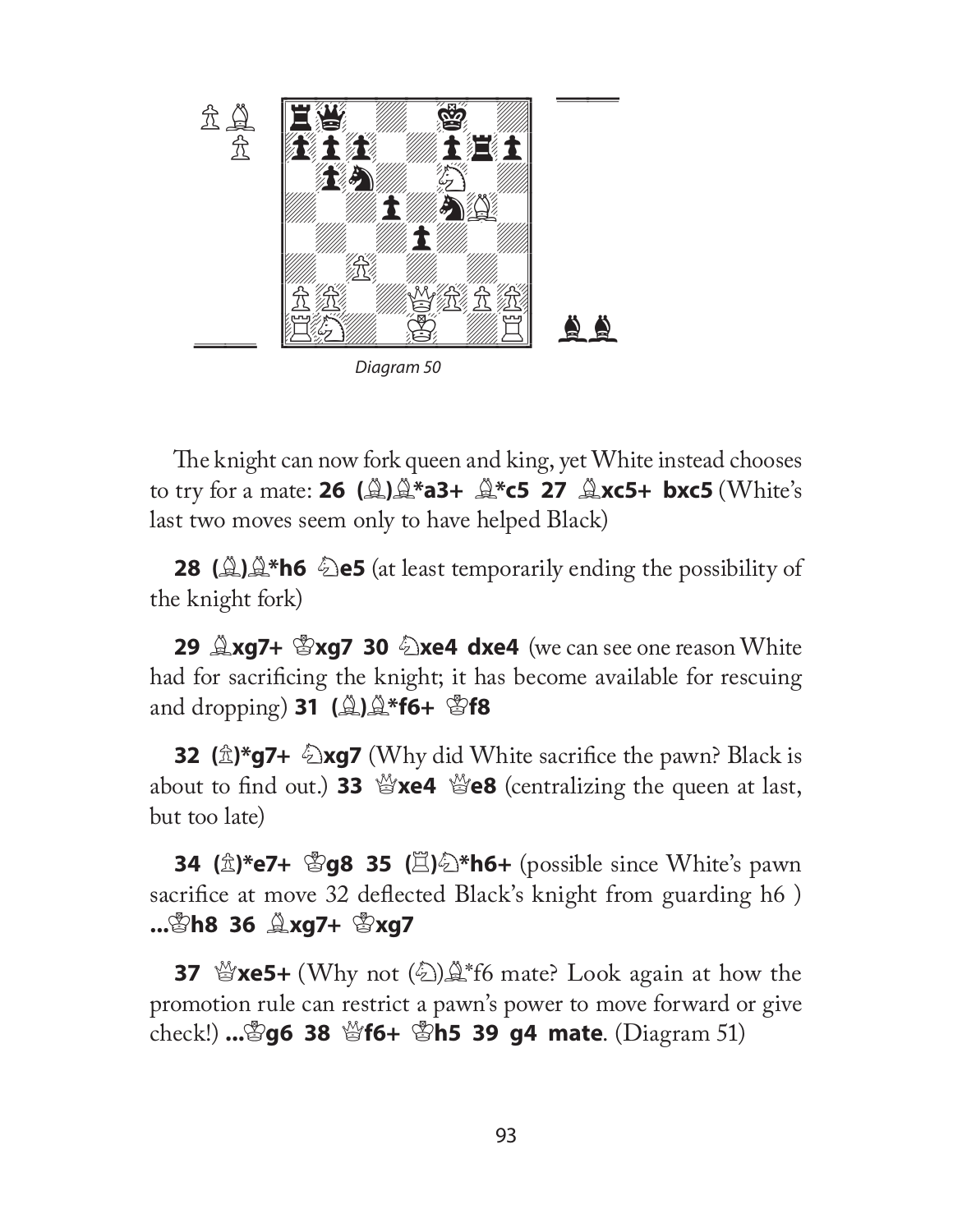*Diagram 50*

The knight can now fork queen and king, yet White instead chooses to try for a mate: **26 (♗)♗*a3+ ♗*c5 27 ♗xc5+ bxc5** (White's last two moves seem only to have helped Black)

**28 (♗)♗*h6 ♘e5** (at least temporarily ending the possibility of the knight fork)

**29 ♗xg7+ ♔xg7 30 ♘xe4 dxe4** (we can see one reason White had for sacrificing the knight; it has become available for rescuing and dropping) **31 (♗)♗*f6+ ♔f8**

**32 (♙)*g7+ ♘xg7** (Why did White sacrifice the pawn? Black is about to find out.) **33 ♕xe4 ♕e8** (centralizing the queen at last, but too late)

**34 (♙)*e7+ ♔g8 35 (♖)♘*h6+** (possible since White's pawn sacrifice at move 32 deflected Black's knight from guarding h6 ) **...♔h8 36 ♗xg7+ ♔xg7**

**37 ♕xe5+** (Why not (♘)♗*f6 mate? Look again at how the promotion rule can restrict a pawn's power to move forward or give check!) **...♔g6 38 ♕f6+ ♔h5 39 g4 mate**. (Diagram 51)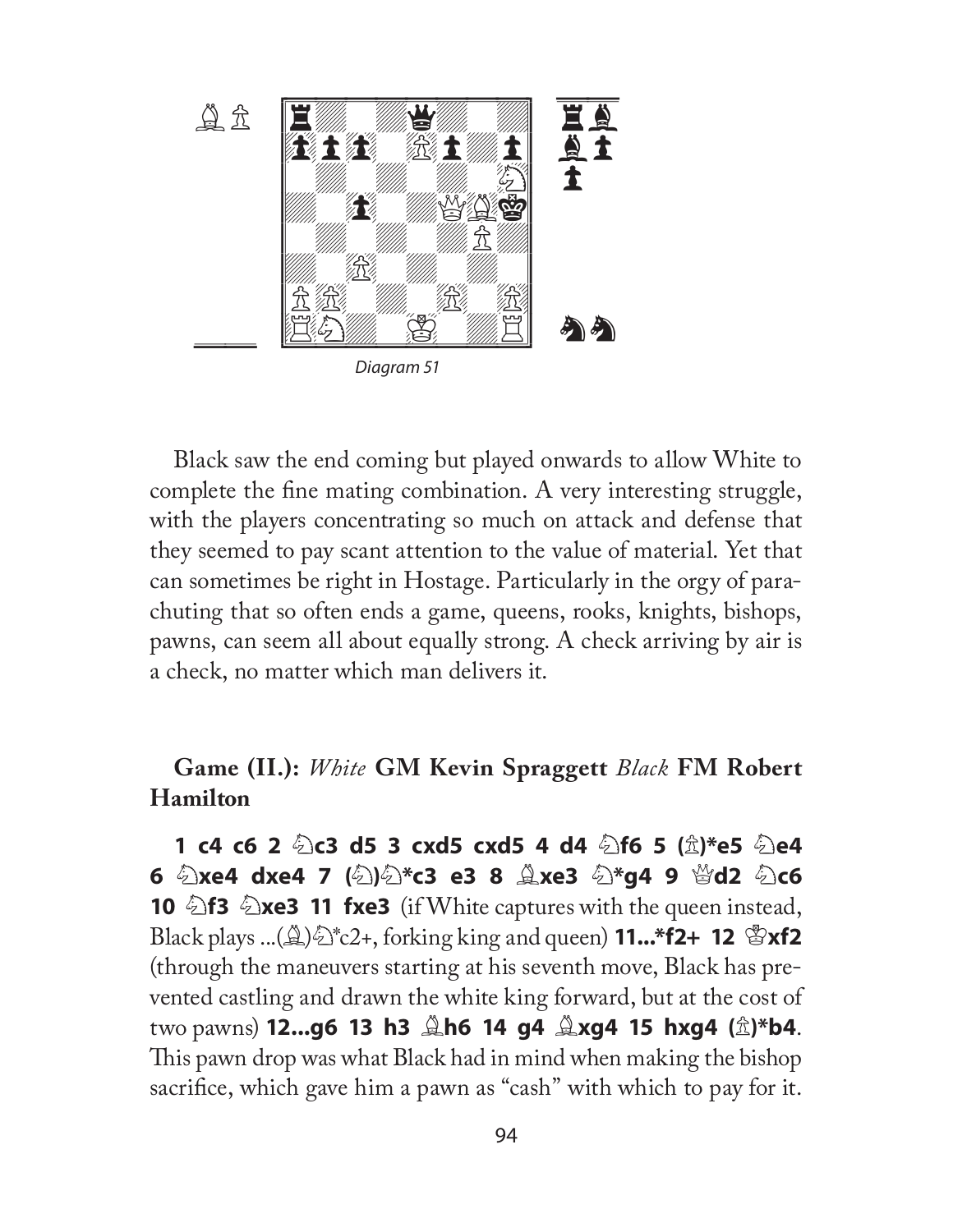Diagram 51

Black saw the end coming but played onwards to allow White to complete the fine mating combination. A very interesting struggle, with the players concentrating so much on attack and defense that they seemed to pay scant attention to the value of material. Yet that can sometimes be right in Hostage. Particularly in the orgy of parachuting that so often ends a game, queens, rooks, knights, bishops, pawns, can seem all about equally strong. A check arriving by air is a check, no matter which man delivers it.

**Game (II.):** *White* **GM Kevin Spraggett** *Black* **FM Robert Hamilton**

**1 c4 c6 2 ♘c3 d5 3 cxd5 cxd5 4 d4 ♘f6 5 (♙)*e5 ♘e4 6 ♘xe4 dxe4 7 (♘)♘*c3 e3 8 ♗xe3 ♘*g4 9 ♕d2 ♘c6 10 ♘f3 ♘xe3 11 fxe3** (if White captures with the queen instead, Black plays ...(♗)♘*c2+, forking king and queen) **11...*f2+ 12 ♔xf2** (through the maneuvers starting at his seventh move, Black has prevented castling and drawn the white king forward, but at the cost of two pawns) **12...g6 13 h3 ♗h6 14 g4 ♗xg4 15 hxg4 (♙)*b4**. This pawn drop was what Black had in mind when making the bishop sacrifice, which gave him a pawn as "cash" with which to pay for it.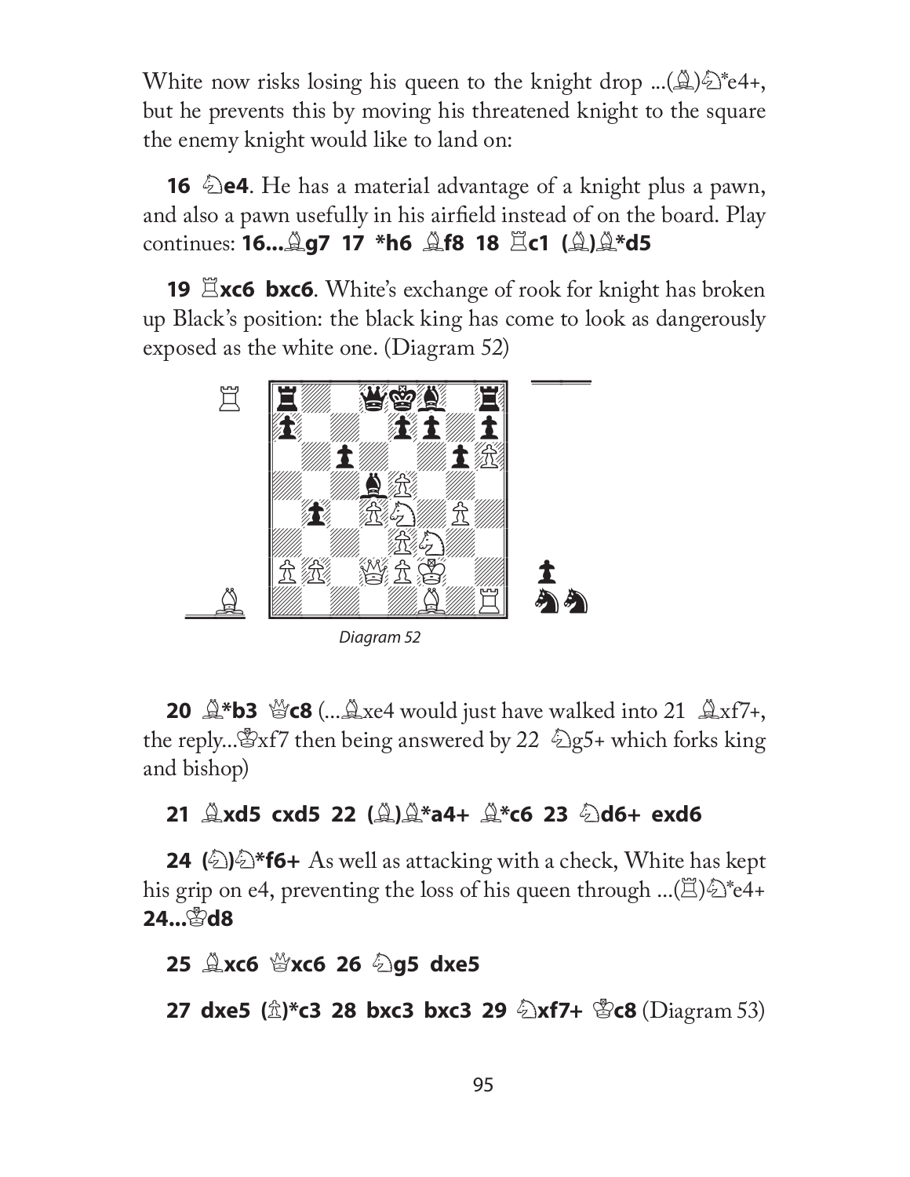White now risks losing his queen to the knight drop ...(♗)♘*e4+, but he prevents this by moving his threatened knight to the square the enemy knight would like to land on:

**16 ♘e4**. He has a material advantage of a knight plus a pawn, and also a pawn usefully in his airfield instead of on the board. Play continues: **16...♗g7 17 *h6 ♗f8 18 ♖c1 (♗)♗*d5**

**19 ♖xc6 bxc6**. White's exchange of rook for knight has broken up Black's position: the black king has come to look as dangerously exposed as the white one. (Diagram 52)

Diagram 52

**20 ♗*b3 ♕c8** (...♗xe4 would just have walked into 21 ♗xf7+, the reply...♔xf7 then being answered by 22 ♘g5+ which forks king and bishop)

**21 ♗xd5 cxd5 22 (♗)♗*a4+ ♗*c6 23 ♘d6+ exd6**

**24 (♘)♘*f6+** As well as attacking with a check, White has kept his grip on e4, preventing the loss of his queen through ...(♖)♘*e4+ **24...♔d8**

**25 ♗xc6 ♕xc6 26 ♘g5 dxe5**

**27 dxe5 (♙)*c3 28 bxc3 bxc3 29 ♘xf7+ ♔c8** (Diagram 53)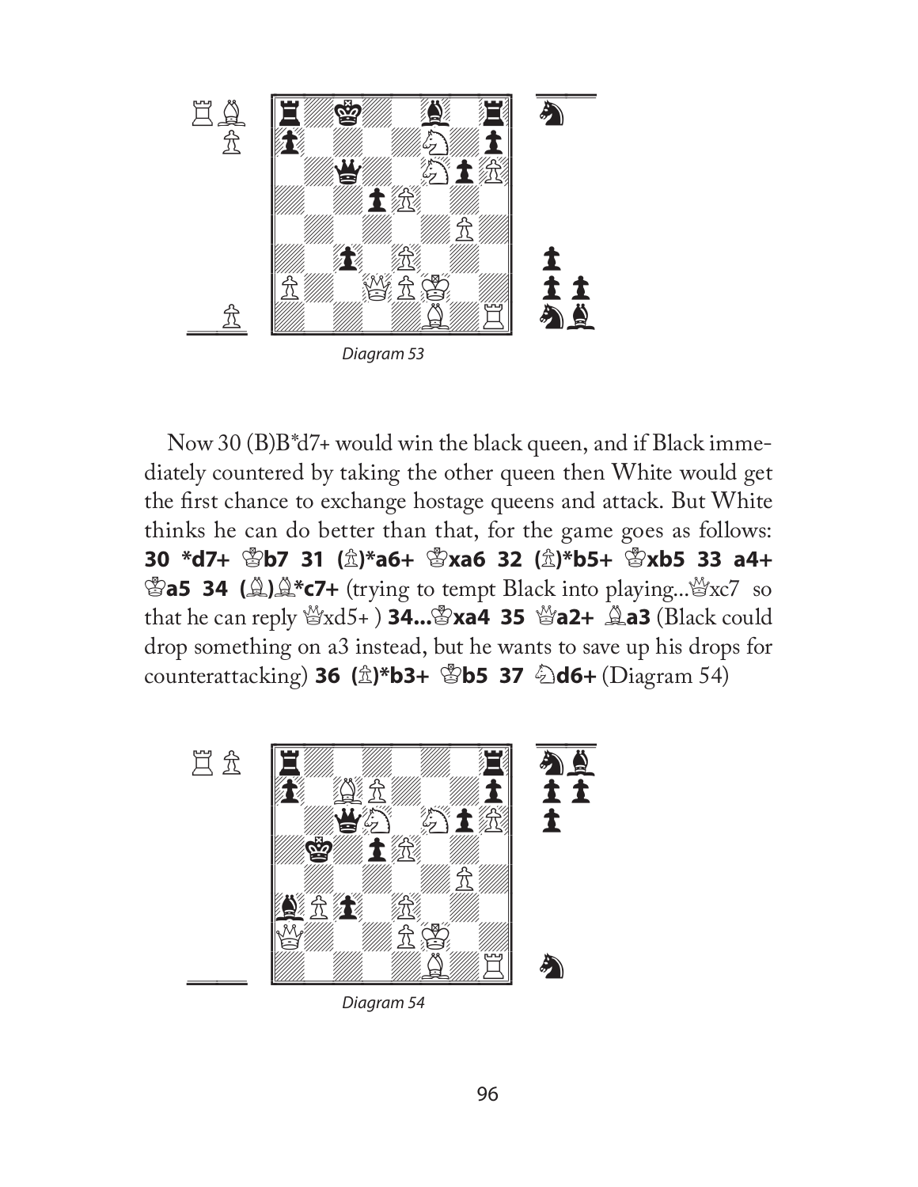Diagram 53

Now 30 (B)B*d7+ would win the black queen, and if Black immediately countered by taking the other queen then White would get the first chance to exchange hostage queens and attack. But White thinks he can do better than that, for the game goes as follows: **30 *d7+ ♔b7 31 (♙)*a6+ ♔xa6 32 (♙)*b5+ ♔xb5 33 a4+ ♔a5 34 (♗)♗*c7+** (trying to tempt Black into playing...♕xc7 so that he can reply ♕xd5+ ) **34...♔xa4 35 ♕a2+ ♗a3** (Black could drop something on a3 instead, but he wants to save up his drops for counterattacking) **36 (♙)*b3+ ♔b5 37 ♘d6+** (Diagram 54)

Diagram 54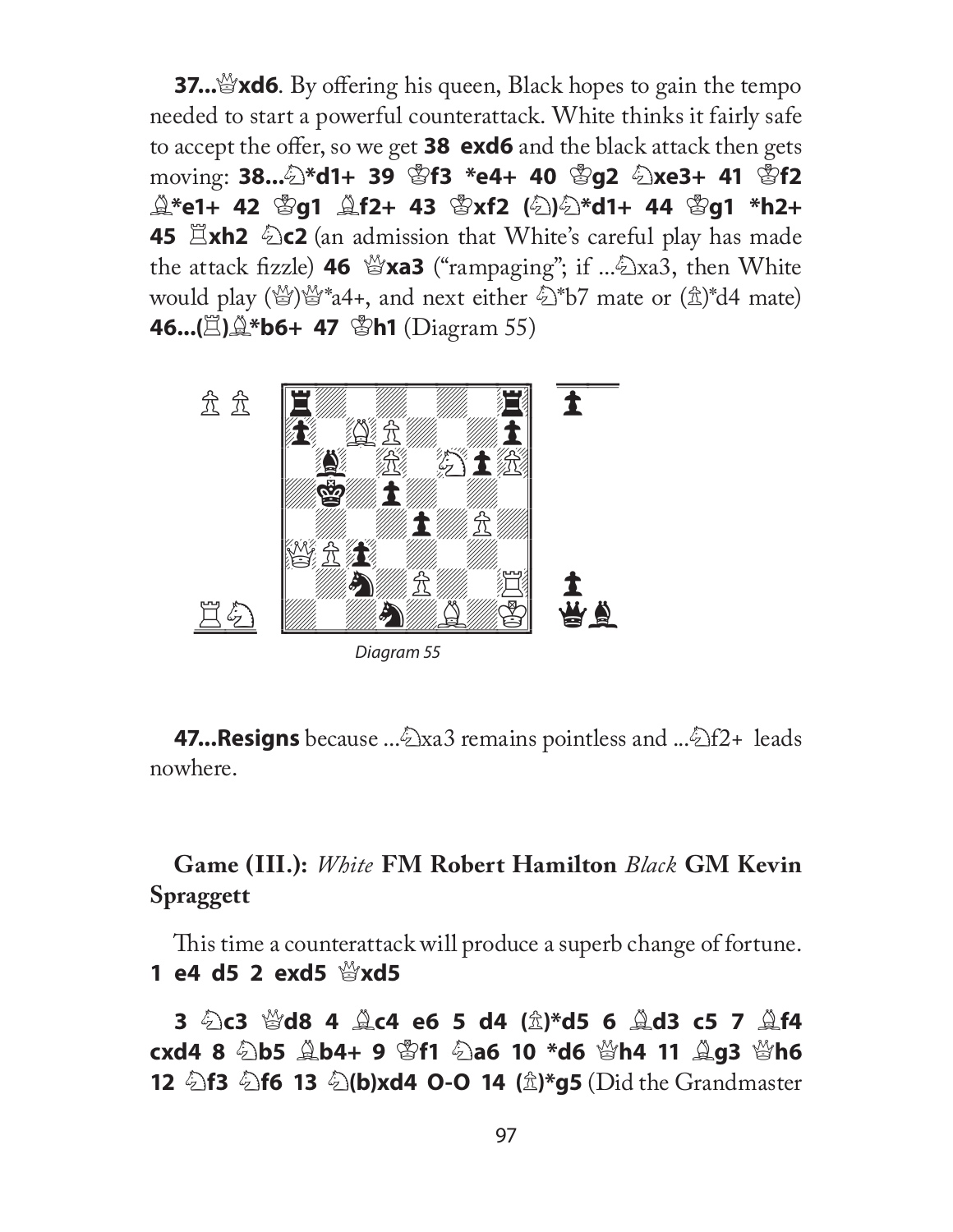**37...♕xd6**. By offering his queen, Black hopes to gain the tempo needed to start a powerful counterattack. White thinks it fairly safe to accept the offer, so we get **38 exd6** and the black attack then gets moving: **38...♘*d1+ 39 ♔f3 *e4+ 40 ♔g2 ♘xe3+ 41 ♔f2 ♗*e1+ 42 ♔g1 ♗f2+ 43 ♔xf2 (♘)♘*d1+ 44 ♔g1 *h2+ 45 ♖xh2 ♘c2** (an admission that White's careful play has made the attack fizzle) **46 ♕xa3** ("rampaging"; if ...♘xa3, then White would play (♕)♕*a4+, and next either ♘*b7 mate or (♙)*d4 mate) **46...(♖)♗*b6+ 47 ♔h1** (Diagram 55)

Diagram 55

**47...Resigns** because ...♘xa3 remains pointless and ...♘f2+ leads nowhere.

## Game (III.): *White* FM Robert Hamilton *Black* GM Kevin Spraggett

This time a counterattack will produce a superb change of fortune. **1 e4 d5 2 exd5 ♕xd5**

**3 ♘c3 ♕d8 4 ♗c4 e6 5 d4 (♙)*d5 6 ♗d3 c5 7 ♗f4 cxd4 8 ♘b5 ♗b4+ 9 ♔f1 ♘a6 10 *d6 ♕h4 11 ♗g3 ♕h6 12 ♘f3 ♘f6 13 ♘(b)xd4 O-O 14 (♙)*g5** (Did the Grandmaster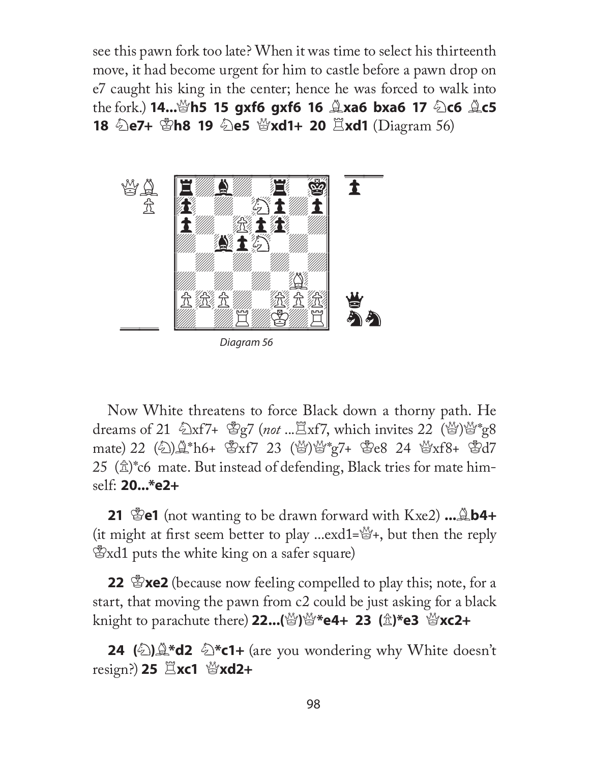see this pawn fork too late? When it was time to select his thirteenth move, it had become urgent for him to castle before a pawn drop on e7 caught his king in the center; hence he was forced to walk into the fork.) **14...♕h5 15 gxf6 gxf6 16 ♗xa6 bxa6 17 ♘c6 ♗c5 18 ♘e7+ ♔h8 19 ♘e5 ♕xd1+ 20 ♖xd1** (Diagram 56)

*Diagram 56*

Now White threatens to force Black down a thorny path. He dreams of 21 ♘xf7+ ♔g7 (*not* ...♖xf7, which invites 22 (♕)♕*g8 mate) 22 (♘)♗*h6+ ♔xf7 23 (♕)♕*g7+ ♔e8 24 ♕xf8+ ♔d7 25 (♙)*c6 mate. But instead of defending, Black tries for mate himself: **20...*e2+**

**21 ♔e1** (not wanting to be drawn forward with Kxe2) **...♗b4+** (it might at first seem better to play ...exd1=♕+, but then the reply ♔xd1 puts the white king on a safer square)

**22 ♔xe2** (because now feeling compelled to play this; note, for a start, that moving the pawn from c2 could be just asking for a black knight to parachute there) **22...(♕)♕*e4+ 23 (♙)*e3 ♕xc2+**

**24 (♘)♗*d2 ♘*c1+** (are you wondering why White doesn't resign?) **25 ♖xc1 ♕xd2+**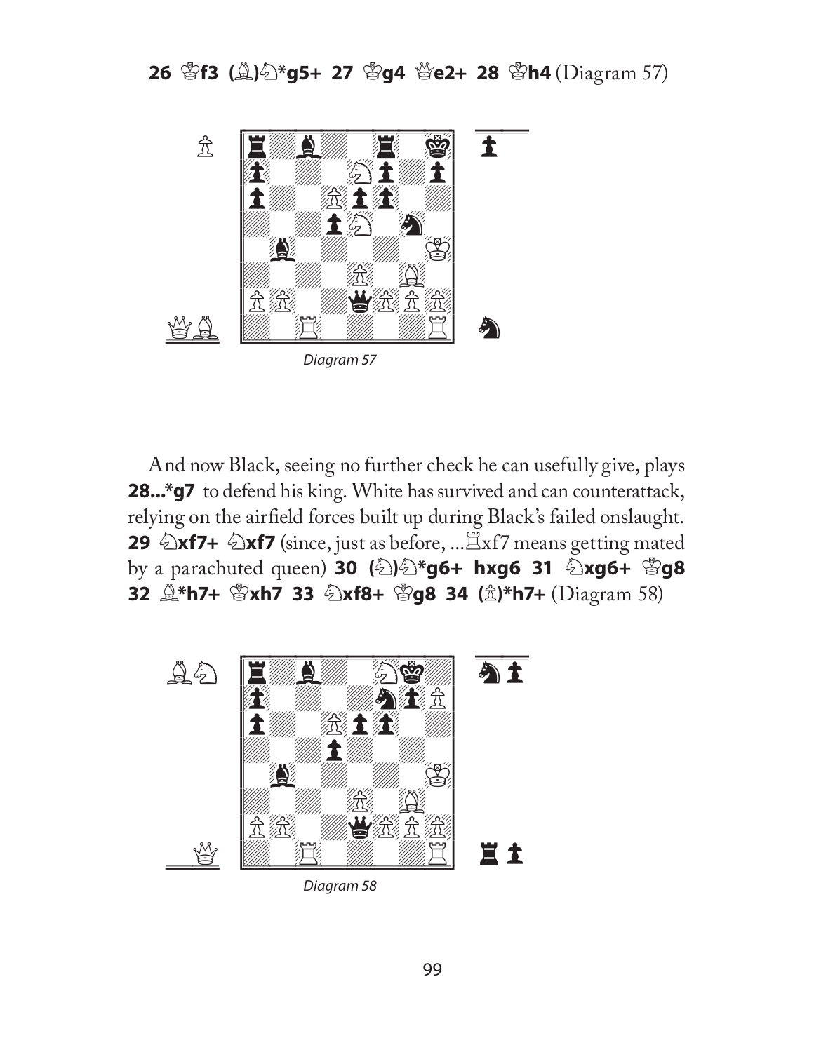**26 ♔f3 (♗)♘*g5+ 27 ♔g4 ♕e2+ 28 ♔h4** (Diagram 57)

*Diagram 57*

And now Black, seeing no further check he can usefully give, plays **28...*g7** to defend his king. White has survived and can counterattack, relying on the airfield forces built up during Black's failed onslaught. **29 ♘xf7+ ♘xf7** (since, just as before, ...♖xf7 means getting mated by a parachuted queen) **30 (♘)♘*g6+ hxg6 31 ♘xg6+ ♔g8 32 ♗*h7+ ♔xh7 33 ♘xf8+ ♔g8 34 (♙)*h7+** (Diagram 58)

*Diagram 58*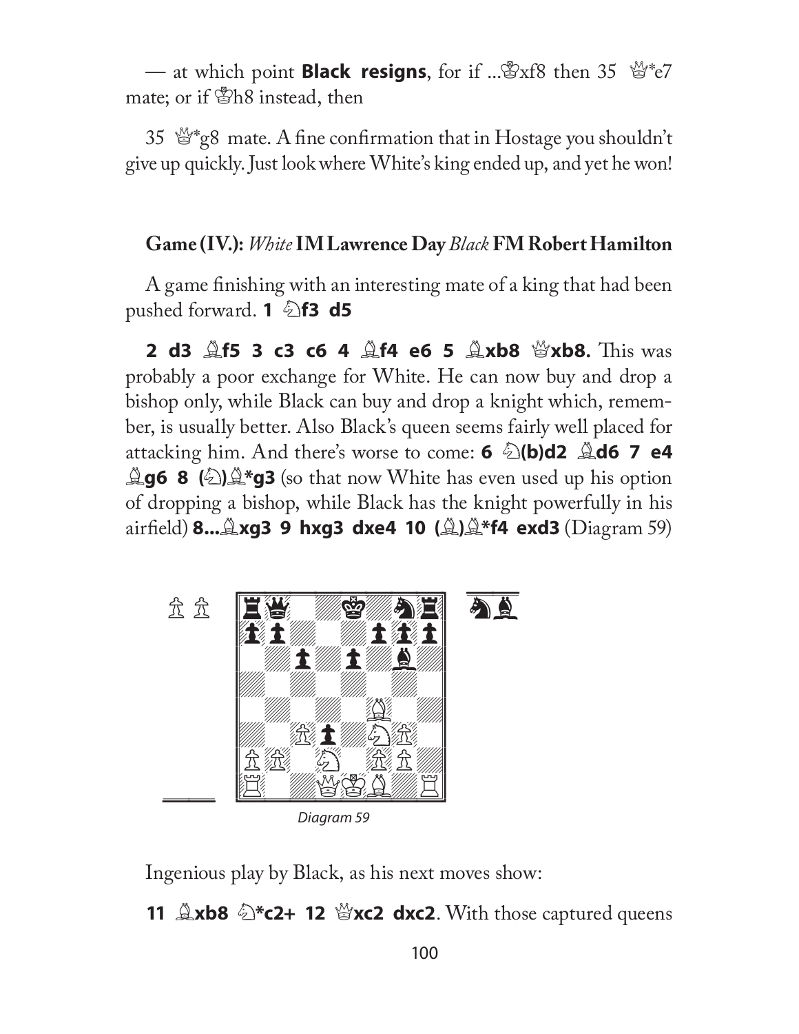— at which point **Black resigns**, for if ...♔xf8 then 35 ♕*e7 mate; or if ♔h8 instead, then

35 ♕*g8 mate. A fine confirmation that in Hostage you shouldn't give up quickly. Just look where White's king ended up, and yet he won!

**Game (IV.):** *White* **IM Lawrence Day** *Black* **FM Robert Hamilton**

A game finishing with an interesting mate of a king that had been pushed forward. **1 ♘f3 d5**

**2 d3 ♗f5 3 c3 c6 4 ♗f4 e6 5 ♗xb8 ♕xb8.** This was probably a poor exchange for White. He can now buy and drop a bishop only, while Black can buy and drop a knight which, remember, is usually better. Also Black's queen seems fairly well placed for attacking him. And there's worse to come: **6 ♘(b)d2 ♗d6 7 e4 ♗g6 8 (♘)♗*g3** (so that now White has even used up his option of dropping a bishop, while Black has the knight powerfully in his airfield) **8...♗xg3 9 hxg3 dxe4 10 (♗)♗*f4 exd3** (Diagram 59)

*Diagram 59*

Ingenious play by Black, as his next moves show:

**11 ♗xb8 ♘*c2+ 12 ♕xc2 dxc2**. With those captured queens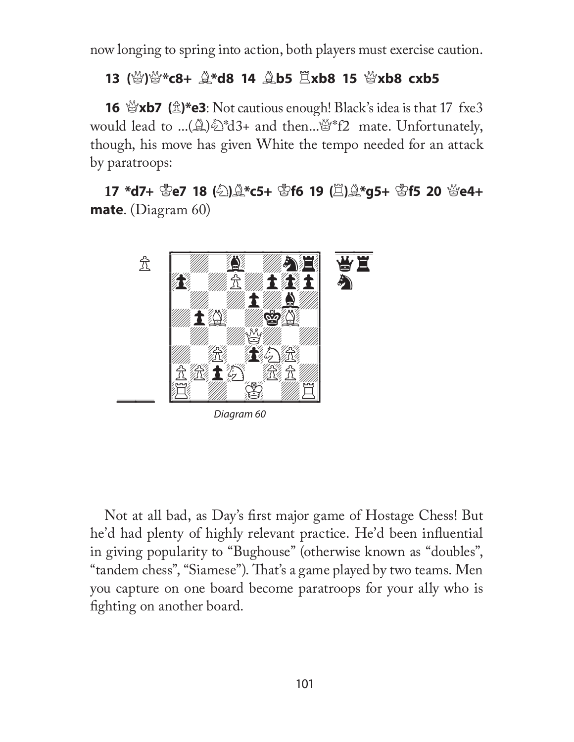now longing to spring into action, both players must exercise caution.

**13 (♕)♕*c8+ ♗*d8 14 ♗b5 ♖xb8 15 ♕xb8 cxb5**

**16 ♕xb7 (♙)*e3**: Not cautious enough! Black's idea is that 17 fxe3 would lead to ...(♗)♘*d3+ and then...♕*f2 mate. Unfortunately, though, his move has given White the tempo needed for an attack by paratroops:

**17 *d7+ ♔e7 18 (♘)♗*c5+ ♔f6 19 (♖)♗*g5+ ♔f5 20 ♕e4+ mate**. (Diagram 60)

*Diagram 60*

Not at all bad, as Day's first major game of Hostage Chess! But he'd had plenty of highly relevant practice. He'd been influential in giving popularity to "Bughouse" (otherwise known as "doubles", "tandem chess", "Siamese"). That's a game played by two teams. Men you capture on one board become paratroops for your ally who is fighting on another board.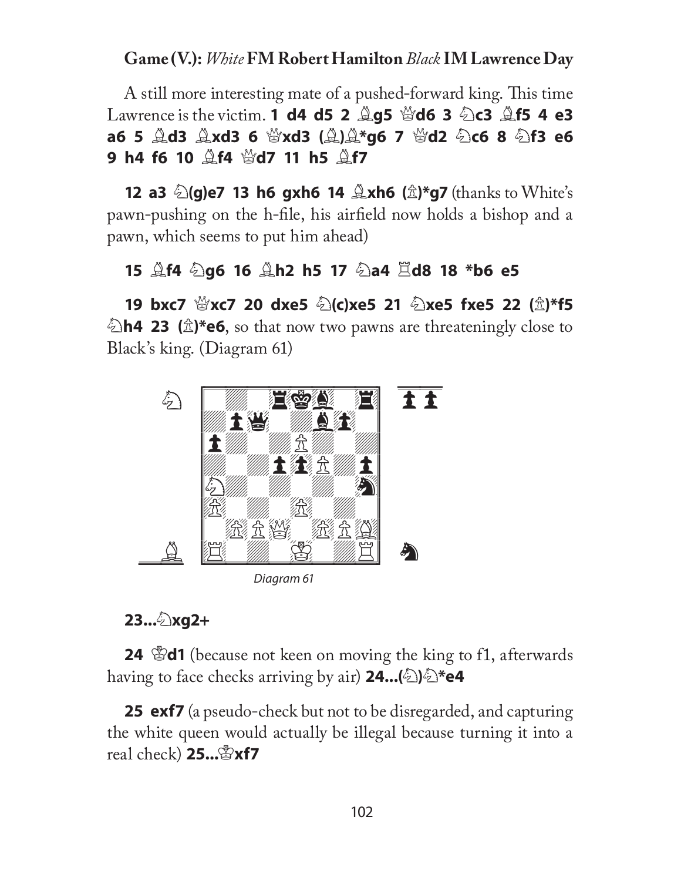**Game (V.):** *White* **FM Robert Hamilton** *Black* **IM Lawrence Day**

A still more interesting mate of a pushed-forward king. This time Lawrence is the victim. **1 d4 d5 2 ♗g5 ♕d6 3 ♘c3 ♗f5 4 e3 a6 5 ♗d3 ♗xd3 6 ♕xd3 (♗)♗*g6 7 ♕d2 ♘c6 8 ♘f3 e6 9 h4 f6 10 ♗f4 ♕d7 11 h5 ♗f7**

**12 a3 ♘(g)e7 13 h6 gxh6 14 ♗xh6 (♙)*g7** (thanks to White's pawn-pushing on the h-file, his airfield now holds a bishop and a pawn, which seems to put him ahead)

**15 ♗f4 ♘g6 16 ♗h2 h5 17 ♘a4 ♖d8 18 *b6 e5**

**19 bxc7 ♕xc7 20 dxe5 ♘(c)xe5 21 ♘xe5 fxe5 22 (♙)*f5 ♘h4 23 (♙)*e6**, so that now two pawns are threateningly close to Black's king. (Diagram 61)

Diagram 61

**23...♘xg2+**

**24 ♔d1** (because not keen on moving the king to f1, afterwards having to face checks arriving by air) **24...(♘)♘*e4**

**25 exf7** (a pseudo-check but not to be disregarded, and capturing the white queen would actually be illegal because turning it into a real check) **25...♔xf7**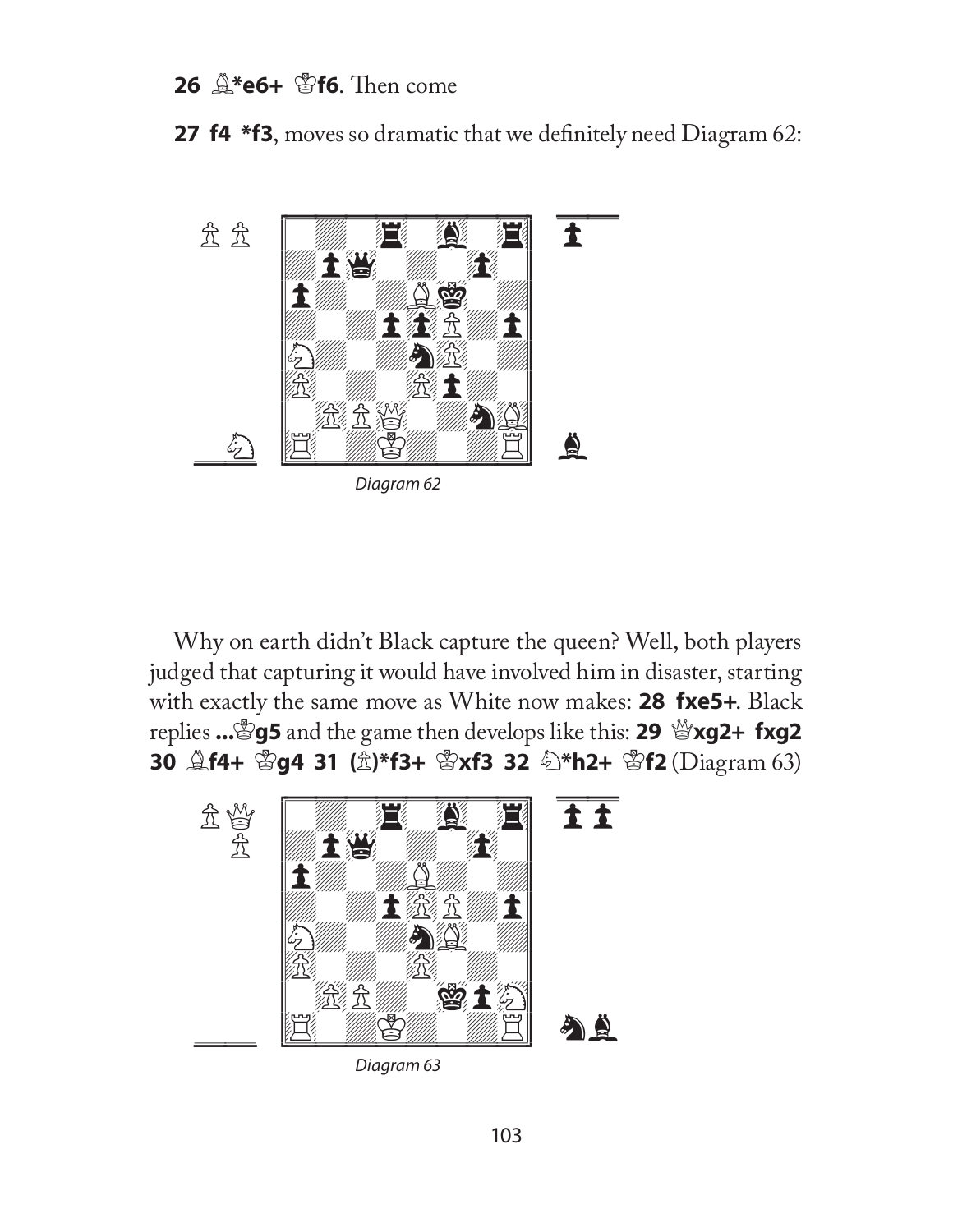**26 ♗*e6+ ♔f6**. Then come

**27 f4 *f3**, moves so dramatic that we definitely need Diagram 62:

*Diagram 62*

Why on earth didn't Black capture the queen? Well, both players judged that capturing it would have involved him in disaster, starting with exactly the same move as White now makes: **28 fxe5+**. Black replies **...♔g5** and the game then develops like this: **29 ♕xg2+ fxg2 30 ♗f4+ ♔g4 31 (♙)*f3+ ♔xf3 32 ♘*h2+ ♔f2** (Diagram 63)

*Diagram 63*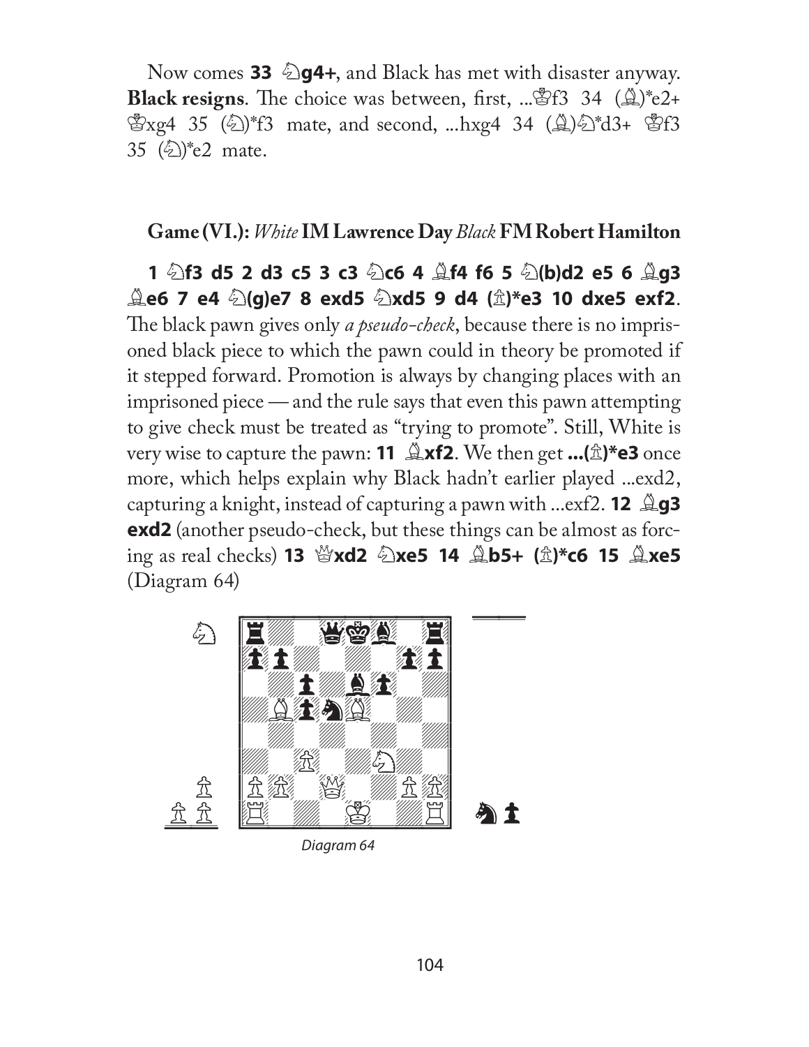Now comes **33 ♘g4+**, and Black has met with disaster anyway. **Black resigns**. The choice was between, first, ...♔f3 34 (♗)*e2+ ♔xg4 35 (♘)*f3 mate, and second, ...hxg4 34 (♗)♘*d3+ ♔f3 35 (♘)*e2 mate.

**Game (VI.):** *White* **IM Lawrence Day** *Black* **FM Robert Hamilton**

**1 ♘f3 d5 2 d3 c5 3 c3 ♘c6 4 ♗f4 f6 5 ♘(b)d2 e5 6 ♗g3 ♗e6 7 e4 ♘(g)e7 8 exd5 ♘xd5 9 d4 (♙)*e3 10 dxe5 exf2**. The black pawn gives only *a pseudo-check*, because there is no imprisoned black piece to which the pawn could in theory be promoted if it stepped forward. Promotion is always by changing places with an imprisoned piece — and the rule says that even this pawn attempting to give check must be treated as "trying to promote". Still, White is very wise to capture the pawn: **11 ♗xf2**. We then get **...(♙)*e3** once more, which helps explain why Black hadn't earlier played ...exd2, capturing a knight, instead of capturing a pawn with ...exf2. **12 ♗g3 exd2** (another pseudo-check, but these things can be almost as forcing as real checks) **13 ♕xd2 ♘xe5 14 ♗b5+ (♙)*c6 15 ♗xe5** (Diagram 64)

*Diagram 64*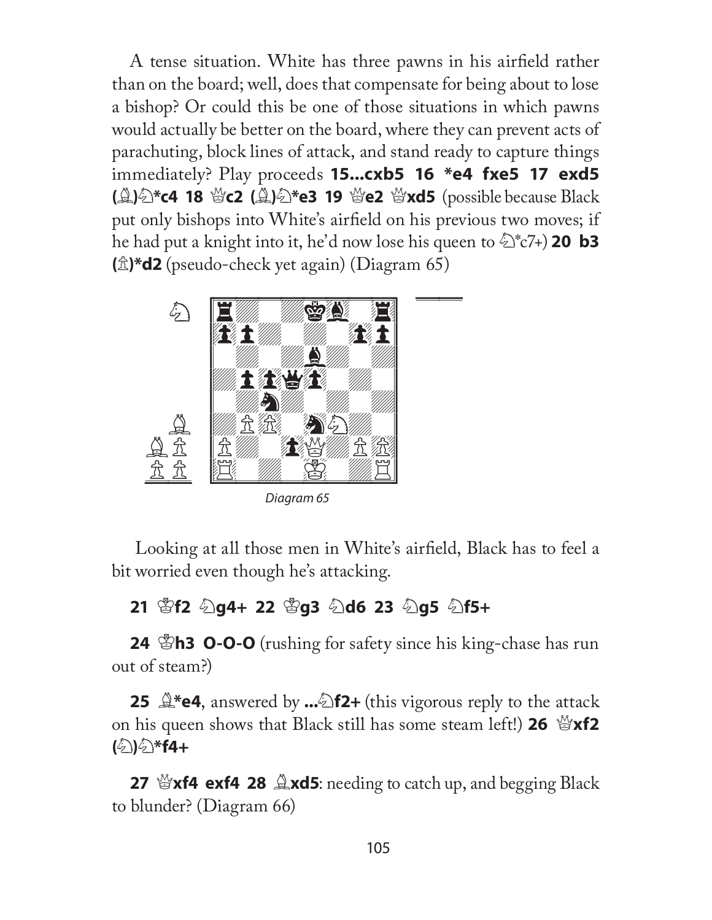A tense situation. White has three pawns in his airfield rather than on the board; well, does that compensate for being about to lose a bishop? Or could this be one of those situations in which pawns would actually be better on the board, where they can prevent acts of parachuting, block lines of attack, and stand ready to capture things immediately? Play proceeds **15...cxb5 16 *e4 fxe5 17 exd5 (♗)♘*c4 18 ♕c2 (♗)♘*e3 19 ♕e2 ♕xd5** (possible because Black put only bishops into White's airfield on his previous two moves; if he had put a knight into it, he'd now lose his queen to ♘*c7+) **20 b3 (♙)*d2** (pseudo-check yet again) (Diagram 65)

*Diagram 65*

Looking at all those men in White's airfield, Black has to feel a bit worried even though he's attacking.

**21 ♔f2 ♘g4+ 22 ♔g3 ♘d6 23 ♘g5 ♘f5+**

**24 ♔h3 O-O-O** (rushing for safety since his king-chase has run out of steam?)

**25 ♗*e4**, answered by **...♘f2+** (this vigorous reply to the attack on his queen shows that Black still has some steam left!) **26 ♕xf2 (♘)♘*f4+**

**27 ♕xf4 exf4 28 ♗xd5**: needing to catch up, and begging Black to blunder? (Diagram 66)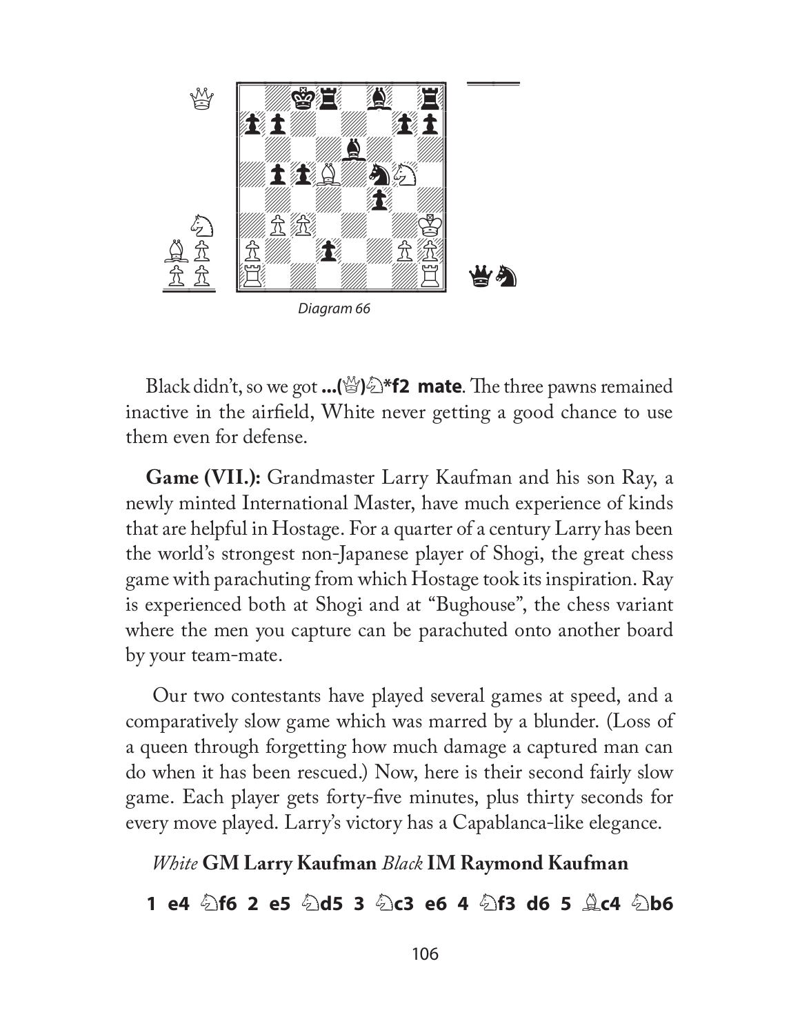Diagram 66

Black didn't, so we got **...(♕)♘*f2 mate**. The three pawns remained inactive in the airfield, White never getting a good chance to use them even for defense.

**Game (VII.):** Grandmaster Larry Kaufman and his son Ray, a newly minted International Master, have much experience of kinds that are helpful in Hostage. For a quarter of a century Larry has been the world's strongest non-Japanese player of Shogi, the great chess game with parachuting from which Hostage took its inspiration. Ray is experienced both at Shogi and at "Bughouse", the chess variant where the men you capture can be parachuted onto another board by your team-mate.

Our two contestants have played several games at speed, and a comparatively slow game which was marred by a blunder. (Loss of a queen through forgetting how much damage a captured man can do when it has been rescued.) Now, here is their second fairly slow game. Each player gets forty-five minutes, plus thirty seconds for every move played. Larry's victory has a Capablanca-like elegance.

*White* **GM Larry Kaufman** *Black* **IM Raymond Kaufman**

**1 e4 ♘f6 2 e5 ♘d5 3 ♘c3 e6 4 ♘f3 d6 5 ♗c4 ♘b6**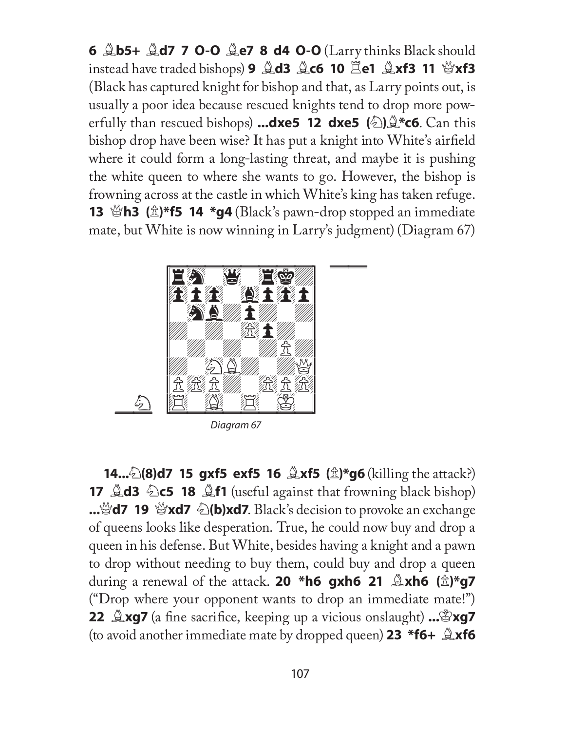**6 ♗b5+ ♗d7 7 O-O ♗e7 8 d4 O-O** (Larry thinks Black should instead have traded bishops) **9 ♗d3 ♗c6 10 ♖e1 ♗xf3 11 ♕xf3** (Black has captured knight for bishop and that, as Larry points out, is usually a poor idea because rescued knights tend to drop more powerfully than rescued bishops) **...dxe5 12 dxe5 (♘)♗*c6**. Can this bishop drop have been wise? It has put a knight into White's airfield where it could form a long-lasting threat, and maybe it is pushing the white queen to where she wants to go. However, the bishop is frowning across at the castle in which White's king has taken refuge. **13 ♕h3 (♙)*f5 14 *g4** (Black's pawn-drop stopped an immediate mate, but White is now winning in Larry's judgment) (Diagram 67)

Diagram 67

**14...♘(8)d7 15 gxf5 exf5 16 ♗xf5 (♙)*g6** (killing the attack?) **17 ♗d3 ♘c5 18 ♗f1** (useful against that frowning black bishop) **...♕d7 19 ♕xd7 ♘(b)xd7**. Black's decision to provoke an exchange of queens looks like desperation. True, he could now buy and drop a queen in his defense. But White, besides having a knight and a pawn to drop without needing to buy them, could buy and drop a queen during a renewal of the attack. **20 *h6 gxh6 21 ♗xh6 (♙)*g7** ("Drop where your opponent wants to drop an immediate mate!") **22 ♗xg7** (a fine sacrifice, keeping up a vicious onslaught) **...♔xg7** (to avoid another immediate mate by dropped queen) **23 *f6+ ♗xf6**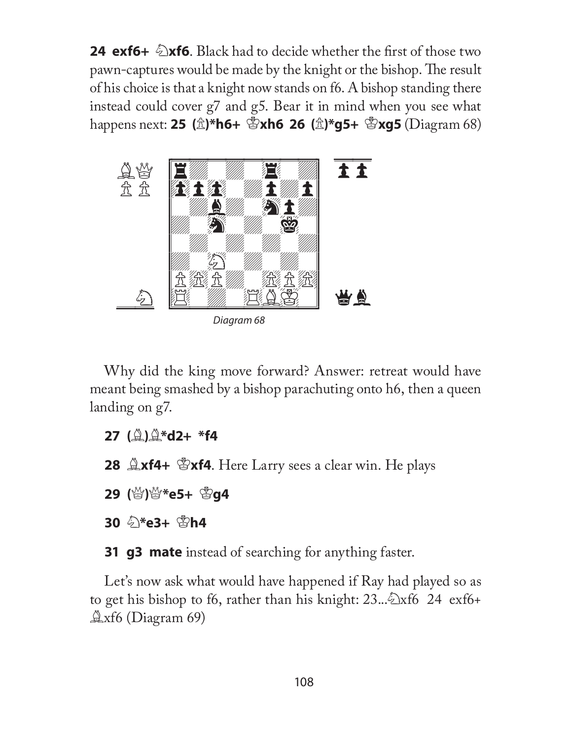**24 exf6+ ♘xf6**. Black had to decide whether the first of those two pawn-captures would be made by the knight or the bishop. The result of his choice is that a knight now stands on f6. A bishop standing there instead could cover g7 and g5. Bear it in mind when you see what happens next: **25 (♙)*h6+ ♔xh6 26 (♙)*g5+ ♔xg5** (Diagram 68)

*Diagram 68*

Why did the king move forward? Answer: retreat would have meant being smashed by a bishop parachuting onto h6, then a queen landing on g7.

**27 (♗)♗*d2+ *f4**

**28 ♗xf4+ ♔xf4**. Here Larry sees a clear win. He plays

**29 (♕)♕*e5+ ♔g4**

**30 ♘*e3+ ♔h4**

**31 g3 mate** instead of searching for anything faster.

Let's now ask what would have happened if Ray had played so as to get his bishop to f6, rather than his knight: 23...♘xf6 24 exf6+ ♗xf6 (Diagram 69)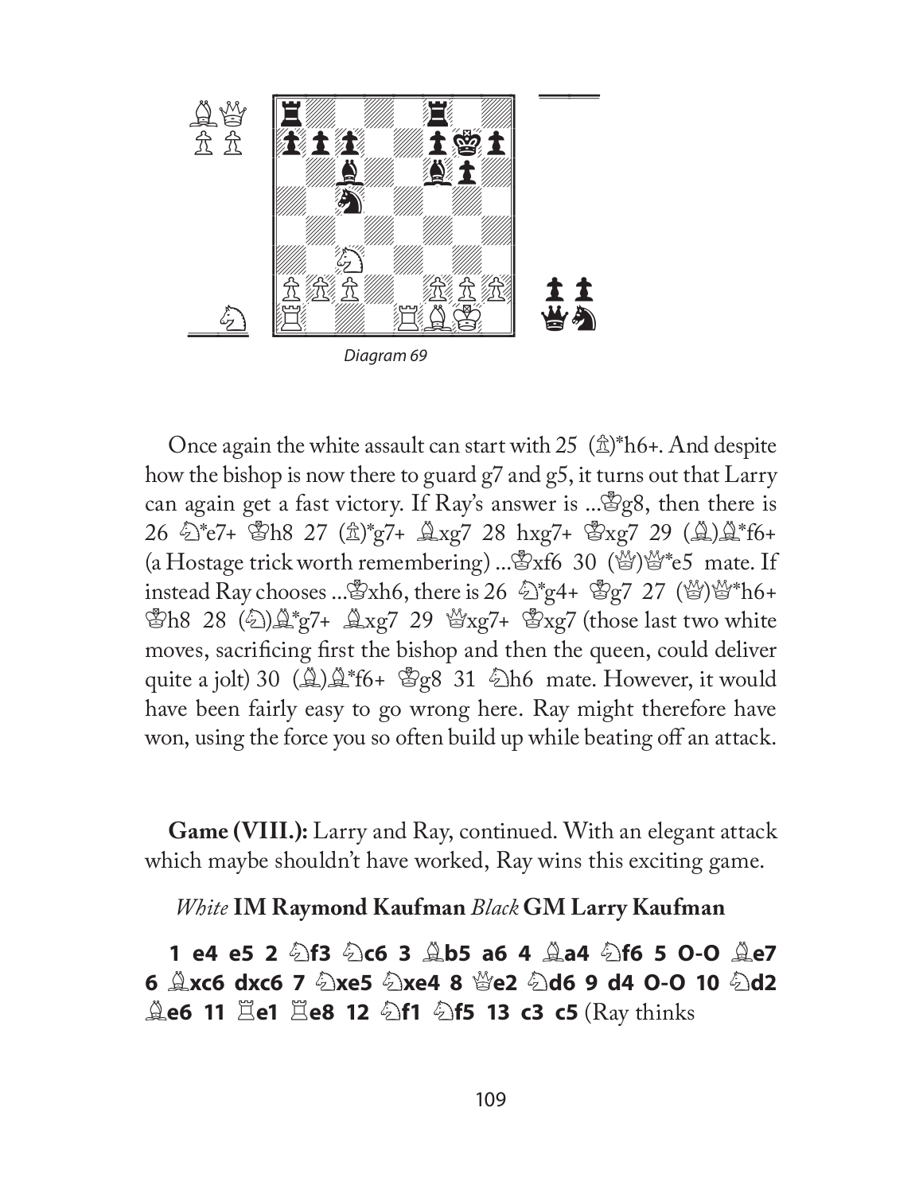*Diagram 69*

Once again the white assault can start with 25 (♙)*h6+. And despite how the bishop is now there to guard g7 and g5, it turns out that Larry can again get a fast victory. If Ray's answer is ...♔g8, then there is 26 ♘*e7+ ♔h8 27 (♙)*g7+ ♗xg7 28 hxg7+ ♔xg7 29 (♗)♗*f6+ (a Hostage trick worth remembering) ...♔xf6 30 (♕)♕*e5 mate. If instead Ray chooses ...♔xh6, there is 26 ♘*g4+ ♔g7 27 (♕)♕*h6+ ♔h8 28 (♘)♗*g7+ ♗xg7 29 ♕xg7+ ♔xg7 (those last two white moves, sacrificing first the bishop and then the queen, could deliver quite a jolt) 30 (♗)♗*f6+ ♔g8 31 ♘h6 mate. However, it would have been fairly easy to go wrong here. Ray might therefore have won, using the force you so often build up while beating off an attack.

**Game (VIII.):** Larry and Ray, continued. With an elegant attack which maybe shouldn't have worked, Ray wins this exciting game.

*White* **IM Raymond Kaufman** *Black* **GM Larry Kaufman**

**1 e4 e5 2 ♘f3 ♘c6 3 ♗b5 a6 4 ♗a4 ♘f6 5 O-O ♗e7 6 ♗xc6 dxc6 7 ♘xe5 ♘xe4 8 ♕e2 ♘d6 9 d4 O-O 10 ♘d2 ♗e6 11 ♖e1 ♖e8 12 ♘f1 ♘f5 13 c3 c5** (Ray thinks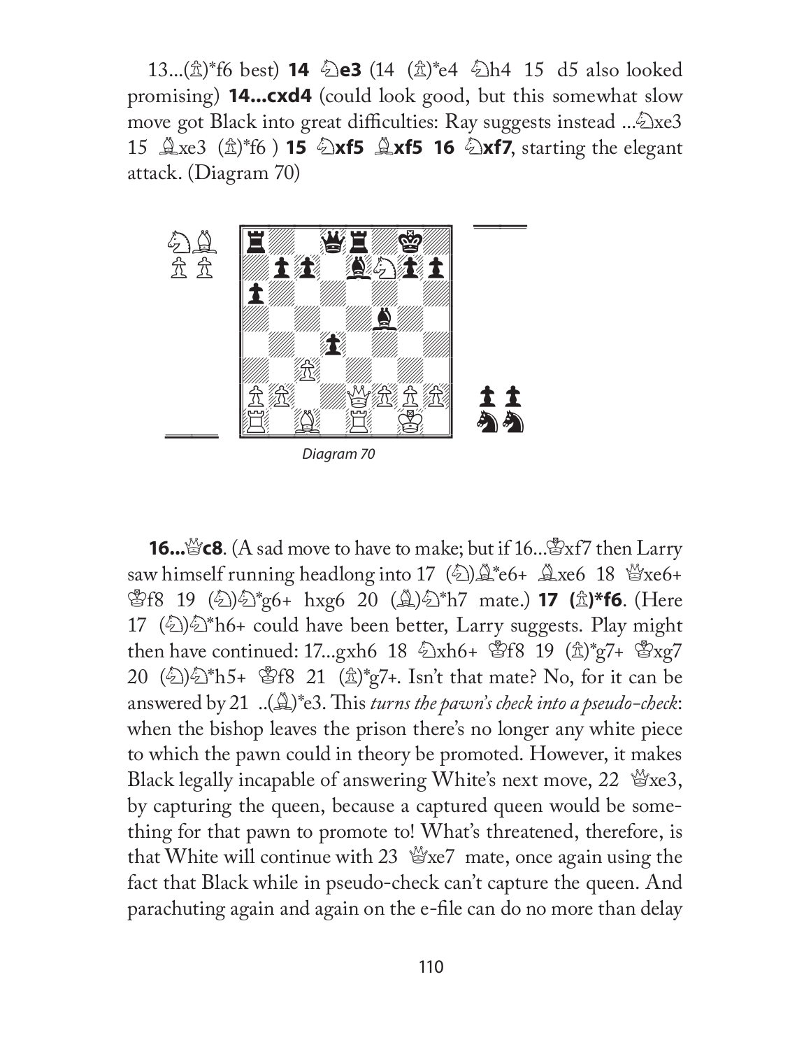13...(♙)*f6 best) **14 ♘e3** (14 (♙)*e4 ♘h4 15 d5 also looked promising) **14...cxd4** (could look good, but this somewhat slow move got Black into great difficulties: Ray suggests instead ...♘xe3 15 ♗xe3 (♙)*f6 ) **15 ♘xf5 ♗xf5 16 ♘xf7**, starting the elegant attack. (Diagram 70)

Diagram 70

**16...♕c8**. (A sad move to have to make; but if 16...♔xf7 then Larry saw himself running headlong into 17 (♘)♗*e6+ ♗xe6 18 ♕xe6+ ♔f8 19 (♘)♘*g6+ hxg6 20 (♗)♘*h7 mate.) **17 (♙)*f6**. (Here 17 (♘)♘*h6+ could have been better, Larry suggests. Play might then have continued: 17...gxh6 18 ♘xh6+ ♔f8 19 (♙)*g7+ ♔xg7 20 (♘)♘*h5+ ♔f8 21 (♙)*g7+. Isn't that mate? No, for it can be answered by 21 ..(♗)*e3. This *turns the pawn's check into a pseudo-check*: when the bishop leaves the prison there's no longer any white piece to which the pawn could in theory be promoted. However, it makes Black legally incapable of answering White's next move, 22 ♕xe3, by capturing the queen, because a captured queen would be something for that pawn to promote to! What's threatened, therefore, is that White will continue with 23 ♕xe7 mate, once again using the fact that Black while in pseudo-check can't capture the queen. And parachuting again and again on the e-file can do no more than delay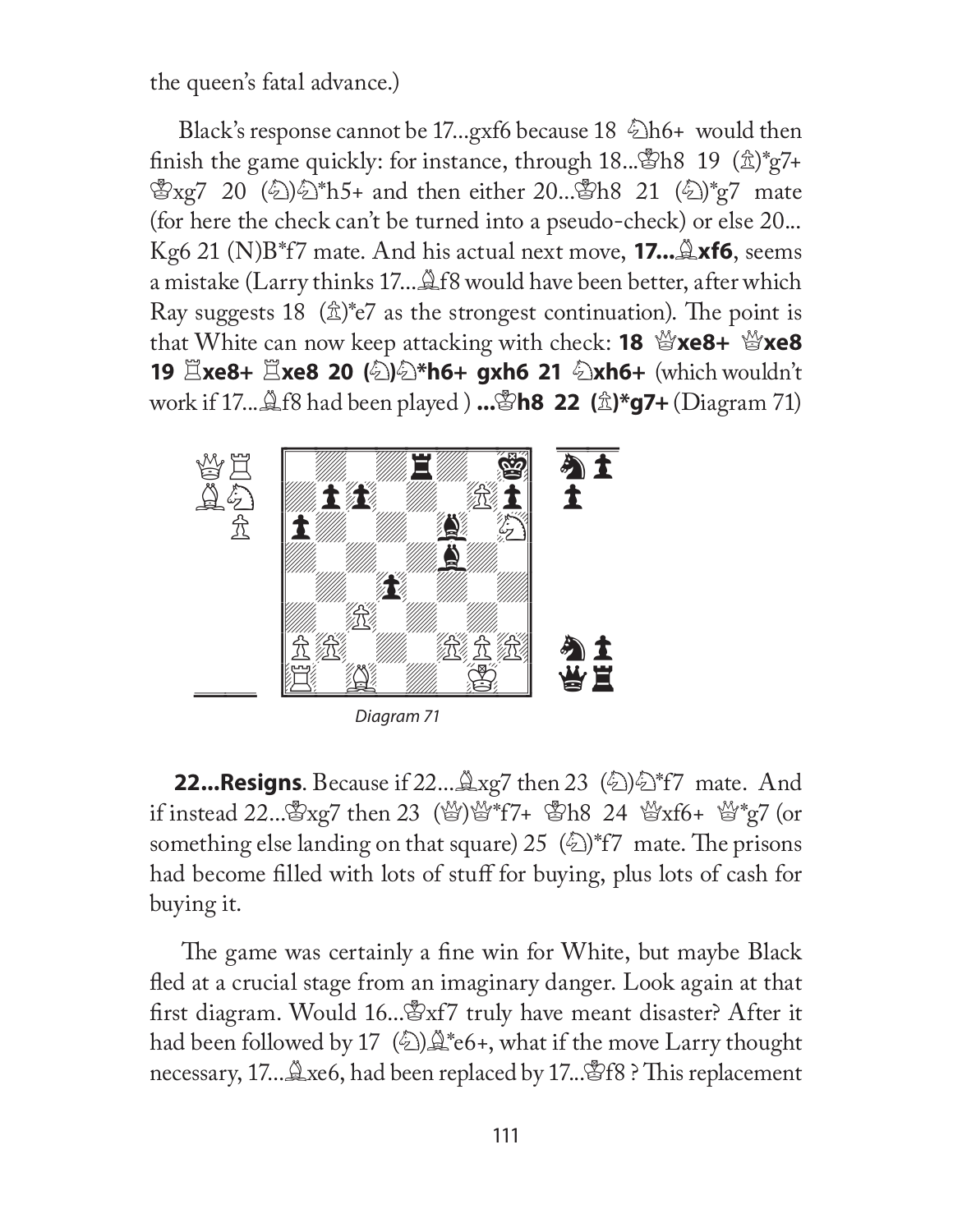the queen's fatal advance.)

Black's response cannot be 17...gxf6 because 18 ♘h6+ would then finish the game quickly: for instance, through 18...♔h8 19 (♙)*g7+ ♔xg7 20 (♘)♘*h5+ and then either 20...♔h8 21 (♘)*g7 mate (for here the check can't be turned into a pseudo-check) or else 20... Kg6 21 (N)B*f7 mate. And his actual next move, **17...♗xf6**, seems a mistake (Larry thinks 17...♗f8 would have been better, after which Ray suggests 18 (♙)*e7 as the strongest continuation). The point is that White can now keep attacking with check: **18 ♕xe8+ ♕xe8 19 ♖xe8+ ♖xe8 20 (♘)♘*h6+ gxh6 21 ♘xh6+** (which wouldn't work if 17...♗f8 had been played ) **...♔h8 22 (♙)*g7+** (Diagram 71)

Diagram 71

**22...Resigns**. Because if 22...♗xg7 then 23 (♘)♘*f7 mate. And if instead 22...♔xg7 then 23 (♕)♕*f7+ ♔h8 24 ♕xf6+ ♕*g7 (or something else landing on that square) 25 (♘)*f7 mate. The prisons had become filled with lots of stuff for buying, plus lots of cash for buying it.

The game was certainly a fine win for White, but maybe Black fled at a crucial stage from an imaginary danger. Look again at that first diagram. Would 16...♔xf7 truly have meant disaster? After it had been followed by 17 (♘)♗*e6+, what if the move Larry thought necessary, 17...♗xe6, had been replaced by 17...♔f8 ? This replacement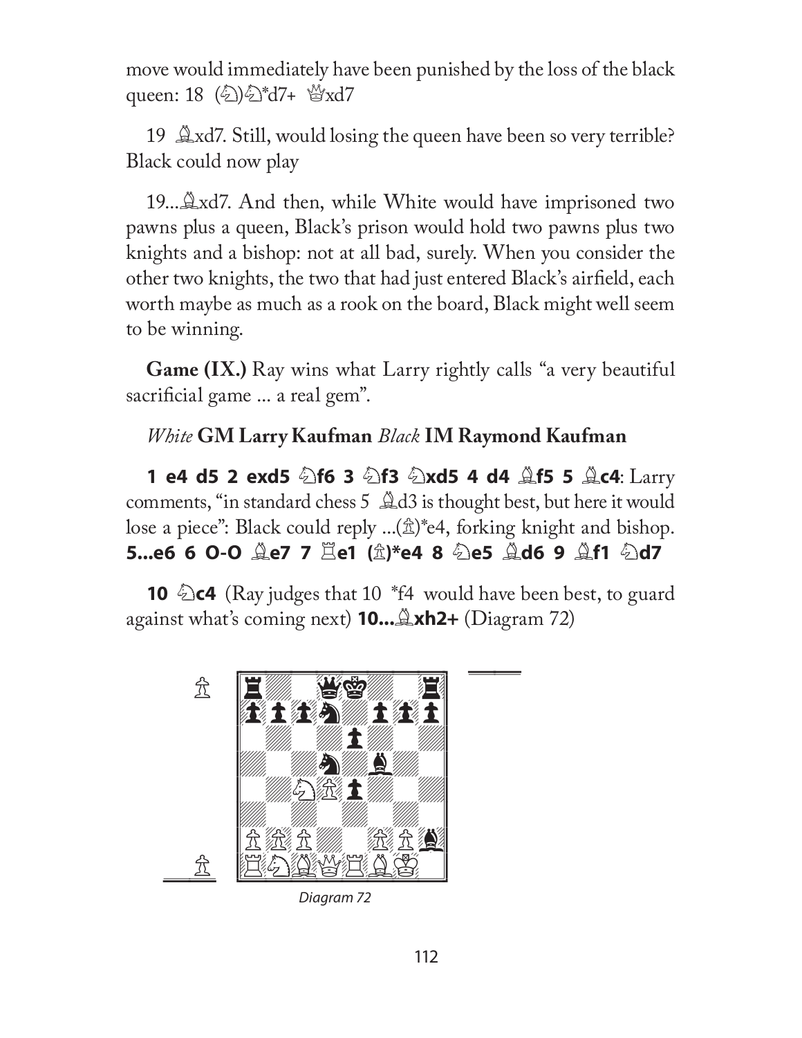move would immediately have been punished by the loss of the black queen: 18 (♘)♘*d7+ ♕xd7

19 ♗xd7. Still, would losing the queen have been so very terrible? Black could now play

19...♗xd7. And then, while White would have imprisoned two pawns plus a queen, Black's prison would hold two pawns plus two knights and a bishop: not at all bad, surely. When you consider the other two knights, the two that had just entered Black's airfield, each worth maybe as much as a rook on the board, Black might well seem to be winning.

**Game (IX.)** Ray wins what Larry rightly calls "a very beautiful sacrificial game ... a real gem".

*White* **GM Larry Kaufman** *Black* **IM Raymond Kaufman**

**1 e4 d5 2 exd5 ♘f6 3 ♘f3 ♘xd5 4 d4 ♗f5 5 ♗c4**: Larry comments, "in standard chess 5 ♗d3 is thought best, but here it would lose a piece": Black could reply ...(♙)*e4, forking knight and bishop. **5...e6 6 O-O ♗e7 7 ♖e1 (♙)*e4 8 ♘e5 ♗d6 9 ♗f1 ♘d7**

**10 ♘c4** (Ray judges that 10 *f4 would have been best, to guard against what's coming next) **10...♗xh2+** (Diagram 72)

Diagram 72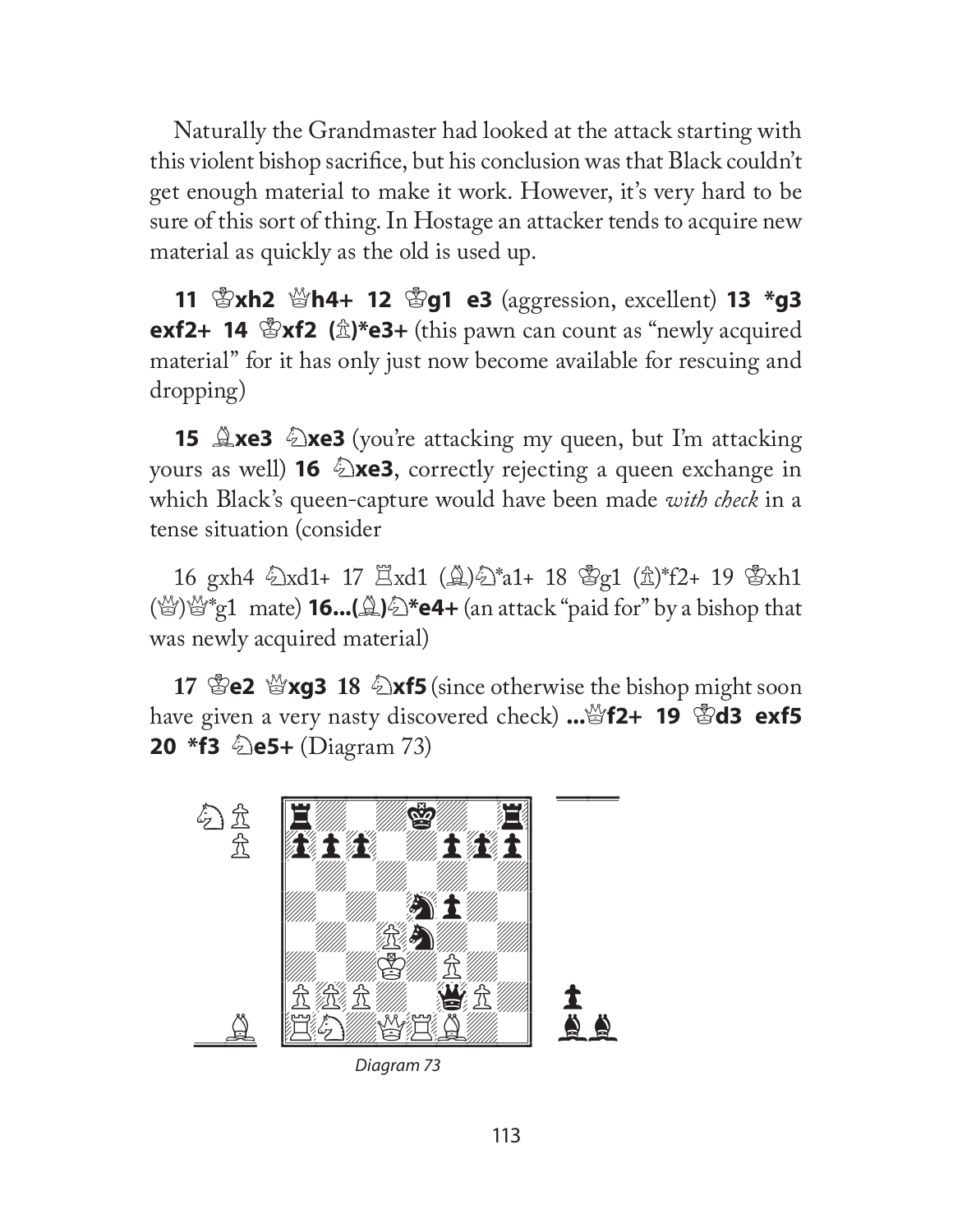Naturally the Grandmaster had looked at the attack starting with this violent bishop sacrifice, but his conclusion was that Black couldn't get enough material to make it work. However, it's very hard to be sure of this sort of thing. In Hostage an attacker tends to acquire new material as quickly as the old is used up.

**11 ♔xh2 ♛h4+ 12 ♔g1 e3** (aggression, excellent) **13 *g3 exf2+ 14 ♔xf2 (♙)*e3+** (this pawn can count as "newly acquired material" for it has only just now become available for rescuing and dropping)

**15 ♗xe3 ♘xe3** (you're attacking my queen, but I'm attacking yours as well) **16 ♘xe3**, correctly rejecting a queen exchange in which Black's queen-capture would have been made *with check* in a tense situation (consider

16 gxh4 ♘xd1+ 17 ♖xd1 (♗)♘*a1+ 18 ♔g1 (♙)*f2+ 19 ♔xh1 (♕)♛*g1 mate) **16...(♗)♘*e4+** (an attack "paid for" by a bishop that was newly acquired material)

**17 ♔e2 ♛xg3 18 ♘xf5** (since otherwise the bishop might soon have given a very nasty discovered check) **...♛f2+ 19 ♔d3 exf5 20 *f3 ♘e5+** (Diagram 73)

Diagram 73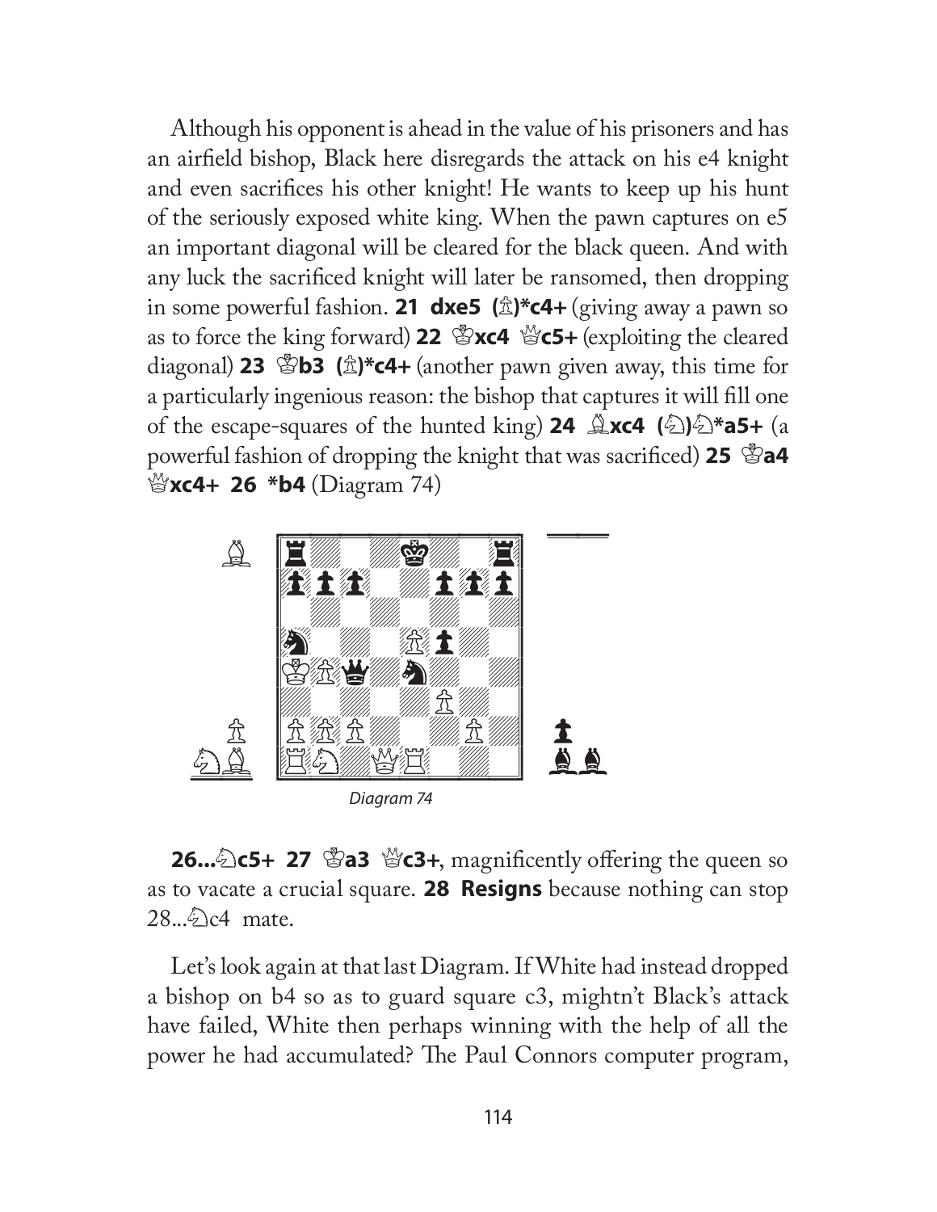Although his opponent is ahead in the value of his prisoners and has an airfield bishop, Black here disregards the attack on his e4 knight and even sacrifices his other knight! He wants to keep up his hunt of the seriously exposed white king. When the pawn captures on e5 an important diagonal will be cleared for the black queen. And with any luck the sacrificed knight will later be ransomed, then dropping in some powerful fashion. **21 dxe5 (♙)*c4+** (giving away a pawn so as to force the king forward) **22 ♔xc4 ♕c5+** (exploiting the cleared diagonal) **23 ♔b3 (♙)*c4+** (another pawn given away, this time for a particularly ingenious reason: the bishop that captures it will fill one of the escape-squares of the hunted king) **24 ♗xc4 (♘)♘*a5+** (a powerful fashion of dropping the knight that was sacrificed) **25 ♔a4 ♕xc4+ 26 *b4** (Diagram 74)

*Diagram 74*

**26...♘c5+ 27 ♔a3 ♕c3+**, magnificently offering the queen so as to vacate a crucial square. **28 Resigns** because nothing can stop 28...♘c4 mate.

Let's look again at that last Diagram. If White had instead dropped a bishop on b4 so as to guard square c3, mightn't Black's attack have failed, White then perhaps winning with the help of all the power he had accumulated? The Paul Connors computer program,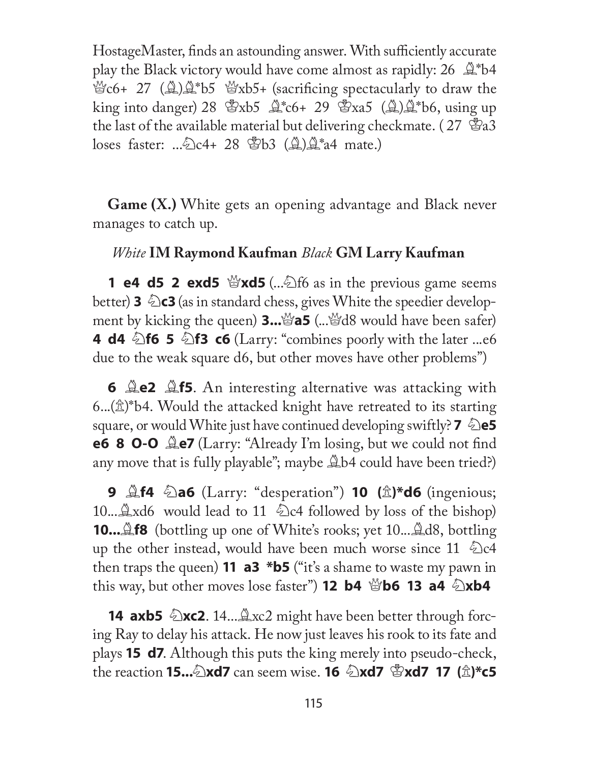HostageMaster, finds an astounding answer. With sufficiently accurate play the Black victory would have come almost as rapidly: 26 ♗*b4 ♕c6+ 27 (♗)♗*b5 ♕xb5+ (sacrificing spectacularly to draw the king into danger) 28 ♔xb5 ♗*c6+ 29 ♔xa5 (♗)♗*b6, using up the last of the available material but delivering checkmate. ( 27 ♔a3 loses faster: ...♘c4+ 28 ♔b3 (♗)♗*a4 mate.)

**Game (X.)** White gets an opening advantage and Black never manages to catch up.

*White* **IM Raymond Kaufman** *Black* **GM Larry Kaufman**

**1 e4 d5 2 exd5 ♕xd5** (...♘f6 as in the previous game seems better) **3 ♘c3** (as in standard chess, gives White the speedier development by kicking the queen) **3...♕a5** (...♕d8 would have been safer) **4 d4 ♘f6 5 ♘f3 c6** (Larry: "combines poorly with the later ...e6 due to the weak square d6, but other moves have other problems")

**6 ♗e2 ♗f5**. An interesting alternative was attacking with 6...(♗)*b4. Would the attacked knight have retreated to its starting square, or would White just have continued developing swiftly? **7 ♘e5 e6 8 O-O ♗e7** (Larry: "Already I'm losing, but we could not find any move that is fully playable"; maybe ♗b4 could have been tried?)

**9 ♗f4 ♘a6** (Larry: "desperation") **10 (♗)*d6** (ingenious; 10...♗xd6 would lead to 11 ♘c4 followed by loss of the bishop) **10...♗f8** (bottling up one of White's rooks; yet 10...♗d8, bottling up the other instead, would have been much worse since 11 ♘c4 then traps the queen) **11 a3 *b5** ("it's a shame to waste my pawn in this way, but other moves lose faster") **12 b4 ♕b6 13 a4 ♘xb4**

**14 axb5 ♘xc2**. 14...♗xc2 might have been better through forcing Ray to delay his attack. He now just leaves his rook to its fate and plays **15 d7**. Although this puts the king merely into pseudo-check, the reaction **15...♘xd7** can seem wise. **16 ♘xd7 ♔xd7 17 (♗)*c5**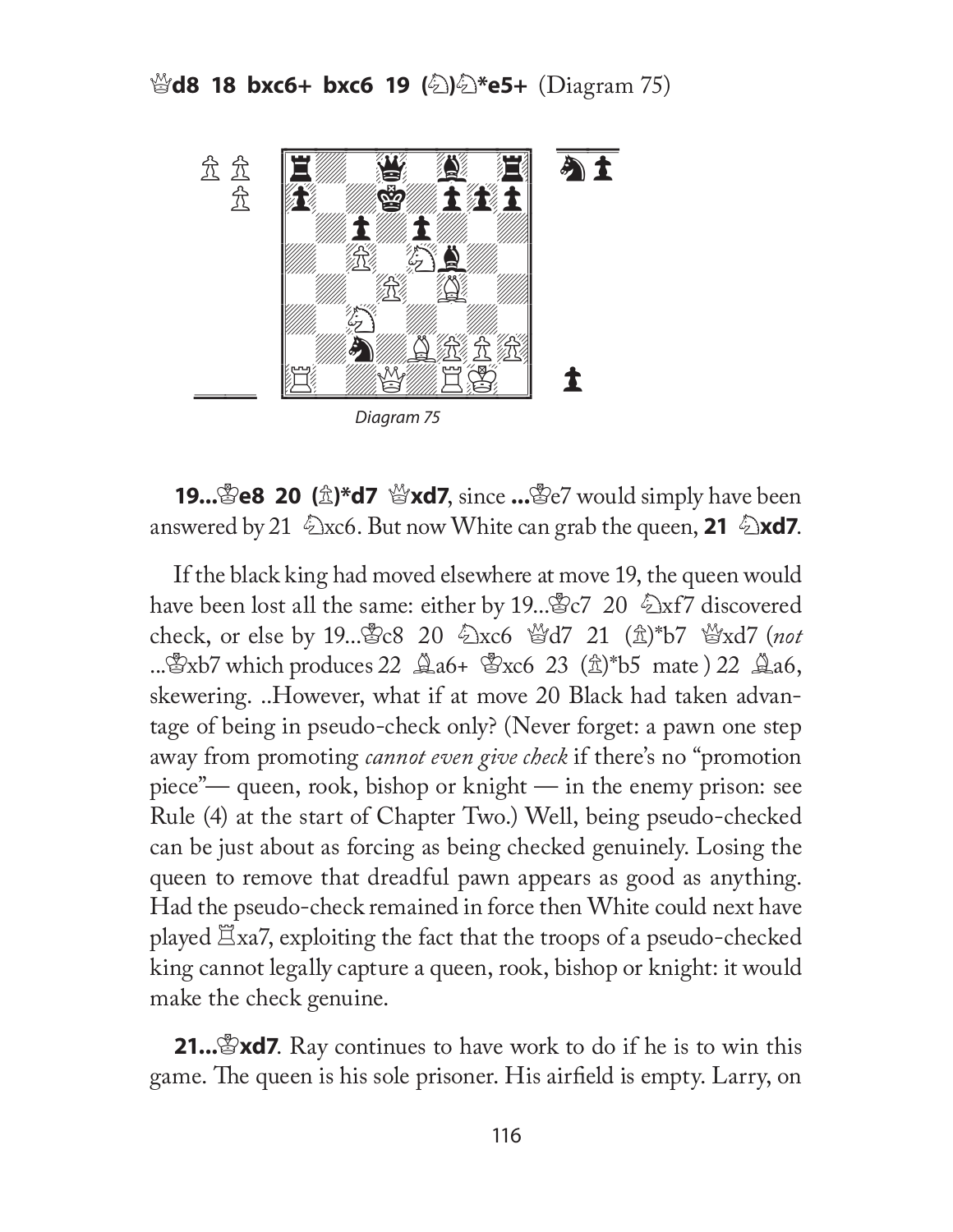**♕d8 18 bxc6+ bxc6 19 (♘)♘*e5+** (Diagram 75)

*Diagram 75*

**19...♔e8 20 (♙)*d7 ♕xd7**, since **...**♔e7 would simply have been answered by 21 ♘xc6. But now White can grab the queen, **21 ♘xd7**.

If the black king had moved elsewhere at move 19, the queen would have been lost all the same: either by 19...♔c7 20 ♘xf7 discovered check, or else by 19...♔c8 20 ♘xc6 ♕d7 21 (♙)*b7 ♕xd7 (*not* ...♔xb7 which produces 22 ♗a6+ ♔xc6 23 (♙)*b5 mate ) 22 ♗a6, skewering. ..However, what if at move 20 Black had taken advantage of being in pseudo-check only? (Never forget: a pawn one step away from promoting *cannot even give check* if there's no "promotion piece"— queen, rook, bishop or knight — in the enemy prison: see Rule (4) at the start of Chapter Two.) Well, being pseudo-checked can be just about as forcing as being checked genuinely. Losing the queen to remove that dreadful pawn appears as good as anything. Had the pseudo-check remained in force then White could next have played ♖xa7, exploiting the fact that the troops of a pseudo-checked king cannot legally capture a queen, rook, bishop or knight: it would make the check genuine.

**21...♔xd7**. Ray continues to have work to do if he is to win this game. The queen is his sole prisoner. His airfield is empty. Larry, on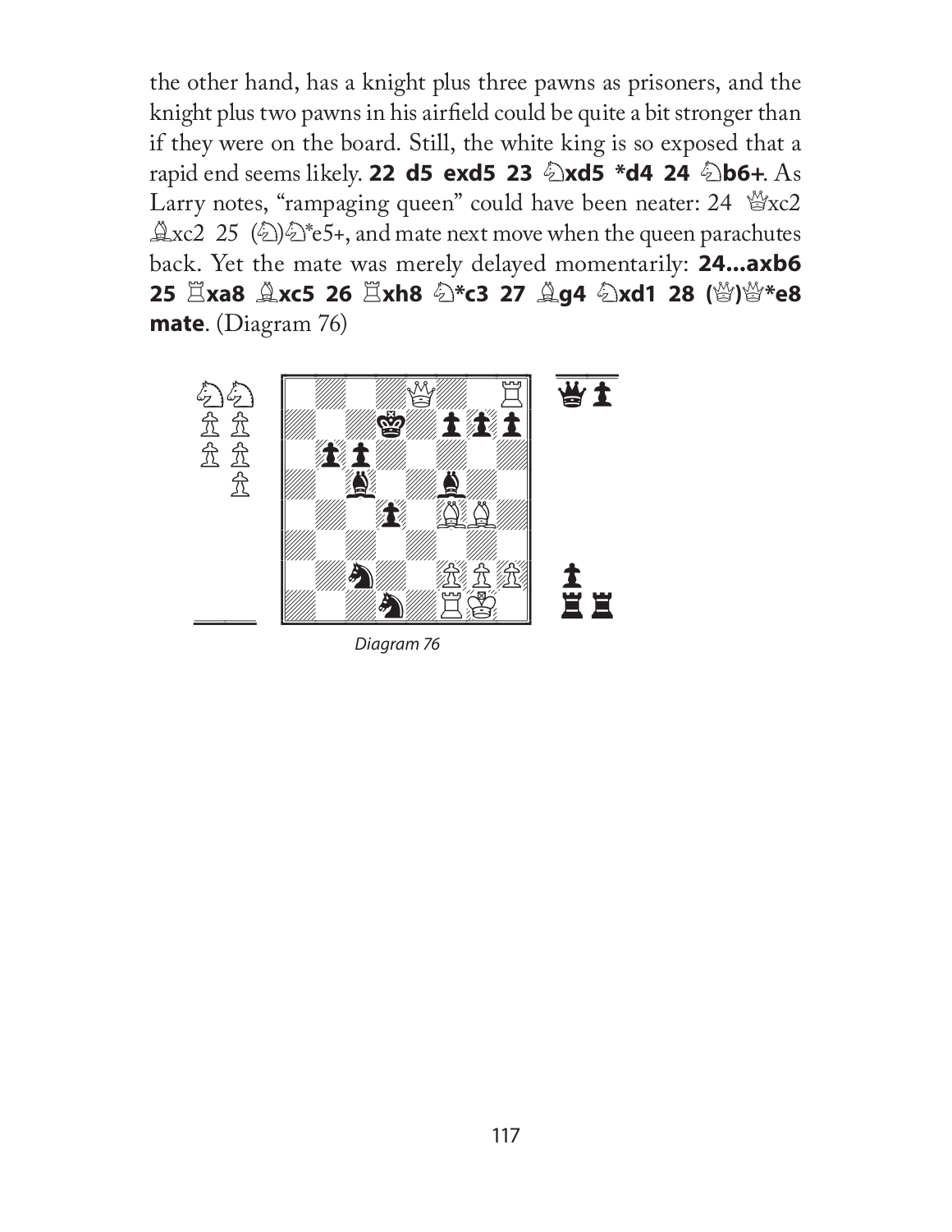the other hand, has a knight plus three pawns as prisoners, and the knight plus two pawns in his airfield could be quite a bit stronger than if they were on the board. Still, the white king is so exposed that a rapid end seems likely. **22 d5 exd5 23 ♘xd5 *d4 24 ♘b6+**. As Larry notes, "rampaging queen" could have been neater: 24 ♕xc2 ♗xc2 25 (♘)♘*e5+, and mate next move when the queen parachutes back. Yet the mate was merely delayed momentarily: **24...axb6 25 ♖xa8 ♗xc5 26 ♖xh8 ♘*c3 27 ♗g4 ♘xd1 28 (♕)♕*e8 mate**. (Diagram 76)

*Diagram 76*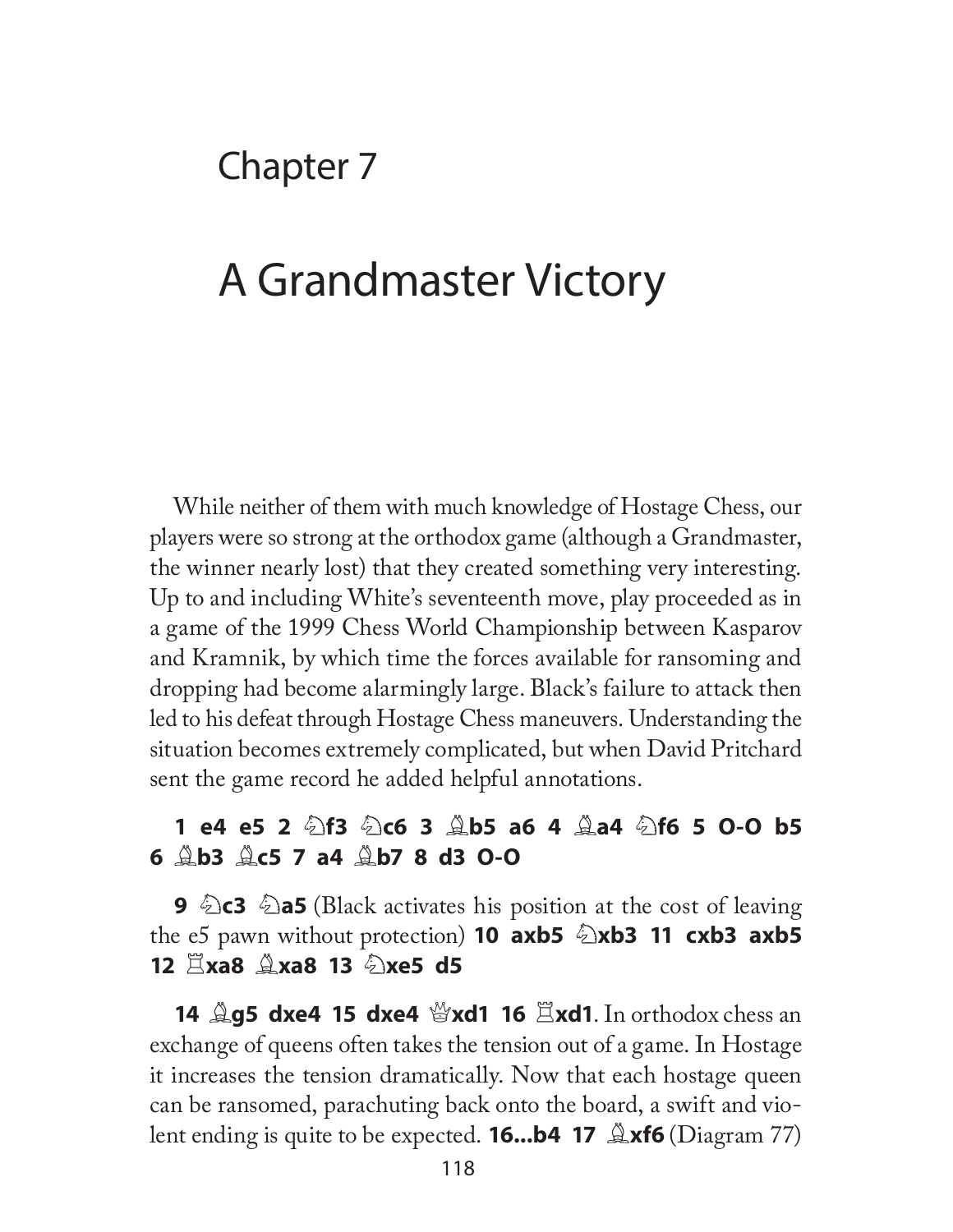# Chapter 7

# A Grandmaster Victory

While neither of them with much knowledge of Hostage Chess, our players were so strong at the orthodox game (although a Grandmaster, the winner nearly lost) that they created something very interesting. Up to and including White's seventeenth move, play proceeded as in a game of the 1999 Chess World Championship between Kasparov and Kramnik, by which time the forces available for ransoming and dropping had become alarmingly large. Black's failure to attack then led to his defeat through Hostage Chess maneuvers. Understanding the situation becomes extremely complicated, but when David Pritchard sent the game record he added helpful annotations.

**1 e4 e5 2 ♘f3 ♘c6 3 ♗b5 a6 4 ♗a4 ♘f6 5 O-O b5 6 ♗b3 ♗c5 7 a4 ♗b7 8 d3 O-O**

**9 ♘c3 ♘a5** (Black activates his position at the cost of leaving the e5 pawn without protection) **10 axb5 ♘xb3 11 cxb3 axb5 12 ♖xa8 ♗xa8 13 ♘xe5 d5**

**14 ♗g5 dxe4 15 dxe4 ♕xd1 16 ♖xd1**. In orthodox chess an exchange of queens often takes the tension out of a game. In Hostage it increases the tension dramatically. Now that each hostage queen can be ransomed, parachuting back onto the board, a swift and violent ending is quite to be expected. **16...b4 17 ♗xf6** (Diagram 77)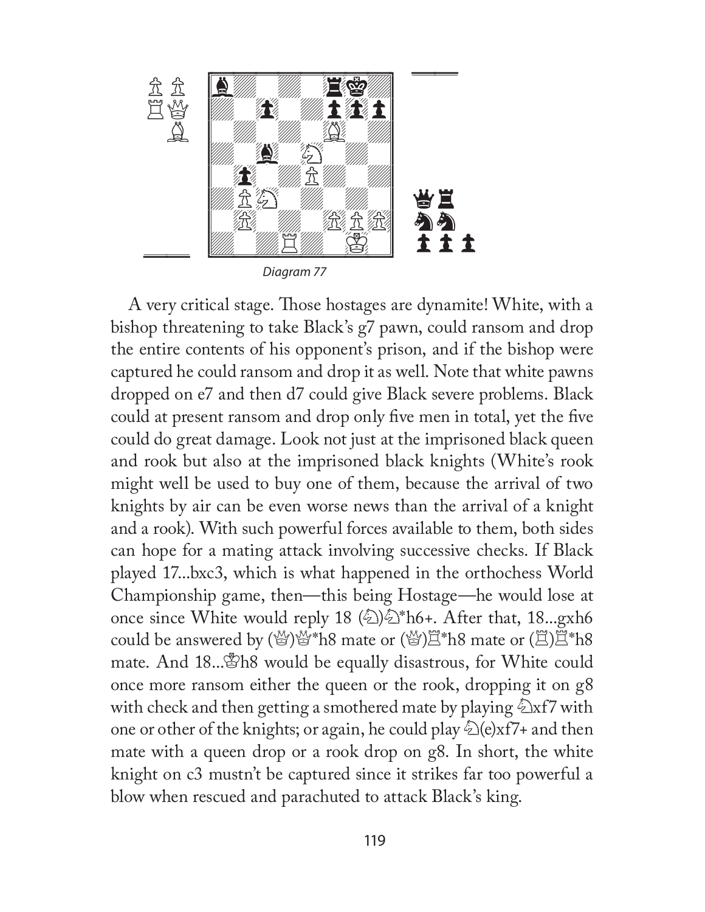Diagram 77

A very critical stage. Those hostages are dynamite! White, with a bishop threatening to take Black's g7 pawn, could ransom and drop the entire contents of his opponent's prison, and if the bishop were captured he could ransom and drop it as well. Note that white pawns dropped on e7 and then d7 could give Black severe problems. Black could at present ransom and drop only five men in total, yet the five could do great damage. Look not just at the imprisoned black queen and rook but also at the imprisoned black knights (White's rook might well be used to buy one of them, because the arrival of two knights by air can be even worse news than the arrival of a knight and a rook). With such powerful forces available to them, both sides can hope for a mating attack involving successive checks. If Black played 17...bxc3, which is what happened in the orthochess World Championship game, then—this being Hostage—he would lose at once since White would reply 18 (♘)♘*h6+. After that, 18...gxh6 could be answered by (♕)♕*h8 mate or (♕)♖*h8 mate or (♖)♖*h8 mate. And 18...♔h8 would be equally disastrous, for White could once more ransom either the queen or the rook, dropping it on g8 with check and then getting a smothered mate by playing ♘xf7 with one or other of the knights; or again, he could play ♘(e)xf7+ and then mate with a queen drop or a rook drop on g8. In short, the white knight on c3 mustn't be captured since it strikes far too powerful a blow when rescued and parachuted to attack Black's king.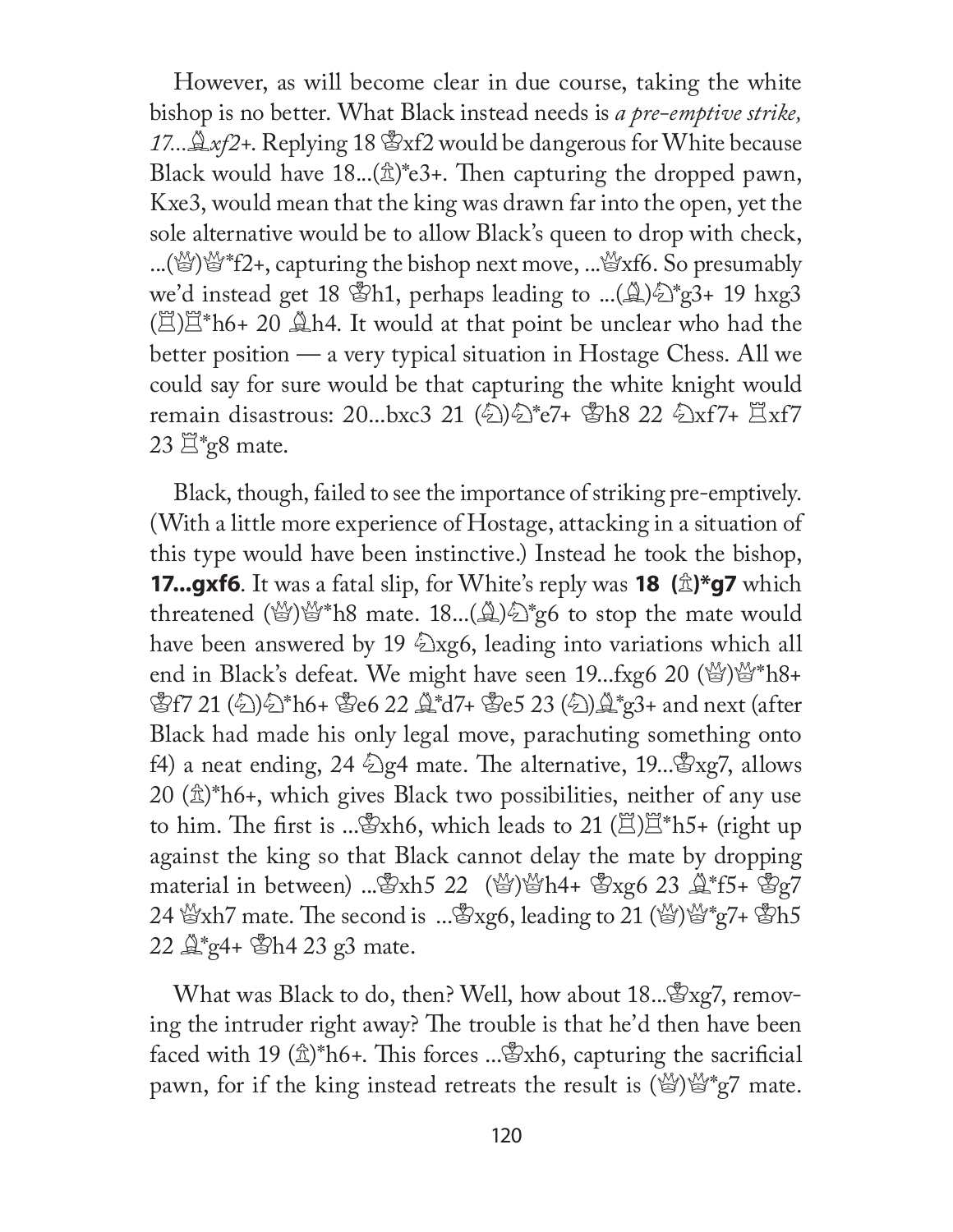However, as will become clear in due course, taking the white bishop is no better. What Black instead needs is *a pre-emptive strike, 17...♗xf2+*. Replying 18 ♔xf2 would be dangerous for White because Black would have 18...(♙)*e3+. Then capturing the dropped pawn, Kxe3, would mean that the king was drawn far into the open, yet the sole alternative would be to allow Black's queen to drop with check, ...(♕)♕*f2+, capturing the bishop next move, ...♕xf6. So presumably we'd instead get 18 ♔h1, perhaps leading to ...(♗)♘*g3+ 19 hxg3 (♖)♖*h6+ 20 ♗h4. It would at that point be unclear who had the better position — a very typical situation in Hostage Chess. All we could say for sure would be that capturing the white knight would remain disastrous: 20...bxc3 21 (♘)♘*e7+ ♔h8 22 ♘xf7+ ♖xf7 23 ♖*g8 mate.

Black, though, failed to see the importance of striking pre-emptively. (With a little more experience of Hostage, attacking in a situation of this type would have been instinctive.) Instead he took the bishop, **17...gxf6**. It was a fatal slip, for White's reply was **18 (♙)*g7** which threatened (♕)♕*h8 mate. 18...(♗)♘*g6 to stop the mate would have been answered by 19 ♘xg6, leading into variations which all end in Black's defeat. We might have seen 19...fxg6 20 (♕)♕*h8+ ♔f7 21 (♘)♘*h6+ ♔e6 22 ♗*d7+ ♔e5 23 (♘)♗*g3+ and next (after Black had made his only legal move, parachuting something onto f4) a neat ending, 24 ♘g4 mate. The alternative, 19...♔xg7, allows 20 (♙)*h6+, which gives Black two possibilities, neither of any use to him. The first is ...♔xh6, which leads to 21 (♖)♖*h5+ (right up against the king so that Black cannot delay the mate by dropping material in between) ...♔xh5 22 (♕)♕h4+ ♔xg6 23 ♗*f5+ ♔g7 24 ♕xh7 mate. The second is ...♔xg6, leading to 21 (♕)♕*g7+ ♔h5 22 ♗*g4+ ♔h4 23 g3 mate.

What was Black to do, then? Well, how about 18...♔xg7, removing the intruder right away? The trouble is that he'd then have been faced with 19 (♙)*h6+. This forces ...♔xh6, capturing the sacrificial pawn, for if the king instead retreats the result is (♕)♕*g7 mate.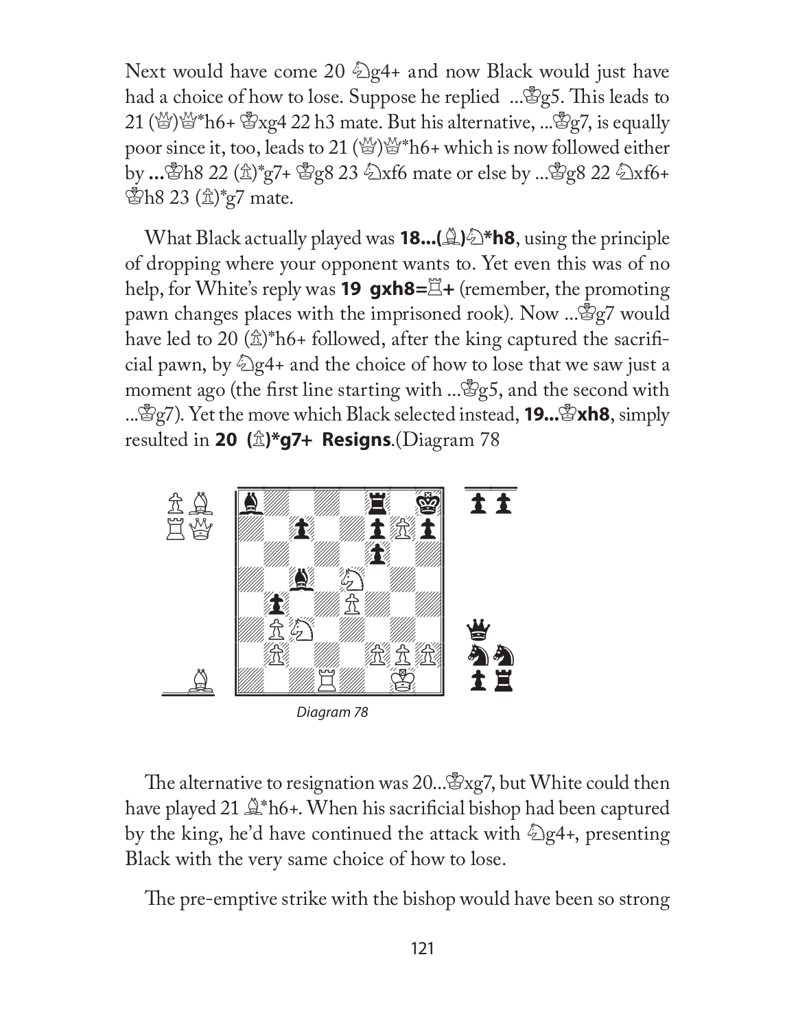Next would have come 20 ♘g4+ and now Black would just have had a choice of how to lose. Suppose he replied ...♔g5. This leads to 21 (♕)♕*h6+ ♔xg4 22 h3 mate. But his alternative, ...♔g7, is equally poor since it, too, leads to 21 (♕)♕*h6+ which is now followed either by ...♔h8 22 (♙)*g7+ ♔g8 23 ♘xf6 mate or else by ...♔g8 22 ♘xf6+ ♔h8 23 (♙)*g7 mate.

What Black actually played was **18...(♗)♘*h8**, using the principle of dropping where your opponent wants to. Yet even this was of no help, for White's reply was **19 gxh8=♖+** (remember, the promoting pawn changes places with the imprisoned rook). Now ...♔g7 would have led to 20 (♙)*h6+ followed, after the king captured the sacrificial pawn, by ♘g4+ and the choice of how to lose that we saw just a moment ago (the first line starting with ...♔g5, and the second with ...♔g7). Yet the move which Black selected instead, **19...♔xh8**, simply resulted in **20 (♙)*g7+ Resigns**.(Diagram 78

*Diagram 78*

The alternative to resignation was 20...♔xg7, but White could then have played 21 ♗*h6+. When his sacrificial bishop had been captured by the king, he'd have continued the attack with ♘g4+, presenting Black with the very same choice of how to lose.

The pre-emptive strike with the bishop would have been so strong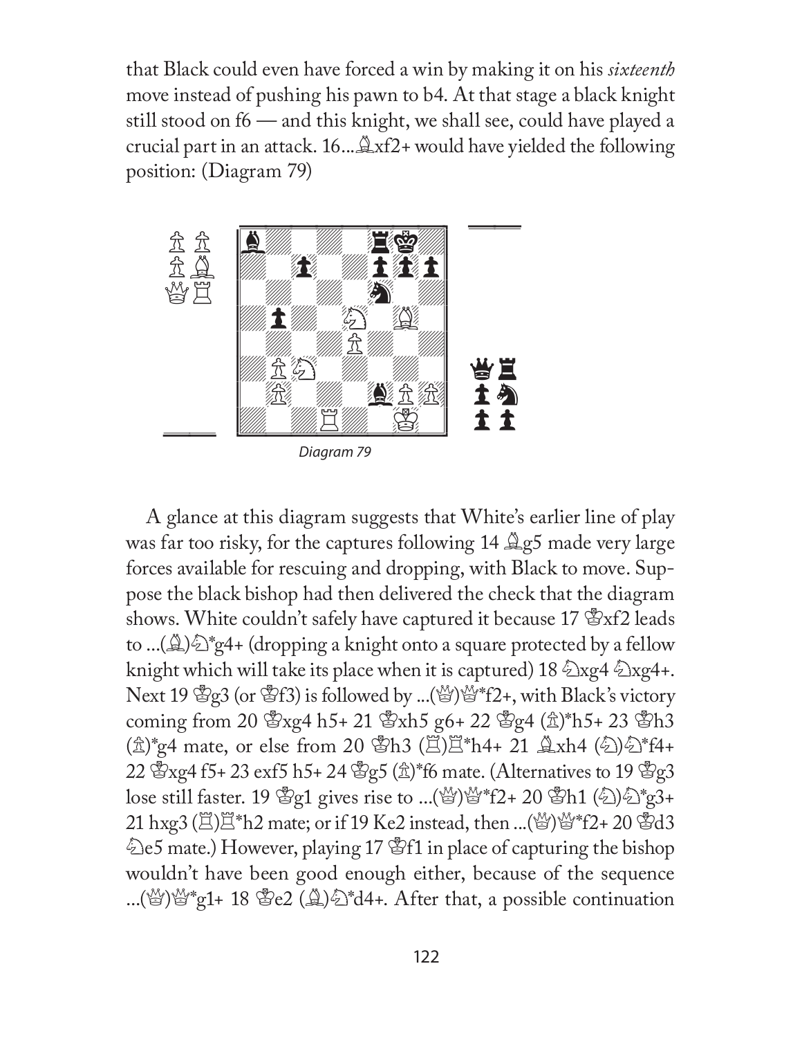that Black could even have forced a win by making it on his *sixteenth* move instead of pushing his pawn to b4. At that stage a black knight still stood on f6 — and this knight, we shall see, could have played a crucial part in an attack. 16...♗xf2+ would have yielded the following position: (Diagram 79)

*Diagram 79*

A glance at this diagram suggests that White's earlier line of play was far too risky, for the captures following 14 ♗g5 made very large forces available for rescuing and dropping, with Black to move. Suppose the black bishop had then delivered the check that the diagram shows. White couldn't safely have captured it because 17 ♔xf2 leads to ...(♗)♘*g4+ (dropping a knight onto a square protected by a fellow knight which will take its place when it is captured) 18 ♘xg4 ♘xg4+. Next 19 ♔g3 (or ♔f3) is followed by ...(♕)♕*f2+, with Black's victory coming from 20 ♔xg4 h5+ 21 ♔xh5 g6+ 22 ♔g4 (♙)*h5+ 23 ♔h3 (♙)*g4 mate, or else from 20 ♔h3 (♖)♖*h4+ 21 ♗xh4 (♘)♘*f4+ 22 ♔xg4 f5+ 23 exf5 h5+ 24 ♔g5 (♙)*f6 mate. (Alternatives to 19 ♔g3 lose still faster. 19 ♔g1 gives rise to ...(♕)♕*f2+ 20 ♔h1 (♘)♘*g3+ 21 hxg3 (♖)♖*h2 mate; or if 19 Ke2 instead, then ...(♕)♕*f2+ 20 ♔d3 ♘e5 mate.) However, playing 17 ♔f1 in place of capturing the bishop wouldn't have been good enough either, because of the sequence ...(♕)♕*g1+ 18 ♔e2 (♗)♘*d4+. After that, a possible continuation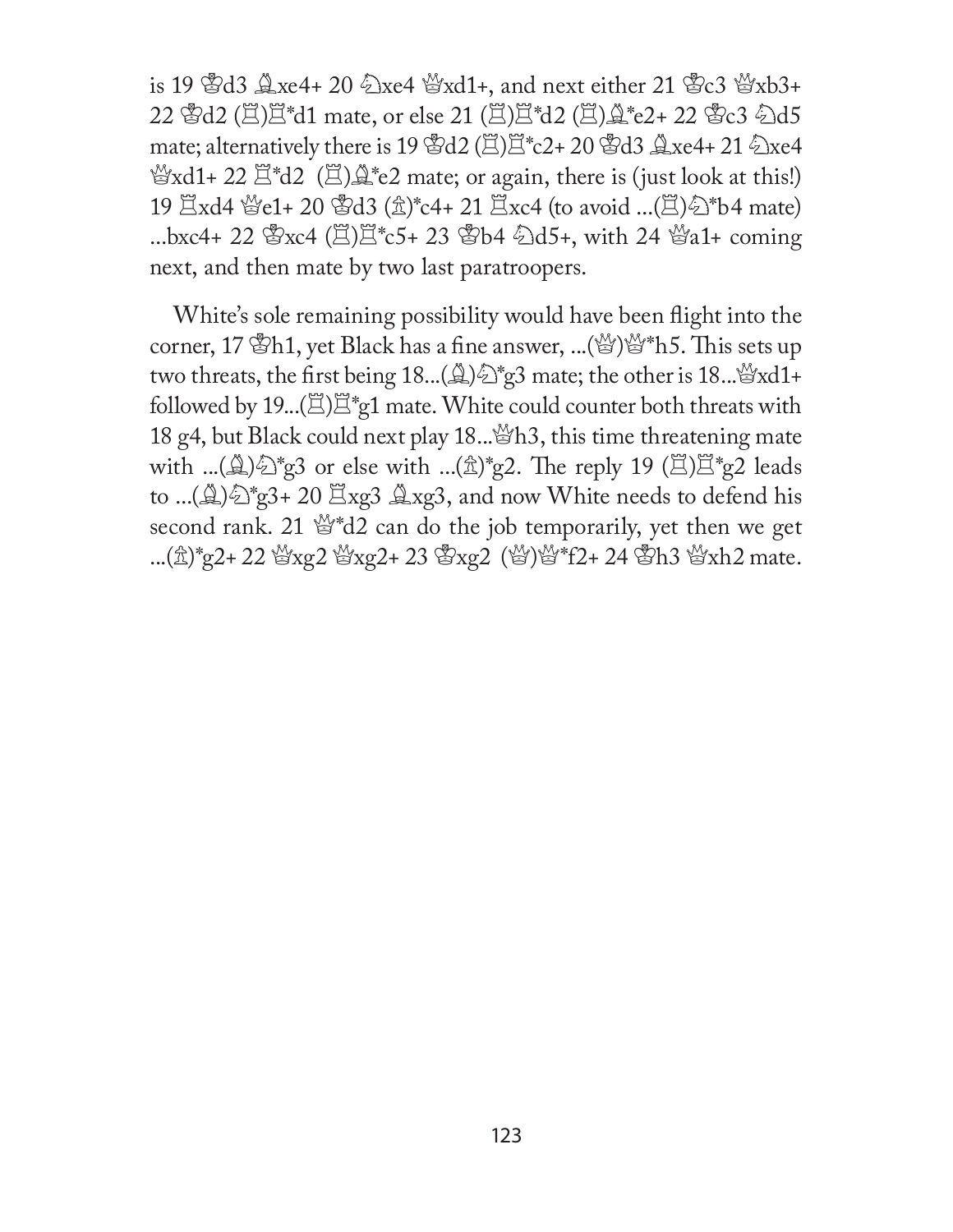is 19 ♔d3 ♗xe4+ 20 ♘xe4 ♕xd1+, and next either 21 ♔c3 ♕xb3+ 22 ♔d2 (♖)♖*d1 mate, or else 21 (♖)♖*d2 (♖)♗*e2+ 22 ♔c3 ♘d5 mate; alternatively there is 19 ♔d2 (♖)♖*c2+ 20 ♔d3 ♗xe4+ 21 ♘xe4 ♕xd1+ 22 ♖*d2 (♖)♗*e2 mate; or again, there is (just look at this!) 19 ♖xd4 ♕e1+ 20 ♔d3 (♙)*c4+ 21 ♖xc4 (to avoid ...(♖)♘*b4 mate) ...bxc4+ 22 ♔xc4 (♖)♖*c5+ 23 ♔b4 ♘d5+, with 24 ♕a1+ coming next, and then mate by two last paratroopers.

White's sole remaining possibility would have been flight into the corner, 17 ♔h1, yet Black has a fine answer, ...(♕)♕*h5. This sets up two threats, the first being 18...(♗)♘*g3 mate; the other is 18...♕xd1+ followed by 19...(♖)♖*g1 mate. White could counter both threats with 18 g4, but Black could next play 18...♕h3, this time threatening mate with ...(♗)♘*g3 or else with ...(♙)*g2. The reply 19 (♖)♖*g2 leads to ...(♗)♘*g3+ 20 ♖xg3 ♗xg3, and now White needs to defend his second rank. 21 ♕*d2 can do the job temporarily, yet then we get ...(♙)*g2+ 22 ♕xg2 ♕xg2+ 23 ♔xg2 (♕)♕*f2+ 24 ♔h3 ♕xh2 mate.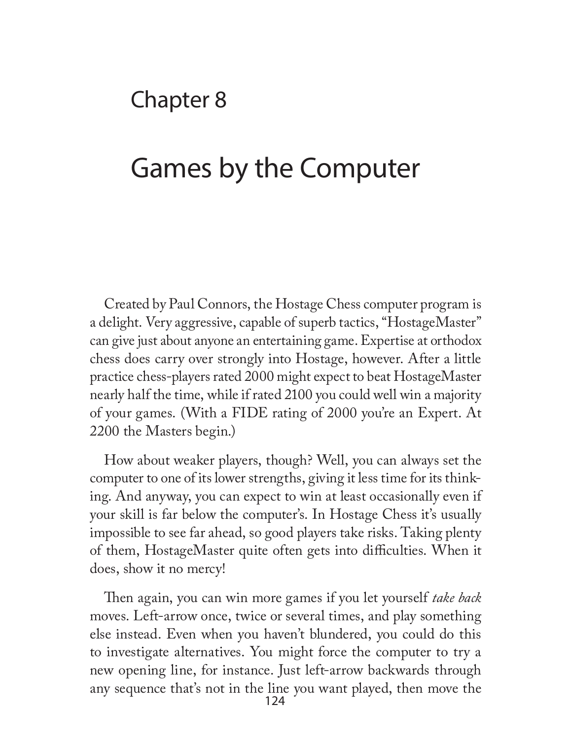# Chapter 8

# Games by the Computer

Created by Paul Connors, the Hostage Chess computer program is a delight. Very aggressive, capable of superb tactics, "HostageMaster" can give just about anyone an entertaining game. Expertise at orthodox chess does carry over strongly into Hostage, however. After a little practice chess-players rated 2000 might expect to beat HostageMaster nearly half the time, while if rated 2100 you could well win a majority of your games. (With a FIDE rating of 2000 you're an Expert. At 2200 the Masters begin.)

How about weaker players, though? Well, you can always set the computer to one of its lower strengths, giving it less time for its thinking. And anyway, you can expect to win at least occasionally even if your skill is far below the computer's. In Hostage Chess it's usually impossible to see far ahead, so good players take risks. Taking plenty of them, HostageMaster quite often gets into difficulties. When it does, show it no mercy!

Then again, you can win more games if you let yourself *take back* moves. Left-arrow once, twice or several times, and play something else instead. Even when you haven't blundered, you could do this to investigate alternatives. You might force the computer to try a new opening line, for instance. Just left-arrow backwards through any sequence that's not in the line you want played, then move the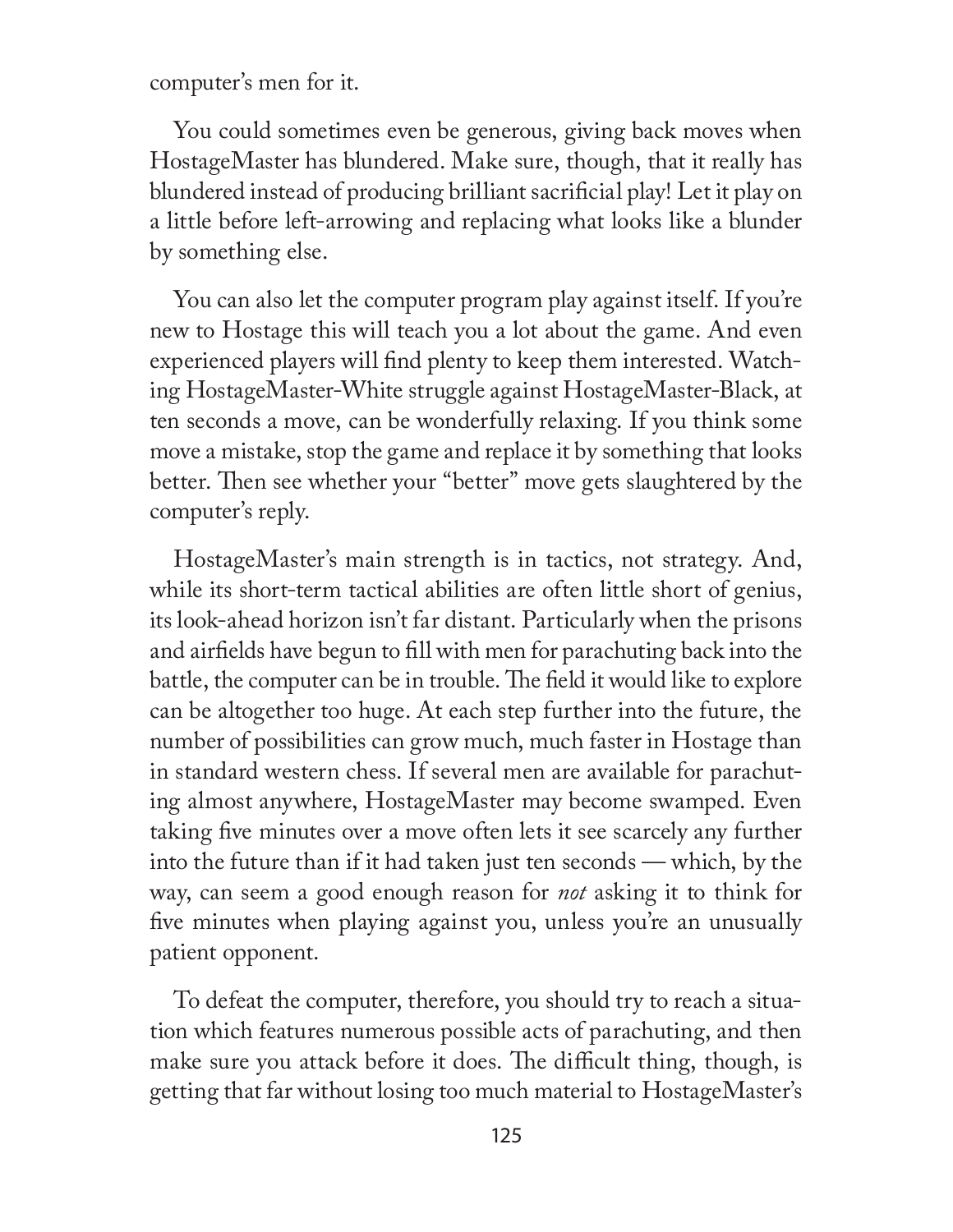computer's men for it.

You could sometimes even be generous, giving back moves when HostageMaster has blundered. Make sure, though, that it really has blundered instead of producing brilliant sacrificial play! Let it play on a little before left-arrowing and replacing what looks like a blunder by something else.

You can also let the computer program play against itself. If you're new to Hostage this will teach you a lot about the game. And even experienced players will find plenty to keep them interested. Watching HostageMaster-White struggle against HostageMaster-Black, at ten seconds a move, can be wonderfully relaxing. If you think some move a mistake, stop the game and replace it by something that looks better. Then see whether your "better" move gets slaughtered by the computer's reply.

HostageMaster's main strength is in tactics, not strategy. And, while its short-term tactical abilities are often little short of genius, its look-ahead horizon isn't far distant. Particularly when the prisons and airfields have begun to fill with men for parachuting back into the battle, the computer can be in trouble. The field it would like to explore can be altogether too huge. At each step further into the future, the number of possibilities can grow much, much faster in Hostage than in standard western chess. If several men are available for parachuting almost anywhere, HostageMaster may become swamped. Even taking five minutes over a move often lets it see scarcely any further into the future than if it had taken just ten seconds — which, by the way, can seem a good enough reason for *not* asking it to think for five minutes when playing against you, unless you're an unusually patient opponent.

To defeat the computer, therefore, you should try to reach a situation which features numerous possible acts of parachuting, and then make sure you attack before it does. The difficult thing, though, is getting that far without losing too much material to HostageMaster's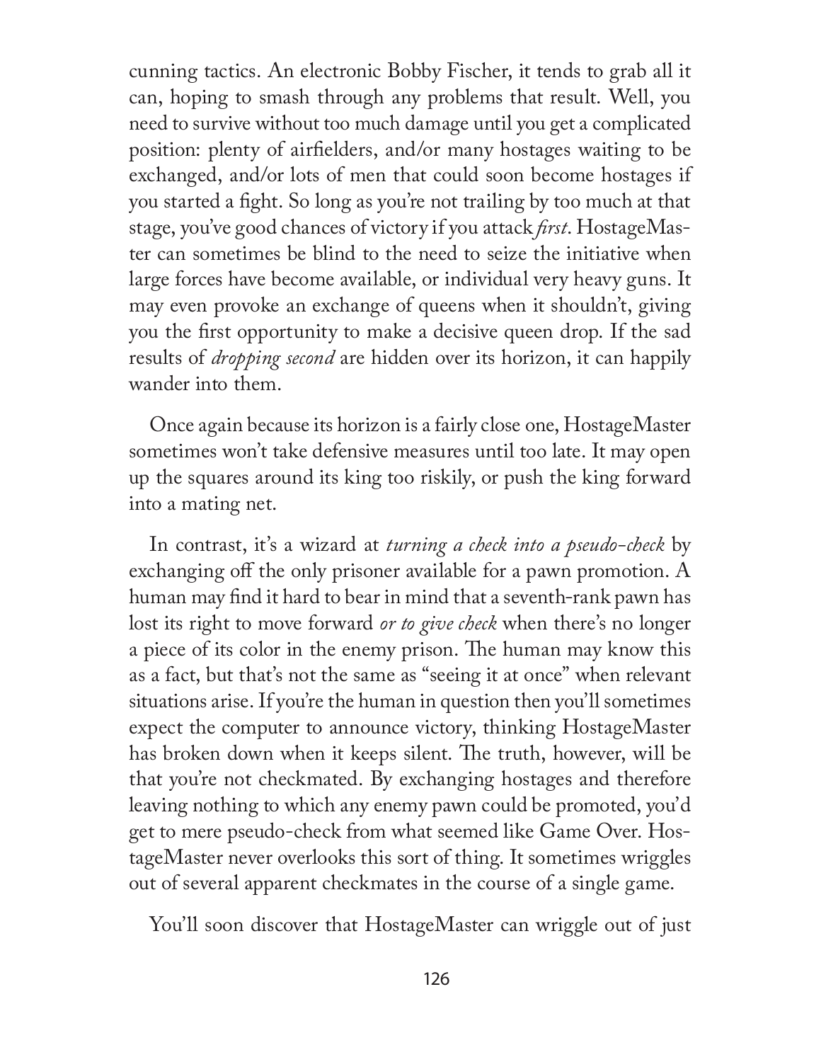cunning tactics. An electronic Bobby Fischer, it tends to grab all it can, hoping to smash through any problems that result. Well, you need to survive without too much damage until you get a complicated position: plenty of airfielders, and/or many hostages waiting to be exchanged, and/or lots of men that could soon become hostages if you started a fight. So long as you're not trailing by too much at that stage, you've good chances of victory if you attack *first*. HostageMaster can sometimes be blind to the need to seize the initiative when large forces have become available, or individual very heavy guns. It may even provoke an exchange of queens when it shouldn't, giving you the first opportunity to make a decisive queen drop. If the sad results of *dropping second* are hidden over its horizon, it can happily wander into them.

Once again because its horizon is a fairly close one, HostageMaster sometimes won't take defensive measures until too late. It may open up the squares around its king too riskily, or push the king forward into a mating net.

In contrast, it's a wizard at *turning a check into a pseudo-check* by exchanging off the only prisoner available for a pawn promotion. A human may find it hard to bear in mind that a seventh-rank pawn has lost its right to move forward *or to give check* when there's no longer a piece of its color in the enemy prison. The human may know this as a fact, but that's not the same as "seeing it at once" when relevant situations arise. If you're the human in question then you'll sometimes expect the computer to announce victory, thinking HostageMaster has broken down when it keeps silent. The truth, however, will be that you're not checkmated. By exchanging hostages and therefore leaving nothing to which any enemy pawn could be promoted, you'd get to mere pseudo-check from what seemed like Game Over. HostageMaster never overlooks this sort of thing. It sometimes wriggles out of several apparent checkmates in the course of a single game.

You'll soon discover that HostageMaster can wriggle out of just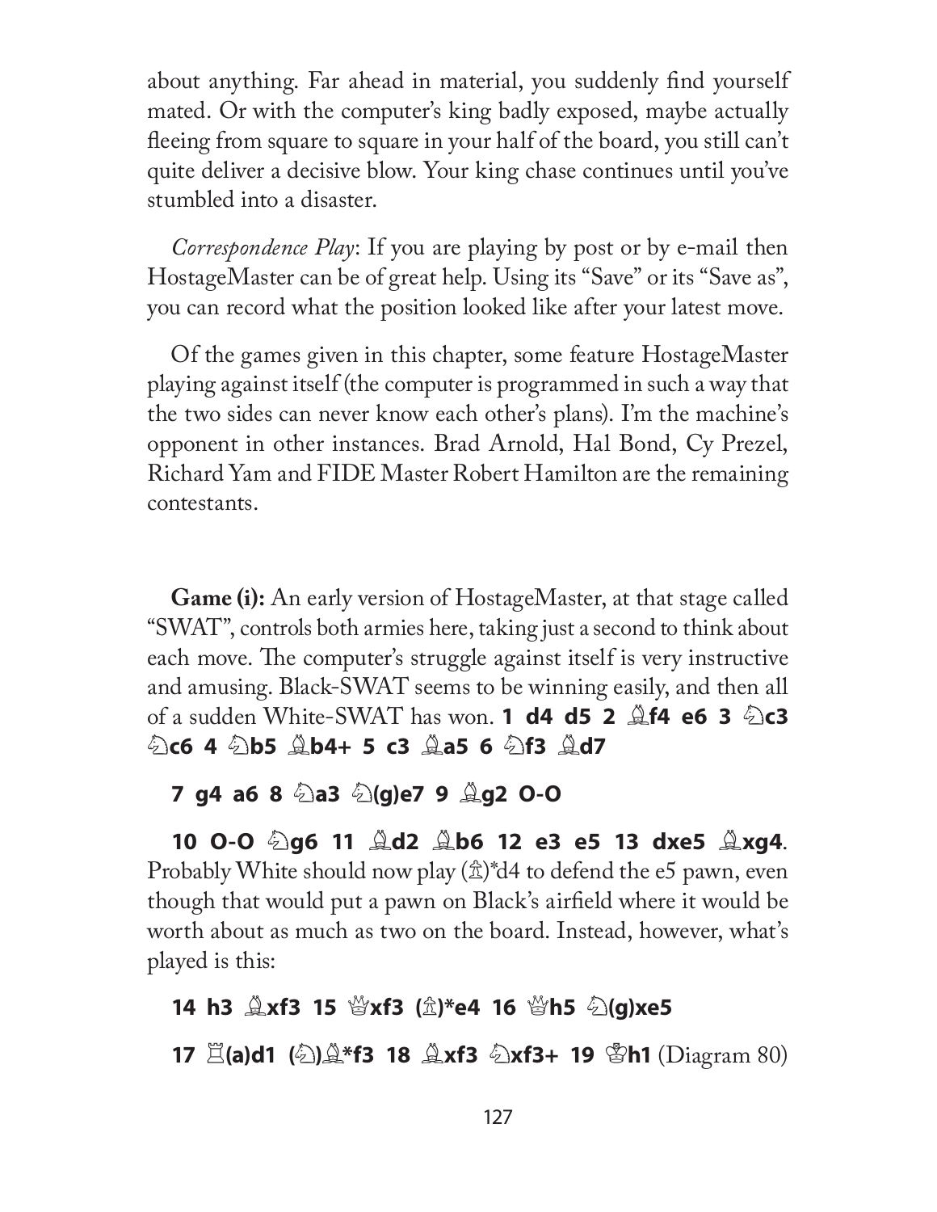about anything. Far ahead in material, you suddenly find yourself mated. Or with the computer's king badly exposed, maybe actually fleeing from square to square in your half of the board, you still can't quite deliver a decisive blow. Your king chase continues until you've stumbled into a disaster.

*Correspondence Play*: If you are playing by post or by e-mail then HostageMaster can be of great help. Using its "Save" or its "Save as", you can record what the position looked like after your latest move.

Of the games given in this chapter, some feature HostageMaster playing against itself (the computer is programmed in such a way that the two sides can never know each other's plans). I'm the machine's opponent in other instances. Brad Arnold, Hal Bond, Cy Prezel, Richard Yam and FIDE Master Robert Hamilton are the remaining contestants.

**Game (i):** An early version of HostageMaster, at that stage called "SWAT", controls both armies here, taking just a second to think about each move. The computer's struggle against itself is very instructive and amusing. Black-SWAT seems to be winning easily, and then all of a sudden White-SWAT has won. **1 d4 d5 2 ♗f4 e6 3 ♘c3 ♘c6 4 ♘b5 ♗b4+ 5 c3 ♗a5 6 ♘f3 ♗d7**

**7 g4 a6 8 ♘a3 ♘(g)e7 9 ♗g2 O-O**

**10 O-O ♘g6 11 ♗d2 ♗b6 12 e3 e5 13 dxe5 ♗xg4**. Probably White should now play (♙)*d4 to defend the e5 pawn, even though that would put a pawn on Black's airfield where it would be worth about as much as two on the board. Instead, however, what's played is this:

**14 h3 ♗xf3 15 ♕xf3 (♙)*e4 16 ♕h5 ♘(g)xe5**

**17 ♖(a)d1 (♘)♗*f3 18 ♗xf3 ♘xf3+ 19 ♔h1** (Diagram 80)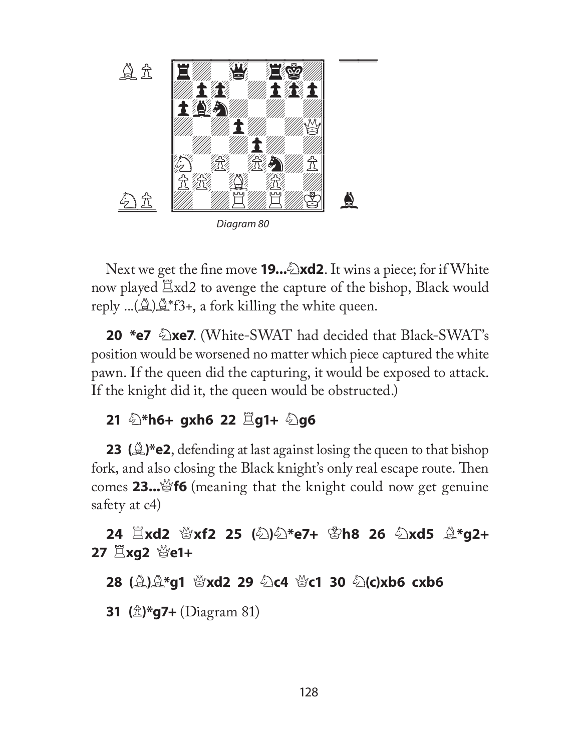*Diagram 80*

Next we get the fine move **19...♘xd2**. It wins a piece; for if White now played ♖xd2 to avenge the capture of the bishop, Black would reply ...(♗)♗*f3+, a fork killing the white queen.

**20 *e7 ♘xe7**. (White-SWAT had decided that Black-SWAT's position would be worsened no matter which piece captured the white pawn. If the queen did the capturing, it would be exposed to attack. If the knight did it, the queen would be obstructed.)

**21 ♘*h6+ gxh6 22 ♖g1+ ♘g6**

**23 (♗)*e2**, defending at last against losing the queen to that bishop fork, and also closing the Black knight's only real escape route. Then comes **23...♕f6** (meaning that the knight could now get genuine safety at c4)

**24 ♖xd2 ♕xf2 25 (♘)♘*e7+ ♔h8 26 ♘xd5 ♗*g2+ 27 ♖xg2 ♕e1+**

**28 (♗)♗*g1 ♕xd2 29 ♘c4 ♕c1 30 ♘(c)xb6 cxb6**

**31 (♙)*g7+** (Diagram 81)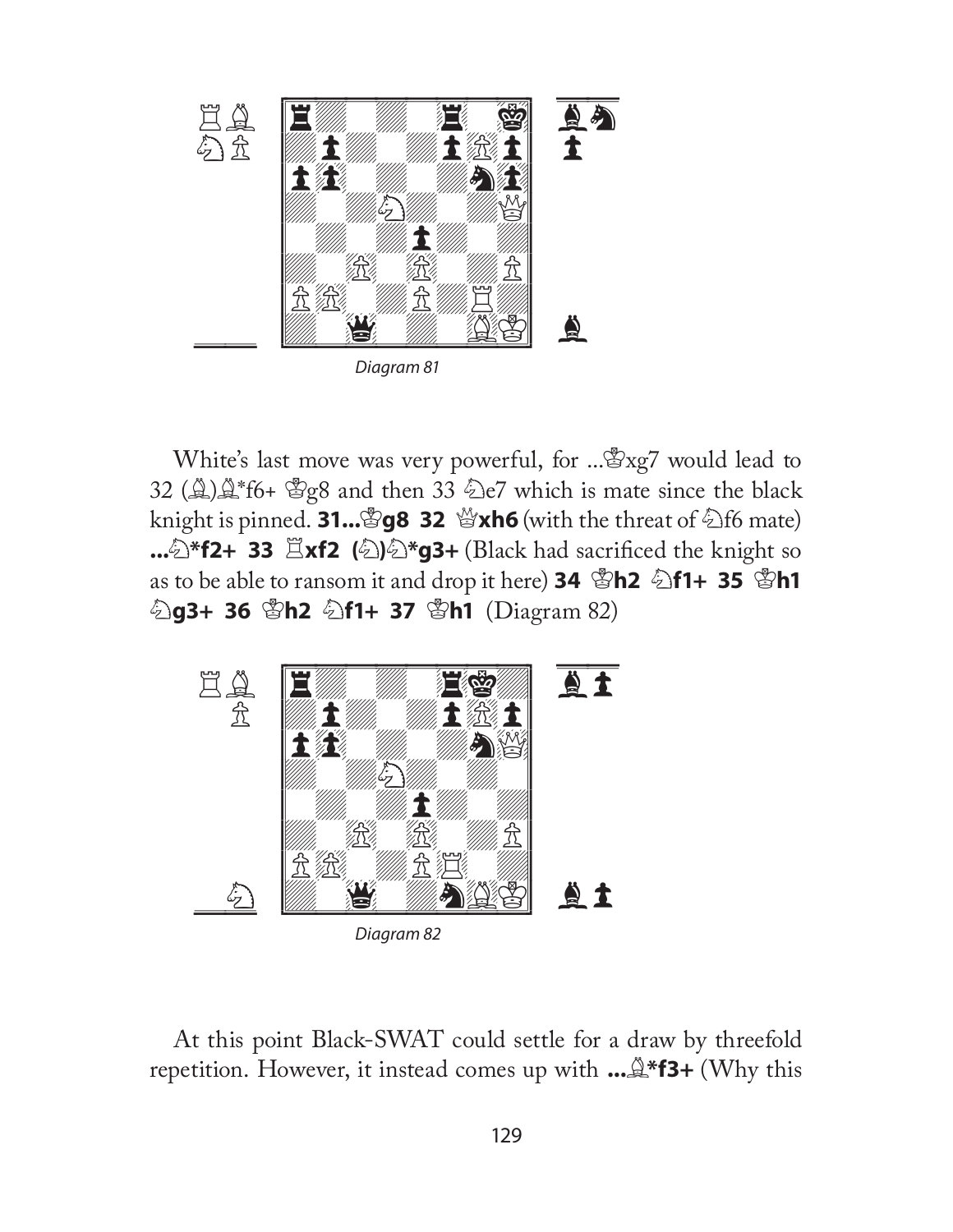Diagram 81

White's last move was very powerful, for ...♔xg7 would lead to 32 (♗)♗*f6+ ♔g8 and then 33 ♘e7 which is mate since the black knight is pinned. **31...♔g8 32 ♕xh6** (with the threat of ♘f6 mate) **...♘*f2+ 33 ♖xf2 (♘)♘*g3+** (Black had sacrificed the knight so as to be able to ransom it and drop it here) **34 ♔h2 ♘f1+ 35 ♔h1 ♘g3+ 36 ♔h2 ♘f1+ 37 ♔h1** (Diagram 82)

Diagram 82

At this point Black-SWAT could settle for a draw by threefold repetition. However, it instead comes up with **...♗*f3+** (Why this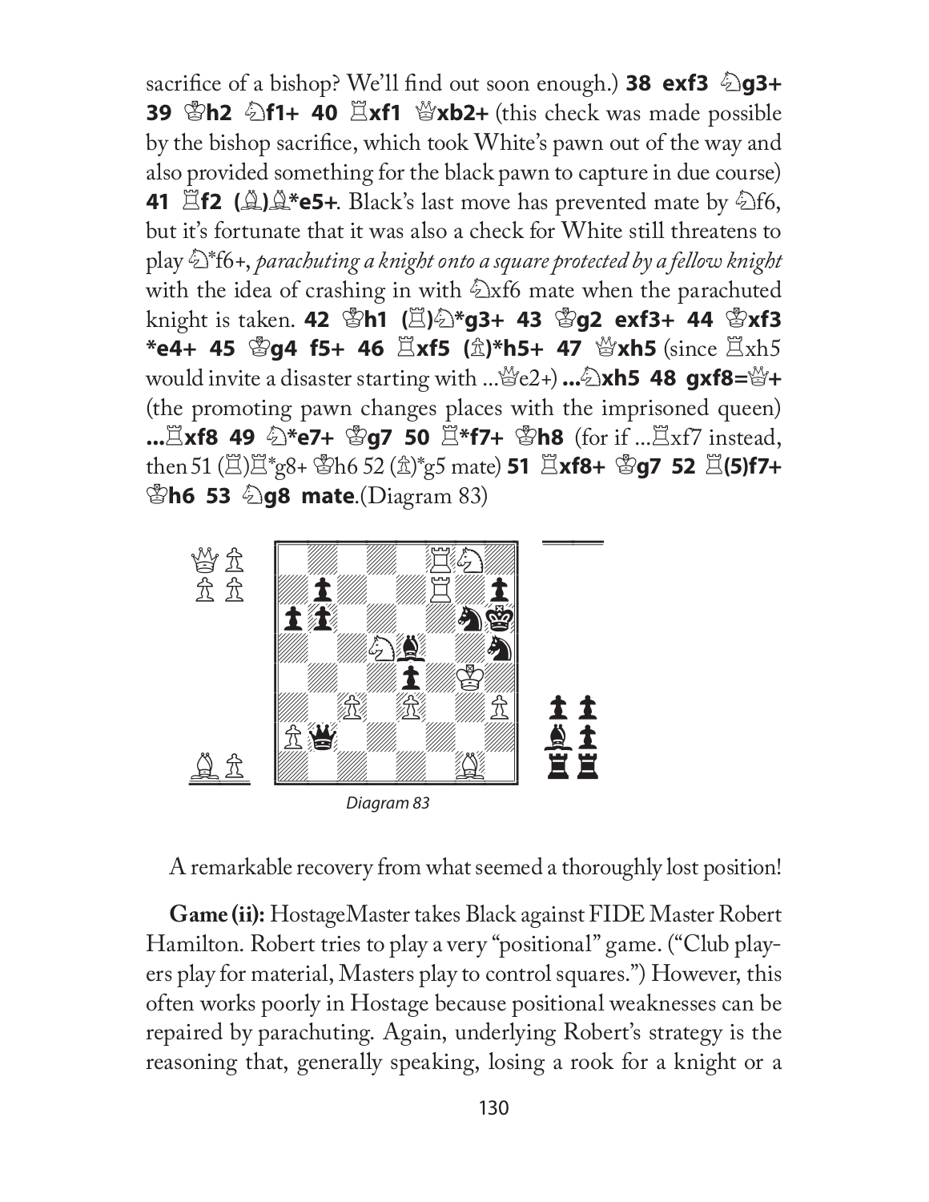sacrifice of a bishop? We'll find out soon enough.) **38 exf3 ♘g3+ 39 ♔h2 ♘f1+ 40 ♖xf1 ♕xb2+** (this check was made possible by the bishop sacrifice, which took White's pawn out of the way and also provided something for the black pawn to capture in due course) **41 ♖f2 (♗)♗*e5+**. Black's last move has prevented mate by ♘f6, but it's fortunate that it was also a check for White still threatens to play ♘*f6+, *parachuting a knight onto a square protected by a fellow knight* with the idea of crashing in with ♘xf6 mate when the parachuted knight is taken. **42 ♔h1 (♖)♘*g3+ 43 ♔g2 exf3+ 44 ♔xf3 *e4+ 45 ♔g4 f5+ 46 ♖xf5 (♙)*h5+ 47 ♕xh5** (since ♖xh5 would invite a disaster starting with ...♕e2+) **...♘xh5 48 gxf8=♕+** (the promoting pawn changes places with the imprisoned queen) **...♖xf8 49 ♘*e7+ ♔g7 50 ♖*f7+ ♔h8** (for if ...♖xf7 instead, then 51 (♖)♖*g8+ ♔h6 52 (♙)*g5 mate) **51 ♖xf8+ ♔g7 52 ♖(5)f7+ ♔h6 53 ♘g8 mate**.(Diagram 83)

Diagram 83

A remarkable recovery from what seemed a thoroughly lost position!

**Game (ii):** HostageMaster takes Black against FIDE Master Robert Hamilton. Robert tries to play a very "positional" game. ("Club players play for material, Masters play to control squares.") However, this often works poorly in Hostage because positional weaknesses can be repaired by parachuting. Again, underlying Robert's strategy is the reasoning that, generally speaking, losing a rook for a knight or a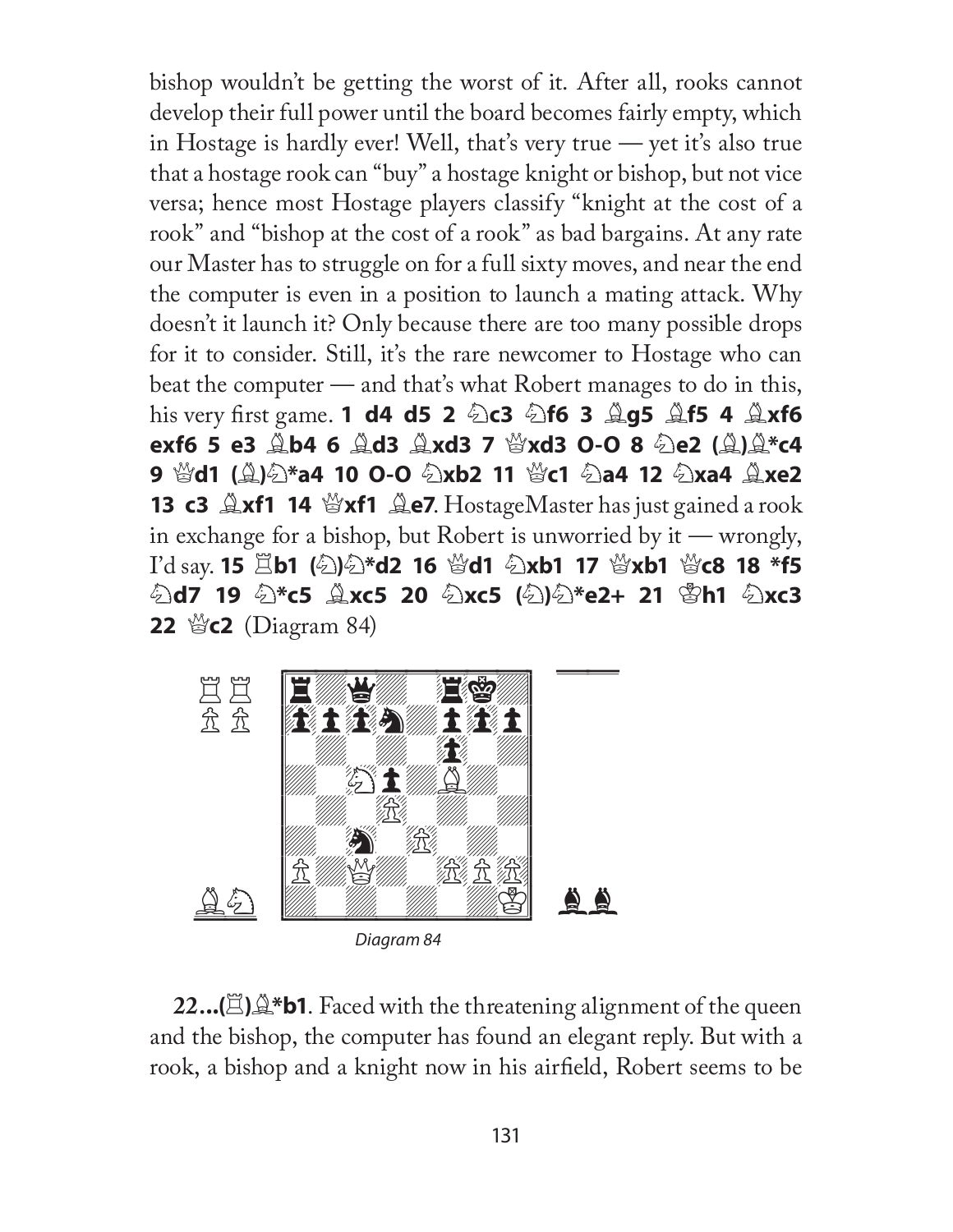bishop wouldn't be getting the worst of it. After all, rooks cannot develop their full power until the board becomes fairly empty, which in Hostage is hardly ever! Well, that's very true — yet it's also true that a hostage rook can "buy" a hostage knight or bishop, but not vice versa; hence most Hostage players classify "knight at the cost of a rook" and "bishop at the cost of a rook" as bad bargains. At any rate our Master has to struggle on for a full sixty moves, and near the end the computer is even in a position to launch a mating attack. Why doesn't it launch it? Only because there are too many possible drops for it to consider. Still, it's the rare newcomer to Hostage who can beat the computer — and that's what Robert manages to do in this, his very first game. **1 d4 d5 2 ♘c3 ♘f6 3 ♗g5 ♗f5 4 ♗xf6 exf6 5 e3 ♗b4 6 ♗d3 ♗xd3 7 ♕xd3 O-O 8 ♘e2 (♗)♗*c4 9 ♕d1 (♗)♘*a4 10 O-O ♘xb2 11 ♕c1 ♘a4 12 ♘xa4 ♗xe2 13 c3 ♗xf1 14 ♕xf1 ♗e7**. HostageMaster has just gained a rook in exchange for a bishop, but Robert is unworried by it — wrongly, I'd say. **15 ♖b1 (♘)♘*d2 16 ♕d1 ♘xb1 17 ♕xb1 ♕c8 18 *f5 ♘d7 19 ♘*c5 ♗xc5 20 ♘xc5 (♘)♘*e2+ 21 ♔h1 ♘xc3 22 ♕c2** (Diagram 84)

*Diagram 84*

**22...(♖)♗*b1**. Faced with the threatening alignment of the queen and the bishop, the computer has found an elegant reply. But with a rook, a bishop and a knight now in his airfield, Robert seems to be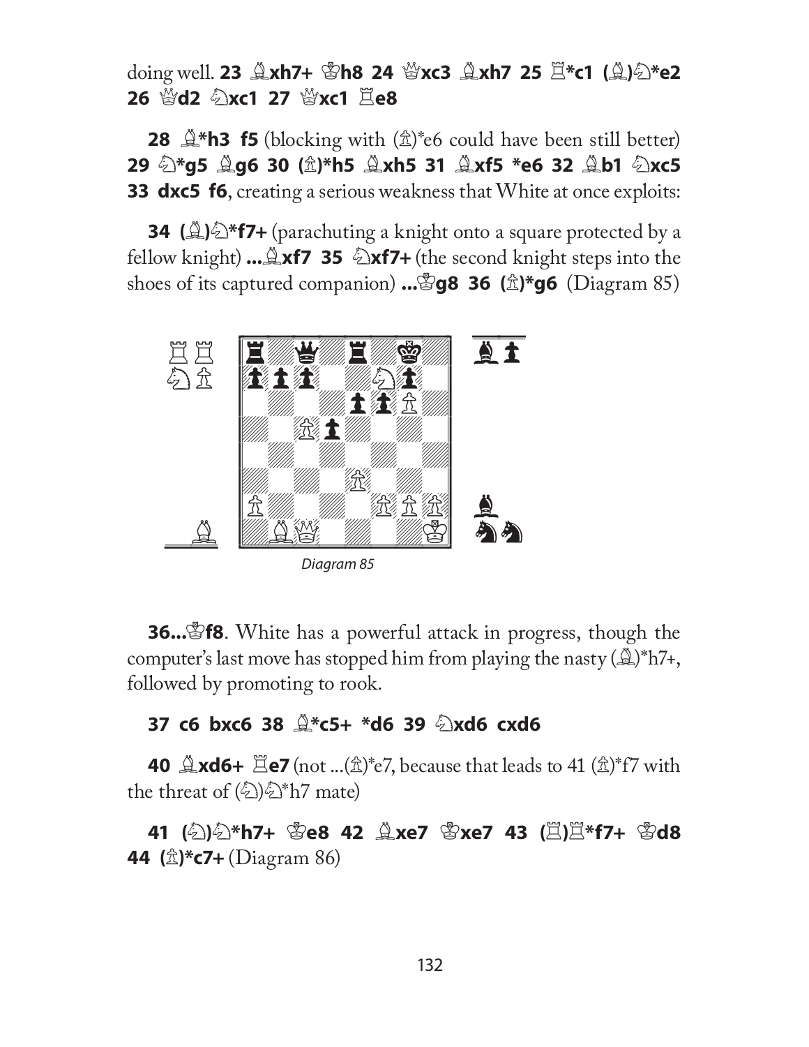doing well. **23 ♗xh7+ ♔h8 24 ♕xc3 ♗xh7 25 ♖*c1 (♗)♘*e2 26 ♕d2 ♘xc1 27 ♕xc1 ♖e8**

**28 ♗*h3 f5** (blocking with (♙)*e6 could have been still better) **29 ♘*g5 ♗g6 30 (♙)*h5 ♗xh5 31 ♗xf5 *e6 32 ♗b1 ♘xc5 33 dxc5 f6**, creating a serious weakness that White at once exploits:

**34 (♗)♘*f7+** (parachuting a knight onto a square protected by a fellow knight) **...♗xf7 35 ♘xf7+** (the second knight steps into the shoes of its captured companion) **...♔g8 36 (♙)*g6** (Diagram 85)

*Diagram 85*

**36...♔f8**. White has a powerful attack in progress, though the computer's last move has stopped him from playing the nasty (♗)*h7+, followed by promoting to rook.

**37 c6 bxc6 38 ♗*c5+ *d6 39 ♘xd6 cxd6**

**40 ♗xd6+ ♖e7** (not ...(♙)*e7, because that leads to 41 (♙)*f7 with the threat of (♘)♘*h7 mate)

**41 (♘)♘*h7+ ♔e8 42 ♗xe7 ♔xe7 43 (♖)♖*f7+ ♔d8 44 (♙)*c7+** (Diagram 86)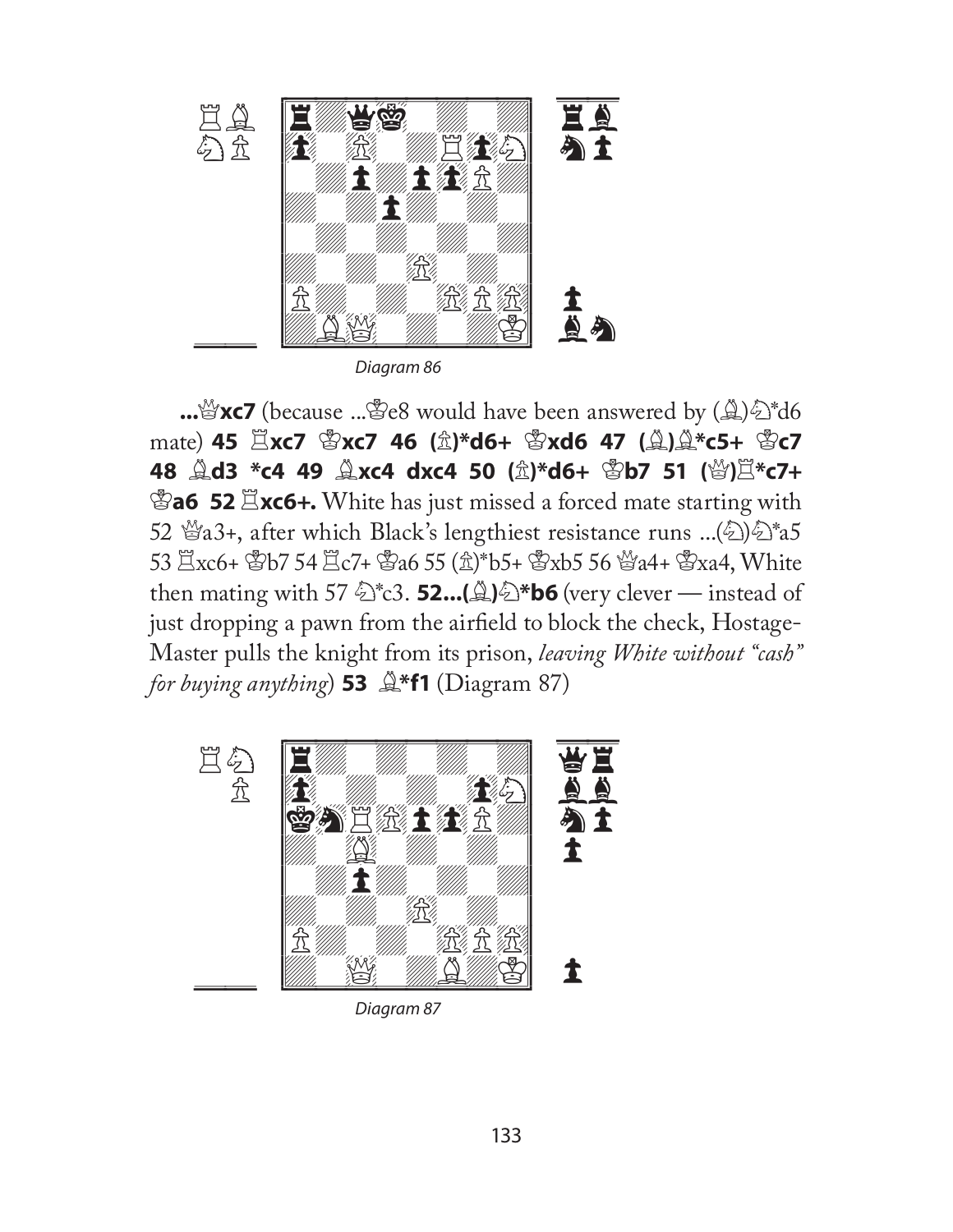Diagram 86

**...♕xc7** (because ...♔e8 would have been answered by (♗)♘*d6 mate) **45 ♖xc7 ♔xc7 46 (♙)*d6+ ♔xd6 47 (♗)♗*c5+ ♔c7 48 ♗d3 *c4 49 ♗xc4 dxc4 50 (♙)*d6+ ♔b7 51 (♕)♖*c7+ ♔a6 52 ♖xc6+.** White has just missed a forced mate starting with 52 ♕a3+, after which Black's lengthiest resistance runs ...(♘)♘*a5 53 ♖xc6+ ♔b7 54 ♖c7+ ♔a6 55 (♙)*b5+ ♔xb5 56 ♕a4+ ♔xa4, White then mating with 57 ♘*c3. **52...(♗)♘*b6** (very clever — instead of just dropping a pawn from the airfield to block the check, Hostage-Master pulls the knight from its prison, *leaving White without "cash" for buying anything*) **53 ♗*f1** (Diagram 87)

Diagram 87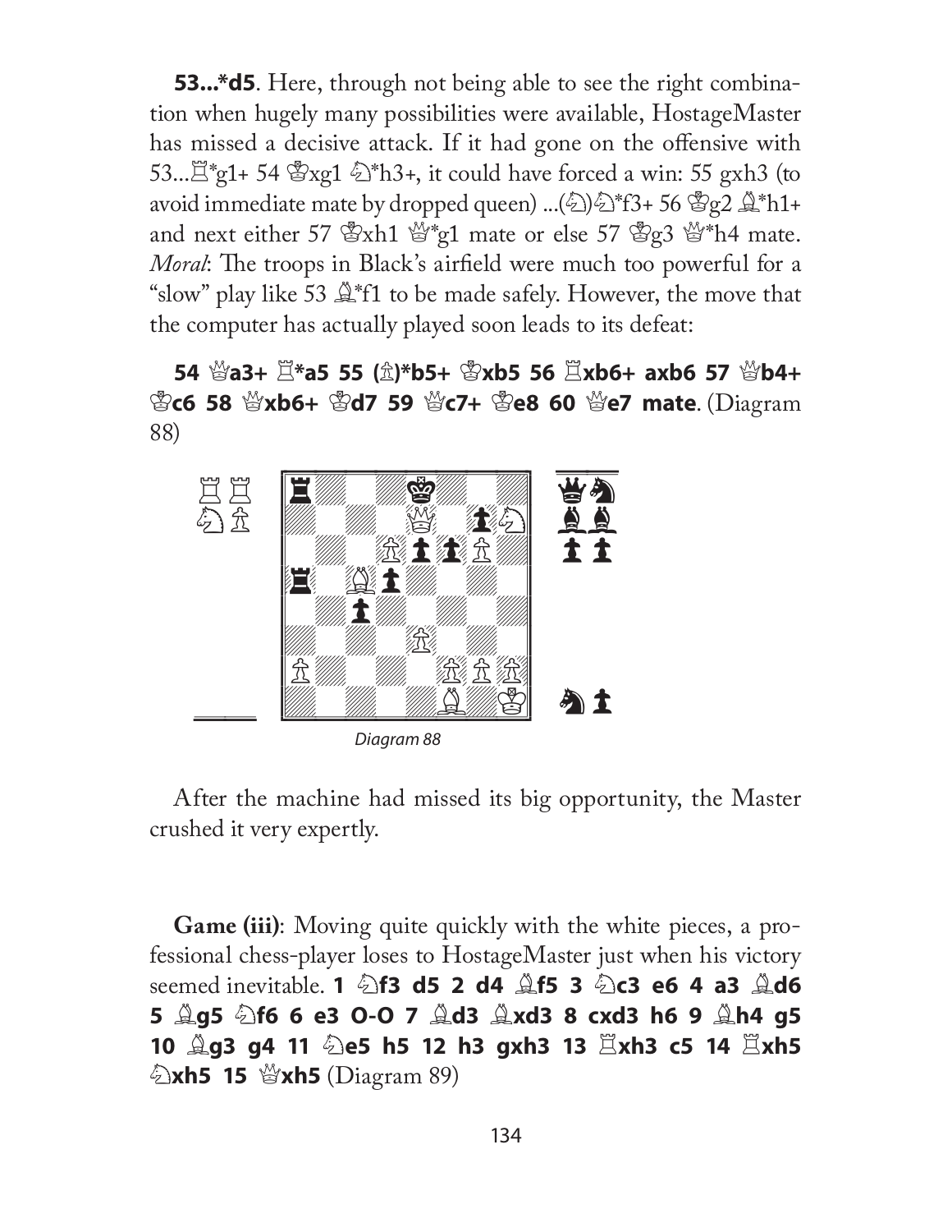**53...*d5**. Here, through not being able to see the right combination when hugely many possibilities were available, HostageMaster has missed a decisive attack. If it had gone on the offensive with 53...♖*g1+ 54 ♔xg1 ♘*h3+, it could have forced a win: 55 gxh3 (to avoid immediate mate by dropped queen) ...(♘)♘*f3+ 56 ♔g2 ♗*h1+ and next either 57 ♔xh1 ♕*g1 mate or else 57 ♔g3 ♕*h4 mate. *Moral*: The troops in Black's airfield were much too powerful for a "slow" play like 53 ♗*f1 to be made safely. However, the move that the computer has actually played soon leads to its defeat:

**54 ♕a3+ ♖*a5 55 (♙)*b5+ ♔xb5 56 ♖xb6+ axb6 57 ♕b4+ ♔c6 58 ♕xb6+ ♔d7 59 ♕c7+ ♔e8 60 ♕e7 mate**. (Diagram 88)

Diagram 88

After the machine had missed its big opportunity, the Master crushed it very expertly.

**Game (iii)**: Moving quite quickly with the white pieces, a professional chess-player loses to HostageMaster just when his victory seemed inevitable. **1 ♘f3 d5 2 d4 ♗f5 3 ♘c3 e6 4 a3 ♗d6 5 ♗g5 ♘f6 6 e3 O-O 7 ♗d3 ♗xd3 8 cxd3 h6 9 ♗h4 g5 10 ♗g3 g4 11 ♘e5 h5 12 h3 gxh3 13 ♖xh3 c5 14 ♖xh5 ♘xh5 15 ♕xh5** (Diagram 89)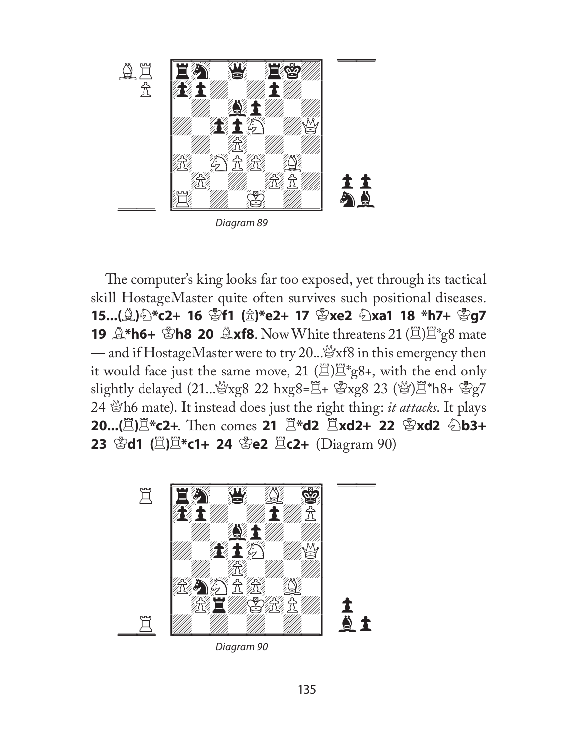Diagram 89

The computer's king looks far too exposed, yet through its tactical skill HostageMaster quite often survives such positional diseases. **15...(♗)♘*c2+ 16 ♔f1 (♙)*e2+ 17 ♔xe2 ♘xa1 18 *h7+ ♔g7 19 ♗*h6+ ♔h8 20 ♗xf8**. Now White threatens 21 (♖)♖*g8 mate — and if HostageMaster were to try 20...♕xf8 in this emergency then it would face just the same move, 21 (♖)♖*g8+, with the end only slightly delayed (21...♕xg8 22 hxg8=♖+ ♔xg8 23 (♕)♖*h8+ ♔g7 24 ♕h6 mate). It instead does just the right thing: *it attacks*. It plays **20...(♖)♖*c2+**. Then comes **21 ♖*d2 ♖xd2+ 22 ♔xd2 ♘b3+ 23 ♔d1 (♖)♖*c1+ 24 ♔e2 ♖c2+** (Diagram 90)

Diagram 90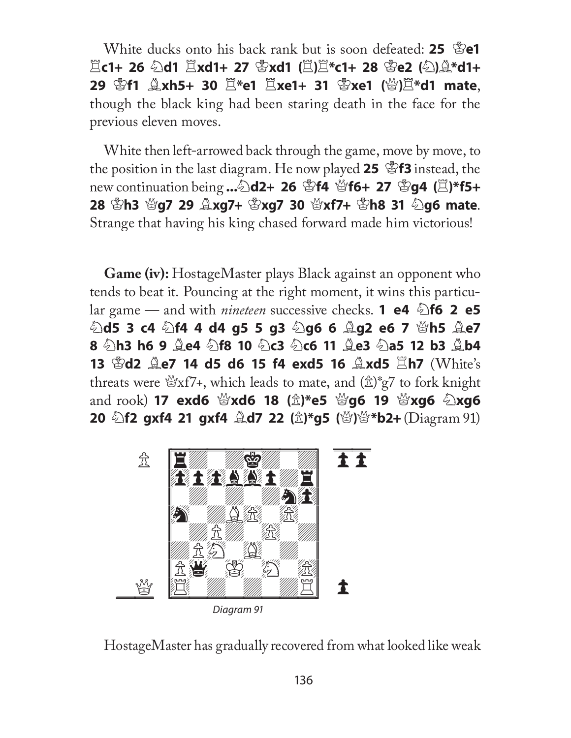White ducks onto his back rank but is soon defeated: **25 ♔e1 ♖c1+ 26 ♘d1 ♖xd1+ 27 ♔xd1 (♖)♖*c1+ 28 ♔e2 (♘)♗*d1+ 29 ♔f1 ♗xh5+ 30 ♖*e1 ♖xe1+ 31 ♔xe1 (♕)♖*d1 mate**, though the black king had been staring death in the face for the previous eleven moves.

White then left-arrowed back through the game, move by move, to the position in the last diagram. He now played **25 ♔f3** instead, the new continuation being **...♘d2+ 26 ♔f4 ♕f6+ 27 ♔g4 (♖)*f5+ 28 ♔h3 ♕g7 29 ♗xg7+ ♔xg7 30 ♕xf7+ ♔h8 31 ♘g6 mate**. Strange that having his king chased forward made him victorious!

**Game (iv):** HostageMaster plays Black against an opponent who tends to beat it. Pouncing at the right moment, it wins this particular game — and with *nineteen* successive checks. **1 e4 ♘f6 2 e5 ♘d5 3 c4 ♘f4 4 d4 g5 5 g3 ♘g6 6 ♗g2 e6 7 ♕h5 ♗e7 8 ♘h3 h6 9 ♗e4 ♘f8 10 ♘c3 ♘c6 11 ♗e3 ♘a5 12 b3 ♗b4 13 ♔d2 ♗e7 14 d5 d6 15 f4 exd5 16 ♗xd5 ♖h7** (White's threats were ♕xf7+, which leads to mate, and (♙)*g7 to fork knight and rook) **17 exd6 ♕xd6 18 (♙)*e5 ♕g6 19 ♕xg6 ♘xg6 20 ♘f2 gxf4 21 gxf4 ♗d7 22 (♙)*g5 (♕)♕*b2+** (Diagram 91)

Diagram 91

HostageMaster has gradually recovered from what looked like weak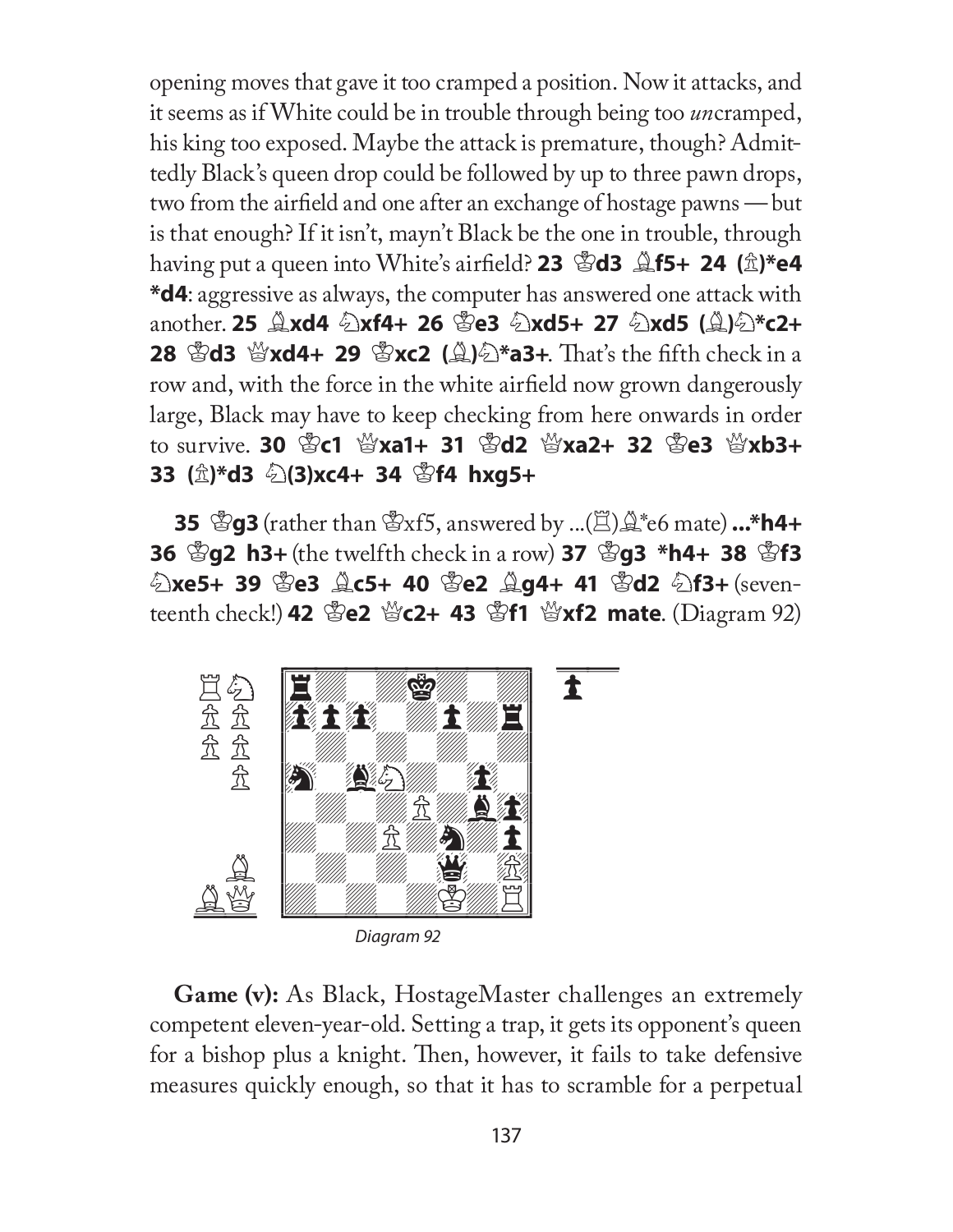opening moves that gave it too cramped a position. Now it attacks, and it seems as if White could be in trouble through being too *un*cramped, his king too exposed. Maybe the attack is premature, though? Admittedly Black's queen drop could be followed by up to three pawn drops, two from the airfield and one after an exchange of hostage pawns — but is that enough? If it isn't, mayn't Black be the one in trouble, through having put a queen into White's airfield? **23 ♔d3 ♗f5+ 24 (♙)*e4 *d4**: aggressive as always, the computer has answered one attack with another. **25 ♗xd4 ♘xf4+ 26 ♔e3 ♘xd5+ 27 ♘xd5 (♗)♘*c2+ 28 ♔d3 ♕xd4+ 29 ♔xc2 (♗)♘*a3+**. That's the fifth check in a row and, with the force in the white airfield now grown dangerously large, Black may have to keep checking from here onwards in order to survive. **30 ♔c1 ♕xa1+ 31 ♔d2 ♕xa2+ 32 ♔e3 ♕xb3+ 33 (♙)*d3 ♘(3)xc4+ 34 ♔f4 hxg5+**

**35 ♔g3** (rather than ♔xf5, answered by ...(♖)♗*e6 mate) **...*h4+ 36 ♔g2 h3+** (the twelfth check in a row) **37 ♔g3 *h4+ 38 ♔f3 ♘xe5+ 39 ♔e3 ♗c5+ 40 ♔e2 ♗g4+ 41 ♔d2 ♘f3+** (seventeenth check!) **42 ♔e2 ♕c2+ 43 ♔f1 ♕xf2 mate**. (Diagram 92)

Diagram 92

**Game (v):** As Black, HostageMaster challenges an extremely competent eleven-year-old. Setting a trap, it gets its opponent's queen for a bishop plus a knight. Then, however, it fails to take defensive measures quickly enough, so that it has to scramble for a perpetual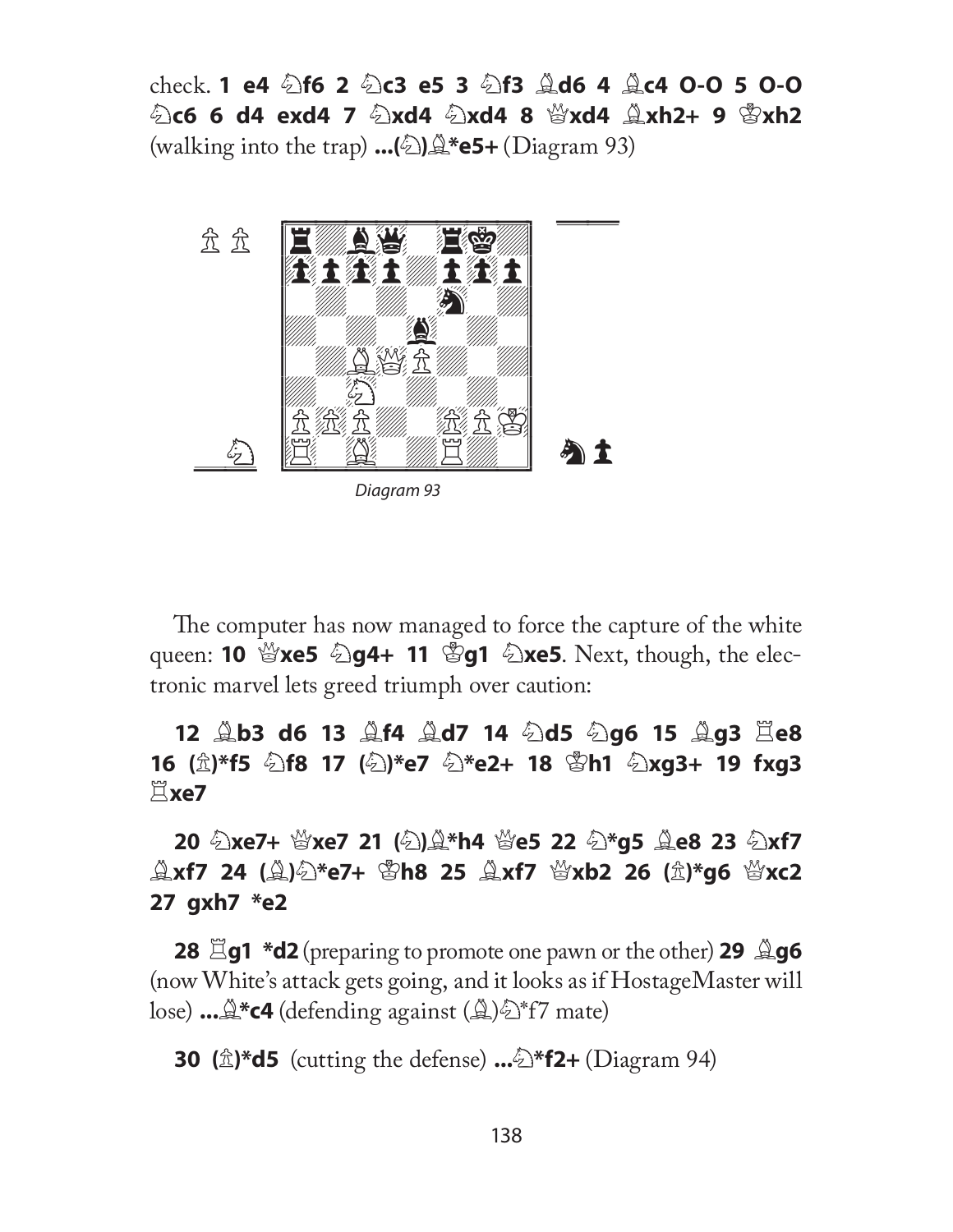check. **1 e4 ♘f6 2 ♘c3 e5 3 ♘f3 ♗d6 4 ♗c4 O-O 5 O-O ♘c6 6 d4 exd4 7 ♘xd4 ♘xd4 8 ♕xd4 ♗xh2+ 9 ♔xh2** (walking into the trap) **...(♘)♗*e5+** (Diagram 93)

*Diagram 93*

The computer has now managed to force the capture of the white queen: **10 ♕xe5 ♘g4+ 11 ♔g1 ♘xe5**. Next, though, the electronic marvel lets greed triumph over caution:

**12 ♗b3 d6 13 ♗f4 ♗d7 14 ♘d5 ♘g6 15 ♗g3 ♖e8 16 (♙)*f5 ♘f8 17 (♘)*e7 ♘*e2+ 18 ♔h1 ♘xg3+ 19 fxg3 ♖xe7**

**20 ♘xe7+ ♕xe7 21 (♘)♗*h4 ♕e5 22 ♘*g5 ♗e8 23 ♘xf7 ♗xf7 24 (♗)♘*e7+ ♔h8 25 ♗xf7 ♕xb2 26 (♙)*g6 ♕xc2 27 gxh7 *e2**

**28 ♖g1 *d2** (preparing to promote one pawn or the other) **29 ♗g6** (now White's attack gets going, and it looks as if HostageMaster will lose) **...♗*c4** (defending against (♗)♘*f7 mate)

**30 (♙)*d5** (cutting the defense) **...♘*f2+** (Diagram 94)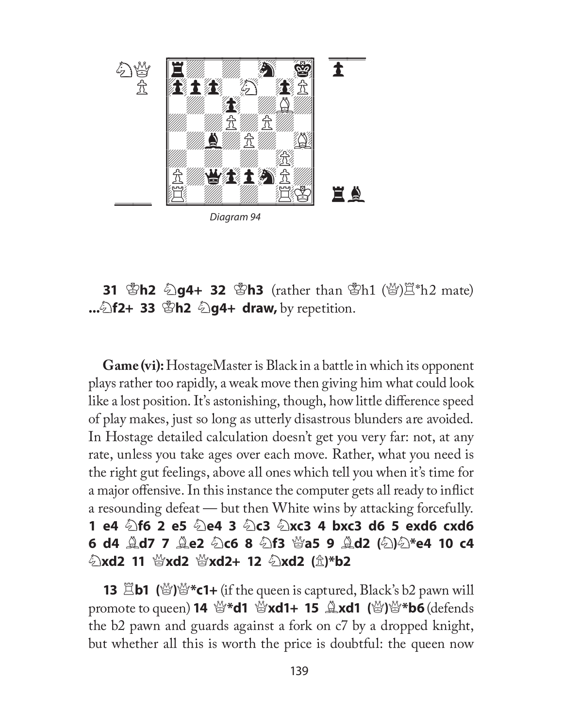Diagram 94

**31 ♔h2 ♘g4+ 32 ♔h3** (rather than ♔h1 (♕)♖*h2 mate) **...♘f2+ 33 ♔h2 ♘g4+ draw,** by repetition.

**Game (vi):** HostageMaster is Black in a battle in which its opponent plays rather too rapidly, a weak move then giving him what could look like a lost position. It's astonishing, though, how little difference speed of play makes, just so long as utterly disastrous blunders are avoided. In Hostage detailed calculation doesn't get you very far: not, at any rate, unless you take ages over each move. Rather, what you need is the right gut feelings, above all ones which tell you when it's time for a major offensive. In this instance the computer gets all ready to inflict a resounding defeat — but then White wins by attacking forcefully. **1 e4 ♘f6 2 e5 ♘e4 3 ♘c3 ♘xc3 4 bxc3 d6 5 exd6 cxd6 6 d4 ♗d7 7 ♗e2 ♘c6 8 ♘f3 ♕a5 9 ♗d2 (♘)♘*e4 10 c4 ♘xd2 11 ♕xd2 ♕xd2+ 12 ♘xd2 (♙)*b2**

**13 ♖b1 (♕)♕*c1+** (if the queen is captured, Black's b2 pawn will promote to queen) **14 ♕*d1 ♕xd1+ 15 ♗xd1 (♕)♕*b6** (defends the b2 pawn and guards against a fork on c7 by a dropped knight, but whether all this is worth the price is doubtful: the queen now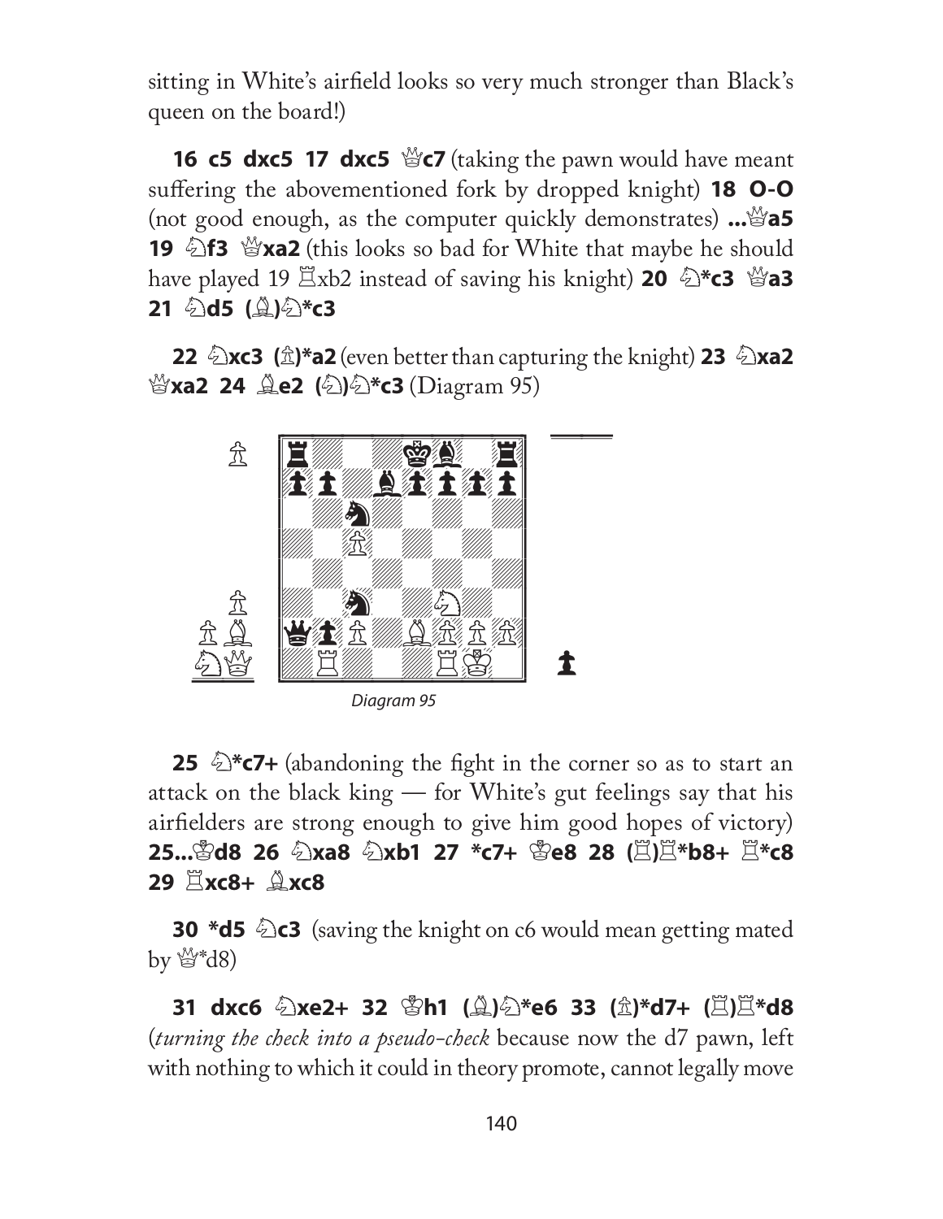sitting in White's airfield looks so very much stronger than Black's queen on the board!)

**16 c5 dxc5 17 dxc5 ♕c7** (taking the pawn would have meant suffering the abovementioned fork by dropped knight) **18 O-O** (not good enough, as the computer quickly demonstrates) **...♕a5 19 ♘f3 ♕xa2** (this looks so bad for White that maybe he should have played 19 ♖xb2 instead of saving his knight) **20 ♘*c3 ♕a3 21 ♘d5 (♗)♘*c3**

**22 ♘xc3 (♙)*a2** (even better than capturing the knight) **23 ♘xa2 ♕xa2 24 ♗e2 (♘)♘*c3** (Diagram 95)

Diagram 95

**25 ♘*c7+** (abandoning the fight in the corner so as to start an attack on the black king — for White's gut feelings say that his airfielders are strong enough to give him good hopes of victory) **25...♔d8 26 ♘xa8 ♘xb1 27 *c7+ ♔e8 28 (♖)♖*b8+ ♖*c8 29 ♖xc8+ ♗xc8**

**30 *d5 ♘c3** (saving the knight on c6 would mean getting mated by ♕*d8)

**31 dxc6 ♘xe2+ 32 ♔h1 (♗)♘*e6 33 (♙)*d7+ (♖)♖*d8** (*turning the check into a pseudo-check* because now the d7 pawn, left with nothing to which it could in theory promote, cannot legally move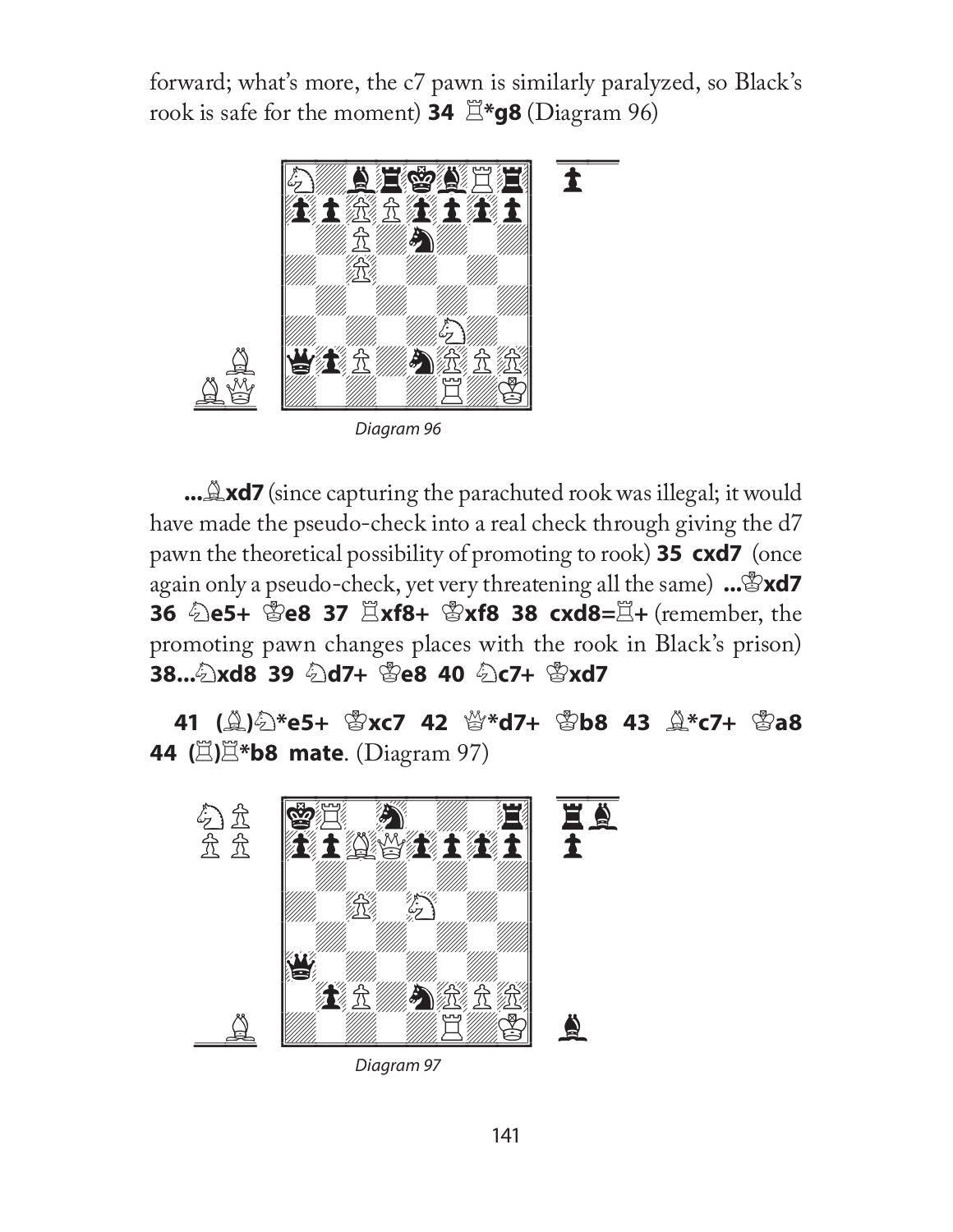forward; what's more, the c7 pawn is similarly paralyzed, so Black's rook is safe for the moment) **34 ♖*g8** (Diagram 96)

*Diagram 96*

**...♗xd7** (since capturing the parachuted rook was illegal; it would have made the pseudo-check into a real check through giving the d7 pawn the theoretical possibility of promoting to rook) **35 cxd7** (once again only a pseudo-check, yet very threatening all the same) **...♔xd7 36 ♘e5+ ♔e8 37 ♖xf8+ ♔xf8 38 cxd8=♖+** (remember, the promoting pawn changes places with the rook in Black's prison) **38...♘xd8 39 ♘d7+ ♔e8 40 ♘c7+ ♔xd7**

**41 (♗)♘*e5+ ♔xc7 42 ♕*d7+ ♔b8 43 ♗*c7+ ♔a8 44 (♖)♖*b8 mate**. (Diagram 97)

*Diagram 97*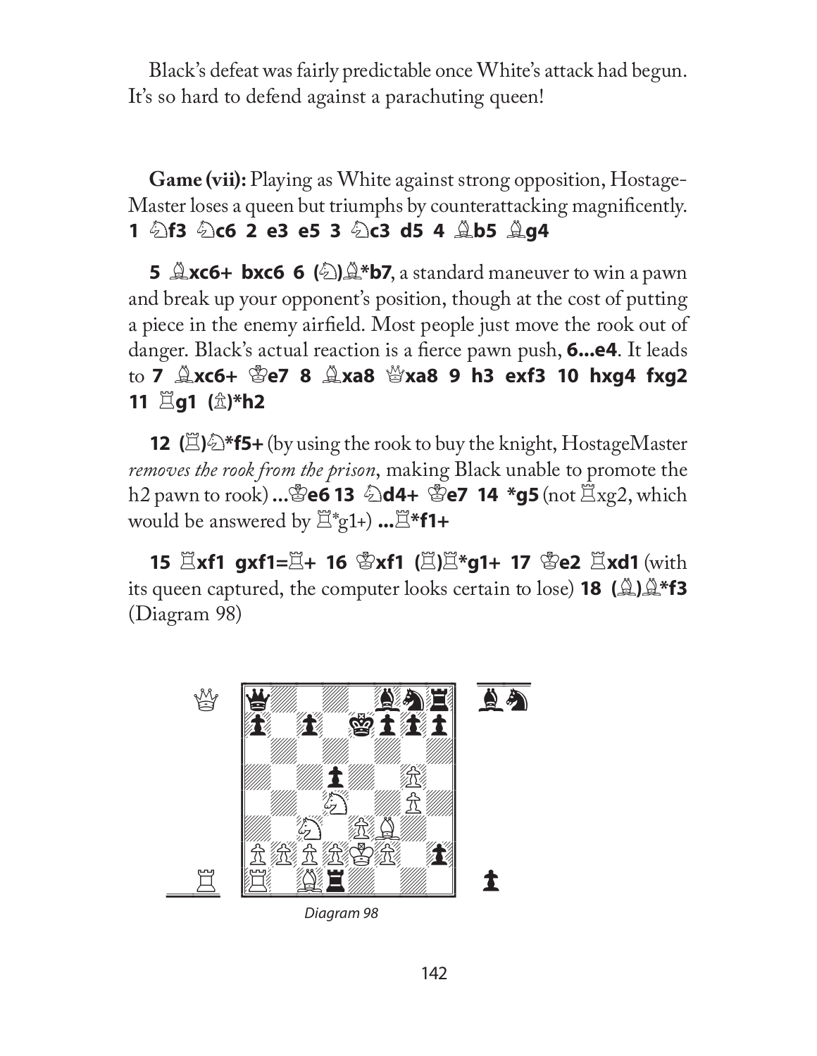Black's defeat was fairly predictable once White's attack had begun. It's so hard to defend against a parachuting queen!

**Game (vii):** Playing as White against strong opposition, HostageMaster loses a queen but triumphs by counterattacking magnificently. **1 ♘f3 ♘c6 2 e3 e5 3 ♘c3 d5 4 ♗b5 ♗g4**

**5 ♗xc6+ bxc6 6 (♘)♗*b7**, a standard maneuver to win a pawn and break up your opponent's position, though at the cost of putting a piece in the enemy airfield. Most people just move the rook out of danger. Black's actual reaction is a fierce pawn push, **6...e4**. It leads to **7 ♗xc6+ ♔e7 8 ♗xa8 ♕xa8 9 h3 exf3 10 hxg4 fxg2 11 ♖g1 (♙)*h2**

**12 (♖)♘*f5+** (by using the rook to buy the knight, HostageMaster *removes the rook from the prison*, making Black unable to promote the h2 pawn to rook) **...♔e6 13 ♘d4+ ♔e7 14 *g5** (not ♖xg2, which would be answered by ♖*g1+) **...♖*f1+**

**15 ♖xf1 gxf1=♖+ 16 ♔xf1 (♖)♖*g1+ 17 ♔e2 ♖xd1** (with its queen captured, the computer looks certain to lose) **18 (♗)♗*f3** (Diagram 98)

*Diagram 98*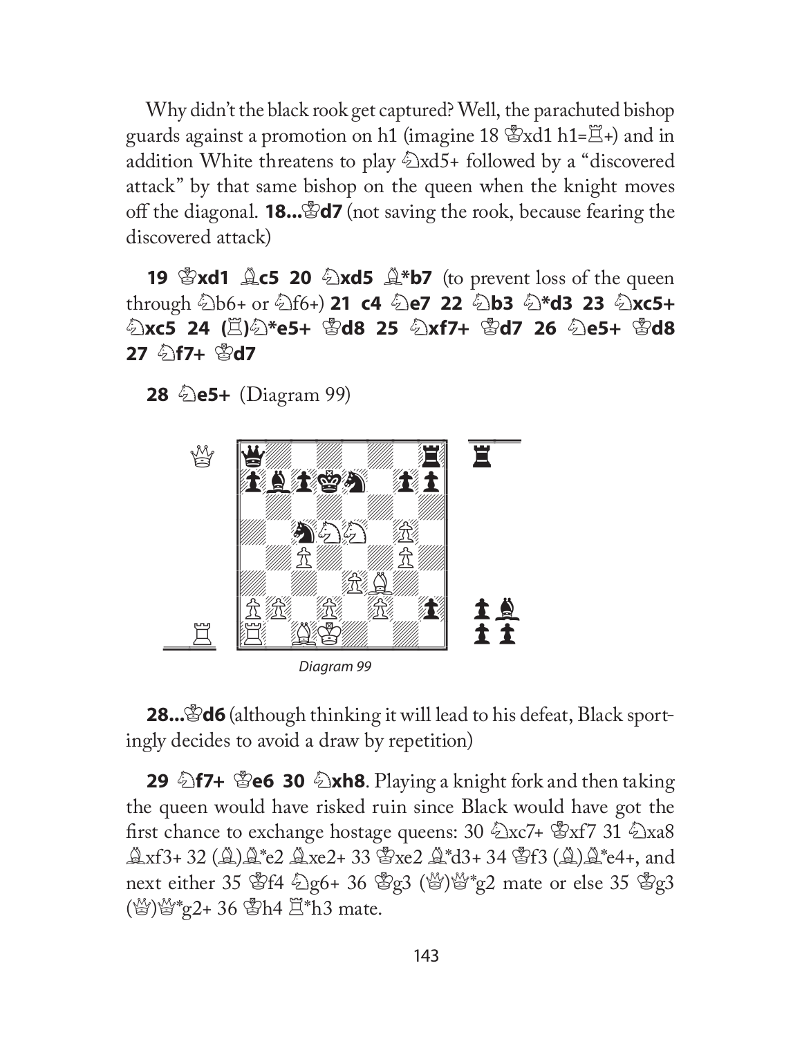Why didn't the black rook get captured? Well, the parachuted bishop guards against a promotion on h1 (imagine 18 ♔xd1 h1=♖+) and in addition White threatens to play ♘xd5+ followed by a "discovered attack" by that same bishop on the queen when the knight moves off the diagonal. **18...♔d7** (not saving the rook, because fearing the discovered attack)

**19 ♔xd1 ♗c5 20 ♘xd5 ♗*b7** (to prevent loss of the queen through ♘b6+ or ♘f6+) **21 c4 ♘e7 22 ♘b3 ♘*d3 23 ♘xc5+ ♘xc5 24 (♖)♘*e5+ ♔d8 25 ♘xf7+ ♔d7 26 ♘e5+ ♔d8 27 ♘f7+ ♔d7**

**28 ♘e5+** (Diagram 99)

Diagram 99

**28...♔d6** (although thinking it will lead to his defeat, Black sportingly decides to avoid a draw by repetition)

**29 ♘f7+ ♔e6 30 ♘xh8**. Playing a knight fork and then taking the queen would have risked ruin since Black would have got the first chance to exchange hostage queens: 30 ♘xc7+ ♔xf7 31 ♘xa8 ♗xf3+ 32 (♗)♗*e2 ♗xe2+ 33 ♔xe2 ♗*d3+ 34 ♔f3 (♗)♗*e4+, and next either 35 ♔f4 ♘g6+ 36 ♔g3 (♕)♕*g2 mate or else 35 ♔g3 (♕)♕*g2+ 36 ♔h4 ♖*h3 mate.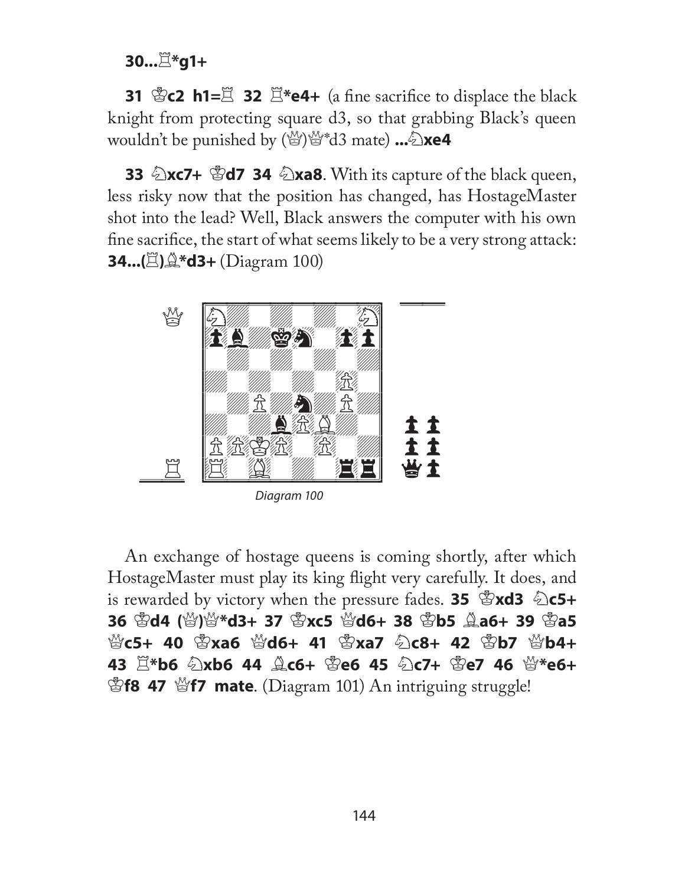**30...♖*g1+**

**31 ♔c2 h1=♖ 32 ♖*e4+** (a fine sacrifice to displace the black knight from protecting square d3, so that grabbing Black's queen wouldn't be punished by (♕)♕*d3 mate) **...♘xe4**

**33 ♘xc7+ ♔d7 34 ♘xa8**. With its capture of the black queen, less risky now that the position has changed, has HostageMaster shot into the lead? Well, Black answers the computer with his own fine sacrifice, the start of what seems likely to be a very strong attack: **34...(♖)♗*d3+** (Diagram 100)

Diagram 100

An exchange of hostage queens is coming shortly, after which HostageMaster must play its king flight very carefully. It does, and is rewarded by victory when the pressure fades. **35 ♔xd3 ♘c5+ 36 ♔d4 (♕)♕*d3+ 37 ♔xc5 ♕d6+ 38 ♔b5 ♗a6+ 39 ♔a5 ♕c5+ 40 ♔xa6 ♕d6+ 41 ♔xa7 ♘c8+ 42 ♔b7 ♕b4+ 43 ♖*b6 ♘xb6 44 ♗c6+ ♔e6 45 ♘c7+ ♔e7 46 ♕*e6+ ♔f8 47 ♕f7 mate**. (Diagram 101) An intriguing struggle!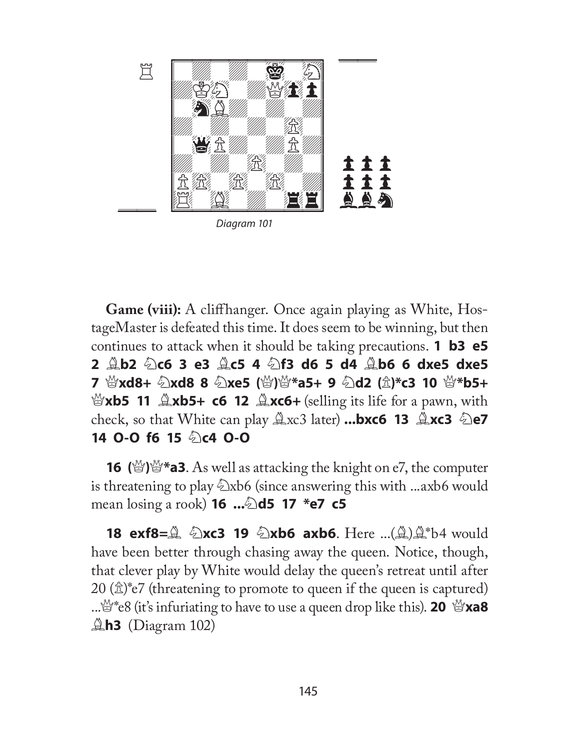*Diagram 101*

**Game (viii):** A cliffhanger. Once again playing as White, HostageMaster is defeated this time. It does seem to be winning, but then continues to attack when it should be taking precautions. **1 b3 e5 2 ♗b2 ♘c6 3 e3 ♗c5 4 ♘f3 d6 5 d4 ♗b6 6 dxe5 dxe5 7 ♕xd8+ ♘xd8 8 ♘xe5 (♕)♕*a5+ 9 ♘d2 (♙)*c3 10 ♕*b5+ ♕xb5 11 ♗xb5+ c6 12 ♗xc6+** (selling its life for a pawn, with check, so that White can play ♗xc3 later) **...bxc6 13 ♗xc3 ♘e7 14 O-O f6 15 ♘c4 O-O**

**16 (♕)♕*a3**. As well as attacking the knight on e7, the computer is threatening to play ♘xb6 (since answering this with ...axb6 would mean losing a rook) **16 ...♘d5 17 *e7 c5**

**18 exf8=♗ ♘xc3 19 ♘xb6 axb6**. Here ...(♗)♗*b4 would have been better through chasing away the queen. Notice, though, that clever play by White would delay the queen's retreat until after 20 (♙)*e7 (threatening to promote to queen if the queen is captured) ...♕*e8 (it's infuriating to have to use a queen drop like this). **20 ♕xa8 ♗h3** (Diagram 102)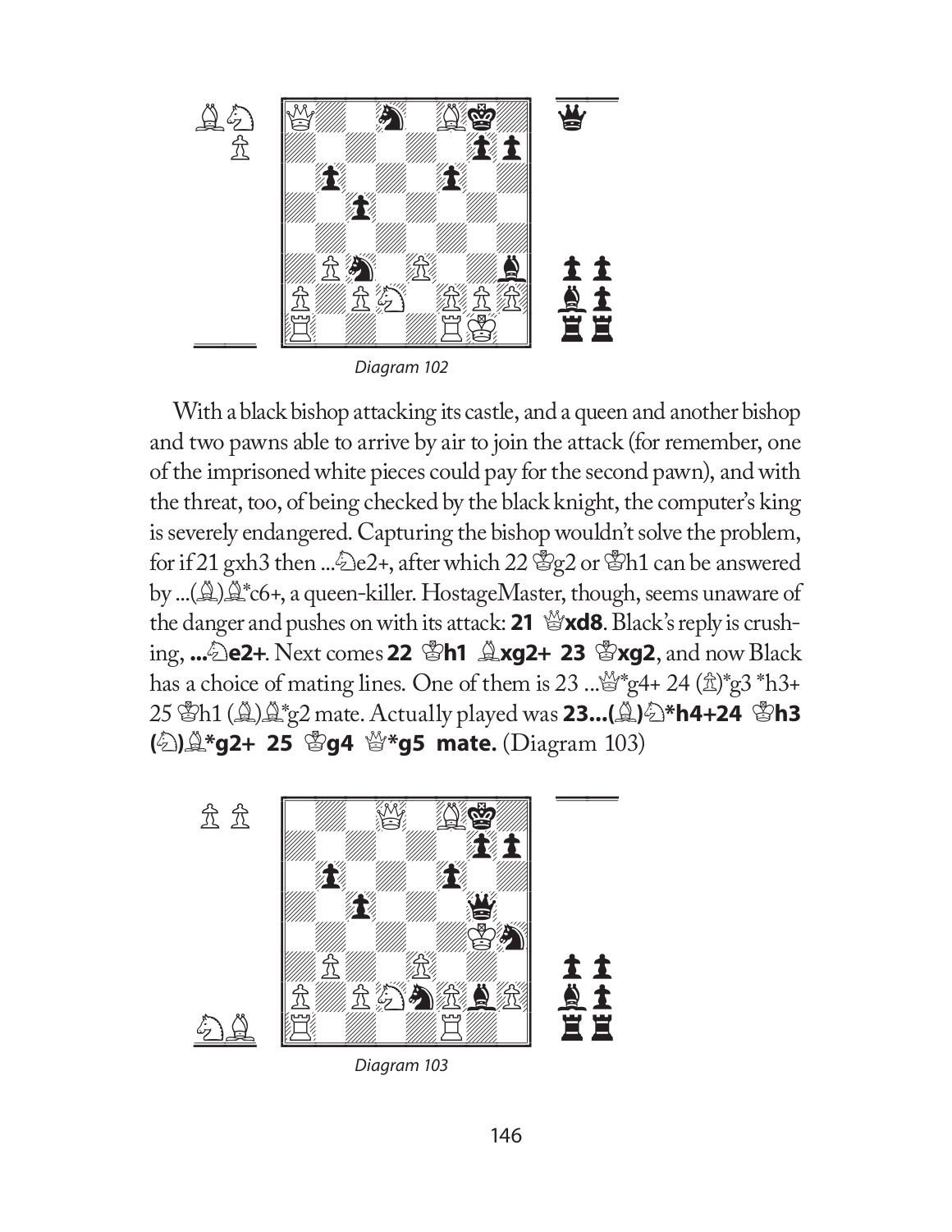Diagram 102

With a black bishop attacking its castle, and a queen and another bishop and two pawns able to arrive by air to join the attack (for remember, one of the imprisoned white pieces could pay for the second pawn), and with the threat, too, of being checked by the black knight, the computer's king is severely endangered. Capturing the bishop wouldn't solve the problem, for if 21 gxh3 then ...♘e2+, after which 22 ♔g2 or ♔h1 can be answered by ...(♗)♗*c6+, a queen-killer. HostageMaster, though, seems unaware of the danger and pushes on with its attack: **21 ♕xd8**. Black's reply is crushing, **...♘e2+**. Next comes **22 ♔h1 ♗xg2+ 23 ♔xg2**, and now Black has a choice of mating lines. One of them is 23 ...♕*g4+ 24 (♙)*g3 *h3+ 25 ♔h1 (♗)♗*g2 mate. Actually played was **23...(♗)♘*h4+24 ♔h3 (♘)♗*g2+ 25 ♔g4 ♕*g5 mate.** (Diagram 103)

Diagram 103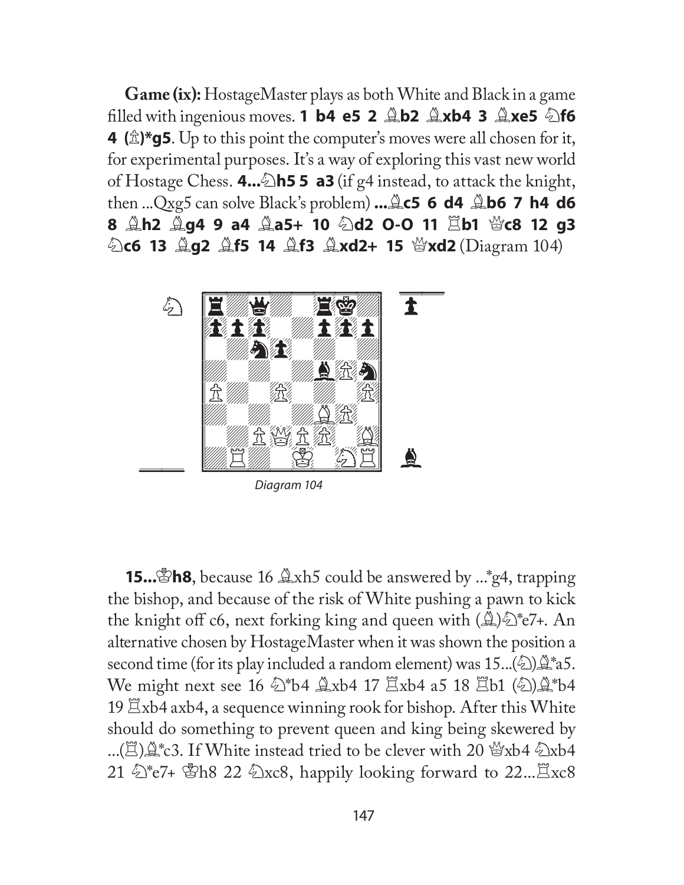**Game (ix):** HostageMaster plays as both White and Black in a game filled with ingenious moves. **1 b4 e5 2 ♗b2 ♗xb4 3 ♗xe5 ♘f6 4 (♙)*g5**. Up to this point the computer's moves were all chosen for it, for experimental purposes. It's a way of exploring this vast new world of Hostage Chess. **4...♘h5 5 a3** (if g4 instead, to attack the knight, then ...Qxg5 can solve Black's problem) **...♗c5 6 d4 ♗b6 7 h4 d6 8 ♗h2 ♗g4 9 a4 ♗a5+ 10 ♘d2 O-O 11 ♖b1 ♕c8 12 g3 ♘c6 13 ♗g2 ♗f5 14 ♗f3 ♗xd2+ 15 ♕xd2** (Diagram 104)

*Diagram 104*

**15...♔h8**, because 16 ♗xh5 could be answered by ...*g4, trapping the bishop, and because of the risk of White pushing a pawn to kick the knight off c6, next forking king and queen with (♗)♘*e7+. An alternative chosen by HostageMaster when it was shown the position a second time (for its play included a random element) was 15...(♘)♗*a5. We might next see 16 ♘*b4 ♗xb4 17 ♖xb4 a5 18 ♖b1 (♘)♗*b4 19 ♖xb4 axb4, a sequence winning rook for bishop. After this White should do something to prevent queen and king being skewered by ...(♖)♗*c3. If White instead tried to be clever with 20 ♕xb4 ♘xb4 21 ♘*e7+ ♔h8 22 ♘xc8, happily looking forward to 22...♖xc8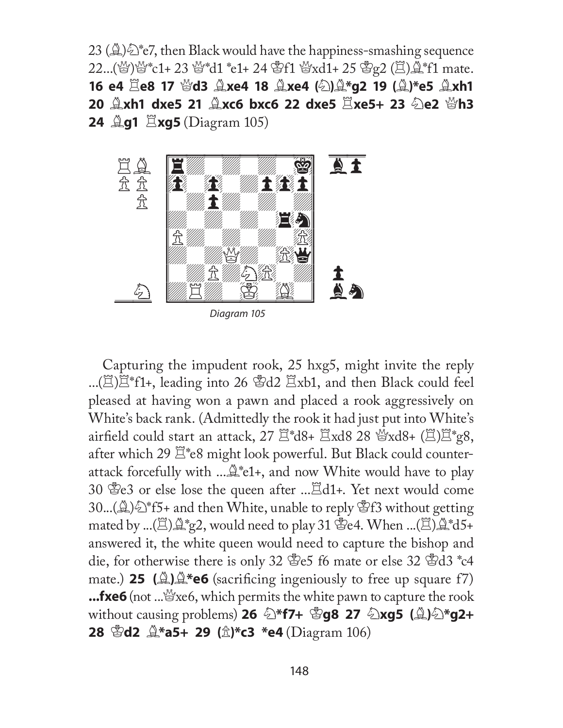23 (♗)♘*e7, then Black would have the happiness-smashing sequence 22...(♕)♕*c1+ 23 ♕*d1 *e1+ 24 ♔f1 ♕xd1+ 25 ♔g2 (♖)♗*f1 mate.
**16 e4 ♖e8 17 ♕d3 ♗xe4 18 ♗xe4 (♘)♗*g2 19 (♗)*e5 ♗xh1 20 ♗xh1 dxe5 21 ♗xc6 bxc6 22 dxe5 ♖xe5+ 23 ♘e2 ♕h3 24 ♗g1 ♖xg5** (Diagram 105)

*Diagram 105*

Capturing the impudent rook, 25 hxg5, might invite the reply ...(♖)♖*f1+, leading into 26 ♔d2 ♖xb1, and then Black could feel pleased at having won a pawn and placed a rook aggressively on White's back rank. (Admittedly the rook it had just put into White's airfield could start an attack, 27 ♖*d8+ ♖xd8 28 ♕xd8+ (♖)♖*g8, after which 29 ♖*e8 might look powerful. But Black could counterattack forcefully with ...♗*e1+, and now White would have to play 30 ♔e3 or else lose the queen after ...♖d1+. Yet next would come 30...(♗)♘*f5+ and then White, unable to reply ♔f3 without getting mated by ...(♖)♗*g2, would need to play 31 ♔e4. When ...(♖)♗*d5+ answered it, the white queen would need to capture the bishop and die, for otherwise there is only 32 ♔e5 f6 mate or else 32 ♔d3 *c4 mate.) **25 (♗)♗*e6** (sacrificing ingeniously to free up square f7) **...fxe6** (not ...♕xe6, which permits the white pawn to capture the rook without causing problems) **26 ♘*f7+ ♔g8 27 ♘xg5 (♗)♘*g2+ 28 ♔d2 ♗*a5+ 29 (♙)*c3 *e4** (Diagram 106)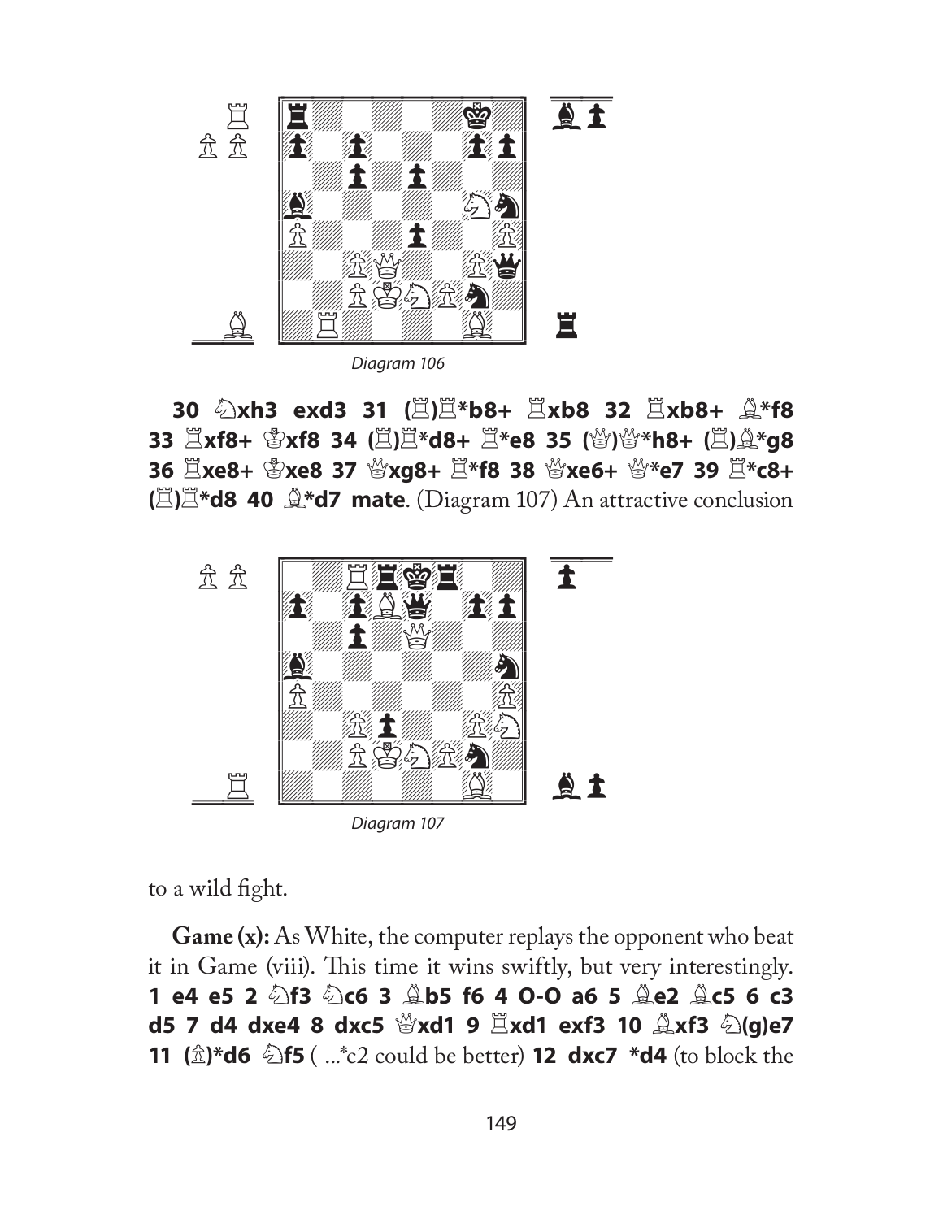*Diagram 106*

**30 ♘xh3 exd3 31 (♖)♖*b8+ ♖xb8 32 ♖xb8+ ♗*f8 33 ♖xf8+ ♔xf8 34 (♖)♖*d8+ ♖*e8 35 (♕)♕*h8+ (♖)♗*g8 36 ♖xe8+ ♔xe8 37 ♕xg8+ ♖*f8 38 ♕xe6+ ♕*e7 39 ♖*c8+ (♖)♖*d8 40 ♗*d7 mate**. (Diagram 107) An attractive conclusion to a wild fight.

*Diagram 107*

**Game (x):** As White, the computer replays the opponent who beat it in Game (viii). This time it wins swiftly, but very interestingly. **1 e4 e5 2 ♘f3 ♘c6 3 ♗b5 f6 4 O-O a6 5 ♗e2 ♗c5 6 c3 d5 7 d4 dxe4 8 dxc5 ♕xd1 9 ♖xd1 exf3 10 ♗xf3 ♘(g)e7 11 (♙)*d6 ♘f5** ( ...*c2 could be better) **12 dxc7 *d4** (to block the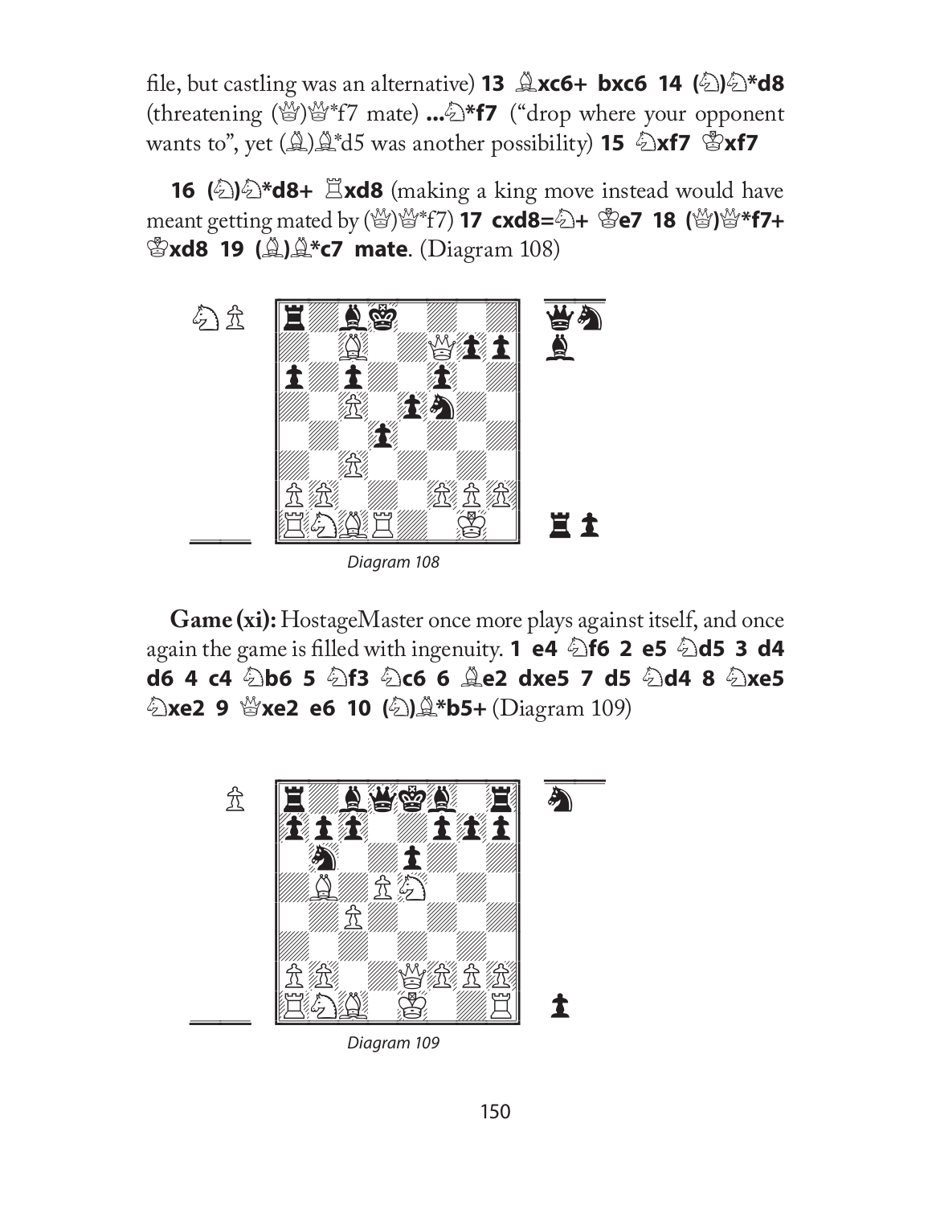file, but castling was an alternative) **13 ♗xc6+ bxc6 14 (♘)♘*d8** (threatening (♕)♕*f7 mate) **...♘*f7** ("drop where your opponent wants to", yet (♗)♗*d5 was another possibility) **15 ♘xf7 ♔xf7**

**16 (♘)♘*d8+ ♖xd8** (making a king move instead would have meant getting mated by (♕)♕*f7) **17 cxd8=♘+ ♔e7 18 (♕)♕*f7+ ♔xd8 19 (♗)♗*c7 mate**. (Diagram 108)

*Diagram 108*

**Game (xi):** HostageMaster once more plays against itself, and once again the game is filled with ingenuity. **1 e4 ♘f6 2 e5 ♘d5 3 d4 d6 4 c4 ♘b6 5 ♘f3 ♘c6 6 ♗e2 dxe5 7 d5 ♘d4 8 ♘xe5 ♘xe2 9 ♕xe2 e6 10 (♘)♗*b5+** (Diagram 109)

*Diagram 109*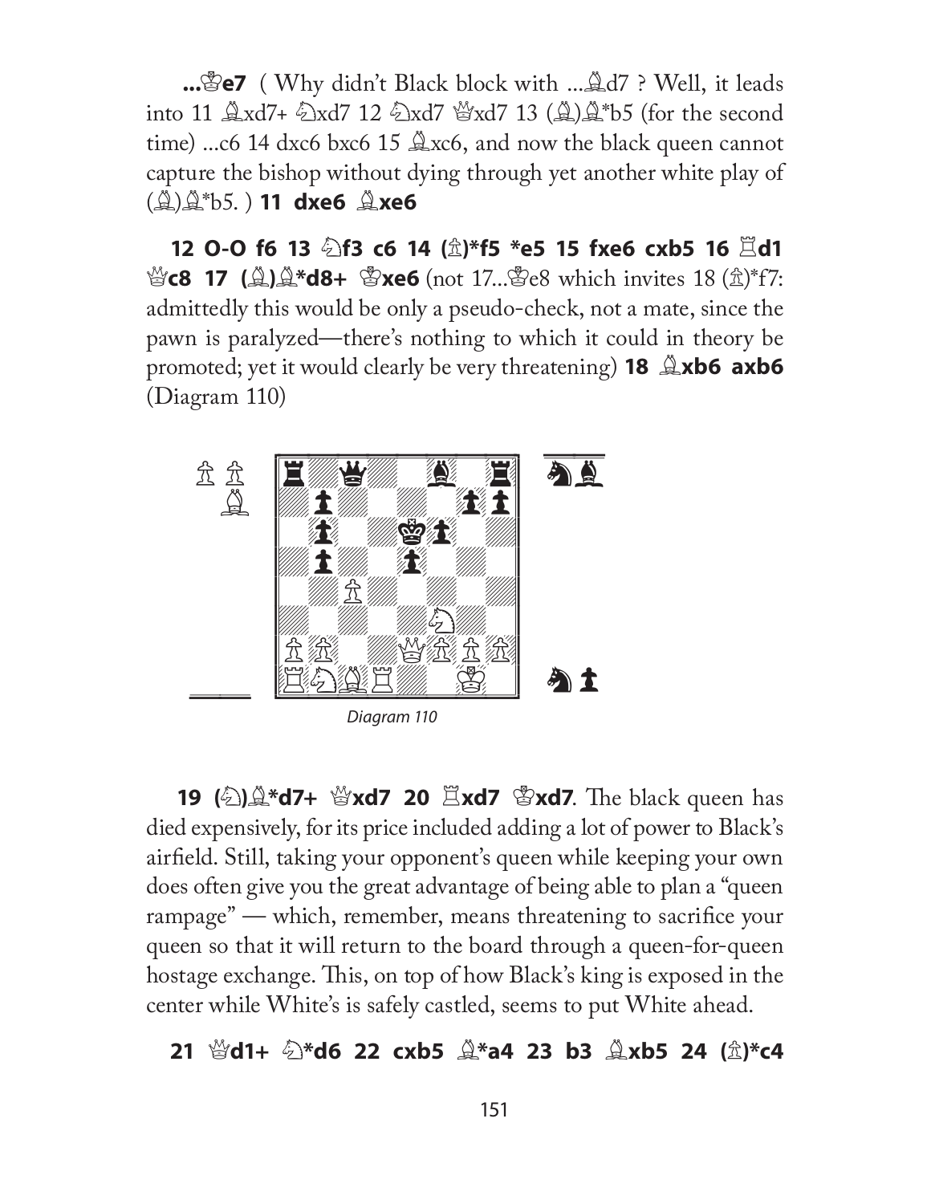**...♔e7** ( Why didn't Black block with ...♗d7 ? Well, it leads into 11 ♗xd7+ ♘xd7 12 ♘xd7 ♕xd7 13 (♗)♗*b5 (for the second time) ...c6 14 dxc6 bxc6 15 ♗xc6, and now the black queen cannot capture the bishop without dying through yet another white play of (♗)♗*b5. ) **11 dxe6 ♗xe6**

**12 O-O f6 13 ♘f3 c6 14 (♙)*f5 *e5 15 fxe6 cxb5 16 ♖d1 ♕c8 17 (♗)♗*d8+ ♔xe6** (not 17...♔e8 which invites 18 (♙)*f7: admittedly this would be only a pseudo-check, not a mate, since the pawn is paralyzed—there's nothing to which it could in theory be promoted; yet it would clearly be very threatening) **18 ♗xb6 axb6** (Diagram 110)

*Diagram 110*

**19 (♘)♗*d7+ ♕xd7 20 ♖xd7 ♔xd7**. The black queen has died expensively, for its price included adding a lot of power to Black's airfield. Still, taking your opponent's queen while keeping your own does often give you the great advantage of being able to plan a "queen rampage" — which, remember, means threatening to sacrifice your queen so that it will return to the board through a queen-for-queen hostage exchange. This, on top of how Black's king is exposed in the center while White's is safely castled, seems to put White ahead.

**21 ♕d1+ ♘*d6 22 cxb5 ♗*a4 23 b3 ♗xb5 24 (♙)*c4**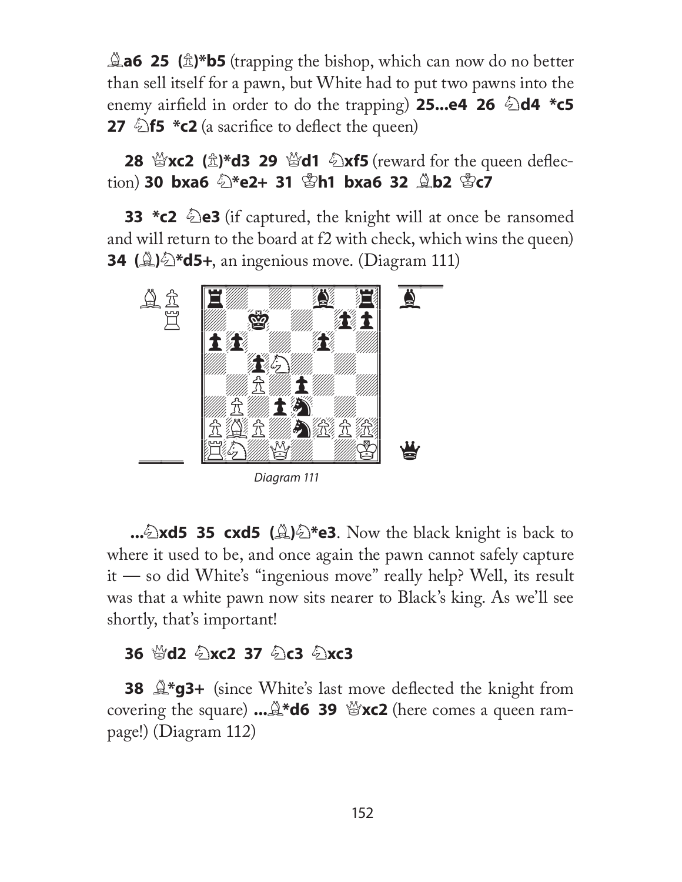♗a6 **25 (♙)*b5** (trapping the bishop, which can now do no better than sell itself for a pawn, but White had to put two pawns into the enemy airfield in order to do the trapping) **25...e4 26 ♘d4 *c5 27 ♘f5 *c2** (a sacrifice to deflect the queen)

**28 ♕xc2 (♙)*d3 29 ♕d1 ♘xf5** (reward for the queen deflection) **30 bxa6 ♘*e2+ 31 ♔h1 bxa6 32 ♗b2 ♔c7**

**33 *c2 ♘e3** (if captured, the knight will at once be ransomed and will return to the board at f2 with check, which wins the queen) **34 (♗)♘*d5+**, an ingenious move. (Diagram 111)

*Diagram 111*

**...♘xd5 35 cxd5 (♗)♘*e3**. Now the black knight is back to where it used to be, and once again the pawn cannot safely capture it — so did White's "ingenious move" really help? Well, its result was that a white pawn now sits nearer to Black's king. As we'll see shortly, that's important!

**36 ♕d2 ♘xc2 37 ♘c3 ♘xc3**

**38 ♗*g3+** (since White's last move deflected the knight from covering the square) **...♗*d6 39 ♕xc2** (here comes a queen rampage!) (Diagram 112)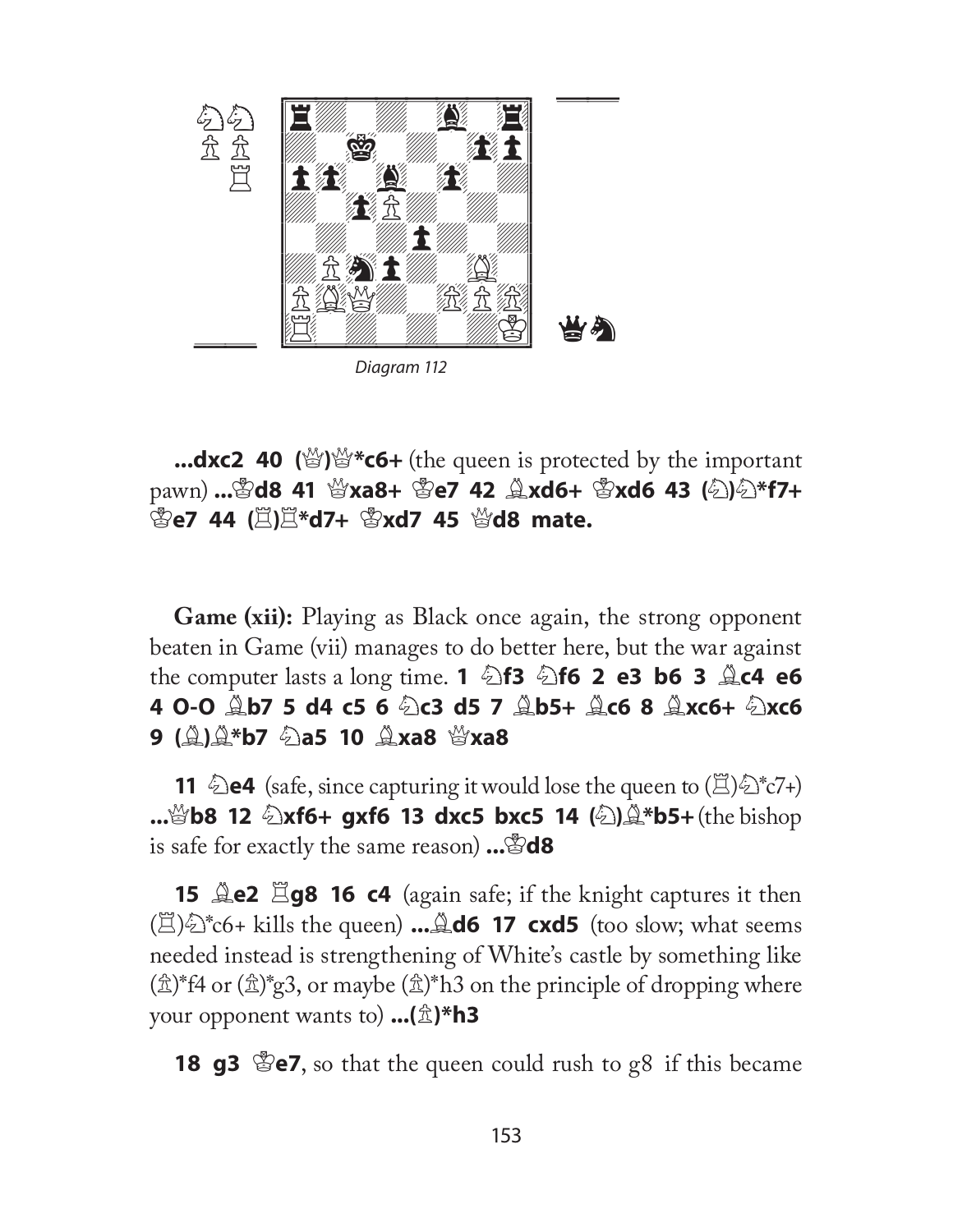Diagram 112

**...dxc2 40 (♕)♕*c6+** (the queen is protected by the important pawn) **...♔d8 41 ♕xa8+ ♔e7 42 ♗xd6+ ♔xd6 43 (♘)♘*f7+ ♔e7 44 (♖)♖*d7+ ♔xd7 45 ♕d8 mate.**

**Game (xii):** Playing as Black once again, the strong opponent beaten in Game (vii) manages to do better here, but the war against the computer lasts a long time. **1 ♘f3 ♘f6 2 e3 b6 3 ♗c4 e6 4 O-O ♗b7 5 d4 c5 6 ♘c3 d5 7 ♗b5+ ♗c6 8 ♗xc6+ ♘xc6 9 (♗)♗*b7 ♘a5 10 ♗xa8 ♕xa8**

**11 ♘e4** (safe, since capturing it would lose the queen to (♖)♘*c7+) **...♕b8 12 ♘xf6+ gxf6 13 dxc5 bxc5 14 (♘)♗*b5+** (the bishop is safe for exactly the same reason) **...♔d8**

**15 ♗e2 ♖g8 16 c4** (again safe; if the knight captures it then (♖)♘*c6+ kills the queen) **...♗d6 17 cxd5** (too slow; what seems needed instead is strengthening of White's castle by something like (♗)*f4 or (♗)*g3, or maybe (♗)*h3 on the principle of dropping where your opponent wants to) **...(♙)*h3**

**18 g3 ♔e7**, so that the queen could rush to g8 if this became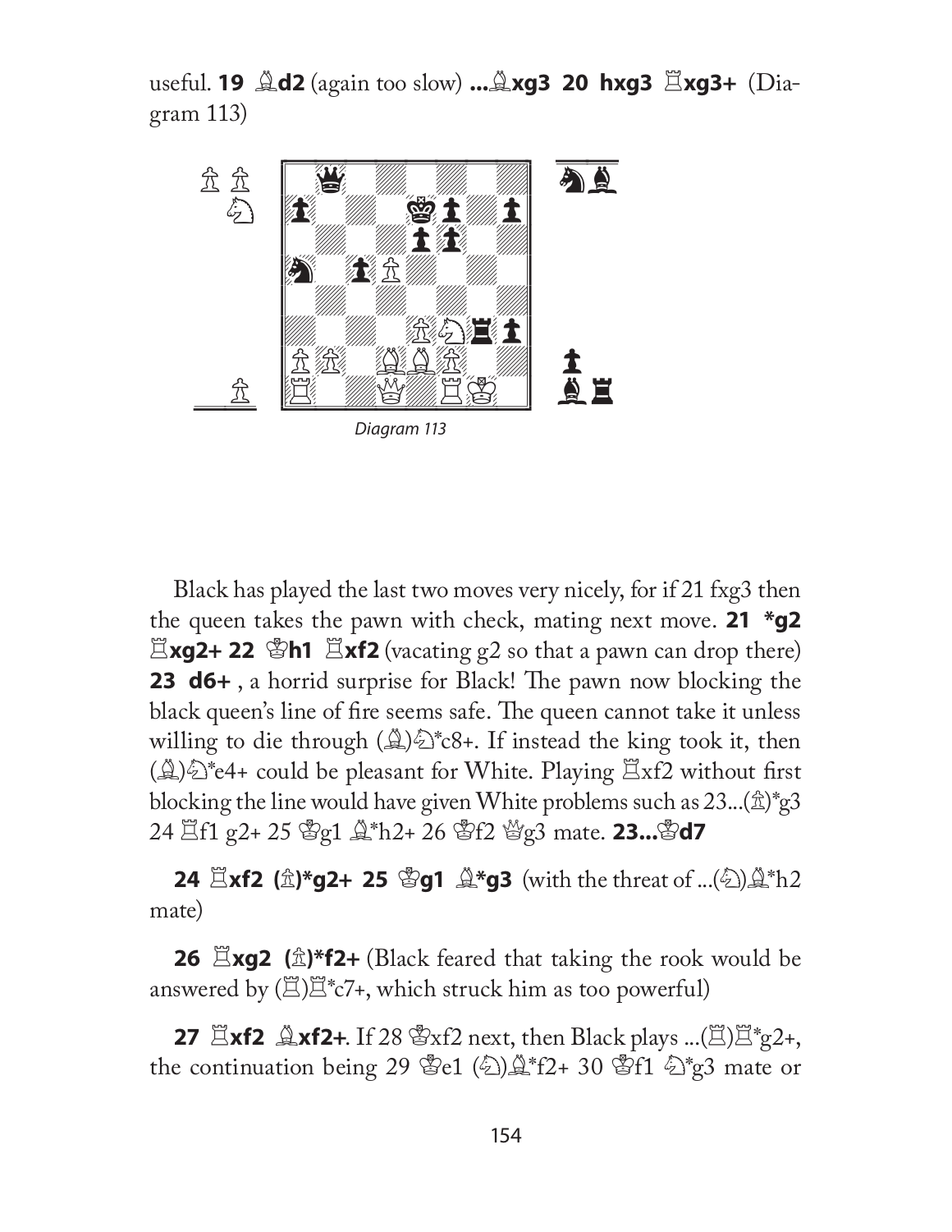useful. **19 ♗d2** (again too slow) **...♗xg3 20 hxg3 ♖xg3+** (Diagram 113)

*Diagram 113*

Black has played the last two moves very nicely, for if 21 fxg3 then the queen takes the pawn with check, mating next move. **21 *g2 ♖xg2+ 22 ♔h1 ♖xf2** (vacating g2 so that a pawn can drop there) **23 d6+** , a horrid surprise for Black! The pawn now blocking the black queen's line of fire seems safe. The queen cannot take it unless willing to die through (♗)♘*c8+. If instead the king took it, then (♗)♘*e4+ could be pleasant for White. Playing ♖xf2 without first blocking the line would have given White problems such as 23...(♙)*g3 24 ♖f1 g2+ 25 ♔g1 ♗*h2+ 26 ♔f2 ♕g3 mate. **23...♔d7**

**24 ♖xf2 (♙)*g2+ 25 ♔g1 ♗*g3** (with the threat of ...(♘)♗*h2 mate)

**26 ♖xg2 (♙)*f2+** (Black feared that taking the rook would be answered by (♖)♖*c7+, which struck him as too powerful)

**27 ♖xf2 ♗xf2+**. If 28 ♔xf2 next, then Black plays ...(♖)♖*g2+, the continuation being 29 ♔e1 (♘)♗*f2+ 30 ♔f1 ♘*g3 mate or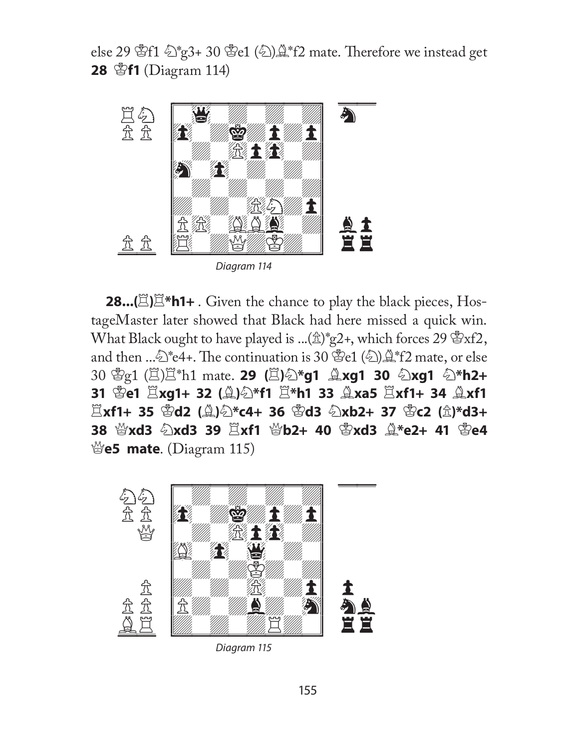else 29 ♔f1 ♘*g3+ 30 ♔e1 (♘)♗*f2 mate. Therefore we instead get **28 ♔f1** (Diagram 114)

*Diagram 114*

**28...(♖)♖*h1+** . Given the chance to play the black pieces, HostageMaster later showed that Black had here missed a quick win. What Black ought to have played is ...(♙)*g2+, which forces 29 ♔xf2, and then ...♘*e4+. The continuation is 30 ♔e1 (♘)♗*f2 mate, or else 30 ♔g1 (♖)♖*h1 mate. **29 (♖)♘*g1 ♗xg1 30 ♘xg1 ♘*h2+ 31 ♔e1 ♖xg1+ 32 (♗)♘*f1 ♖*h1 33 ♗xa5 ♖xf1+ 34 ♗xf1 ♖xf1+ 35 ♔d2 (♗)♘*c4+ 36 ♔d3 ♘xb2+ 37 ♔c2 (♙)*d3+ 38 ♕xd3 ♘xd3 39 ♖xf1 ♕b2+ 40 ♔xd3 ♗*e2+ 41 ♔e4 ♕e5 mate**. (Diagram 115)

*Diagram 115*